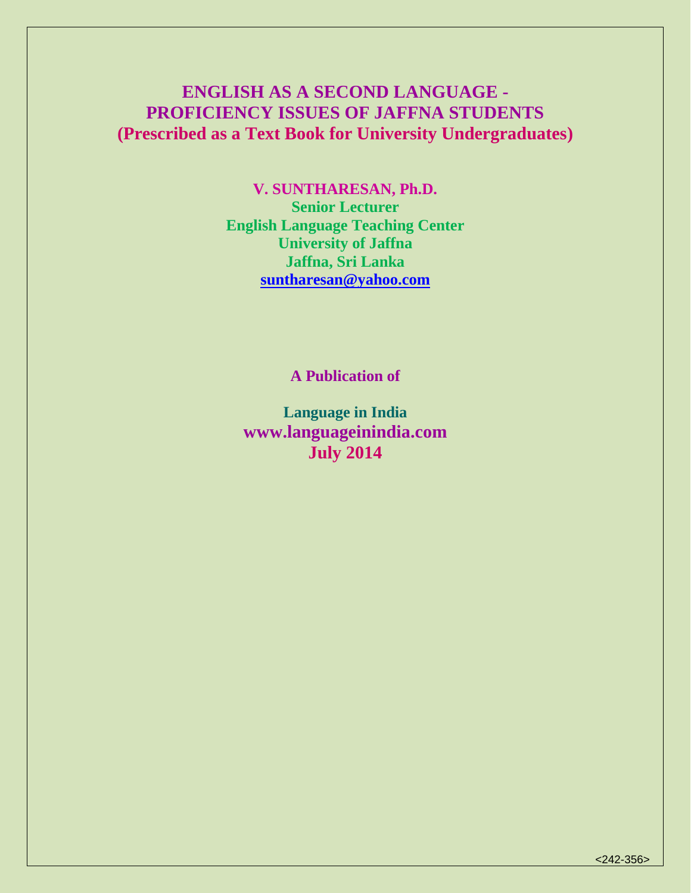# ENGLISH AS A SECOND LANGUAGE - PROFICIENCY ISSUES OF JAFFNA STUDENTS
## (Prescribed as a Text Book for University Undergraduates)

**V. SUNTHARESAN, Ph.D.**
**Senior Lecturer**
**English Language Teaching Center**
**University of Jaffna**
**Jaffna, Sri Lanka**
**suntharesan@yahoo.com**

**A Publication of**

**Language in India**
**www.languageinindia.com**
**July 2014**

<242-356>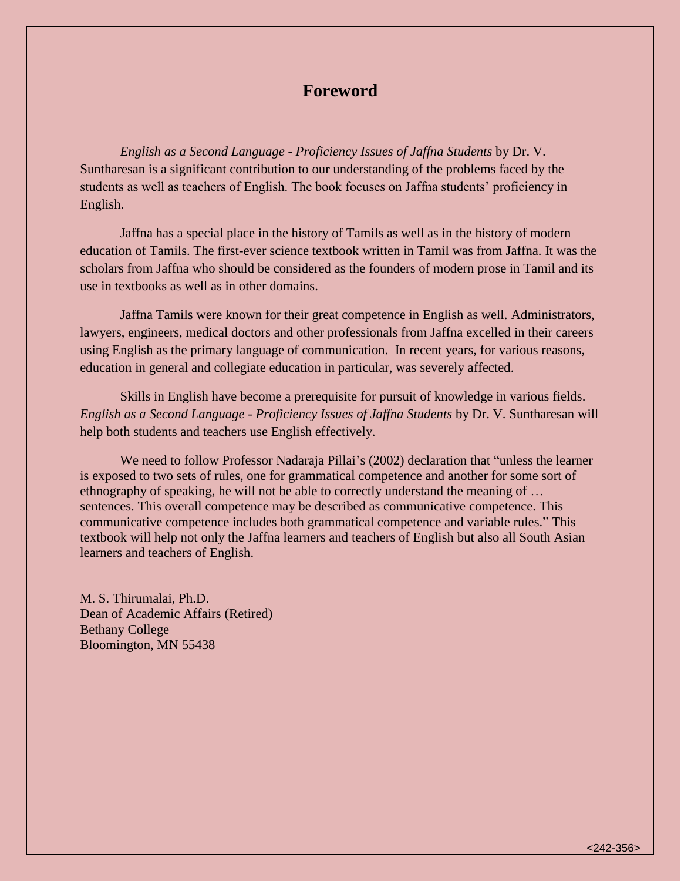# Foreword

*English as a Second Language - Proficiency Issues of Jaffna Students* by Dr. V. Suntharesan is a significant contribution to our understanding of the problems faced by the students as well as teachers of English. The book focuses on Jaffna students' proficiency in English.

Jaffna has a special place in the history of Tamils as well as in the history of modern education of Tamils. The first-ever science textbook written in Tamil was from Jaffna. It was the scholars from Jaffna who should be considered as the founders of modern prose in Tamil and its use in textbooks as well as in other domains.

Jaffna Tamils were known for their great competence in English as well. Administrators, lawyers, engineers, medical doctors and other professionals from Jaffna excelled in their careers using English as the primary language of communication. In recent years, for various reasons, education in general and collegiate education in particular, was severely affected.

Skills in English have become a prerequisite for pursuit of knowledge in various fields. *English as a Second Language - Proficiency Issues of Jaffna Students* by Dr. V. Suntharesan will help both students and teachers use English effectively.

We need to follow Professor Nadaraja Pillai's (2002) declaration that "unless the learner is exposed to two sets of rules, one for grammatical competence and another for some sort of ethnography of speaking, he will not be able to correctly understand the meaning of … sentences. This overall competence may be described as communicative competence. This communicative competence includes both grammatical competence and variable rules." This textbook will help not only the Jaffna learners and teachers of English but also all South Asian learners and teachers of English.

M. S. Thirumalai, Ph.D.
Dean of Academic Affairs (Retired)
Bethany College
Bloomington, MN 55438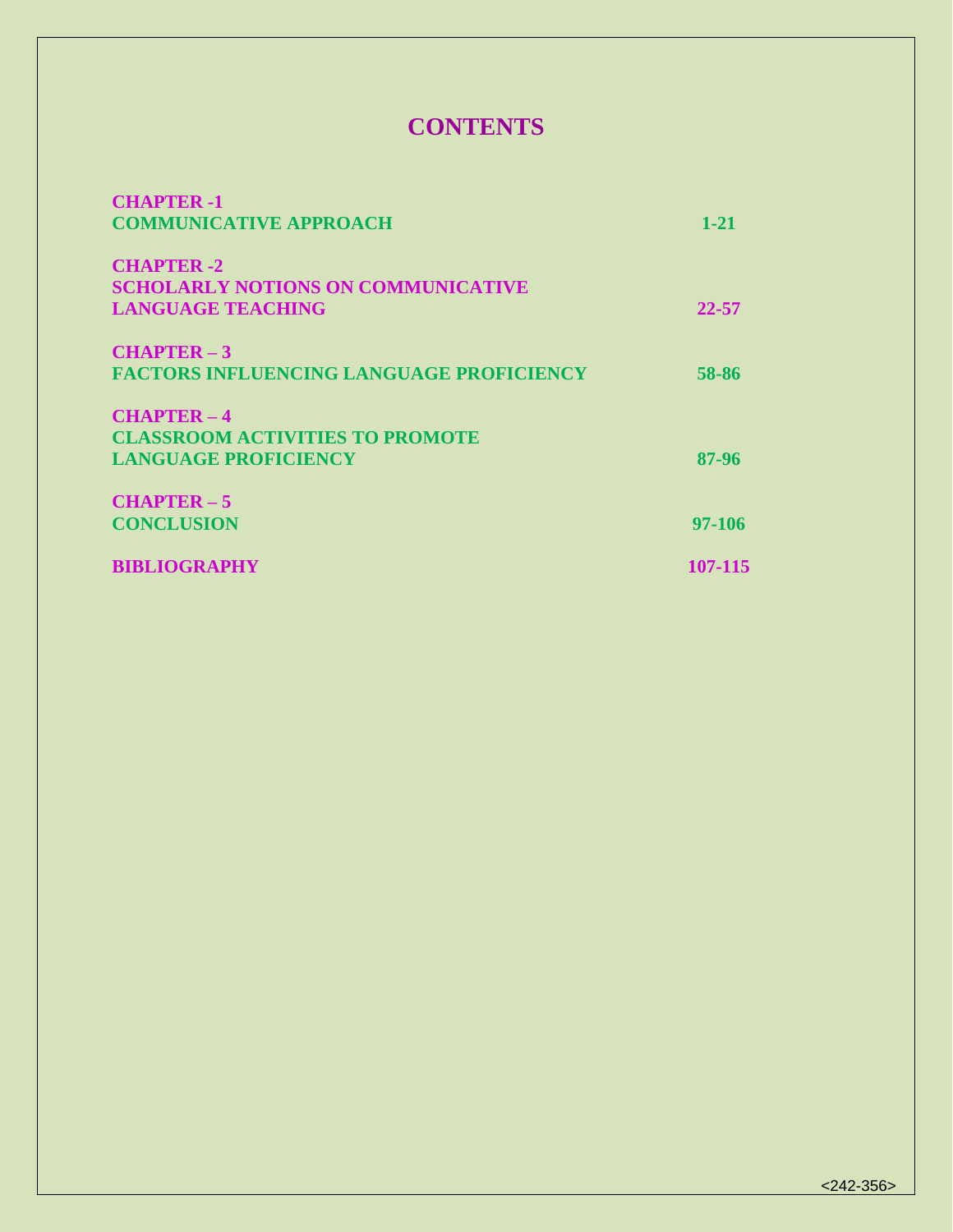# CONTENTS

| | |
|---|---|
| **CHAPTER -1**<br>**COMMUNICATIVE APPROACH** | **1-21** |
| **CHAPTER -2**<br>**SCHOLARLY NOTIONS ON COMMUNICATIVE LANGUAGE TEACHING** | **22-57** |
| **CHAPTER – 3**<br>**FACTORS INFLUENCING LANGUAGE PROFICIENCY** | **58-86** |
| **CHAPTER – 4**<br>**CLASSROOM ACTIVITIES TO PROMOTE LANGUAGE PROFICIENCY** | **87-96** |
| **CHAPTER – 5**<br>**CONCLUSION** | **97-106** |
| **BIBLIOGRAPHY** | **107-115** |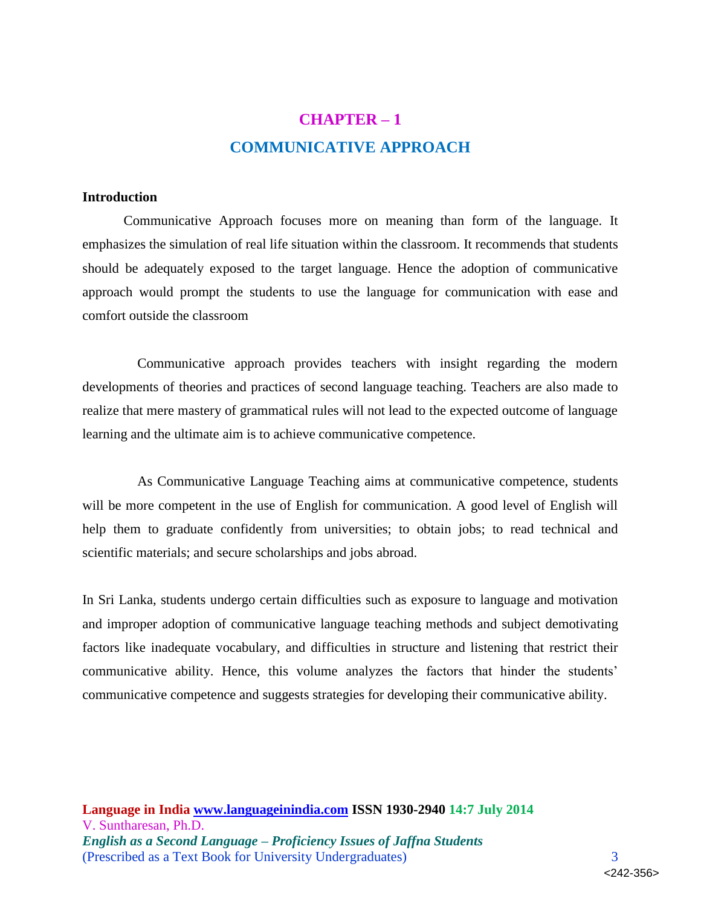# CHAPTER – 1

## COMMUNICATIVE APPROACH

### Introduction

Communicative Approach focuses more on meaning than form of the language. It emphasizes the simulation of real life situation within the classroom. It recommends that students should be adequately exposed to the target language. Hence the adoption of communicative approach would prompt the students to use the language for communication with ease and comfort outside the classroom

Communicative approach provides teachers with insight regarding the modern developments of theories and practices of second language teaching. Teachers are also made to realize that mere mastery of grammatical rules will not lead to the expected outcome of language learning and the ultimate aim is to achieve communicative competence.

As Communicative Language Teaching aims at communicative competence, students will be more competent in the use of English for communication. A good level of English will help them to graduate confidently from universities; to obtain jobs; to read technical and scientific materials; and secure scholarships and jobs abroad.

In Sri Lanka, students undergo certain difficulties such as exposure to language and motivation and improper adoption of communicative language teaching methods and subject demotivating factors like inadequate vocabulary, and difficulties in structure and listening that restrict their communicative ability. Hence, this volume analyzes the factors that hinder the students' communicative competence and suggests strategies for developing their communicative ability.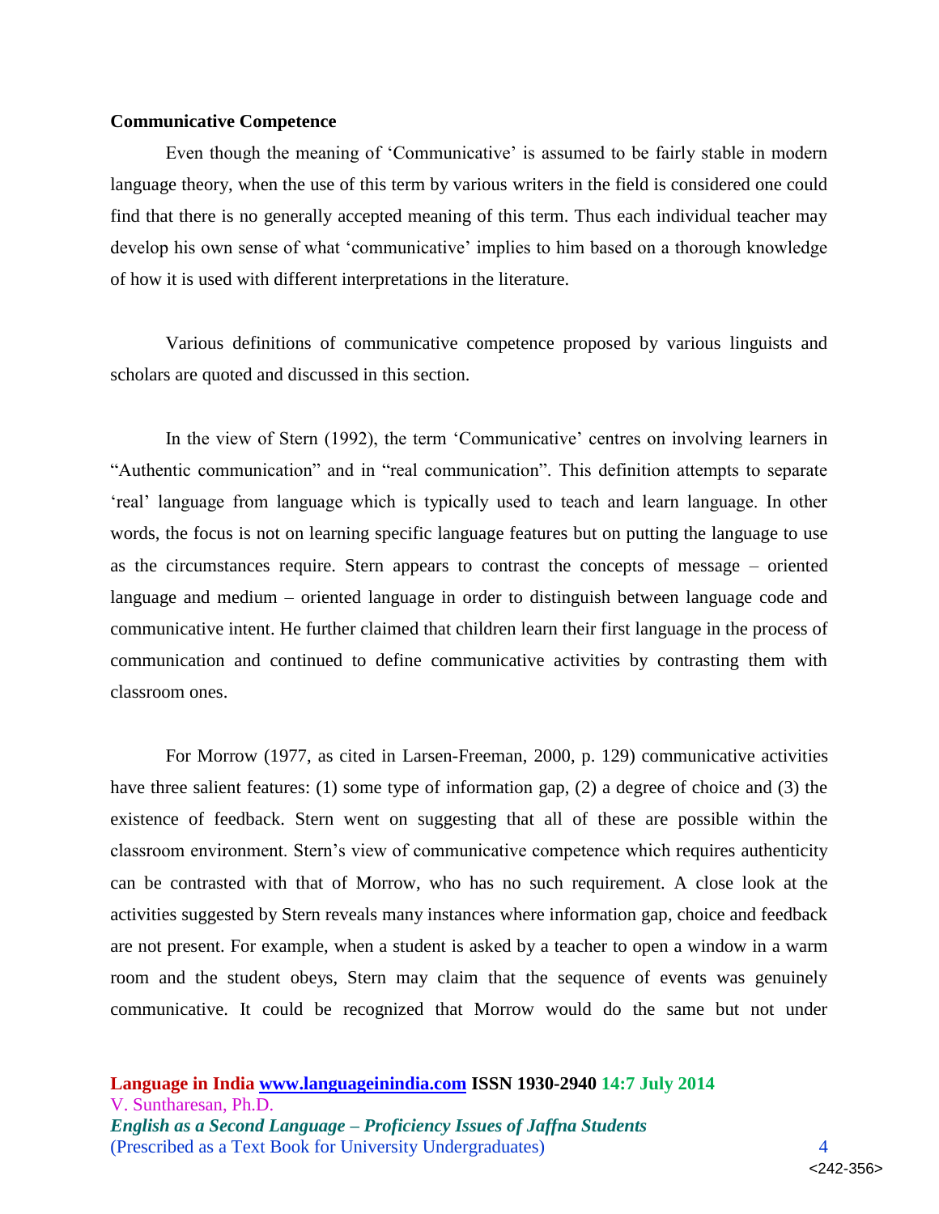**Communicative Competence**

Even though the meaning of 'Communicative' is assumed to be fairly stable in modern language theory, when the use of this term by various writers in the field is considered one could find that there is no generally accepted meaning of this term. Thus each individual teacher may develop his own sense of what 'communicative' implies to him based on a thorough knowledge of how it is used with different interpretations in the literature.

Various definitions of communicative competence proposed by various linguists and scholars are quoted and discussed in this section.

In the view of Stern (1992), the term 'Communicative' centres on involving learners in "Authentic communication" and in "real communication". This definition attempts to separate 'real' language from language which is typically used to teach and learn language. In other words, the focus is not on learning specific language features but on putting the language to use as the circumstances require. Stern appears to contrast the concepts of message – oriented language and medium – oriented language in order to distinguish between language code and communicative intent. He further claimed that children learn their first language in the process of communication and continued to define communicative activities by contrasting them with classroom ones.

For Morrow (1977, as cited in Larsen-Freeman, 2000, p. 129) communicative activities have three salient features: (1) some type of information gap, (2) a degree of choice and (3) the existence of feedback. Stern went on suggesting that all of these are possible within the classroom environment. Stern's view of communicative competence which requires authenticity can be contrasted with that of Morrow, who has no such requirement. A close look at the activities suggested by Stern reveals many instances where information gap, choice and feedback are not present. For example, when a student is asked by a teacher to open a window in a warm room and the student obeys, Stern may claim that the sequence of events was genuinely communicative. It could be recognized that Morrow would do the same but not under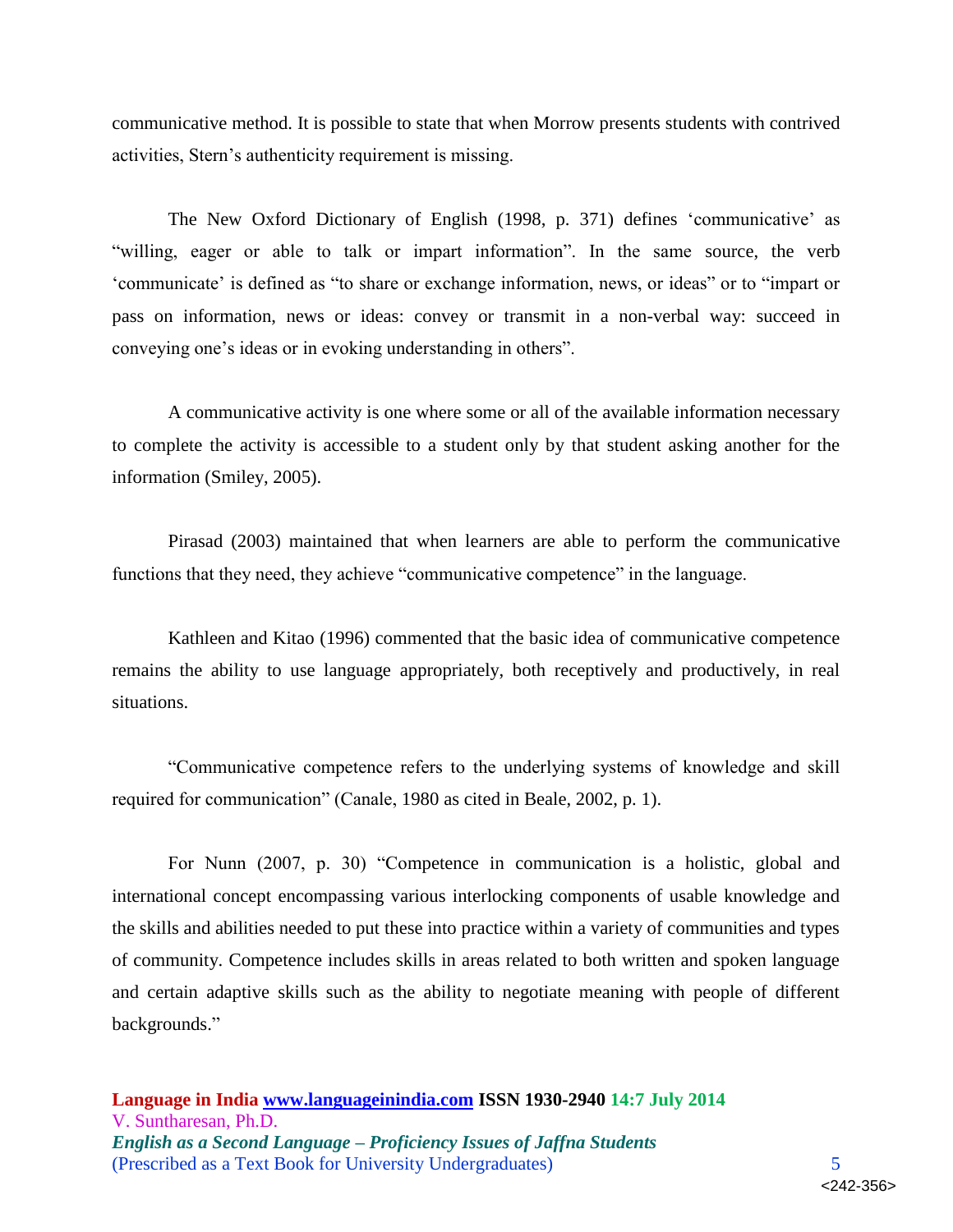communicative method. It is possible to state that when Morrow presents students with contrived activities, Stern's authenticity requirement is missing.

The New Oxford Dictionary of English (1998, p. 371) defines 'communicative' as "willing, eager or able to talk or impart information". In the same source, the verb 'communicate' is defined as "to share or exchange information, news, or ideas" or to "impart or pass on information, news or ideas: convey or transmit in a non-verbal way: succeed in conveying one's ideas or in evoking understanding in others".

A communicative activity is one where some or all of the available information necessary to complete the activity is accessible to a student only by that student asking another for the information (Smiley, 2005).

Pirasad (2003) maintained that when learners are able to perform the communicative functions that they need, they achieve "communicative competence" in the language.

Kathleen and Kitao (1996) commented that the basic idea of communicative competence remains the ability to use language appropriately, both receptively and productively, in real situations.

"Communicative competence refers to the underlying systems of knowledge and skill required for communication" (Canale, 1980 as cited in Beale, 2002, p. 1).

For Nunn (2007, p. 30) "Competence in communication is a holistic, global and international concept encompassing various interlocking components of usable knowledge and the skills and abilities needed to put these into practice within a variety of communities and types of community. Competence includes skills in areas related to both written and spoken language and certain adaptive skills such as the ability to negotiate meaning with people of different backgrounds."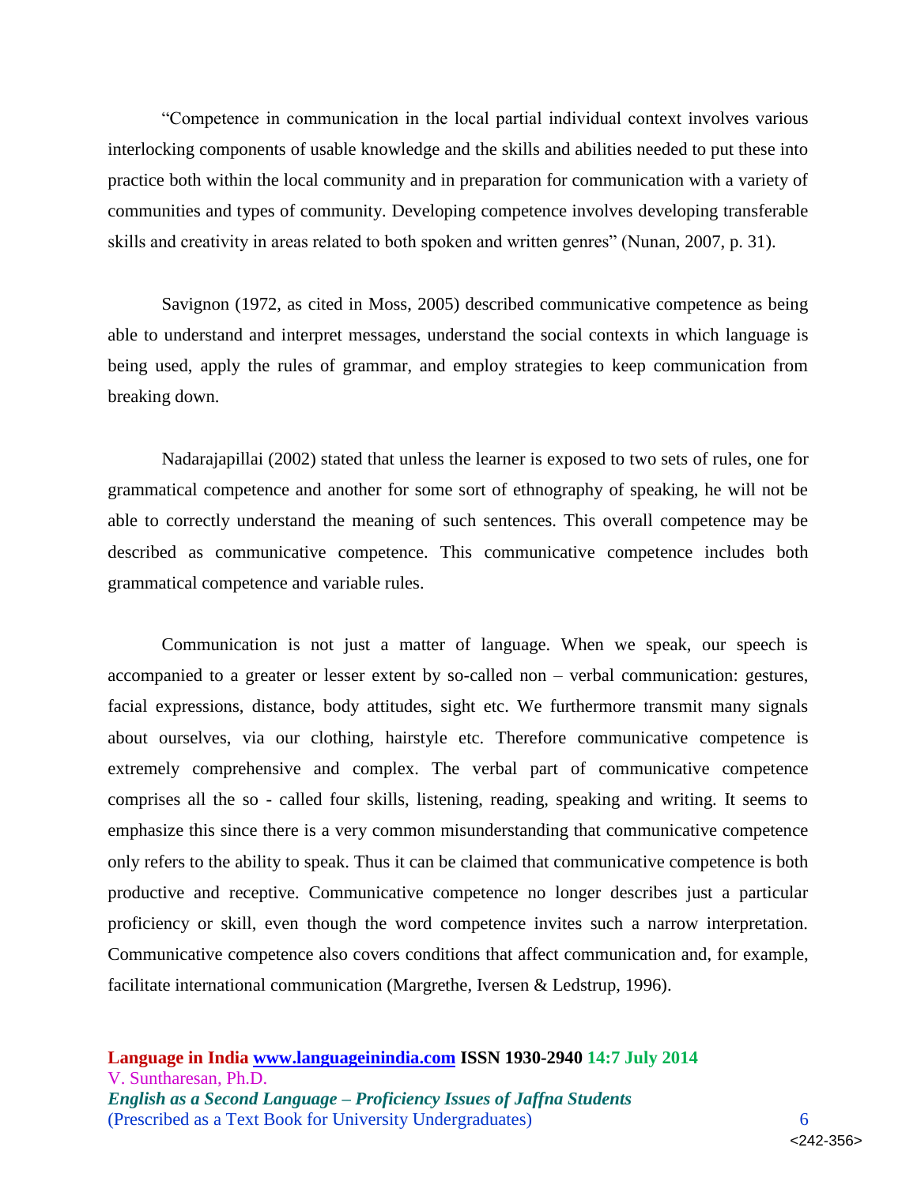"Competence in communication in the local partial individual context involves various interlocking components of usable knowledge and the skills and abilities needed to put these into practice both within the local community and in preparation for communication with a variety of communities and types of community. Developing competence involves developing transferable skills and creativity in areas related to both spoken and written genres" (Nunan, 2007, p. 31).

Savignon (1972, as cited in Moss, 2005) described communicative competence as being able to understand and interpret messages, understand the social contexts in which language is being used, apply the rules of grammar, and employ strategies to keep communication from breaking down.

Nadarajapillai (2002) stated that unless the learner is exposed to two sets of rules, one for grammatical competence and another for some sort of ethnography of speaking, he will not be able to correctly understand the meaning of such sentences. This overall competence may be described as communicative competence. This communicative competence includes both grammatical competence and variable rules.

Communication is not just a matter of language. When we speak, our speech is accompanied to a greater or lesser extent by so-called non – verbal communication: gestures, facial expressions, distance, body attitudes, sight etc. We furthermore transmit many signals about ourselves, via our clothing, hairstyle etc. Therefore communicative competence is extremely comprehensive and complex. The verbal part of communicative competence comprises all the so - called four skills, listening, reading, speaking and writing. It seems to emphasize this since there is a very common misunderstanding that communicative competence only refers to the ability to speak. Thus it can be claimed that communicative competence is both productive and receptive. Communicative competence no longer describes just a particular proficiency or skill, even though the word competence invites such a narrow interpretation. Communicative competence also covers conditions that affect communication and, for example, facilitate international communication (Margrethe, Iversen & Ledstrup, 1996).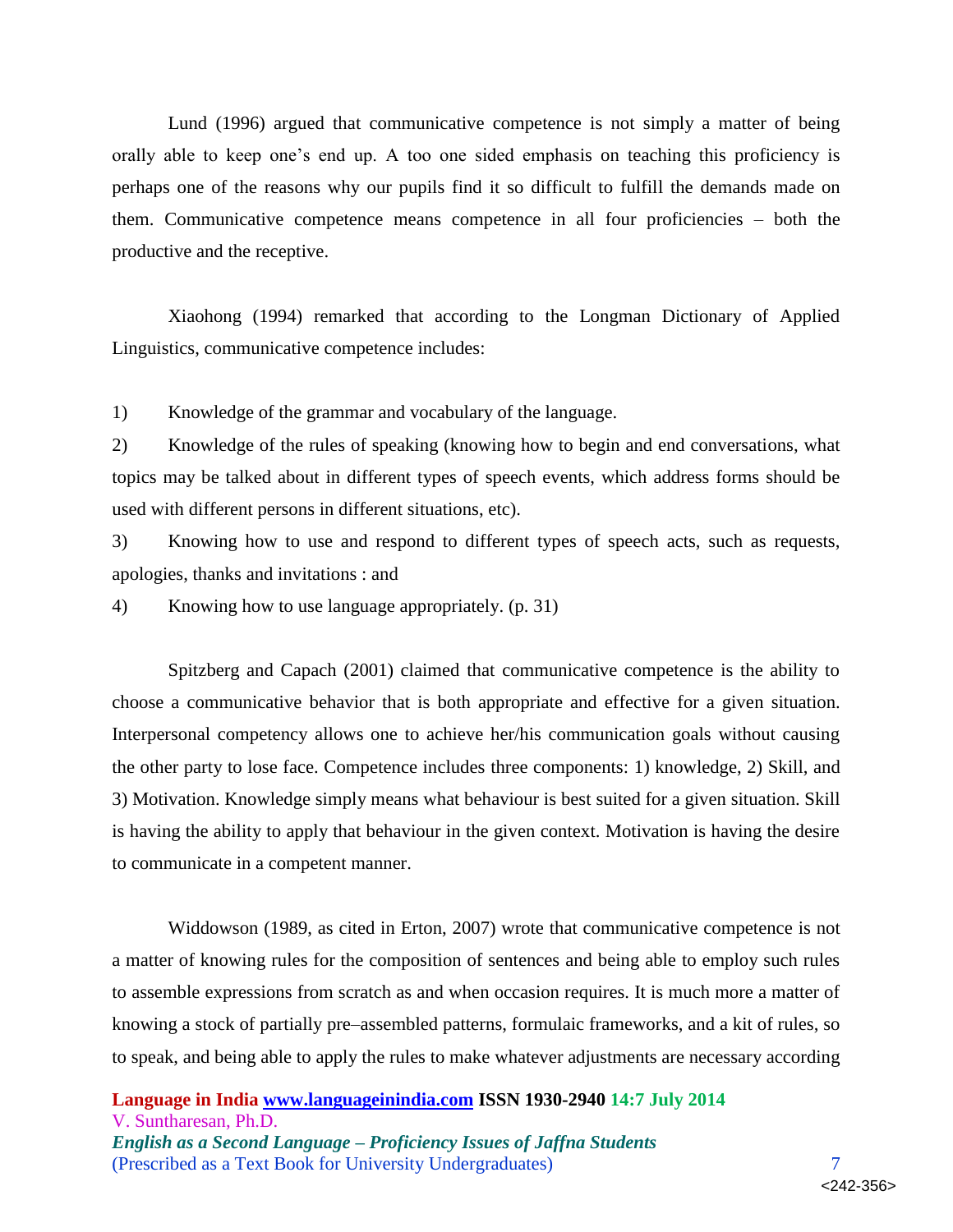Lund (1996) argued that communicative competence is not simply a matter of being orally able to keep one's end up. A too one sided emphasis on teaching this proficiency is perhaps one of the reasons why our pupils find it so difficult to fulfill the demands made on them. Communicative competence means competence in all four proficiencies – both the productive and the receptive.

Xiaohong (1994) remarked that according to the Longman Dictionary of Applied Linguistics, communicative competence includes:

1) Knowledge of the grammar and vocabulary of the language.
2) Knowledge of the rules of speaking (knowing how to begin and end conversations, what topics may be talked about in different types of speech events, which address forms should be used with different persons in different situations, etc).
3) Knowing how to use and respond to different types of speech acts, such as requests, apologies, thanks and invitations : and
4) Knowing how to use language appropriately. (p. 31)

Spitzberg and Capach (2001) claimed that communicative competence is the ability to choose a communicative behavior that is both appropriate and effective for a given situation. Interpersonal competency allows one to achieve her/his communication goals without causing the other party to lose face. Competence includes three components: 1) knowledge, 2) Skill, and 3) Motivation. Knowledge simply means what behaviour is best suited for a given situation. Skill is having the ability to apply that behaviour in the given context. Motivation is having the desire to communicate in a competent manner.

Widdowson (1989, as cited in Erton, 2007) wrote that communicative competence is not a matter of knowing rules for the composition of sentences and being able to employ such rules to assemble expressions from scratch as and when occasion requires. It is much more a matter of knowing a stock of partially pre–assembled patterns, formulaic frameworks, and a kit of rules, so to speak, and being able to apply the rules to make whatever adjustments are necessary according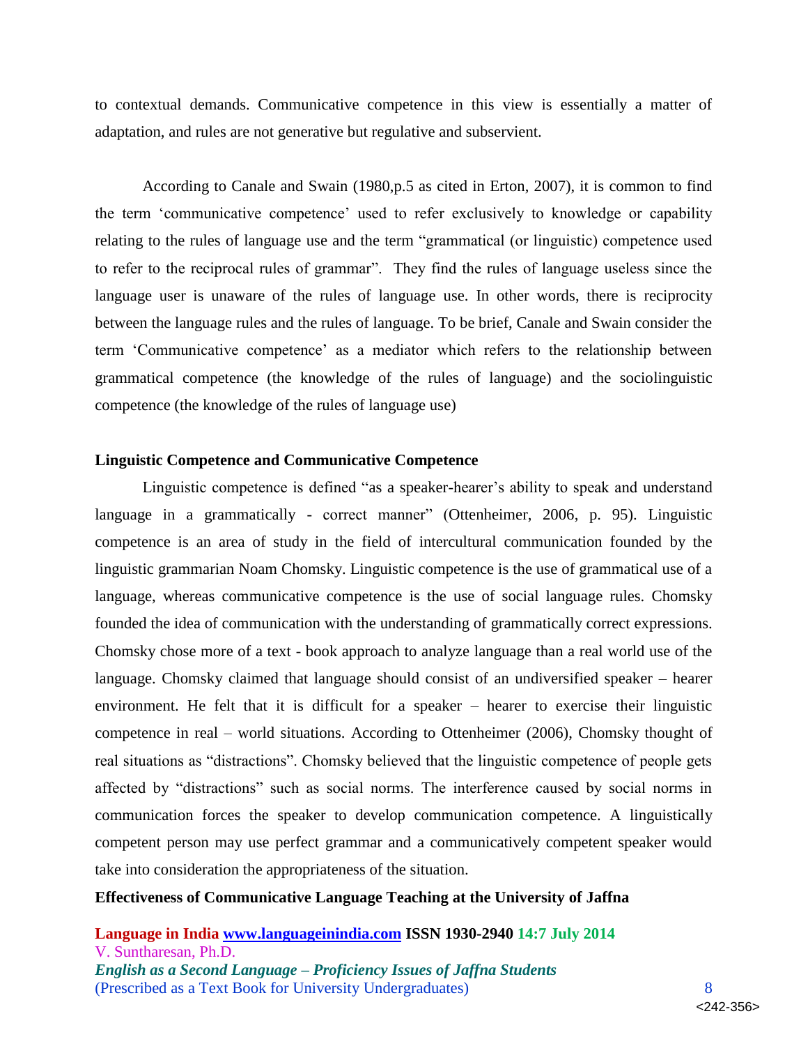to contextual demands. Communicative competence in this view is essentially a matter of adaptation, and rules are not generative but regulative and subservient.

According to Canale and Swain (1980,p.5 as cited in Erton, 2007), it is common to find the term 'communicative competence' used to refer exclusively to knowledge or capability relating to the rules of language use and the term "grammatical (or linguistic) competence used to refer to the reciprocal rules of grammar". They find the rules of language useless since the language user is unaware of the rules of language use. In other words, there is reciprocity between the language rules and the rules of language. To be brief, Canale and Swain consider the term 'Communicative competence' as a mediator which refers to the relationship between grammatical competence (the knowledge of the rules of language) and the sociolinguistic competence (the knowledge of the rules of language use)

**Linguistic Competence and Communicative Competence**

Linguistic competence is defined "as a speaker-hearer's ability to speak and understand language in a grammatically - correct manner" (Ottenheimer, 2006, p. 95). Linguistic competence is an area of study in the field of intercultural communication founded by the linguistic grammarian Noam Chomsky. Linguistic competence is the use of grammatical use of a language, whereas communicative competence is the use of social language rules. Chomsky founded the idea of communication with the understanding of grammatically correct expressions. Chomsky chose more of a text - book approach to analyze language than a real world use of the language. Chomsky claimed that language should consist of an undiversified speaker – hearer environment. He felt that it is difficult for a speaker – hearer to exercise their linguistic competence in real – world situations. According to Ottenheimer (2006), Chomsky thought of real situations as "distractions". Chomsky believed that the linguistic competence of people gets affected by "distractions" such as social norms. The interference caused by social norms in communication forces the speaker to develop communication competence. A linguistically competent person may use perfect grammar and a communicatively competent speaker would take into consideration the appropriateness of the situation.

**Effectiveness of Communicative Language Teaching at the University of Jaffna**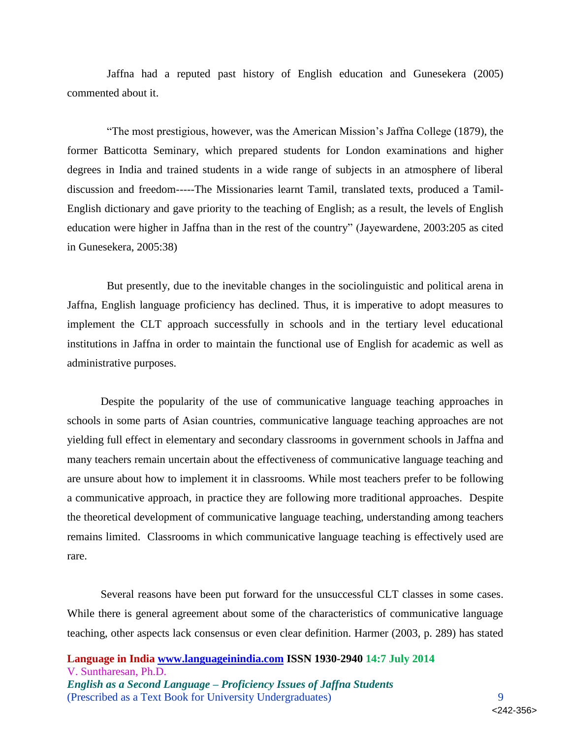Jaffna had a reputed past history of English education and Gunesekera (2005) commented about it.

"The most prestigious, however, was the American Mission's Jaffna College (1879), the former Batticotta Seminary, which prepared students for London examinations and higher degrees in India and trained students in a wide range of subjects in an atmosphere of liberal discussion and freedom-----The Missionaries learnt Tamil, translated texts, produced a Tamil-English dictionary and gave priority to the teaching of English; as a result, the levels of English education were higher in Jaffna than in the rest of the country" (Jayewardene, 2003:205 as cited in Gunesekera, 2005:38)

But presently, due to the inevitable changes in the sociolinguistic and political arena in Jaffna, English language proficiency has declined. Thus, it is imperative to adopt measures to implement the CLT approach successfully in schools and in the tertiary level educational institutions in Jaffna in order to maintain the functional use of English for academic as well as administrative purposes.

Despite the popularity of the use of communicative language teaching approaches in schools in some parts of Asian countries, communicative language teaching approaches are not yielding full effect in elementary and secondary classrooms in government schools in Jaffna and many teachers remain uncertain about the effectiveness of communicative language teaching and are unsure about how to implement it in classrooms. While most teachers prefer to be following a communicative approach, in practice they are following more traditional approaches. Despite the theoretical development of communicative language teaching, understanding among teachers remains limited. Classrooms in which communicative language teaching is effectively used are rare.

Several reasons have been put forward for the unsuccessful CLT classes in some cases. While there is general agreement about some of the characteristics of communicative language teaching, other aspects lack consensus or even clear definition. Harmer (2003, p. 289) has stated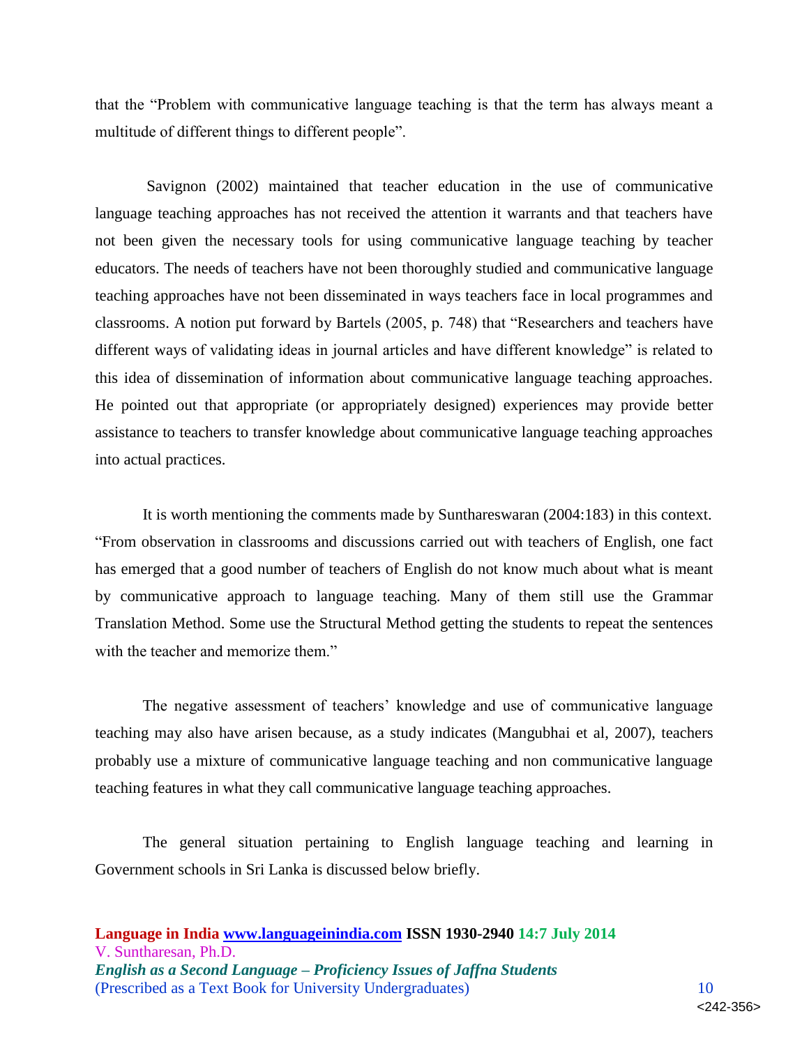that the "Problem with communicative language teaching is that the term has always meant a multitude of different things to different people".

Savignon (2002) maintained that teacher education in the use of communicative language teaching approaches has not received the attention it warrants and that teachers have not been given the necessary tools for using communicative language teaching by teacher educators. The needs of teachers have not been thoroughly studied and communicative language teaching approaches have not been disseminated in ways teachers face in local programmes and classrooms. A notion put forward by Bartels (2005, p. 748) that "Researchers and teachers have different ways of validating ideas in journal articles and have different knowledge" is related to this idea of dissemination of information about communicative language teaching approaches. He pointed out that appropriate (or appropriately designed) experiences may provide better assistance to teachers to transfer knowledge about communicative language teaching approaches into actual practices.

It is worth mentioning the comments made by Sunthareswaran (2004:183) in this context. "From observation in classrooms and discussions carried out with teachers of English, one fact has emerged that a good number of teachers of English do not know much about what is meant by communicative approach to language teaching. Many of them still use the Grammar Translation Method. Some use the Structural Method getting the students to repeat the sentences with the teacher and memorize them."

The negative assessment of teachers' knowledge and use of communicative language teaching may also have arisen because, as a study indicates (Mangubhai et al, 2007), teachers probably use a mixture of communicative language teaching and non communicative language teaching features in what they call communicative language teaching approaches.

The general situation pertaining to English language teaching and learning in Government schools in Sri Lanka is discussed below briefly.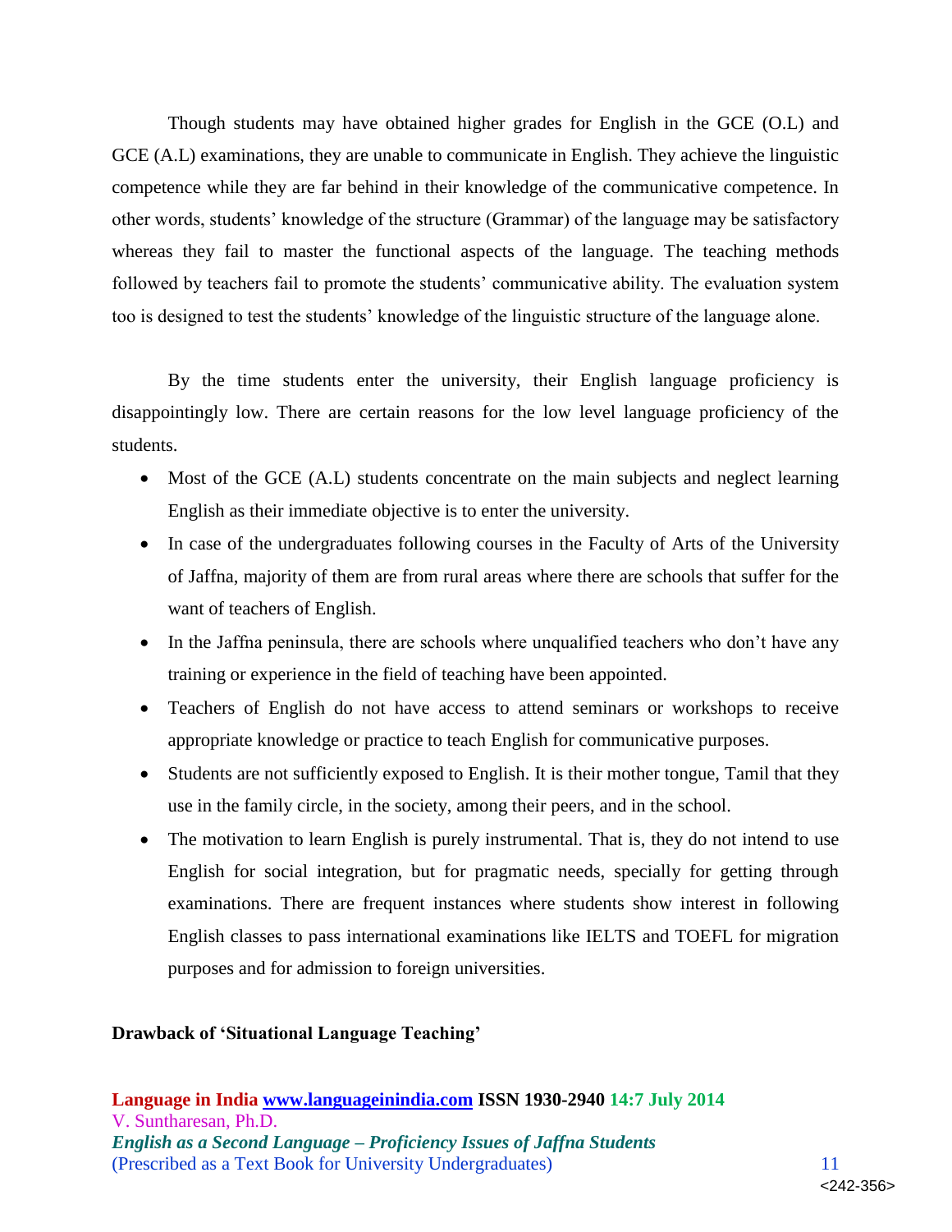Though students may have obtained higher grades for English in the GCE (O.L) and GCE (A.L) examinations, they are unable to communicate in English. They achieve the linguistic competence while they are far behind in their knowledge of the communicative competence. In other words, students' knowledge of the structure (Grammar) of the language may be satisfactory whereas they fail to master the functional aspects of the language. The teaching methods followed by teachers fail to promote the students' communicative ability. The evaluation system too is designed to test the students' knowledge of the linguistic structure of the language alone.

By the time students enter the university, their English language proficiency is disappointingly low. There are certain reasons for the low level language proficiency of the students.

- Most of the GCE (A.L) students concentrate on the main subjects and neglect learning English as their immediate objective is to enter the university.
- In case of the undergraduates following courses in the Faculty of Arts of the University of Jaffna, majority of them are from rural areas where there are schools that suffer for the want of teachers of English.
- In the Jaffna peninsula, there are schools where unqualified teachers who don't have any training or experience in the field of teaching have been appointed.
- Teachers of English do not have access to attend seminars or workshops to receive appropriate knowledge or practice to teach English for communicative purposes.
- Students are not sufficiently exposed to English. It is their mother tongue, Tamil that they use in the family circle, in the society, among their peers, and in the school.
- The motivation to learn English is purely instrumental. That is, they do not intend to use English for social integration, but for pragmatic needs, specially for getting through examinations. There are frequent instances where students show interest in following English classes to pass international examinations like IELTS and TOEFL for migration purposes and for admission to foreign universities.

**Drawback of 'Situational Language Teaching'**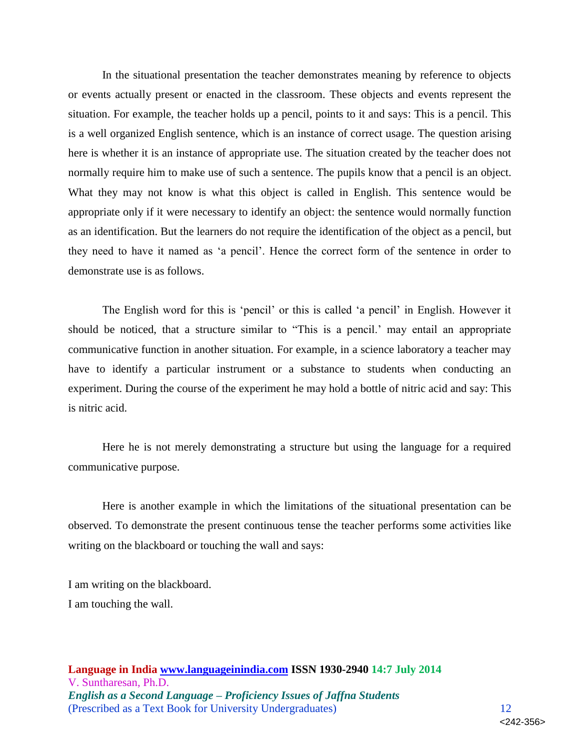In the situational presentation the teacher demonstrates meaning by reference to objects or events actually present or enacted in the classroom. These objects and events represent the situation. For example, the teacher holds up a pencil, points to it and says: This is a pencil. This is a well organized English sentence, which is an instance of correct usage. The question arising here is whether it is an instance of appropriate use. The situation created by the teacher does not normally require him to make use of such a sentence. The pupils know that a pencil is an object. What they may not know is what this object is called in English. This sentence would be appropriate only if it were necessary to identify an object: the sentence would normally function as an identification. But the learners do not require the identification of the object as a pencil, but they need to have it named as 'a pencil'. Hence the correct form of the sentence in order to demonstrate use is as follows.

The English word for this is 'pencil' or this is called 'a pencil' in English. However it should be noticed, that a structure similar to "This is a pencil.' may entail an appropriate communicative function in another situation. For example, in a science laboratory a teacher may have to identify a particular instrument or a substance to students when conducting an experiment. During the course of the experiment he may hold a bottle of nitric acid and say: This is nitric acid.

Here he is not merely demonstrating a structure but using the language for a required communicative purpose.

Here is another example in which the limitations of the situational presentation can be observed. To demonstrate the present continuous tense the teacher performs some activities like writing on the blackboard or touching the wall and says:

I am writing on the blackboard.
I am touching the wall.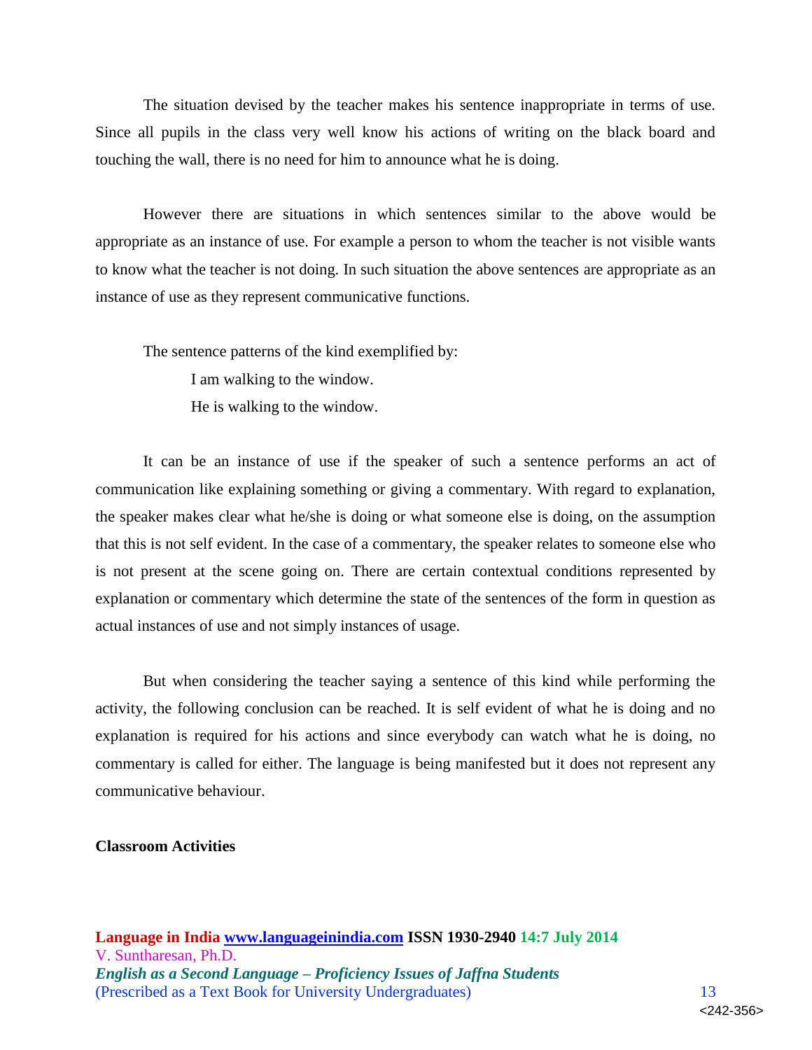The situation devised by the teacher makes his sentence inappropriate in terms of use. Since all pupils in the class very well know his actions of writing on the black board and touching the wall, there is no need for him to announce what he is doing.

However there are situations in which sentences similar to the above would be appropriate as an instance of use. For example a person to whom the teacher is not visible wants to know what the teacher is not doing. In such situation the above sentences are appropriate as an instance of use as they represent communicative functions.

The sentence patterns of the kind exemplified by:

> I am walking to the window.
> He is walking to the window.

It can be an instance of use if the speaker of such a sentence performs an act of communication like explaining something or giving a commentary. With regard to explanation, the speaker makes clear what he/she is doing or what someone else is doing, on the assumption that this is not self evident. In the case of a commentary, the speaker relates to someone else who is not present at the scene going on. There are certain contextual conditions represented by explanation or commentary which determine the state of the sentences of the form in question as actual instances of use and not simply instances of usage.

But when considering the teacher saying a sentence of this kind while performing the activity, the following conclusion can be reached. It is self evident of what he is doing and no explanation is required for his actions and since everybody can watch what he is doing, no commentary is called for either. The language is being manifested but it does not represent any communicative behaviour.

**Classroom Activities**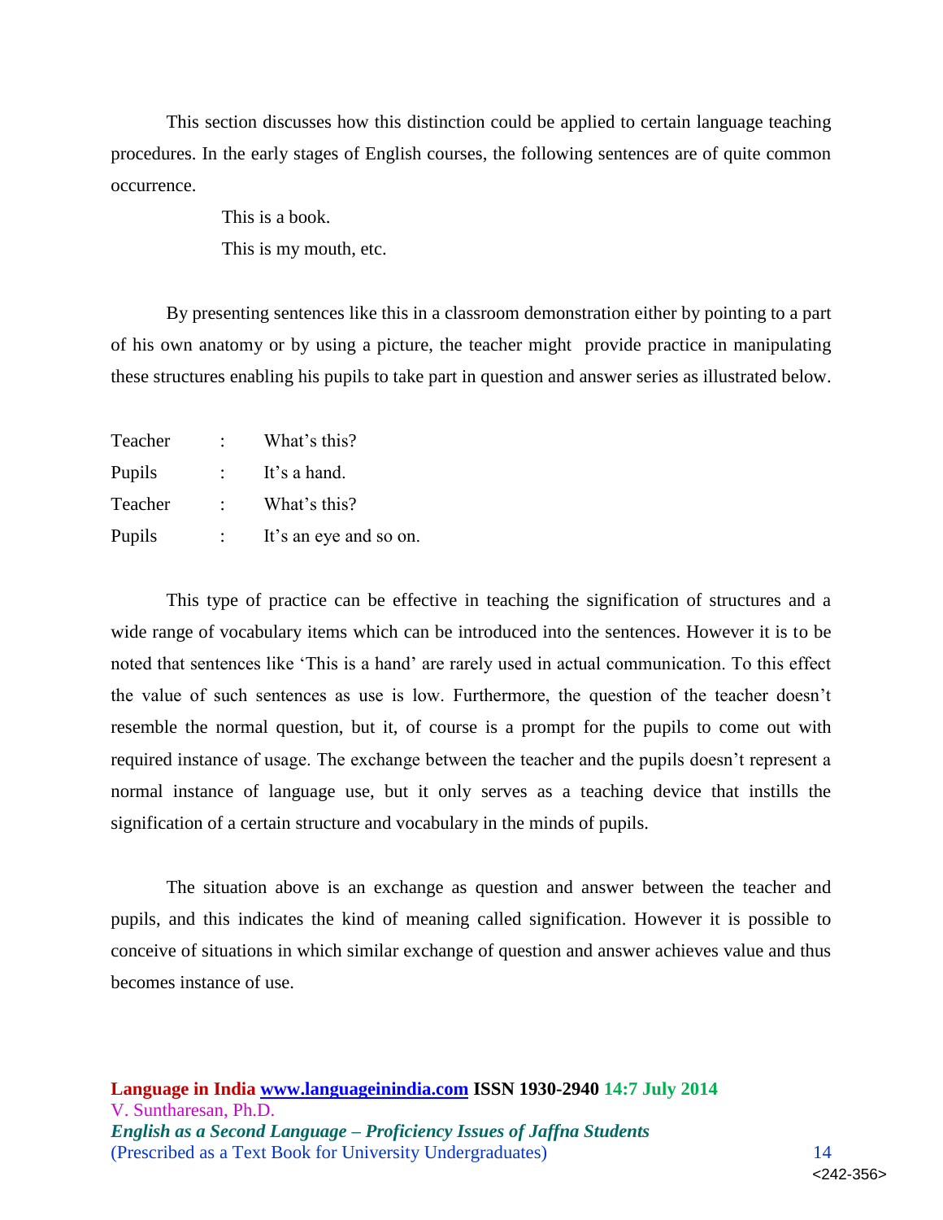This section discusses how this distinction could be applied to certain language teaching procedures. In the early stages of English courses, the following sentences are of quite common occurrence.

> This is a book.
>
> This is my mouth, etc.

By presenting sentences like this in a classroom demonstration either by pointing to a part of his own anatomy or by using a picture, the teacher might provide practice in manipulating these structures enabling his pupils to take part in question and answer series as illustrated below.

| | | |
|---|---|---|
| Teacher | : | What's this? |
| Pupils | : | It's a hand. |
| Teacher | : | What's this? |
| Pupils | : | It's an eye and so on. |

This type of practice can be effective in teaching the signification of structures and a wide range of vocabulary items which can be introduced into the sentences. However it is to be noted that sentences like 'This is a hand' are rarely used in actual communication. To this effect the value of such sentences as use is low. Furthermore, the question of the teacher doesn't resemble the normal question, but it, of course is a prompt for the pupils to come out with required instance of usage. The exchange between the teacher and the pupils doesn't represent a normal instance of language use, but it only serves as a teaching device that instills the signification of a certain structure and vocabulary in the minds of pupils.

The situation above is an exchange as question and answer between the teacher and pupils, and this indicates the kind of meaning called signification. However it is possible to conceive of situations in which similar exchange of question and answer achieves value and thus becomes instance of use.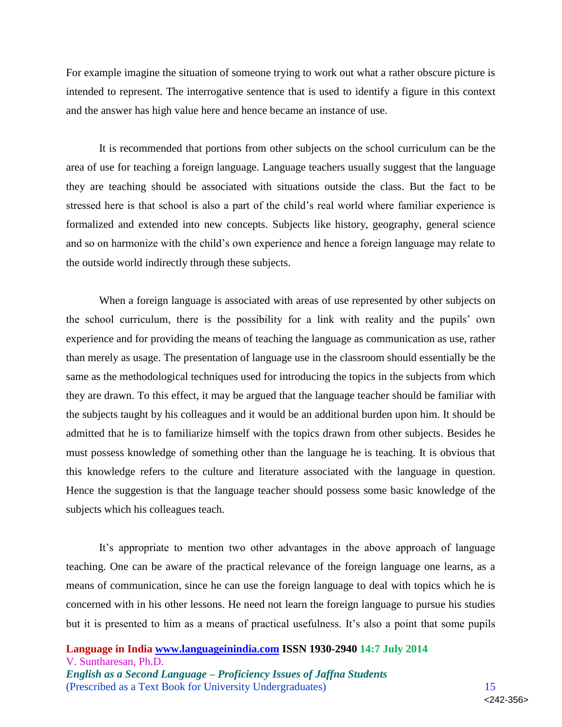For example imagine the situation of someone trying to work out what a rather obscure picture is intended to represent. The interrogative sentence that is used to identify a figure in this context and the answer has high value here and hence became an instance of use.

It is recommended that portions from other subjects on the school curriculum can be the area of use for teaching a foreign language. Language teachers usually suggest that the language they are teaching should be associated with situations outside the class. But the fact to be stressed here is that school is also a part of the child's real world where familiar experience is formalized and extended into new concepts. Subjects like history, geography, general science and so on harmonize with the child's own experience and hence a foreign language may relate to the outside world indirectly through these subjects.

When a foreign language is associated with areas of use represented by other subjects on the school curriculum, there is the possibility for a link with reality and the pupils' own experience and for providing the means of teaching the language as communication as use, rather than merely as usage. The presentation of language use in the classroom should essentially be the same as the methodological techniques used for introducing the topics in the subjects from which they are drawn. To this effect, it may be argued that the language teacher should be familiar with the subjects taught by his colleagues and it would be an additional burden upon him. It should be admitted that he is to familiarize himself with the topics drawn from other subjects. Besides he must possess knowledge of something other than the language he is teaching. It is obvious that this knowledge refers to the culture and literature associated with the language in question. Hence the suggestion is that the language teacher should possess some basic knowledge of the subjects which his colleagues teach.

It's appropriate to mention two other advantages in the above approach of language teaching. One can be aware of the practical relevance of the foreign language one learns, as a means of communication, since he can use the foreign language to deal with topics which he is concerned with in his other lessons. He need not learn the foreign language to pursue his studies but it is presented to him as a means of practical usefulness. It's also a point that some pupils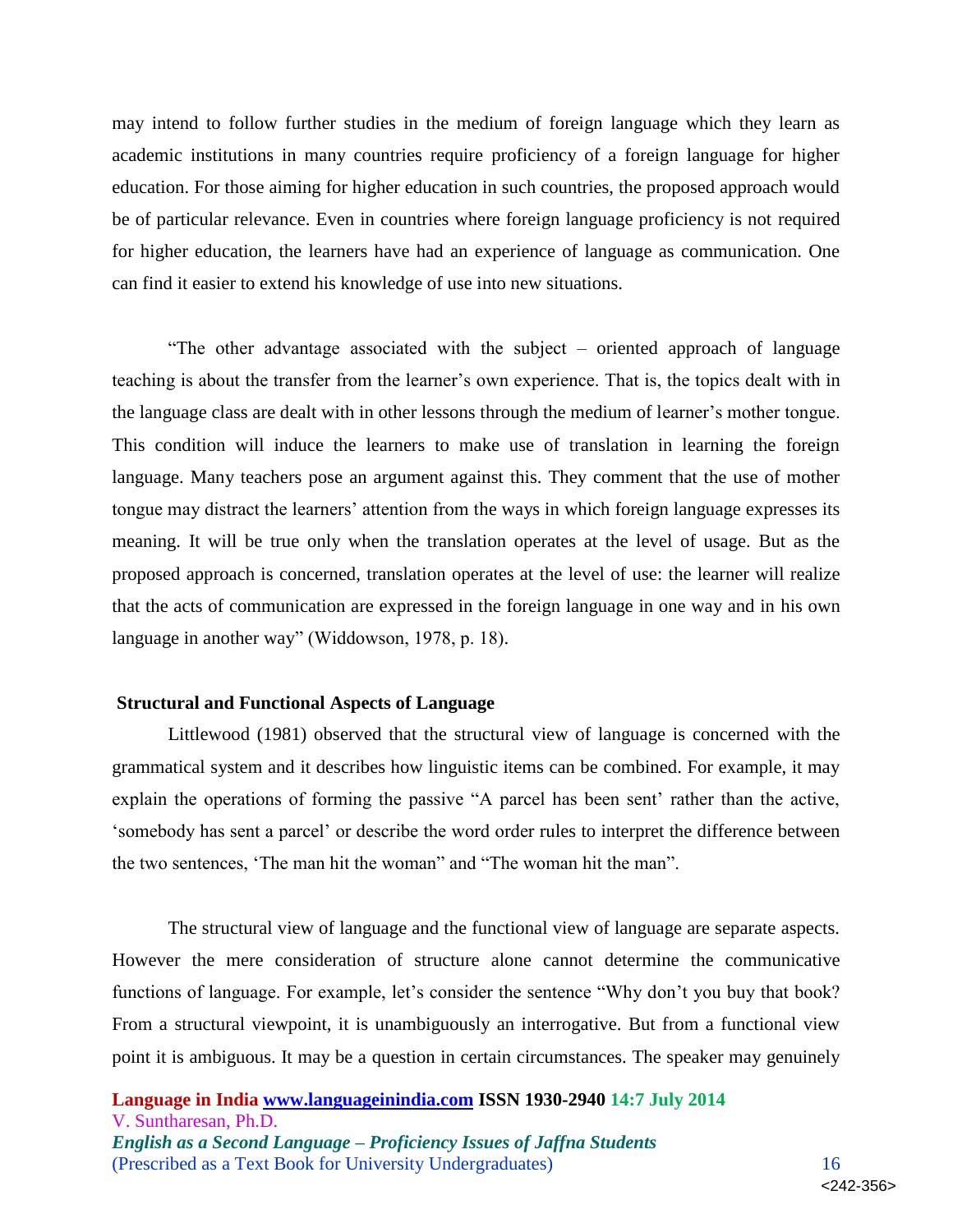may intend to follow further studies in the medium of foreign language which they learn as academic institutions in many countries require proficiency of a foreign language for higher education. For those aiming for higher education in such countries, the proposed approach would be of particular relevance. Even in countries where foreign language proficiency is not required for higher education, the learners have had an experience of language as communication. One can find it easier to extend his knowledge of use into new situations.

"The other advantage associated with the subject – oriented approach of language teaching is about the transfer from the learner's own experience. That is, the topics dealt with in the language class are dealt with in other lessons through the medium of learner's mother tongue. This condition will induce the learners to make use of translation in learning the foreign language. Many teachers pose an argument against this. They comment that the use of mother tongue may distract the learners' attention from the ways in which foreign language expresses its meaning. It will be true only when the translation operates at the level of usage. But as the proposed approach is concerned, translation operates at the level of use: the learner will realize that the acts of communication are expressed in the foreign language in one way and in his own language in another way" (Widdowson, 1978, p. 18).

**Structural and Functional Aspects of Language**

Littlewood (1981) observed that the structural view of language is concerned with the grammatical system and it describes how linguistic items can be combined. For example, it may explain the operations of forming the passive "A parcel has been sent' rather than the active, 'somebody has sent a parcel' or describe the word order rules to interpret the difference between the two sentences, 'The man hit the woman" and "The woman hit the man".

The structural view of language and the functional view of language are separate aspects. However the mere consideration of structure alone cannot determine the communicative functions of language. For example, let's consider the sentence "Why don't you buy that book? From a structural viewpoint, it is unambiguously an interrogative. But from a functional view point it is ambiguous. It may be a question in certain circumstances. The speaker may genuinely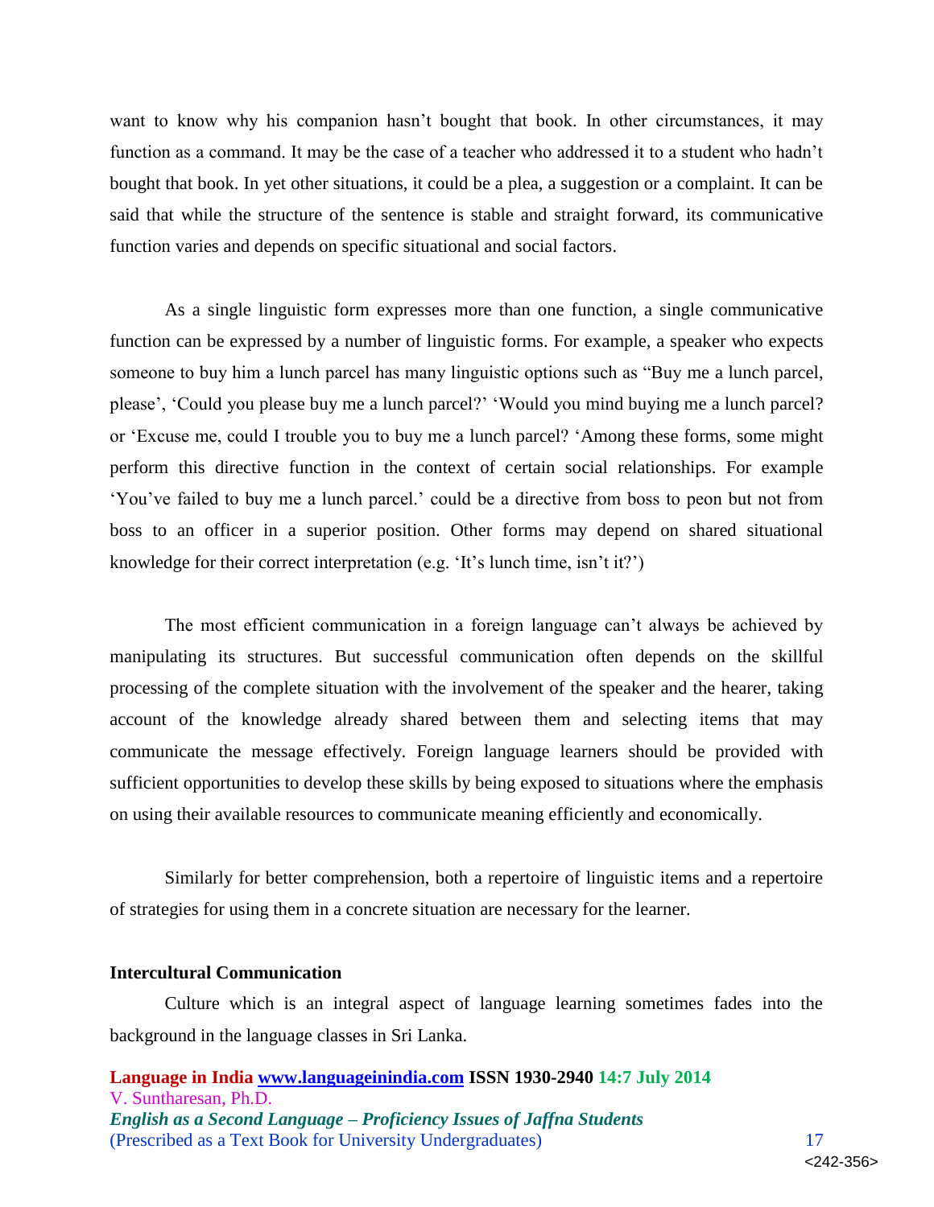want to know why his companion hasn't bought that book. In other circumstances, it may function as a command. It may be the case of a teacher who addressed it to a student who hadn't bought that book. In yet other situations, it could be a plea, a suggestion or a complaint. It can be said that while the structure of the sentence is stable and straight forward, its communicative function varies and depends on specific situational and social factors.

As a single linguistic form expresses more than one function, a single communicative function can be expressed by a number of linguistic forms. For example, a speaker who expects someone to buy him a lunch parcel has many linguistic options such as "Buy me a lunch parcel, please', 'Could you please buy me a lunch parcel?' 'Would you mind buying me a lunch parcel? or 'Excuse me, could I trouble you to buy me a lunch parcel? 'Among these forms, some might perform this directive function in the context of certain social relationships. For example 'You've failed to buy me a lunch parcel.' could be a directive from boss to peon but not from boss to an officer in a superior position. Other forms may depend on shared situational knowledge for their correct interpretation (e.g. 'It's lunch time, isn't it?')

The most efficient communication in a foreign language can't always be achieved by manipulating its structures. But successful communication often depends on the skillful processing of the complete situation with the involvement of the speaker and the hearer, taking account of the knowledge already shared between them and selecting items that may communicate the message effectively. Foreign language learners should be provided with sufficient opportunities to develop these skills by being exposed to situations where the emphasis on using their available resources to communicate meaning efficiently and economically.

Similarly for better comprehension, both a repertoire of linguistic items and a repertoire of strategies for using them in a concrete situation are necessary for the learner.

**Intercultural Communication**

Culture which is an integral aspect of language learning sometimes fades into the background in the language classes in Sri Lanka.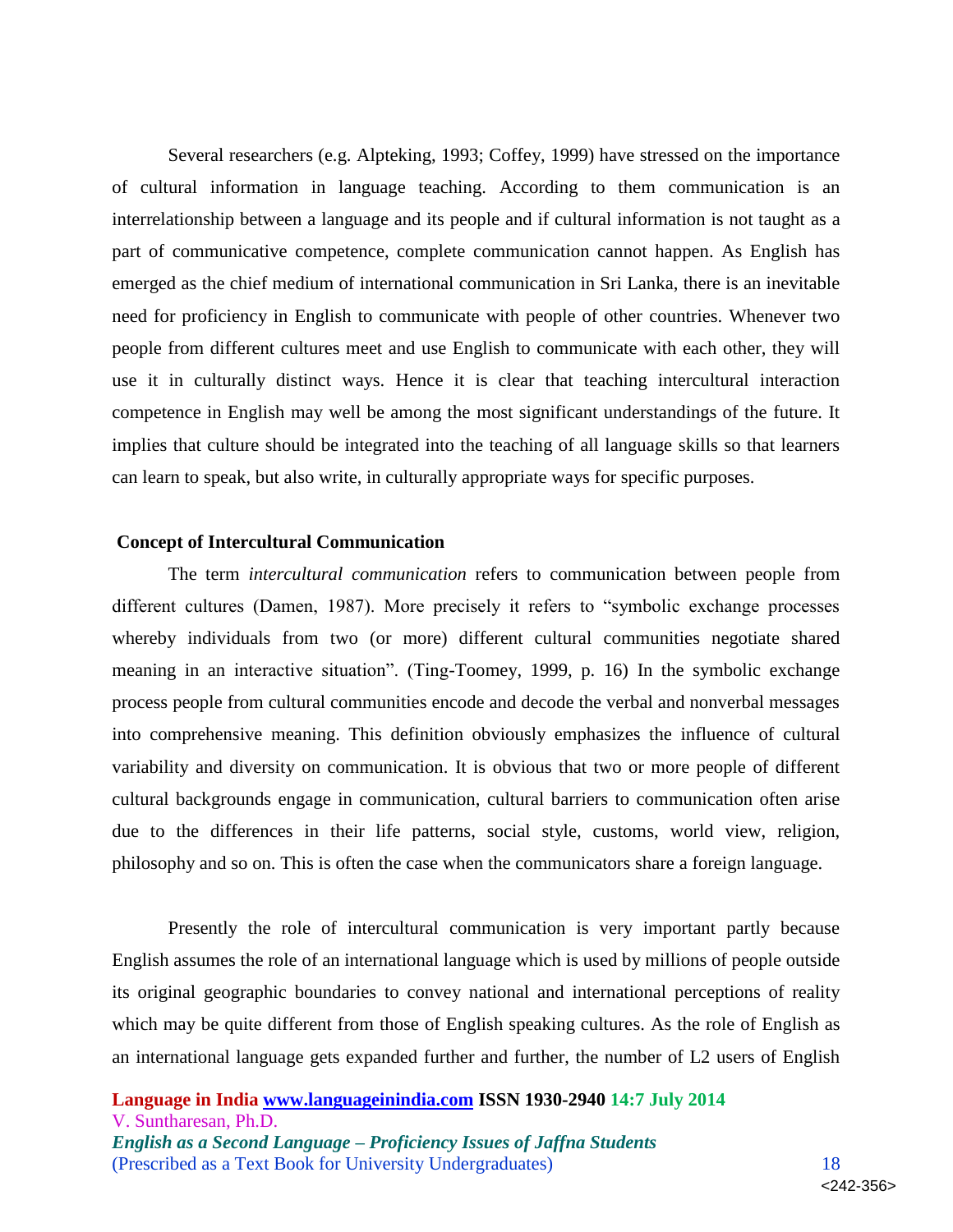Several researchers (e.g. Alpteking, 1993; Coffey, 1999) have stressed on the importance of cultural information in language teaching. According to them communication is an interrelationship between a language and its people and if cultural information is not taught as a part of communicative competence, complete communication cannot happen. As English has emerged as the chief medium of international communication in Sri Lanka, there is an inevitable need for proficiency in English to communicate with people of other countries. Whenever two people from different cultures meet and use English to communicate with each other, they will use it in culturally distinct ways. Hence it is clear that teaching intercultural interaction competence in English may well be among the most significant understandings of the future. It implies that culture should be integrated into the teaching of all language skills so that learners can learn to speak, but also write, in culturally appropriate ways for specific purposes.

## Concept of Intercultural Communication

The term *intercultural communication* refers to communication between people from different cultures (Damen, 1987). More precisely it refers to "symbolic exchange processes whereby individuals from two (or more) different cultural communities negotiate shared meaning in an interactive situation". (Ting-Toomey, 1999, p. 16) In the symbolic exchange process people from cultural communities encode and decode the verbal and nonverbal messages into comprehensive meaning. This definition obviously emphasizes the influence of cultural variability and diversity on communication. It is obvious that two or more people of different cultural backgrounds engage in communication, cultural barriers to communication often arise due to the differences in their life patterns, social style, customs, world view, religion, philosophy and so on. This is often the case when the communicators share a foreign language.

Presently the role of intercultural communication is very important partly because English assumes the role of an international language which is used by millions of people outside its original geographic boundaries to convey national and international perceptions of reality which may be quite different from those of English speaking cultures. As the role of English as an international language gets expanded further and further, the number of L2 users of English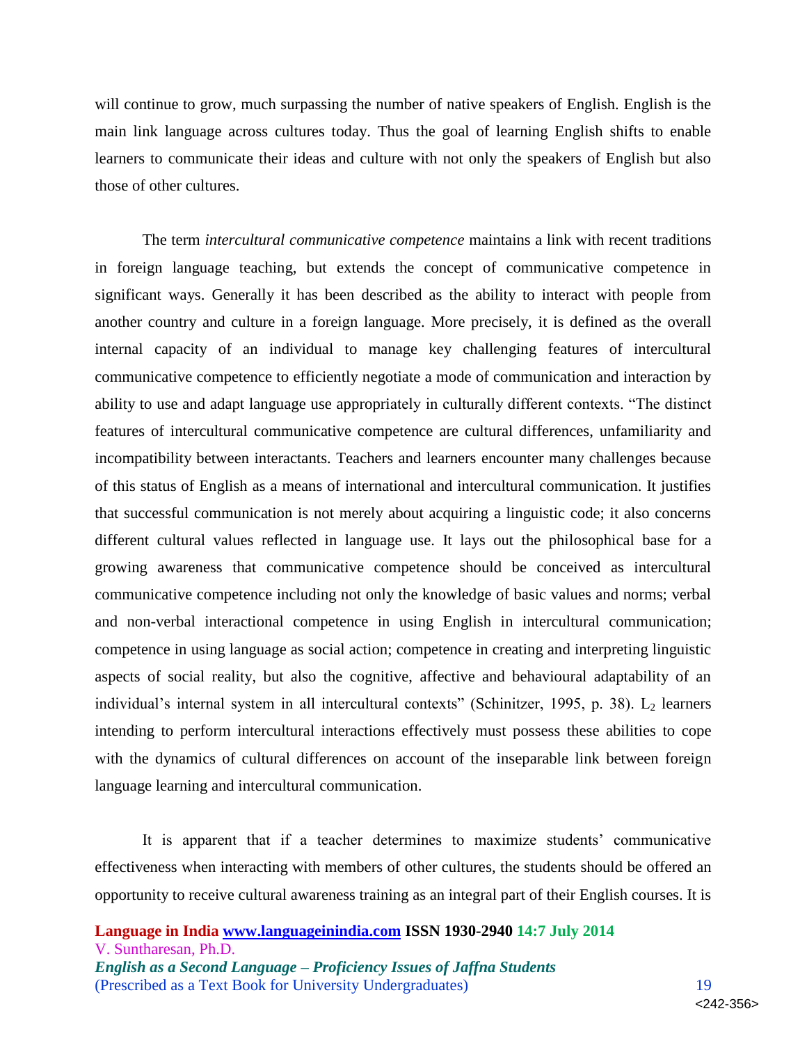will continue to grow, much surpassing the number of native speakers of English. English is the main link language across cultures today. Thus the goal of learning English shifts to enable learners to communicate their ideas and culture with not only the speakers of English but also those of other cultures.

The term *intercultural communicative competence* maintains a link with recent traditions in foreign language teaching, but extends the concept of communicative competence in significant ways. Generally it has been described as the ability to interact with people from another country and culture in a foreign language. More precisely, it is defined as the overall internal capacity of an individual to manage key challenging features of intercultural communicative competence to efficiently negotiate a mode of communication and interaction by ability to use and adapt language use appropriately in culturally different contexts. "The distinct features of intercultural communicative competence are cultural differences, unfamiliarity and incompatibility between interactants. Teachers and learners encounter many challenges because of this status of English as a means of international and intercultural communication. It justifies that successful communication is not merely about acquiring a linguistic code; it also concerns different cultural values reflected in language use. It lays out the philosophical base for a growing awareness that communicative competence should be conceived as intercultural communicative competence including not only the knowledge of basic values and norms; verbal and non-verbal interactional competence in using English in intercultural communication; competence in using language as social action; competence in creating and interpreting linguistic aspects of social reality, but also the cognitive, affective and behavioural adaptability of an individual's internal system in all intercultural contexts" (Schinitzer, 1995, p. 38). $L_2$ learners intending to perform intercultural interactions effectively must possess these abilities to cope with the dynamics of cultural differences on account of the inseparable link between foreign language learning and intercultural communication.

It is apparent that if a teacher determines to maximize students' communicative effectiveness when interacting with members of other cultures, the students should be offered an opportunity to receive cultural awareness training as an integral part of their English courses. It is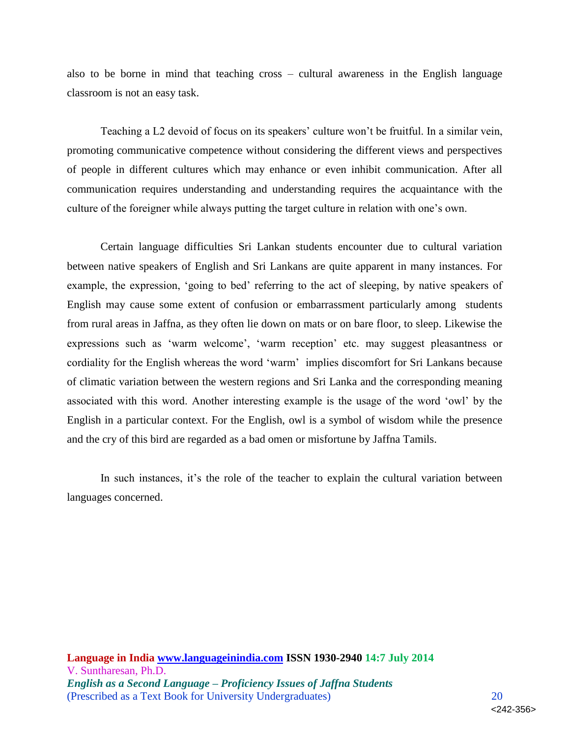also to be borne in mind that teaching cross – cultural awareness in the English language classroom is not an easy task.

Teaching a L2 devoid of focus on its speakers' culture won't be fruitful. In a similar vein, promoting communicative competence without considering the different views and perspectives of people in different cultures which may enhance or even inhibit communication. After all communication requires understanding and understanding requires the acquaintance with the culture of the foreigner while always putting the target culture in relation with one's own.

Certain language difficulties Sri Lankan students encounter due to cultural variation between native speakers of English and Sri Lankans are quite apparent in many instances. For example, the expression, 'going to bed' referring to the act of sleeping, by native speakers of English may cause some extent of confusion or embarrassment particularly among students from rural areas in Jaffna, as they often lie down on mats or on bare floor, to sleep. Likewise the expressions such as 'warm welcome', 'warm reception' etc. may suggest pleasantness or cordiality for the English whereas the word 'warm' implies discomfort for Sri Lankans because of climatic variation between the western regions and Sri Lanka and the corresponding meaning associated with this word. Another interesting example is the usage of the word 'owl' by the English in a particular context. For the English, owl is a symbol of wisdom while the presence and the cry of this bird are regarded as a bad omen or misfortune by Jaffna Tamils.

In such instances, it's the role of the teacher to explain the cultural variation between languages concerned.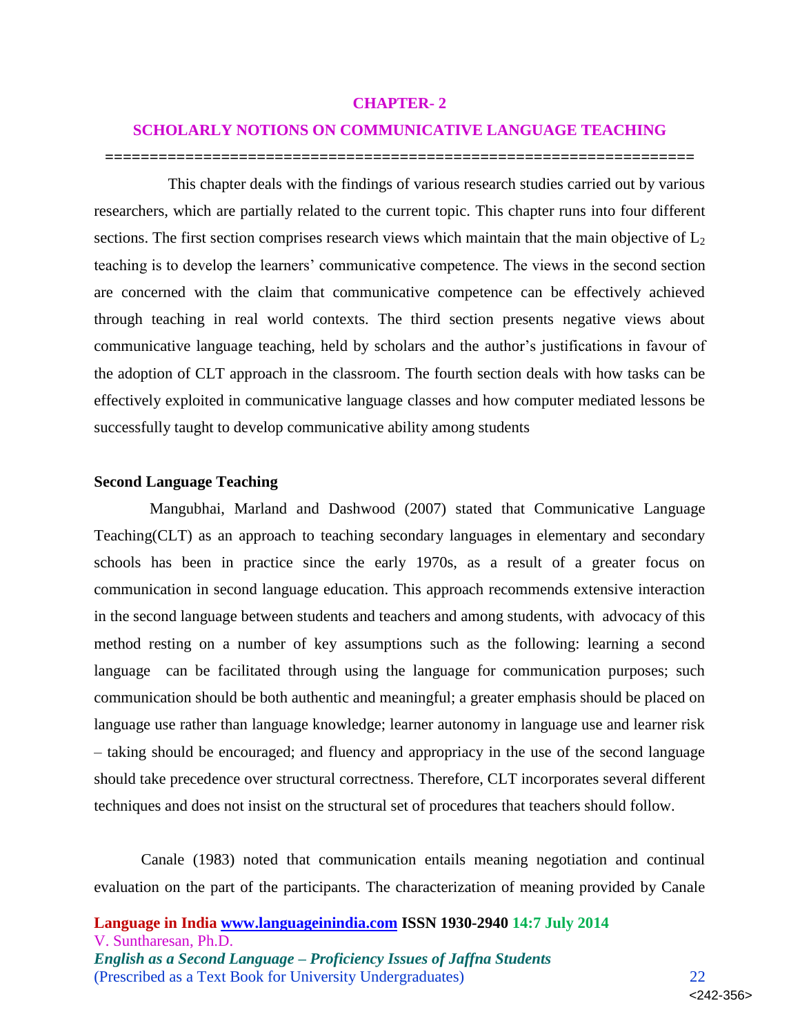# CHAPTER- 2

## SCHOLARLY NOTIONS ON COMMUNICATIVE LANGUAGE TEACHING

This chapter deals with the findings of various research studies carried out by various researchers, which are partially related to the current topic. This chapter runs into four different sections. The first section comprises research views which maintain that the main objective of $L_2$ teaching is to develop the learners' communicative competence. The views in the second section are concerned with the claim that communicative competence can be effectively achieved through teaching in real world contexts. The third section presents negative views about communicative language teaching, held by scholars and the author's justifications in favour of the adoption of CLT approach in the classroom. The fourth section deals with how tasks can be effectively exploited in communicative language classes and how computer mediated lessons be successfully taught to develop communicative ability among students

### Second Language Teaching

Mangubhai, Marland and Dashwood (2007) stated that Communicative Language Teaching(CLT) as an approach to teaching secondary languages in elementary and secondary schools has been in practice since the early 1970s, as a result of a greater focus on communication in second language education. This approach recommends extensive interaction in the second language between students and teachers and among students, with advocacy of this method resting on a number of key assumptions such as the following: learning a second language can be facilitated through using the language for communication purposes; such communication should be both authentic and meaningful; a greater emphasis should be placed on language use rather than language knowledge; learner autonomy in language use and learner risk – taking should be encouraged; and fluency and appropriacy in the use of the second language should take precedence over structural correctness. Therefore, CLT incorporates several different techniques and does not insist on the structural set of procedures that teachers should follow.

Canale (1983) noted that communication entails meaning negotiation and continual evaluation on the part of the participants. The characterization of meaning provided by Canale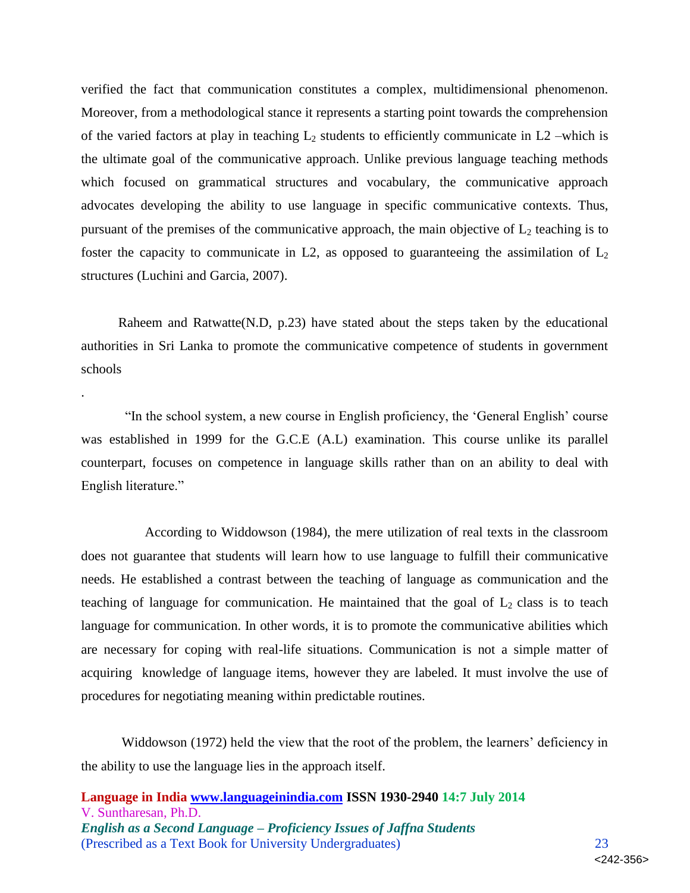verified the fact that communication constitutes a complex, multidimensional phenomenon. Moreover, from a methodological stance it represents a starting point towards the comprehension of the varied factors at play in teaching $L_2$ students to efficiently communicate in L2 –which is the ultimate goal of the communicative approach. Unlike previous language teaching methods which focused on grammatical structures and vocabulary, the communicative approach advocates developing the ability to use language in specific communicative contexts. Thus, pursuant of the premises of the communicative approach, the main objective of $L_2$ teaching is to foster the capacity to communicate in L2, as opposed to guaranteeing the assimilation of $L_2$ structures (Luchini and Garcia, 2007).

Raheem and Ratwatte(N.D, p.23) have stated about the steps taken by the educational authorities in Sri Lanka to promote the communicative competence of students in government schools

.

"In the school system, a new course in English proficiency, the 'General English' course was established in 1999 for the G.C.E (A.L) examination. This course unlike its parallel counterpart, focuses on competence in language skills rather than on an ability to deal with English literature."

According to Widdowson (1984), the mere utilization of real texts in the classroom does not guarantee that students will learn how to use language to fulfill their communicative needs. He established a contrast between the teaching of language as communication and the teaching of language for communication. He maintained that the goal of $L_2$ class is to teach language for communication. In other words, it is to promote the communicative abilities which are necessary for coping with real-life situations. Communication is not a simple matter of acquiring knowledge of language items, however they are labeled. It must involve the use of procedures for negotiating meaning within predictable routines.

Widdowson (1972) held the view that the root of the problem, the learners' deficiency in the ability to use the language lies in the approach itself.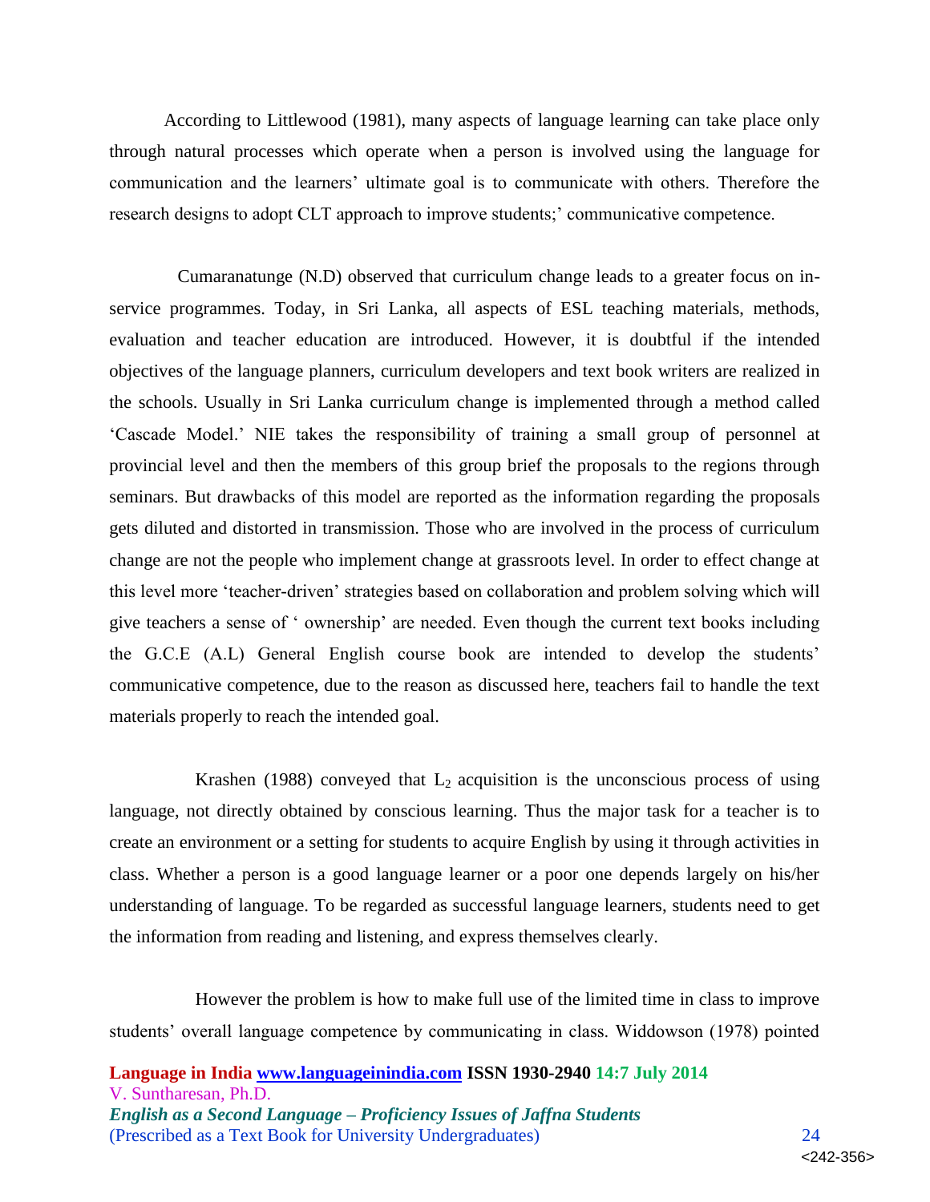According to Littlewood (1981), many aspects of language learning can take place only through natural processes which operate when a person is involved using the language for communication and the learners' ultimate goal is to communicate with others. Therefore the research designs to adopt CLT approach to improve students;' communicative competence.

Cumaranatunge (N.D) observed that curriculum change leads to a greater focus on in-service programmes. Today, in Sri Lanka, all aspects of ESL teaching materials, methods, evaluation and teacher education are introduced. However, it is doubtful if the intended objectives of the language planners, curriculum developers and text book writers are realized in the schools. Usually in Sri Lanka curriculum change is implemented through a method called 'Cascade Model.' NIE takes the responsibility of training a small group of personnel at provincial level and then the members of this group brief the proposals to the regions through seminars. But drawbacks of this model are reported as the information regarding the proposals gets diluted and distorted in transmission. Those who are involved in the process of curriculum change are not the people who implement change at grassroots level. In order to effect change at this level more 'teacher-driven' strategies based on collaboration and problem solving which will give teachers a sense of ' ownership' are needed. Even though the current text books including the G.C.E (A.L) General English course book are intended to develop the students' communicative competence, due to the reason as discussed here, teachers fail to handle the text materials properly to reach the intended goal.

Krashen (1988) conveyed that $L_2$ acquisition is the unconscious process of using language, not directly obtained by conscious learning. Thus the major task for a teacher is to create an environment or a setting for students to acquire English by using it through activities in class. Whether a person is a good language learner or a poor one depends largely on his/her understanding of language. To be regarded as successful language learners, students need to get the information from reading and listening, and express themselves clearly.

However the problem is how to make full use of the limited time in class to improve students' overall language competence by communicating in class. Widdowson (1978) pointed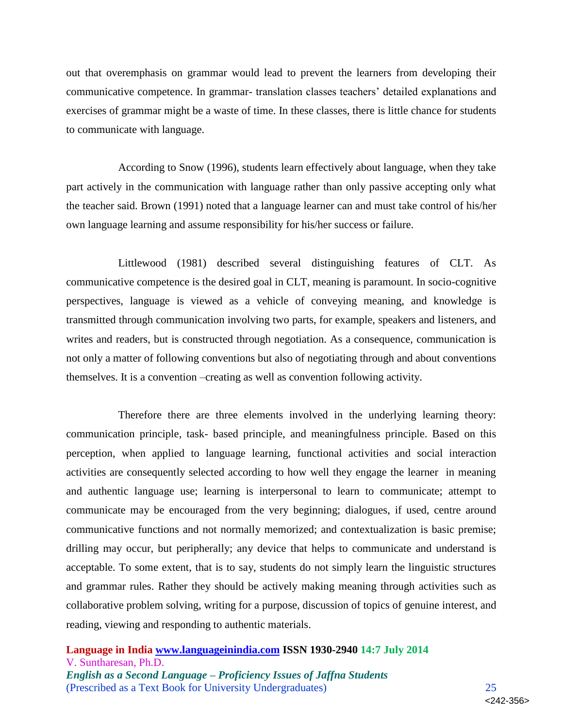out that overemphasis on grammar would lead to prevent the learners from developing their communicative competence. In grammar- translation classes teachers' detailed explanations and exercises of grammar might be a waste of time. In these classes, there is little chance for students to communicate with language.

According to Snow (1996), students learn effectively about language, when they take part actively in the communication with language rather than only passive accepting only what the teacher said. Brown (1991) noted that a language learner can and must take control of his/her own language learning and assume responsibility for his/her success or failure.

Littlewood (1981) described several distinguishing features of CLT. As communicative competence is the desired goal in CLT, meaning is paramount. In socio-cognitive perspectives, language is viewed as a vehicle of conveying meaning, and knowledge is transmitted through communication involving two parts, for example, speakers and listeners, and writes and readers, but is constructed through negotiation. As a consequence, communication is not only a matter of following conventions but also of negotiating through and about conventions themselves. It is a convention –creating as well as convention following activity.

Therefore there are three elements involved in the underlying learning theory: communication principle, task- based principle, and meaningfulness principle. Based on this perception, when applied to language learning, functional activities and social interaction activities are consequently selected according to how well they engage the learner in meaning and authentic language use; learning is interpersonal to learn to communicate; attempt to communicate may be encouraged from the very beginning; dialogues, if used, centre around communicative functions and not normally memorized; and contextualization is basic premise; drilling may occur, but peripherally; any device that helps to communicate and understand is acceptable. To some extent, that is to say, students do not simply learn the linguistic structures and grammar rules. Rather they should be actively making meaning through activities such as collaborative problem solving, writing for a purpose, discussion of topics of genuine interest, and reading, viewing and responding to authentic materials.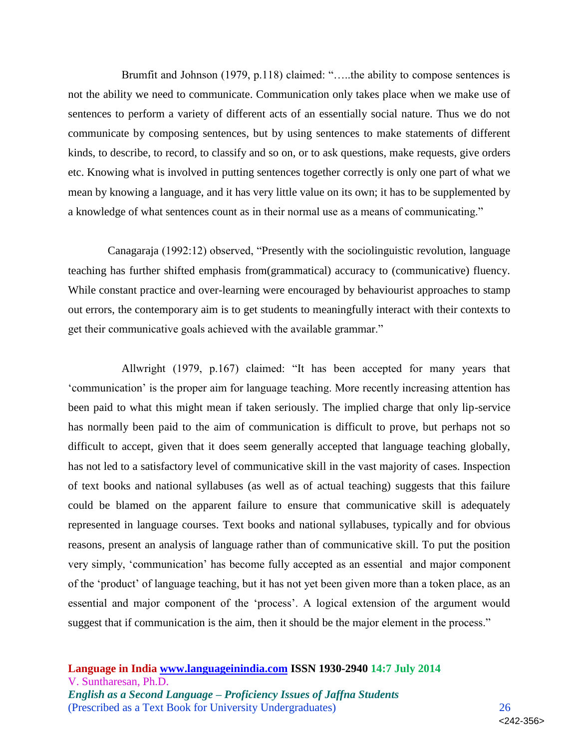Brumfit and Johnson (1979, p.118) claimed: "…..the ability to compose sentences is not the ability we need to communicate. Communication only takes place when we make use of sentences to perform a variety of different acts of an essentially social nature. Thus we do not communicate by composing sentences, but by using sentences to make statements of different kinds, to describe, to record, to classify and so on, or to ask questions, make requests, give orders etc. Knowing what is involved in putting sentences together correctly is only one part of what we mean by knowing a language, and it has very little value on its own; it has to be supplemented by a knowledge of what sentences count as in their normal use as a means of communicating."

Canagaraja (1992:12) observed, "Presently with the sociolinguistic revolution, language teaching has further shifted emphasis from(grammatical) accuracy to (communicative) fluency. While constant practice and over-learning were encouraged by behaviourist approaches to stamp out errors, the contemporary aim is to get students to meaningfully interact with their contexts to get their communicative goals achieved with the available grammar."

Allwright (1979, p.167) claimed: "It has been accepted for many years that 'communication' is the proper aim for language teaching. More recently increasing attention has been paid to what this might mean if taken seriously. The implied charge that only lip-service has normally been paid to the aim of communication is difficult to prove, but perhaps not so difficult to accept, given that it does seem generally accepted that language teaching globally, has not led to a satisfactory level of communicative skill in the vast majority of cases. Inspection of text books and national syllabuses (as well as of actual teaching) suggests that this failure could be blamed on the apparent failure to ensure that communicative skill is adequately represented in language courses. Text books and national syllabuses, typically and for obvious reasons, present an analysis of language rather than of communicative skill. To put the position very simply, 'communication' has become fully accepted as an essential and major component of the 'product' of language teaching, but it has not yet been given more than a token place, as an essential and major component of the 'process'. A logical extension of the argument would suggest that if communication is the aim, then it should be the major element in the process."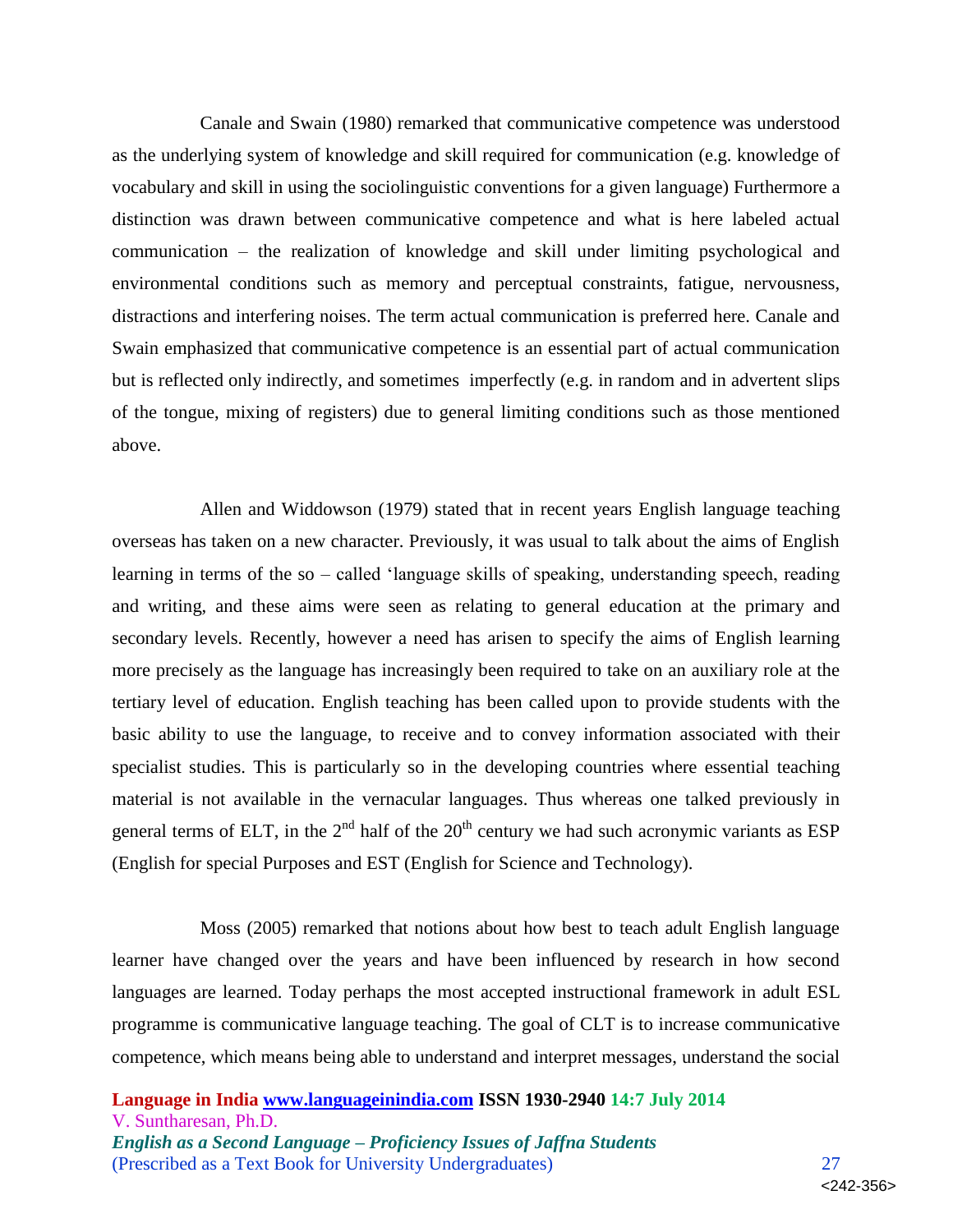Canale and Swain (1980) remarked that communicative competence was understood as the underlying system of knowledge and skill required for communication (e.g. knowledge of vocabulary and skill in using the sociolinguistic conventions for a given language) Furthermore a distinction was drawn between communicative competence and what is here labeled actual communication – the realization of knowledge and skill under limiting psychological and environmental conditions such as memory and perceptual constraints, fatigue, nervousness, distractions and interfering noises. The term actual communication is preferred here. Canale and Swain emphasized that communicative competence is an essential part of actual communication but is reflected only indirectly, and sometimes imperfectly (e.g. in random and in advertent slips of the tongue, mixing of registers) due to general limiting conditions such as those mentioned above.

Allen and Widdowson (1979) stated that in recent years English language teaching overseas has taken on a new character. Previously, it was usual to talk about the aims of English learning in terms of the so – called 'language skills of speaking, understanding speech, reading and writing, and these aims were seen as relating to general education at the primary and secondary levels. Recently, however a need has arisen to specify the aims of English learning more precisely as the language has increasingly been required to take on an auxiliary role at the tertiary level of education. English teaching has been called upon to provide students with the basic ability to use the language, to receive and to convey information associated with their specialist studies. This is particularly so in the developing countries where essential teaching material is not available in the vernacular languages. Thus whereas one talked previously in general terms of ELT, in the 2nd half of the 20th century we had such acronymic variants as ESP (English for special Purposes and EST (English for Science and Technology).

Moss (2005) remarked that notions about how best to teach adult English language learner have changed over the years and have been influenced by research in how second languages are learned. Today perhaps the most accepted instructional framework in adult ESL programme is communicative language teaching. The goal of CLT is to increase communicative competence, which means being able to understand and interpret messages, understand the social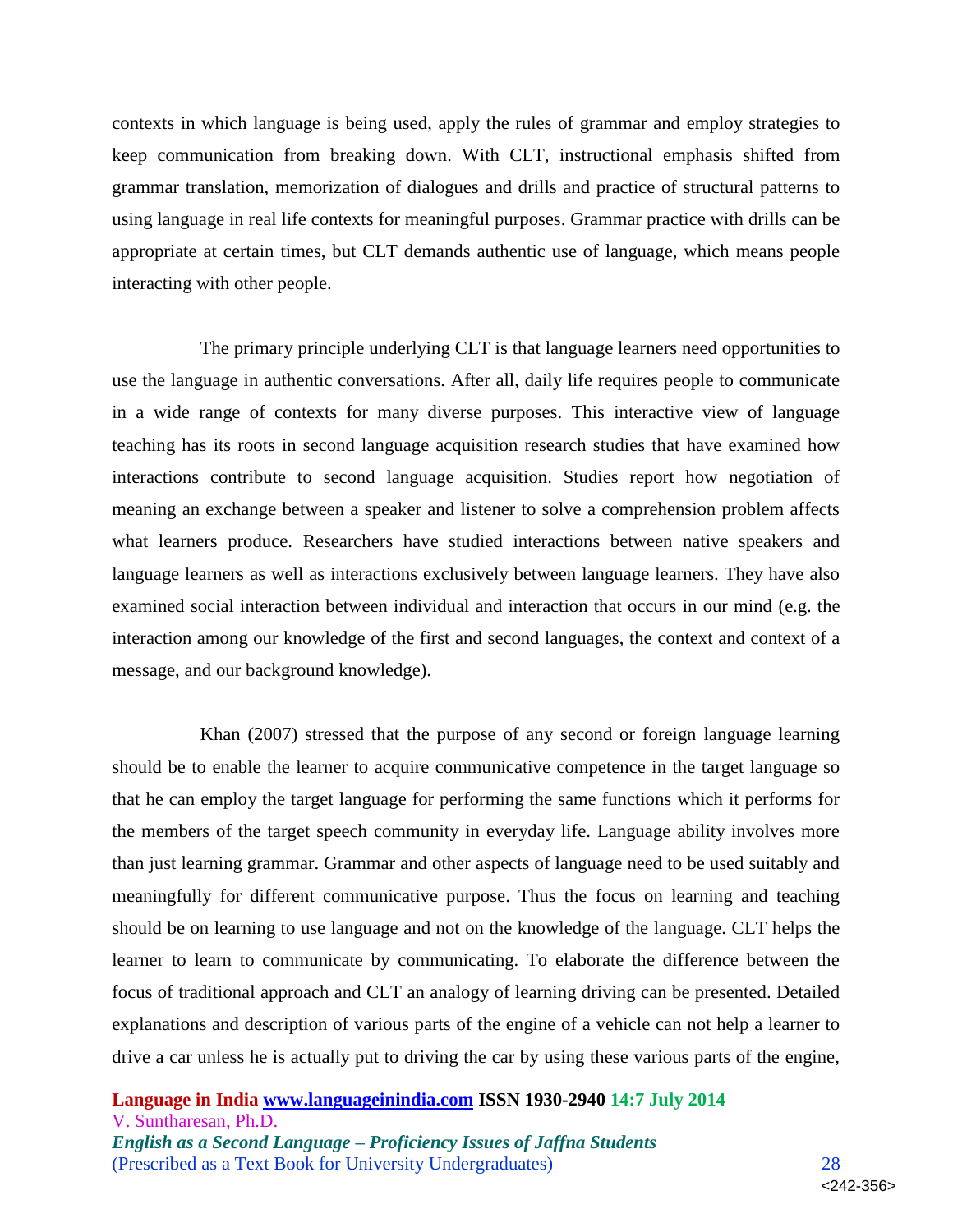contexts in which language is being used, apply the rules of grammar and employ strategies to keep communication from breaking down. With CLT, instructional emphasis shifted from grammar translation, memorization of dialogues and drills and practice of structural patterns to using language in real life contexts for meaningful purposes. Grammar practice with drills can be appropriate at certain times, but CLT demands authentic use of language, which means people interacting with other people.

The primary principle underlying CLT is that language learners need opportunities to use the language in authentic conversations. After all, daily life requires people to communicate in a wide range of contexts for many diverse purposes. This interactive view of language teaching has its roots in second language acquisition research studies that have examined how interactions contribute to second language acquisition. Studies report how negotiation of meaning an exchange between a speaker and listener to solve a comprehension problem affects what learners produce. Researchers have studied interactions between native speakers and language learners as well as interactions exclusively between language learners. They have also examined social interaction between individual and interaction that occurs in our mind (e.g. the interaction among our knowledge of the first and second languages, the context and context of a message, and our background knowledge).

Khan (2007) stressed that the purpose of any second or foreign language learning should be to enable the learner to acquire communicative competence in the target language so that he can employ the target language for performing the same functions which it performs for the members of the target speech community in everyday life. Language ability involves more than just learning grammar. Grammar and other aspects of language need to be used suitably and meaningfully for different communicative purpose. Thus the focus on learning and teaching should be on learning to use language and not on the knowledge of the language. CLT helps the learner to learn to communicate by communicating. To elaborate the difference between the focus of traditional approach and CLT an analogy of learning driving can be presented. Detailed explanations and description of various parts of the engine of a vehicle can not help a learner to drive a car unless he is actually put to driving the car by using these various parts of the engine,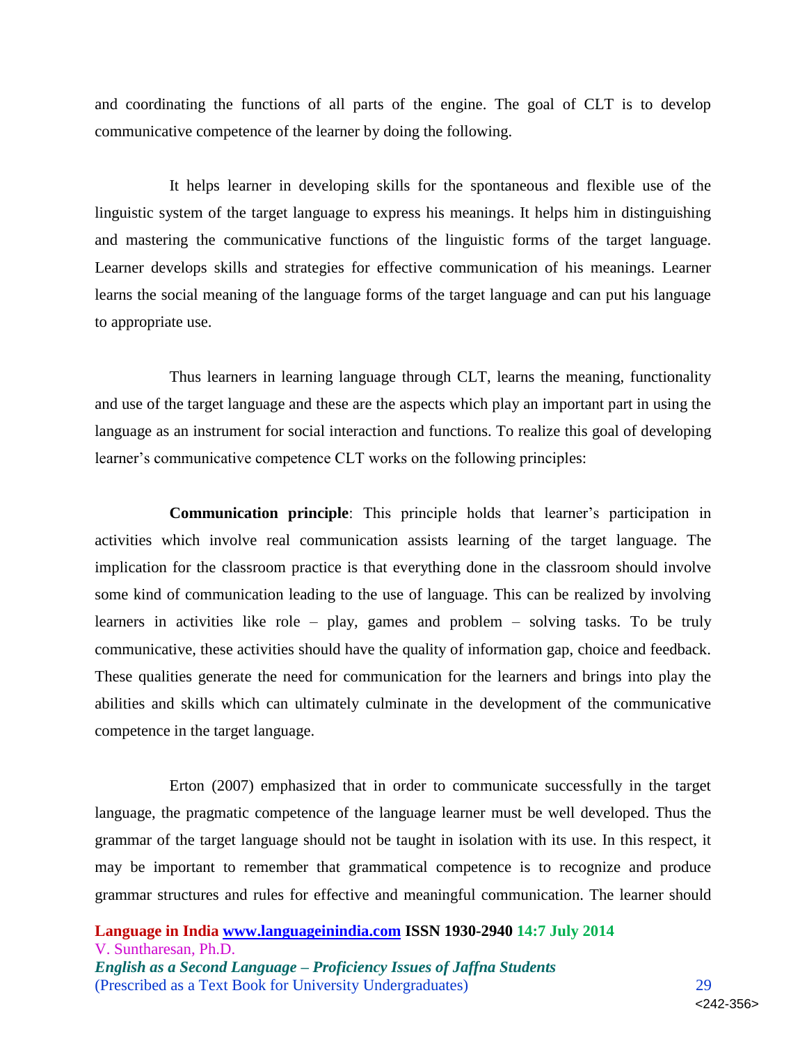and coordinating the functions of all parts of the engine. The goal of CLT is to develop communicative competence of the learner by doing the following.

It helps learner in developing skills for the spontaneous and flexible use of the linguistic system of the target language to express his meanings. It helps him in distinguishing and mastering the communicative functions of the linguistic forms of the target language. Learner develops skills and strategies for effective communication of his meanings. Learner learns the social meaning of the language forms of the target language and can put his language to appropriate use.

Thus learners in learning language through CLT, learns the meaning, functionality and use of the target language and these are the aspects which play an important part in using the language as an instrument for social interaction and functions. To realize this goal of developing learner's communicative competence CLT works on the following principles:

**Communication principle**: This principle holds that learner's participation in activities which involve real communication assists learning of the target language. The implication for the classroom practice is that everything done in the classroom should involve some kind of communication leading to the use of language. This can be realized by involving learners in activities like role – play, games and problem – solving tasks. To be truly communicative, these activities should have the quality of information gap, choice and feedback. These qualities generate the need for communication for the learners and brings into play the abilities and skills which can ultimately culminate in the development of the communicative competence in the target language.

Erton (2007) emphasized that in order to communicate successfully in the target language, the pragmatic competence of the language learner must be well developed. Thus the grammar of the target language should not be taught in isolation with its use. In this respect, it may be important to remember that grammatical competence is to recognize and produce grammar structures and rules for effective and meaningful communication. The learner should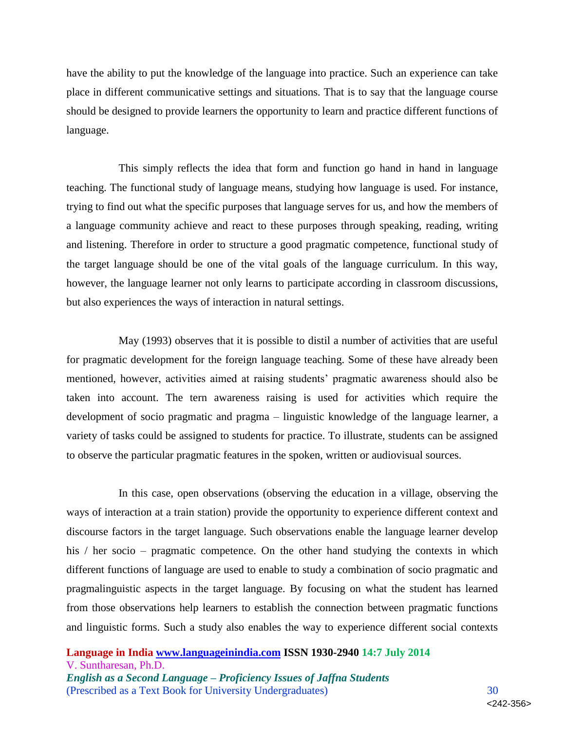have the ability to put the knowledge of the language into practice. Such an experience can take place in different communicative settings and situations. That is to say that the language course should be designed to provide learners the opportunity to learn and practice different functions of language.

This simply reflects the idea that form and function go hand in hand in language teaching. The functional study of language means, studying how language is used. For instance, trying to find out what the specific purposes that language serves for us, and how the members of a language community achieve and react to these purposes through speaking, reading, writing and listening. Therefore in order to structure a good pragmatic competence, functional study of the target language should be one of the vital goals of the language curriculum. In this way, however, the language learner not only learns to participate according in classroom discussions, but also experiences the ways of interaction in natural settings.

May (1993) observes that it is possible to distil a number of activities that are useful for pragmatic development for the foreign language teaching. Some of these have already been mentioned, however, activities aimed at raising students' pragmatic awareness should also be taken into account. The tern awareness raising is used for activities which require the development of socio pragmatic and pragma – linguistic knowledge of the language learner, a variety of tasks could be assigned to students for practice. To illustrate, students can be assigned to observe the particular pragmatic features in the spoken, written or audiovisual sources.

In this case, open observations (observing the education in a village, observing the ways of interaction at a train station) provide the opportunity to experience different context and discourse factors in the target language. Such observations enable the language learner develop his / her socio – pragmatic competence. On the other hand studying the contexts in which different functions of language are used to enable to study a combination of socio pragmatic and pragmalinguistic aspects in the target language. By focusing on what the student has learned from those observations help learners to establish the connection between pragmatic functions and linguistic forms. Such a study also enables the way to experience different social contexts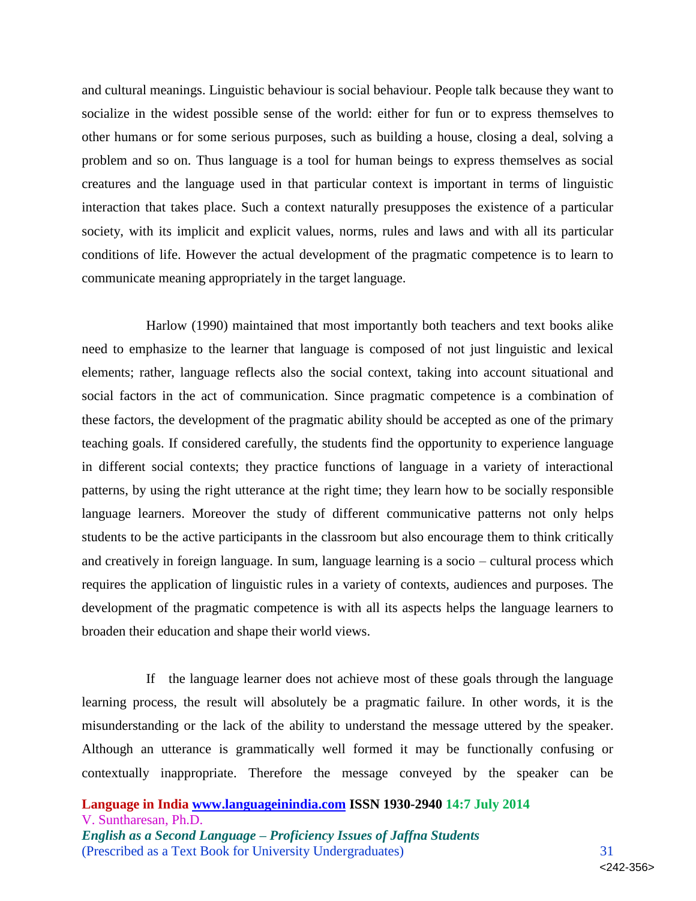and cultural meanings. Linguistic behaviour is social behaviour. People talk because they want to socialize in the widest possible sense of the world: either for fun or to express themselves to other humans or for some serious purposes, such as building a house, closing a deal, solving a problem and so on. Thus language is a tool for human beings to express themselves as social creatures and the language used in that particular context is important in terms of linguistic interaction that takes place. Such a context naturally presupposes the existence of a particular society, with its implicit and explicit values, norms, rules and laws and with all its particular conditions of life. However the actual development of the pragmatic competence is to learn to communicate meaning appropriately in the target language.

Harlow (1990) maintained that most importantly both teachers and text books alike need to emphasize to the learner that language is composed of not just linguistic and lexical elements; rather, language reflects also the social context, taking into account situational and social factors in the act of communication. Since pragmatic competence is a combination of these factors, the development of the pragmatic ability should be accepted as one of the primary teaching goals. If considered carefully, the students find the opportunity to experience language in different social contexts; they practice functions of language in a variety of interactional patterns, by using the right utterance at the right time; they learn how to be socially responsible language learners. Moreover the study of different communicative patterns not only helps students to be the active participants in the classroom but also encourage them to think critically and creatively in foreign language. In sum, language learning is a socio – cultural process which requires the application of linguistic rules in a variety of contexts, audiences and purposes. The development of the pragmatic competence is with all its aspects helps the language learners to broaden their education and shape their world views.

If the language learner does not achieve most of these goals through the language learning process, the result will absolutely be a pragmatic failure. In other words, it is the misunderstanding or the lack of the ability to understand the message uttered by the speaker. Although an utterance is grammatically well formed it may be functionally confusing or contextually inappropriate. Therefore the message conveyed by the speaker can be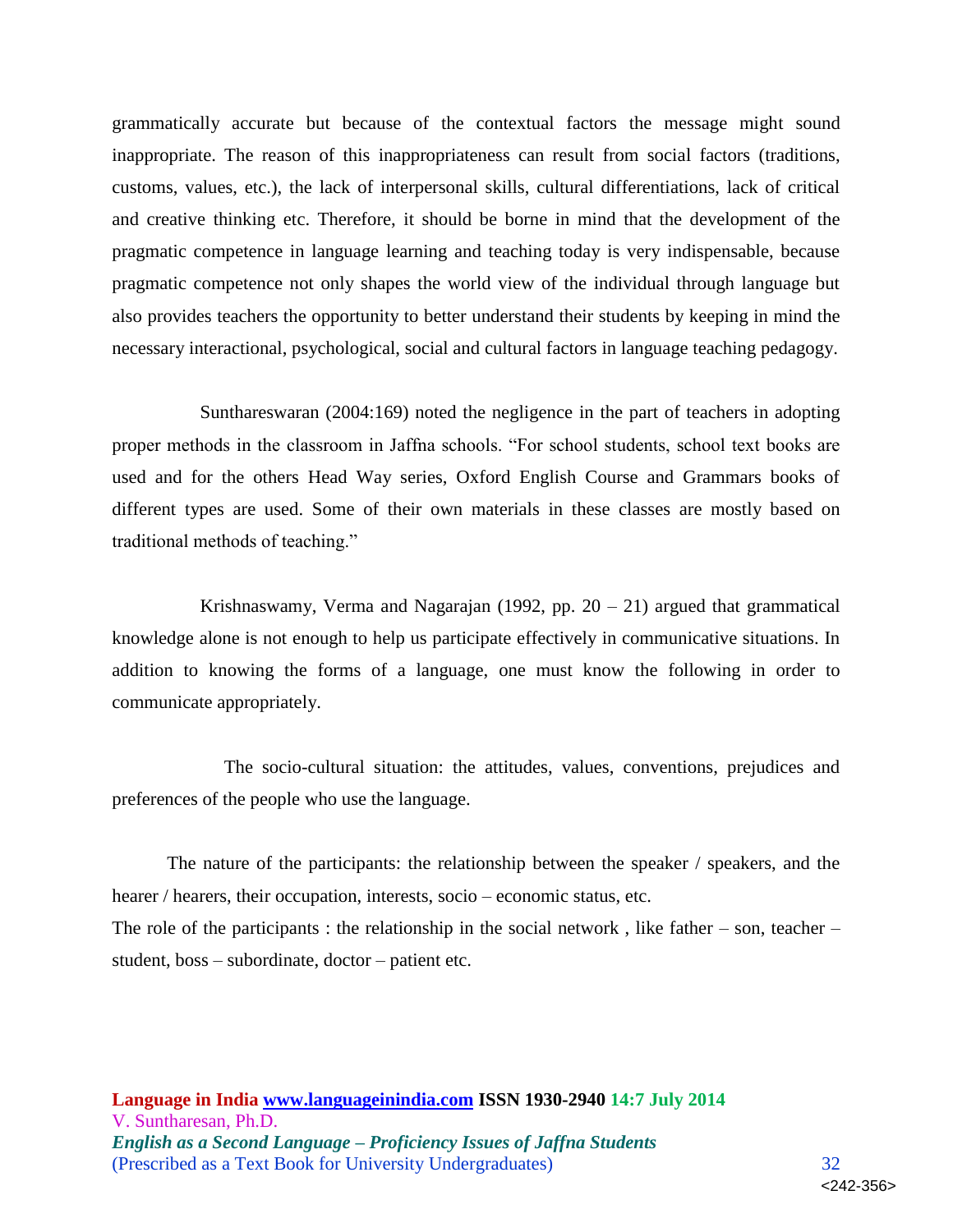grammatically accurate but because of the contextual factors the message might sound inappropriate. The reason of this inappropriateness can result from social factors (traditions, customs, values, etc.), the lack of interpersonal skills, cultural differentiations, lack of critical and creative thinking etc. Therefore, it should be borne in mind that the development of the pragmatic competence in language learning and teaching today is very indispensable, because pragmatic competence not only shapes the world view of the individual through language but also provides teachers the opportunity to better understand their students by keeping in mind the necessary interactional, psychological, social and cultural factors in language teaching pedagogy.

Supthareswaran (2004:169) noted the negligence in the part of teachers in adopting proper methods in the classroom in Jaffna schools. "For school students, school text books are used and for the others Head Way series, Oxford English Course and Grammars books of different types are used. Some of their own materials in these classes are mostly based on traditional methods of teaching."

Krishnaswamy, Verma and Nagarajan (1992, pp. 20 – 21) argued that grammatical knowledge alone is not enough to help us participate effectively in communicative situations. In addition to knowing the forms of a language, one must know the following in order to communicate appropriately.

The socio-cultural situation: the attitudes, values, conventions, prejudices and preferences of the people who use the language.

The nature of the participants: the relationship between the speaker / speakers, and the hearer / hearers, their occupation, interests, socio – economic status, etc.

The role of the participants : the relationship in the social network , like father – son, teacher – student, boss – subordinate, doctor – patient etc.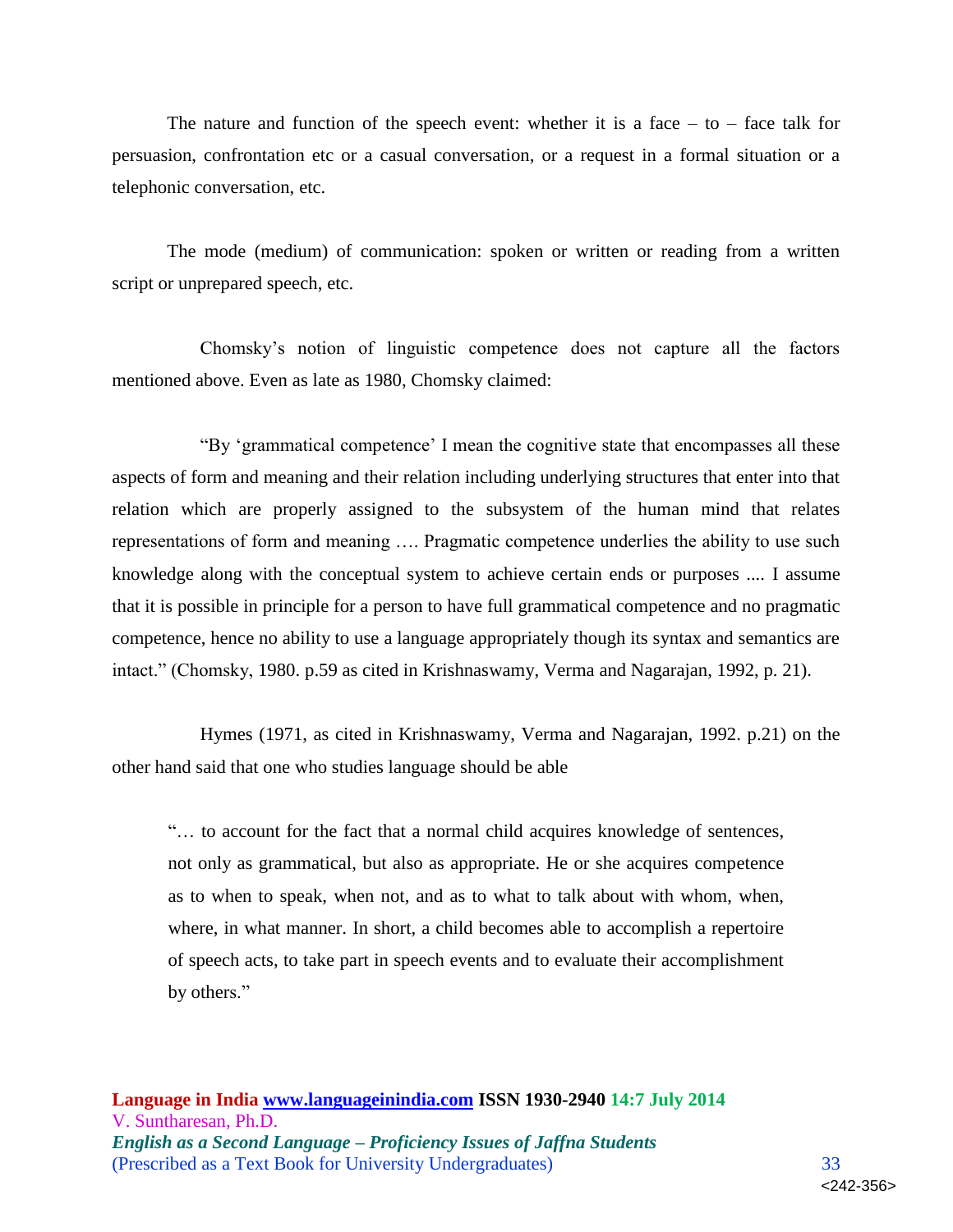The nature and function of the speech event: whether it is a face – to – face talk for persuasion, confrontation etc or a casual conversation, or a request in a formal situation or a telephonic conversation, etc.

The mode (medium) of communication: spoken or written or reading from a written script or unprepared speech, etc.

Chomsky's notion of linguistic competence does not capture all the factors mentioned above. Even as late as 1980, Chomsky claimed:

"By 'grammatical competence' I mean the cognitive state that encompasses all these aspects of form and meaning and their relation including underlying structures that enter into that relation which are properly assigned to the subsystem of the human mind that relates representations of form and meaning …. Pragmatic competence underlies the ability to use such knowledge along with the conceptual system to achieve certain ends or purposes .... I assume that it is possible in principle for a person to have full grammatical competence and no pragmatic competence, hence no ability to use a language appropriately though its syntax and semantics are intact." (Chomsky, 1980. p.59 as cited in Krishnaswamy, Verma and Nagarajan, 1992, p. 21).

Hymes (1971, as cited in Krishnaswamy, Verma and Nagarajan, 1992. p.21) on the other hand said that one who studies language should be able

> "… to account for the fact that a normal child acquires knowledge of sentences, not only as grammatical, but also as appropriate. He or she acquires competence as to when to speak, when not, and as to what to talk about with whom, when, where, in what manner. In short, a child becomes able to accomplish a repertoire of speech acts, to take part in speech events and to evaluate their accomplishment by others."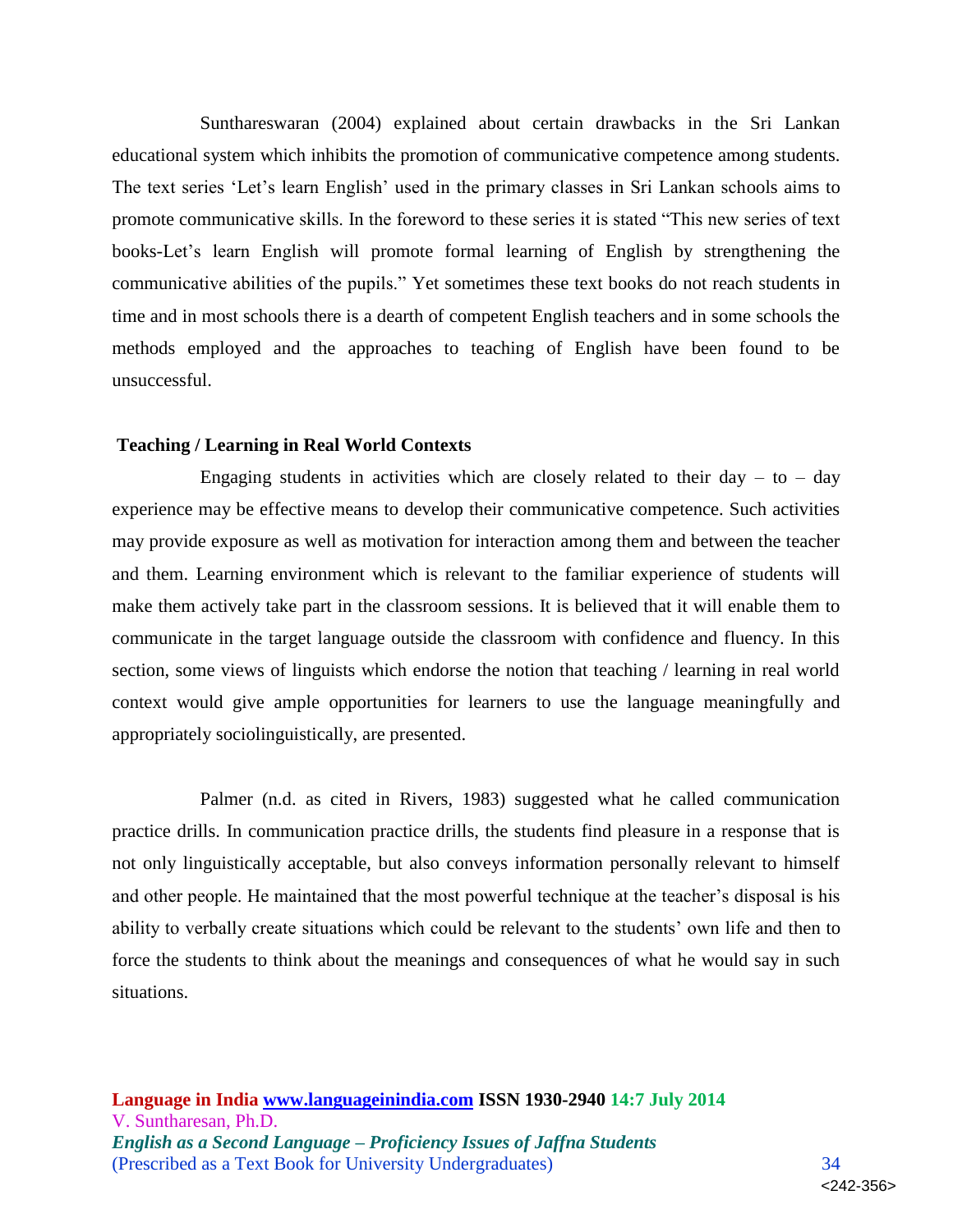Sunthareswaran (2004) explained about certain drawbacks in the Sri Lankan educational system which inhibits the promotion of communicative competence among students. The text series 'Let's learn English' used in the primary classes in Sri Lankan schools aims to promote communicative skills. In the foreword to these series it is stated "This new series of text books-Let's learn English will promote formal learning of English by strengthening the communicative abilities of the pupils." Yet sometimes these text books do not reach students in time and in most schools there is a dearth of competent English teachers and in some schools the methods employed and the approaches to teaching of English have been found to be unsuccessful.

**Teaching / Learning in Real World Contexts**

Engaging students in activities which are closely related to their day – to – day experience may be effective means to develop their communicative competence. Such activities may provide exposure as well as motivation for interaction among them and between the teacher and them. Learning environment which is relevant to the familiar experience of students will make them actively take part in the classroom sessions. It is believed that it will enable them to communicate in the target language outside the classroom with confidence and fluency. In this section, some views of linguists which endorse the notion that teaching / learning in real world context would give ample opportunities for learners to use the language meaningfully and appropriately sociolinguistically, are presented.

Palmer (n.d. as cited in Rivers, 1983) suggested what he called communication practice drills. In communication practice drills, the students find pleasure in a response that is not only linguistically acceptable, but also conveys information personally relevant to himself and other people. He maintained that the most powerful technique at the teacher's disposal is his ability to verbally create situations which could be relevant to the students' own life and then to force the students to think about the meanings and consequences of what he would say in such situations.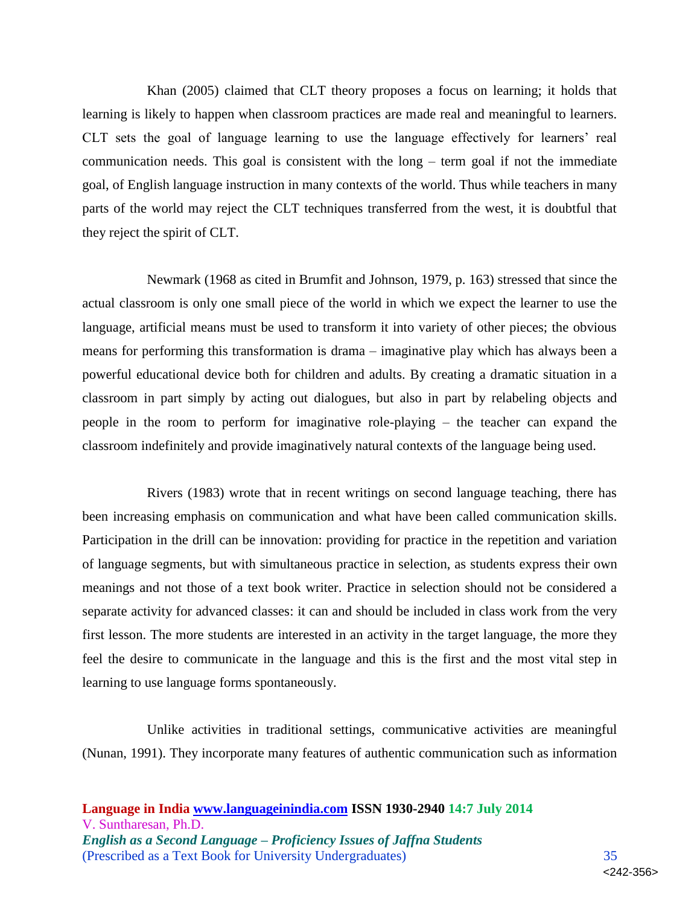Khan (2005) claimed that CLT theory proposes a focus on learning; it holds that learning is likely to happen when classroom practices are made real and meaningful to learners. CLT sets the goal of language learning to use the language effectively for learners' real communication needs. This goal is consistent with the long – term goal if not the immediate goal, of English language instruction in many contexts of the world. Thus while teachers in many parts of the world may reject the CLT techniques transferred from the west, it is doubtful that they reject the spirit of CLT.

Newmark (1968 as cited in Brumfit and Johnson, 1979, p. 163) stressed that since the actual classroom is only one small piece of the world in which we expect the learner to use the language, artificial means must be used to transform it into variety of other pieces; the obvious means for performing this transformation is drama – imaginative play which has always been a powerful educational device both for children and adults. By creating a dramatic situation in a classroom in part simply by acting out dialogues, but also in part by relabeling objects and people in the room to perform for imaginative role-playing – the teacher can expand the classroom indefinitely and provide imaginatively natural contexts of the language being used.

Rivers (1983) wrote that in recent writings on second language teaching, there has been increasing emphasis on communication and what have been called communication skills. Participation in the drill can be innovation: providing for practice in the repetition and variation of language segments, but with simultaneous practice in selection, as students express their own meanings and not those of a text book writer. Practice in selection should not be considered a separate activity for advanced classes: it can and should be included in class work from the very first lesson. The more students are interested in an activity in the target language, the more they feel the desire to communicate in the language and this is the first and the most vital step in learning to use language forms spontaneously.

Unlike activities in traditional settings, communicative activities are meaningful (Nunan, 1991). They incorporate many features of authentic communication such as information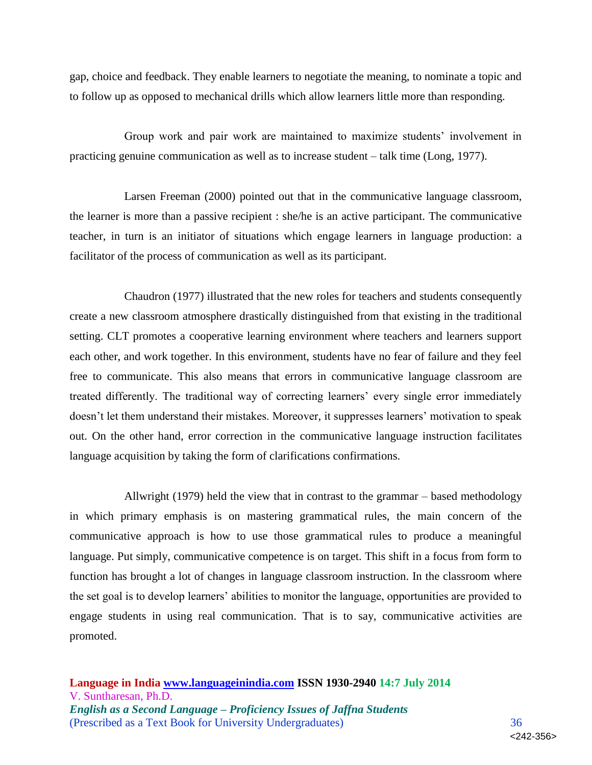gap, choice and feedback. They enable learners to negotiate the meaning, to nominate a topic and to follow up as opposed to mechanical drills which allow learners little more than responding.

Group work and pair work are maintained to maximize students' involvement in practicing genuine communication as well as to increase student – talk time (Long, 1977).

Larsen Freeman (2000) pointed out that in the communicative language classroom, the learner is more than a passive recipient : she/he is an active participant. The communicative teacher, in turn is an initiator of situations which engage learners in language production: a facilitator of the process of communication as well as its participant.

Chaudron (1977) illustrated that the new roles for teachers and students consequently create a new classroom atmosphere drastically distinguished from that existing in the traditional setting. CLT promotes a cooperative learning environment where teachers and learners support each other, and work together. In this environment, students have no fear of failure and they feel free to communicate. This also means that errors in communicative language classroom are treated differently. The traditional way of correcting learners' every single error immediately doesn't let them understand their mistakes. Moreover, it suppresses learners' motivation to speak out. On the other hand, error correction in the communicative language instruction facilitates language acquisition by taking the form of clarifications confirmations.

Allwright (1979) held the view that in contrast to the grammar – based methodology in which primary emphasis is on mastering grammatical rules, the main concern of the communicative approach is how to use those grammatical rules to produce a meaningful language. Put simply, communicative competence is on target. This shift in a focus from form to function has brought a lot of changes in language classroom instruction. In the classroom where the set goal is to develop learners' abilities to monitor the language, opportunities are provided to engage students in using real communication. That is to say, communicative activities are promoted.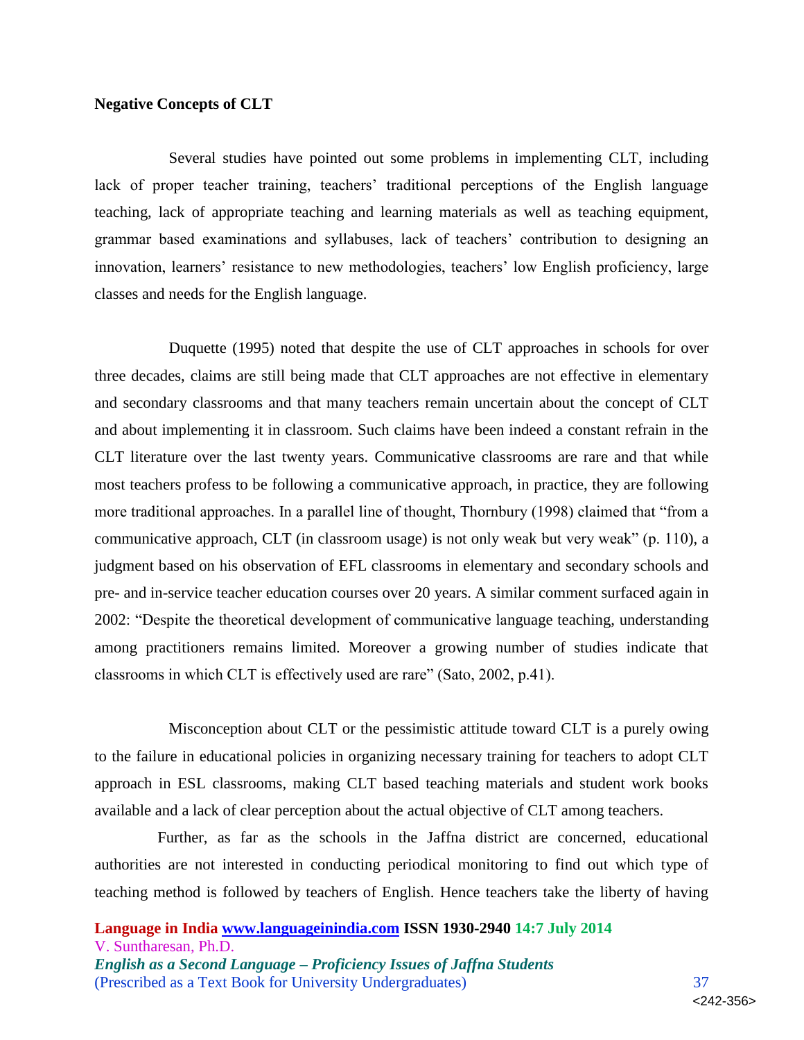**Negative Concepts of CLT**

Several studies have pointed out some problems in implementing CLT, including lack of proper teacher training, teachers' traditional perceptions of the English language teaching, lack of appropriate teaching and learning materials as well as teaching equipment, grammar based examinations and syllabuses, lack of teachers' contribution to designing an innovation, learners' resistance to new methodologies, teachers' low English proficiency, large classes and needs for the English language.

Duquette (1995) noted that despite the use of CLT approaches in schools for over three decades, claims are still being made that CLT approaches are not effective in elementary and secondary classrooms and that many teachers remain uncertain about the concept of CLT and about implementing it in classroom. Such claims have been indeed a constant refrain in the CLT literature over the last twenty years. Communicative classrooms are rare and that while most teachers profess to be following a communicative approach, in practice, they are following more traditional approaches. In a parallel line of thought, Thornbury (1998) claimed that "from a communicative approach, CLT (in classroom usage) is not only weak but very weak" (p. 110), a judgment based on his observation of EFL classrooms in elementary and secondary schools and pre- and in-service teacher education courses over 20 years. A similar comment surfaced again in 2002: "Despite the theoretical development of communicative language teaching, understanding among practitioners remains limited. Moreover a growing number of studies indicate that classrooms in which CLT is effectively used are rare" (Sato, 2002, p.41).

Misconception about CLT or the pessimistic attitude toward CLT is a purely owing to the failure in educational policies in organizing necessary training for teachers to adopt CLT approach in ESL classrooms, making CLT based teaching materials and student work books available and a lack of clear perception about the actual objective of CLT among teachers.

Further, as far as the schools in the Jaffna district are concerned, educational authorities are not interested in conducting periodical monitoring to find out which type of teaching method is followed by teachers of English. Hence teachers take the liberty of having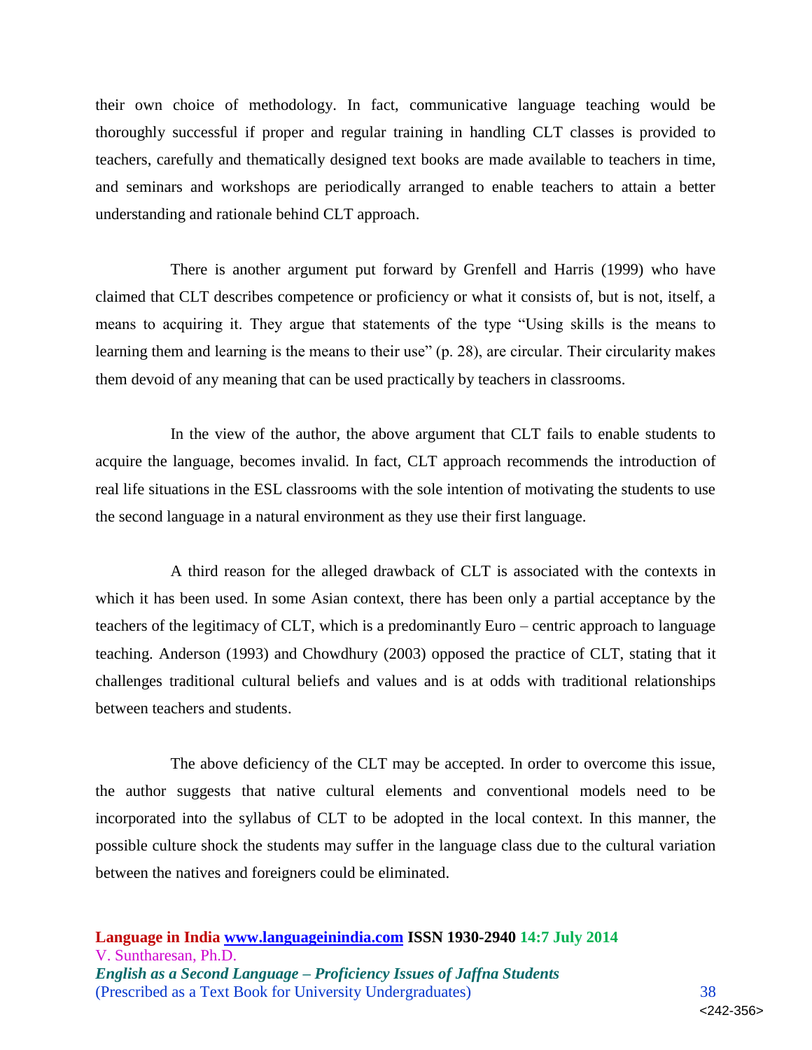their own choice of methodology. In fact, communicative language teaching would be thoroughly successful if proper and regular training in handling CLT classes is provided to teachers, carefully and thematically designed text books are made available to teachers in time, and seminars and workshops are periodically arranged to enable teachers to attain a better understanding and rationale behind CLT approach.

There is another argument put forward by Grenfell and Harris (1999) who have claimed that CLT describes competence or proficiency or what it consists of, but is not, itself, a means to acquiring it. They argue that statements of the type "Using skills is the means to learning them and learning is the means to their use" (p. 28), are circular. Their circularity makes them devoid of any meaning that can be used practically by teachers in classrooms.

In the view of the author, the above argument that CLT fails to enable students to acquire the language, becomes invalid. In fact, CLT approach recommends the introduction of real life situations in the ESL classrooms with the sole intention of motivating the students to use the second language in a natural environment as they use their first language.

A third reason for the alleged drawback of CLT is associated with the contexts in which it has been used. In some Asian context, there has been only a partial acceptance by the teachers of the legitimacy of CLT, which is a predominantly Euro – centric approach to language teaching. Anderson (1993) and Chowdhury (2003) opposed the practice of CLT, stating that it challenges traditional cultural beliefs and values and is at odds with traditional relationships between teachers and students.

The above deficiency of the CLT may be accepted. In order to overcome this issue, the author suggests that native cultural elements and conventional models need to be incorporated into the syllabus of CLT to be adopted in the local context. In this manner, the possible culture shock the students may suffer in the language class due to the cultural variation between the natives and foreigners could be eliminated.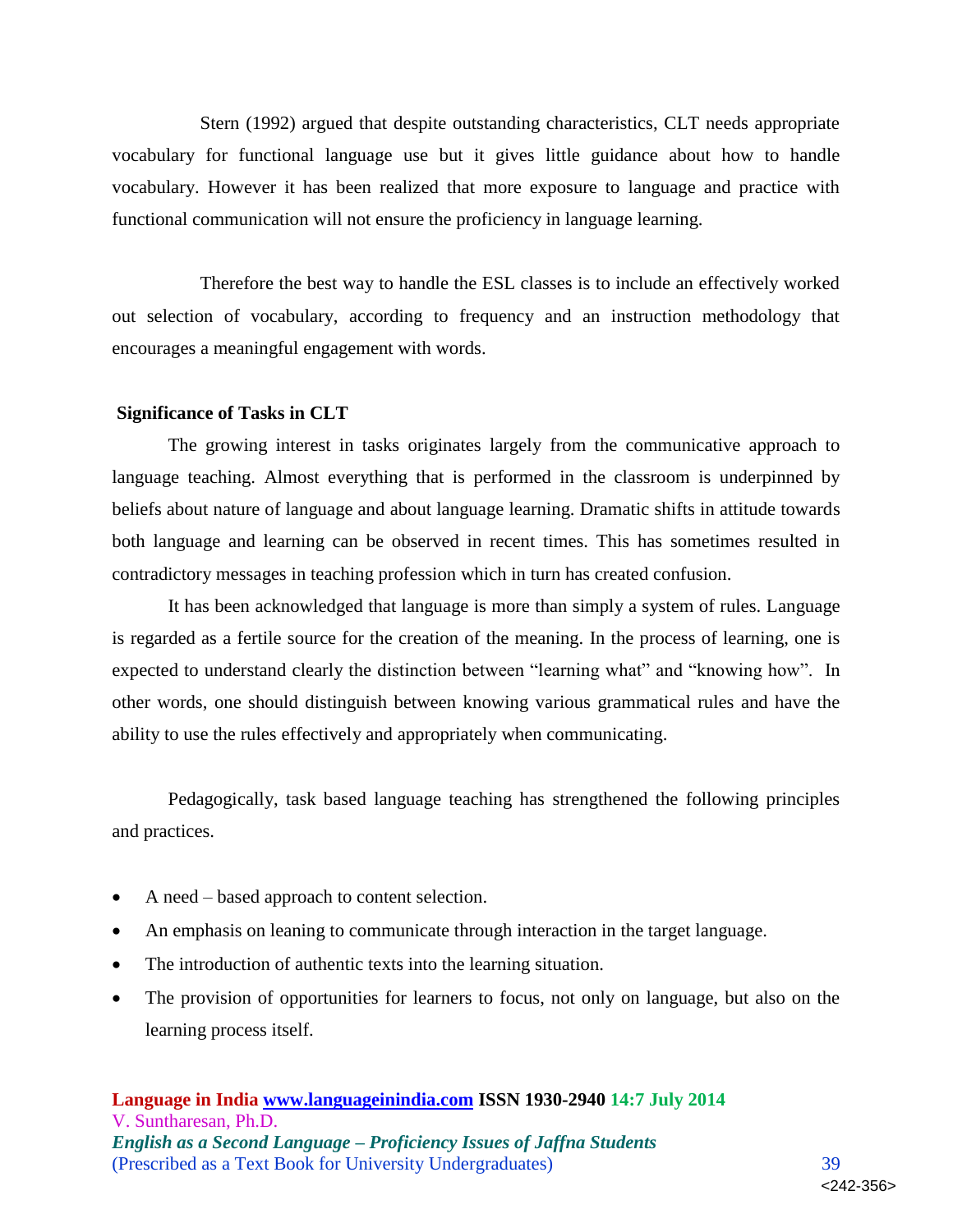Stern (1992) argued that despite outstanding characteristics, CLT needs appropriate vocabulary for functional language use but it gives little guidance about how to handle vocabulary. However it has been realized that more exposure to language and practice with functional communication will not ensure the proficiency in language learning.

Therefore the best way to handle the ESL classes is to include an effectively worked out selection of vocabulary, according to frequency and an instruction methodology that encourages a meaningful engagement with words.

**Significance of Tasks in CLT**

The growing interest in tasks originates largely from the communicative approach to language teaching. Almost everything that is performed in the classroom is underpinned by beliefs about nature of language and about language learning. Dramatic shifts in attitude towards both language and learning can be observed in recent times. This has sometimes resulted in contradictory messages in teaching profession which in turn has created confusion.

It has been acknowledged that language is more than simply a system of rules. Language is regarded as a fertile source for the creation of the meaning. In the process of learning, one is expected to understand clearly the distinction between "learning what" and "knowing how". In other words, one should distinguish between knowing various grammatical rules and have the ability to use the rules effectively and appropriately when communicating.

Pedagogically, task based language teaching has strengthened the following principles and practices.

- A need – based approach to content selection.
- An emphasis on leaning to communicate through interaction in the target language.
- The introduction of authentic texts into the learning situation.
- The provision of opportunities for learners to focus, not only on language, but also on the learning process itself.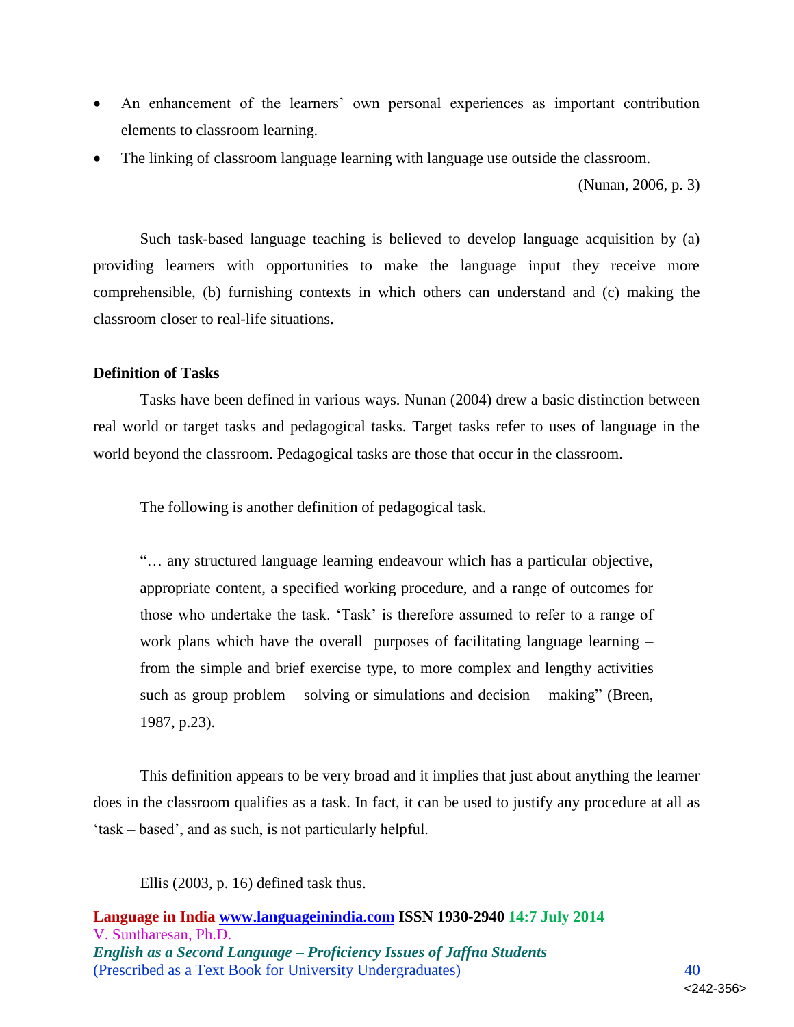- An enhancement of the learners' own personal experiences as important contribution elements to classroom learning.
- The linking of classroom language learning with language use outside the classroom.

(Nunan, 2006, p. 3)

Such task-based language teaching is believed to develop language acquisition by (a) providing learners with opportunities to make the language input they receive more comprehensible, (b) furnishing contexts in which others can understand and (c) making the classroom closer to real-life situations.

**Definition of Tasks**

Tasks have been defined in various ways. Nunan (2004) drew a basic distinction between real world or target tasks and pedagogical tasks. Target tasks refer to uses of language in the world beyond the classroom. Pedagogical tasks are those that occur in the classroom.

The following is another definition of pedagogical task.

> "… any structured language learning endeavour which has a particular objective, appropriate content, a specified working procedure, and a range of outcomes for those who undertake the task. 'Task' is therefore assumed to refer to a range of work plans which have the overall purposes of facilitating language learning – from the simple and brief exercise type, to more complex and lengthy activities such as group problem – solving or simulations and decision – making" (Breen, 1987, p.23).

This definition appears to be very broad and it implies that just about anything the learner does in the classroom qualifies as a task. In fact, it can be used to justify any procedure at all as 'task – based', and as such, is not particularly helpful.

Ellis (2003, p. 16) defined task thus.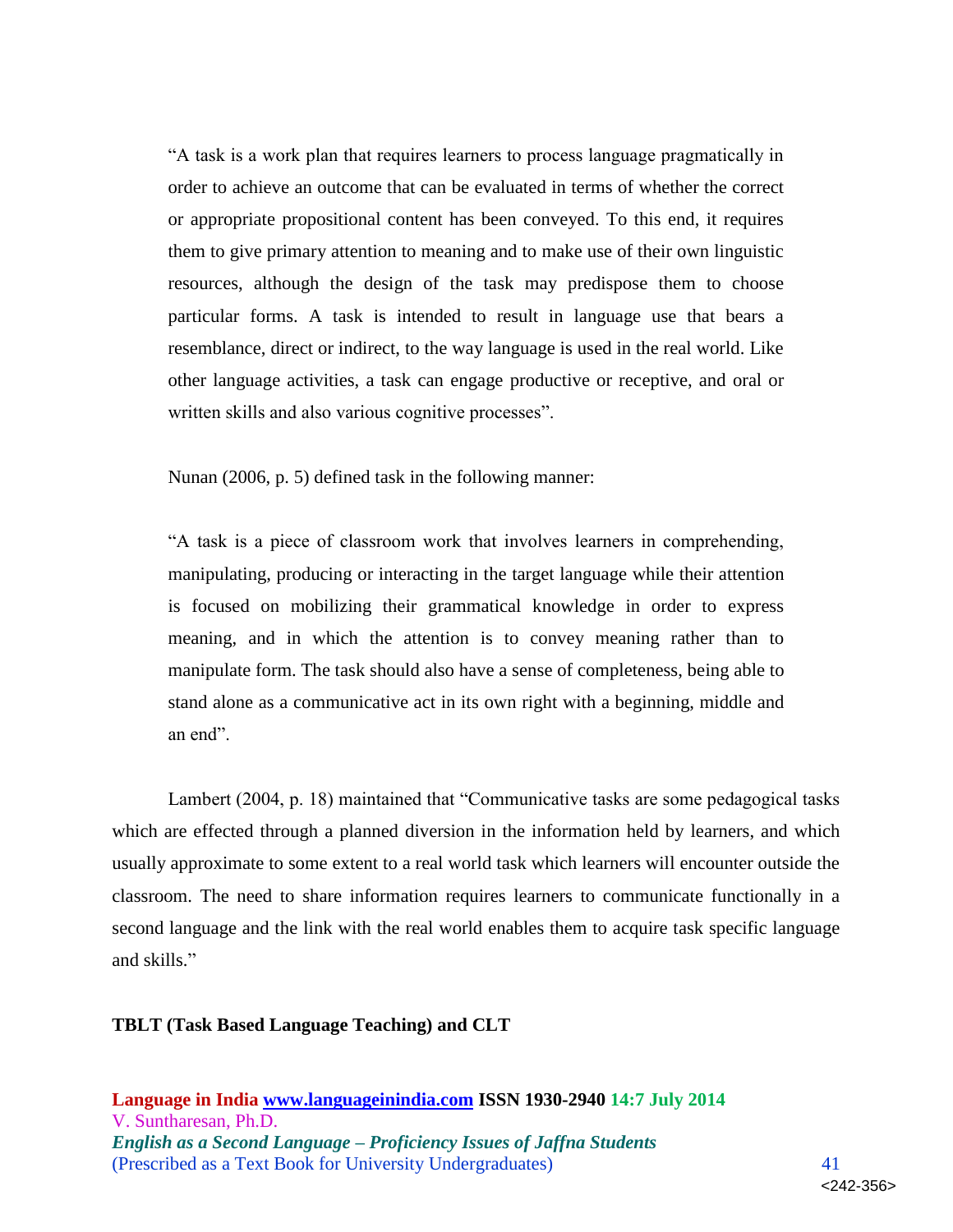> "A task is a work plan that requires learners to process language pragmatically in order to achieve an outcome that can be evaluated in terms of whether the correct or appropriate propositional content has been conveyed. To this end, it requires them to give primary attention to meaning and to make use of their own linguistic resources, although the design of the task may predispose them to choose particular forms. A task is intended to result in language use that bears a resemblance, direct or indirect, to the way language is used in the real world. Like other language activities, a task can engage productive or receptive, and oral or written skills and also various cognitive processes".

Nunan (2006, p. 5) defined task in the following manner:

> "A task is a piece of classroom work that involves learners in comprehending, manipulating, producing or interacting in the target language while their attention is focused on mobilizing their grammatical knowledge in order to express meaning, and in which the attention is to convey meaning rather than to manipulate form. The task should also have a sense of completeness, being able to stand alone as a communicative act in its own right with a beginning, middle and an end".

Lambert (2004, p. 18) maintained that "Communicative tasks are some pedagogical tasks which are effected through a planned diversion in the information held by learners, and which usually approximate to some extent to a real world task which learners will encounter outside the classroom. The need to share information requires learners to communicate functionally in a second language and the link with the real world enables them to acquire task specific language and skills."

**TBLT (Task Based Language Teaching) and CLT**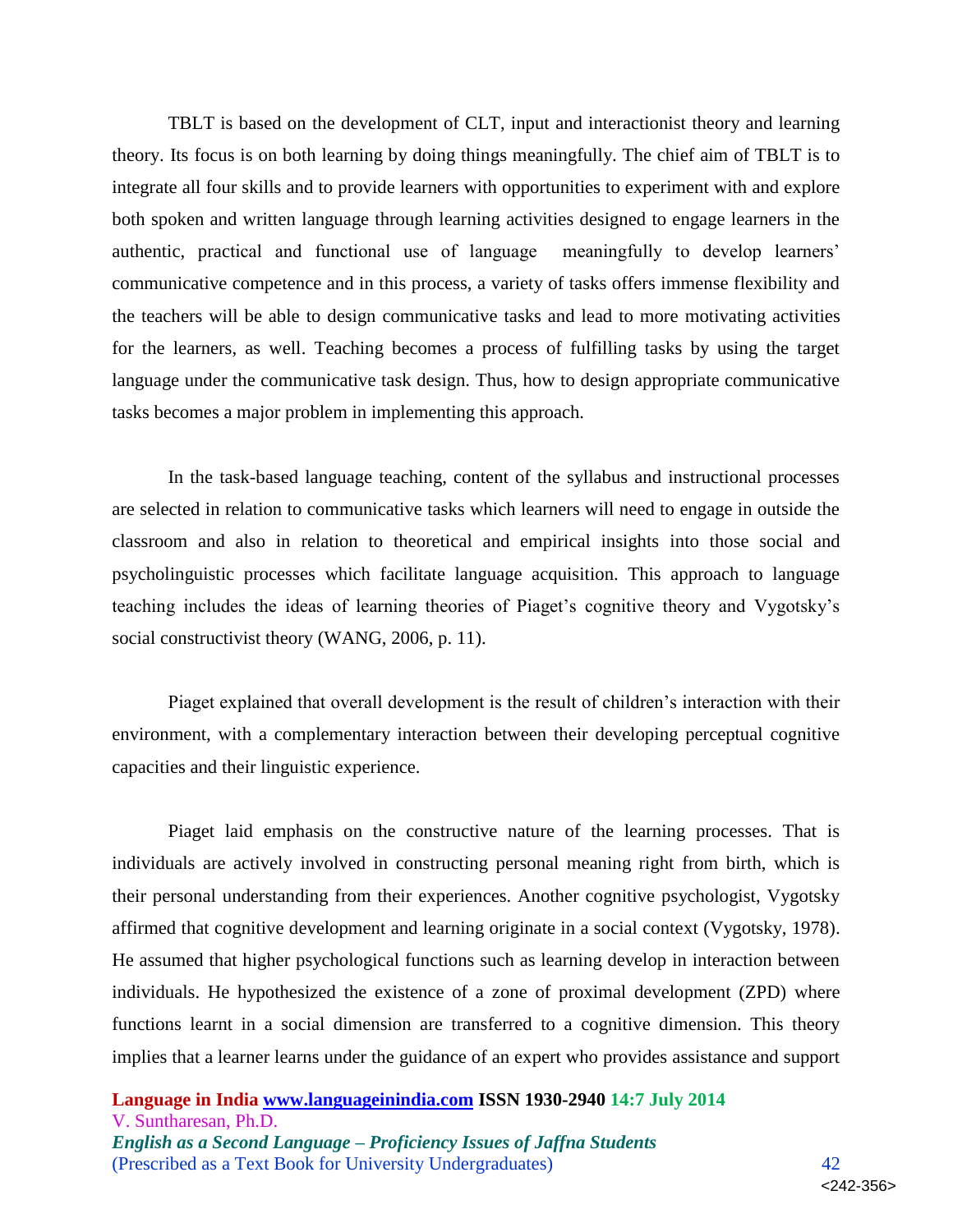TBLT is based on the development of CLT, input and interactionist theory and learning theory. Its focus is on both learning by doing things meaningfully. The chief aim of TBLT is to integrate all four skills and to provide learners with opportunities to experiment with and explore both spoken and written language through learning activities designed to engage learners in the authentic, practical and functional use of language meaningfully to develop learners' communicative competence and in this process, a variety of tasks offers immense flexibility and the teachers will be able to design communicative tasks and lead to more motivating activities for the learners, as well. Teaching becomes a process of fulfilling tasks by using the target language under the communicative task design. Thus, how to design appropriate communicative tasks becomes a major problem in implementing this approach.

In the task-based language teaching, content of the syllabus and instructional processes are selected in relation to communicative tasks which learners will need to engage in outside the classroom and also in relation to theoretical and empirical insights into those social and psycholinguistic processes which facilitate language acquisition. This approach to language teaching includes the ideas of learning theories of Piaget's cognitive theory and Vygotsky's social constructivist theory (WANG, 2006, p. 11).

Piaget explained that overall development is the result of children's interaction with their environment, with a complementary interaction between their developing perceptual cognitive capacities and their linguistic experience.

Piaget laid emphasis on the constructive nature of the learning processes. That is individuals are actively involved in constructing personal meaning right from birth, which is their personal understanding from their experiences. Another cognitive psychologist, Vygotsky affirmed that cognitive development and learning originate in a social context (Vygotsky, 1978). He assumed that higher psychological functions such as learning develop in interaction between individuals. He hypothesized the existence of a zone of proximal development (ZPD) where functions learnt in a social dimension are transferred to a cognitive dimension. This theory implies that a learner learns under the guidance of an expert who provides assistance and support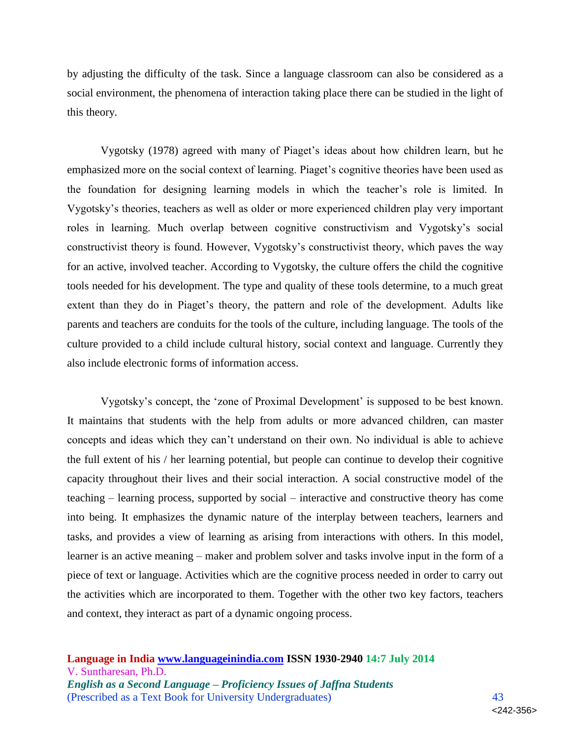by adjusting the difficulty of the task. Since a language classroom can also be considered as a social environment, the phenomena of interaction taking place there can be studied in the light of this theory.

Vygotsky (1978) agreed with many of Piaget's ideas about how children learn, but he emphasized more on the social context of learning. Piaget's cognitive theories have been used as the foundation for designing learning models in which the teacher's role is limited. In Vygotsky's theories, teachers as well as older or more experienced children play very important roles in learning. Much overlap between cognitive constructivism and Vygotsky's social constructivist theory is found. However, Vygotsky's constructivist theory, which paves the way for an active, involved teacher. According to Vygotsky, the culture offers the child the cognitive tools needed for his development. The type and quality of these tools determine, to a much great extent than they do in Piaget's theory, the pattern and role of the development. Adults like parents and teachers are conduits for the tools of the culture, including language. The tools of the culture provided to a child include cultural history, social context and language. Currently they also include electronic forms of information access.

Vygotsky's concept, the 'zone of Proximal Development' is supposed to be best known. It maintains that students with the help from adults or more advanced children, can master concepts and ideas which they can't understand on their own. No individual is able to achieve the full extent of his / her learning potential, but people can continue to develop their cognitive capacity throughout their lives and their social interaction. A social constructive model of the teaching – learning process, supported by social – interactive and constructive theory has come into being. It emphasizes the dynamic nature of the interplay between teachers, learners and tasks, and provides a view of learning as arising from interactions with others. In this model, learner is an active meaning – maker and problem solver and tasks involve input in the form of a piece of text or language. Activities which are the cognitive process needed in order to carry out the activities which are incorporated to them. Together with the other two key factors, teachers and context, they interact as part of a dynamic ongoing process.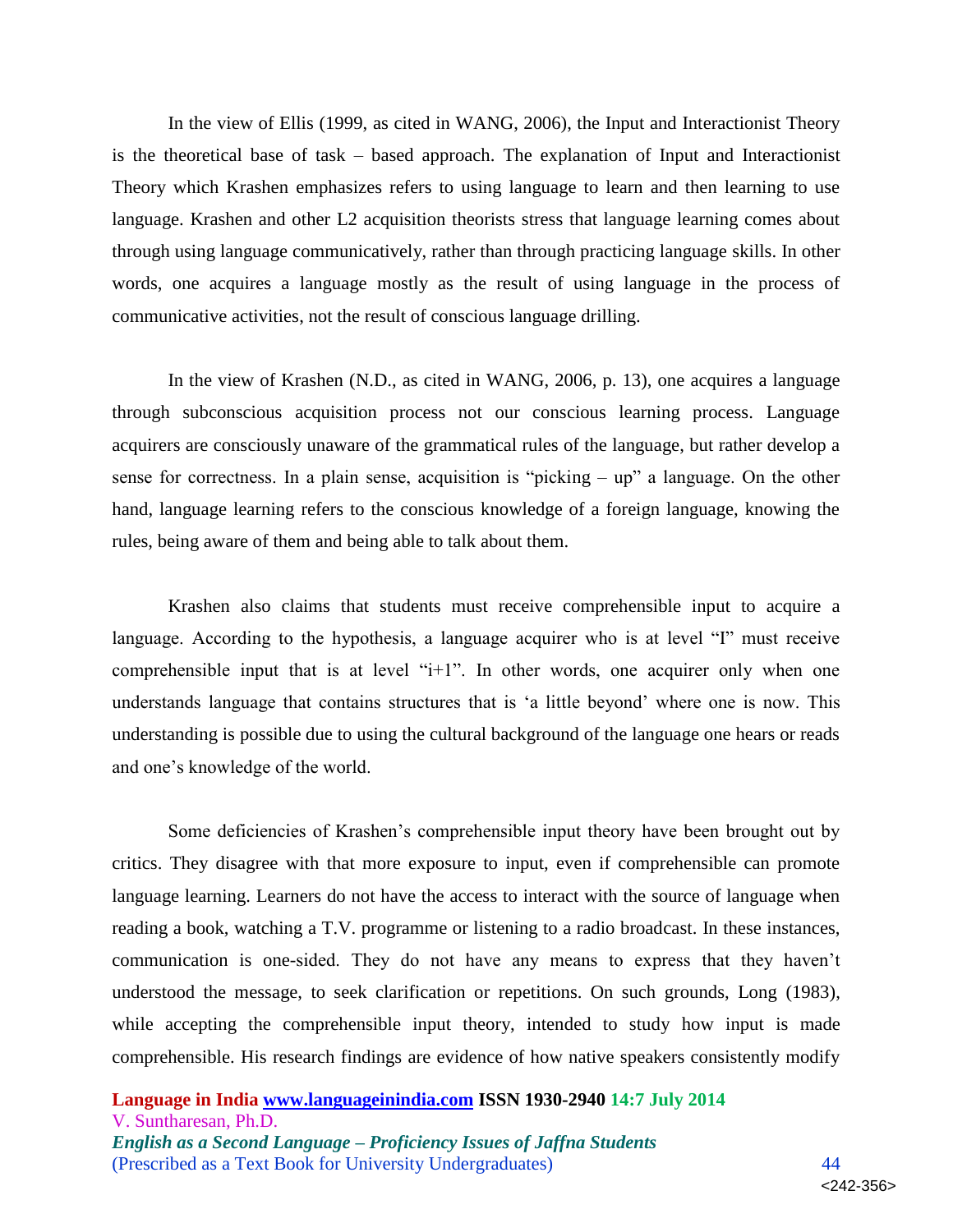In the view of Ellis (1999, as cited in WANG, 2006), the Input and Interactionist Theory is the theoretical base of task – based approach. The explanation of Input and Interactionist Theory which Krashen emphasizes refers to using language to learn and then learning to use language. Krashen and other L2 acquisition theorists stress that language learning comes about through using language communicatively, rather than through practicing language skills. In other words, one acquires a language mostly as the result of using language in the process of communicative activities, not the result of conscious language drilling.

In the view of Krashen (N.D., as cited in WANG, 2006, p. 13), one acquires a language through subconscious acquisition process not our conscious learning process. Language acquirers are consciously unaware of the grammatical rules of the language, but rather develop a sense for correctness. In a plain sense, acquisition is "picking – up" a language. On the other hand, language learning refers to the conscious knowledge of a foreign language, knowing the rules, being aware of them and being able to talk about them.

Krashen also claims that students must receive comprehensible input to acquire a language. According to the hypothesis, a language acquirer who is at level "I" must receive comprehensible input that is at level "i+1". In other words, one acquirer only when one understands language that contains structures that is 'a little beyond' where one is now. This understanding is possible due to using the cultural background of the language one hears or reads and one's knowledge of the world.

Some deficiencies of Krashen's comprehensible input theory have been brought out by critics. They disagree with that more exposure to input, even if comprehensible can promote language learning. Learners do not have the access to interact with the source of language when reading a book, watching a T.V. programme or listening to a radio broadcast. In these instances, communication is one-sided. They do not have any means to express that they haven't understood the message, to seek clarification or repetitions. On such grounds, Long (1983), while accepting the comprehensible input theory, intended to study how input is made comprehensible. His research findings are evidence of how native speakers consistently modify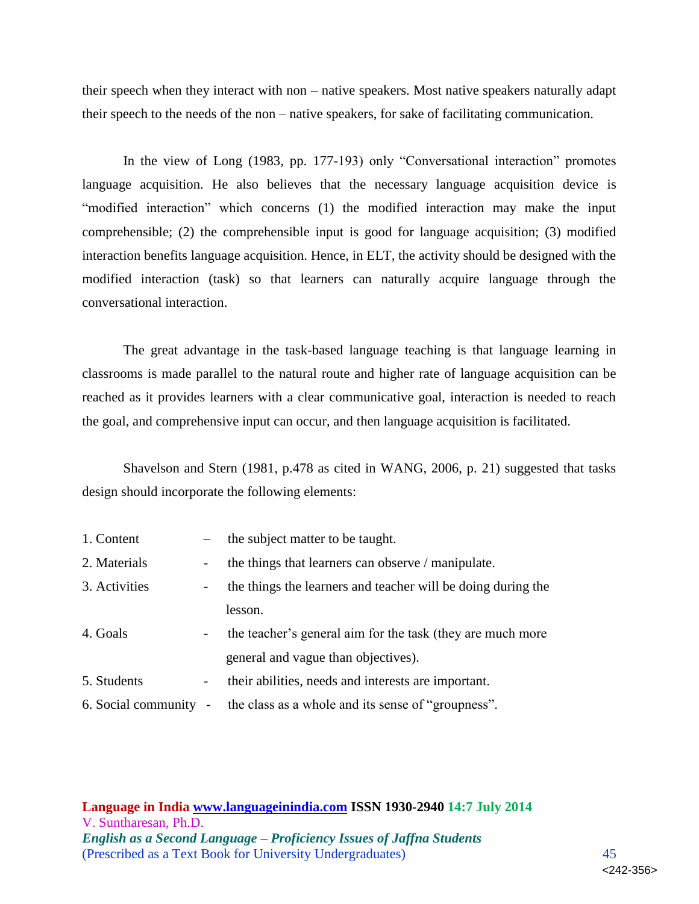their speech when they interact with non – native speakers. Most native speakers naturally adapt their speech to the needs of the non – native speakers, for sake of facilitating communication.

In the view of Long (1983, pp. 177-193) only "Conversational interaction" promotes language acquisition. He also believes that the necessary language acquisition device is "modified interaction" which concerns (1) the modified interaction may make the input comprehensible; (2) the comprehensible input is good for language acquisition; (3) modified interaction benefits language acquisition. Hence, in ELT, the activity should be designed with the modified interaction (task) so that learners can naturally acquire language through the conversational interaction.

The great advantage in the task-based language teaching is that language learning in classrooms is made parallel to the natural route and higher rate of language acquisition can be reached as it provides learners with a clear communicative goal, interaction is needed to reach the goal, and comprehensive input can occur, and then language acquisition is facilitated.

Shavelson and Stern (1981, p.478 as cited in WANG, 2006, p. 21) suggested that tasks design should incorporate the following elements:

1. Content – the subject matter to be taught.
2. Materials - the things that learners can observe / manipulate.
3. Activities - the things the learners and teacher will be doing during the lesson.
4. Goals - the teacher's general aim for the task (they are much more general and vague than objectives).
5. Students - their abilities, needs and interests are important.
6. Social community - the class as a whole and its sense of "groupness".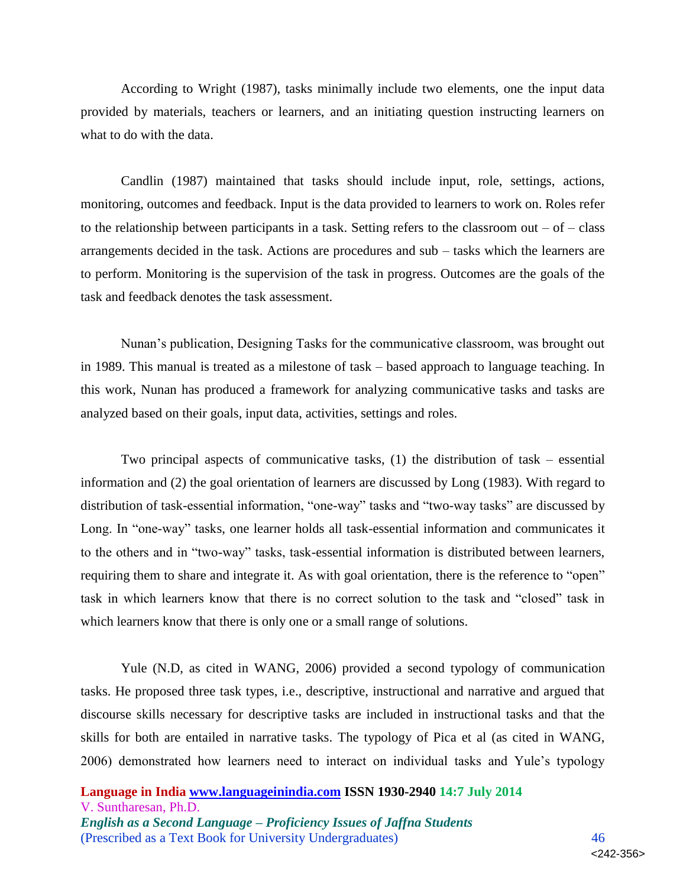According to Wright (1987), tasks minimally include two elements, one the input data provided by materials, teachers or learners, and an initiating question instructing learners on what to do with the data.

Candlin (1987) maintained that tasks should include input, role, settings, actions, monitoring, outcomes and feedback. Input is the data provided to learners to work on. Roles refer to the relationship between participants in a task. Setting refers to the classroom out – of – class arrangements decided in the task. Actions are procedures and sub – tasks which the learners are to perform. Monitoring is the supervision of the task in progress. Outcomes are the goals of the task and feedback denotes the task assessment.

Nunan's publication, Designing Tasks for the communicative classroom, was brought out in 1989. This manual is treated as a milestone of task – based approach to language teaching. In this work, Nunan has produced a framework for analyzing communicative tasks and tasks are analyzed based on their goals, input data, activities, settings and roles.

Two principal aspects of communicative tasks, (1) the distribution of task – essential information and (2) the goal orientation of learners are discussed by Long (1983). With regard to distribution of task-essential information, "one-way" tasks and "two-way tasks" are discussed by Long. In "one-way" tasks, one learner holds all task-essential information and communicates it to the others and in "two-way" tasks, task-essential information is distributed between learners, requiring them to share and integrate it. As with goal orientation, there is the reference to "open" task in which learners know that there is no correct solution to the task and "closed" task in which learners know that there is only one or a small range of solutions.

Yule (N.D, as cited in WANG, 2006) provided a second typology of communication tasks. He proposed three task types, i.e., descriptive, instructional and narrative and argued that discourse skills necessary for descriptive tasks are included in instructional tasks and that the skills for both are entailed in narrative tasks. The typology of Pica et al (as cited in WANG, 2006) demonstrated how learners need to interact on individual tasks and Yule's typology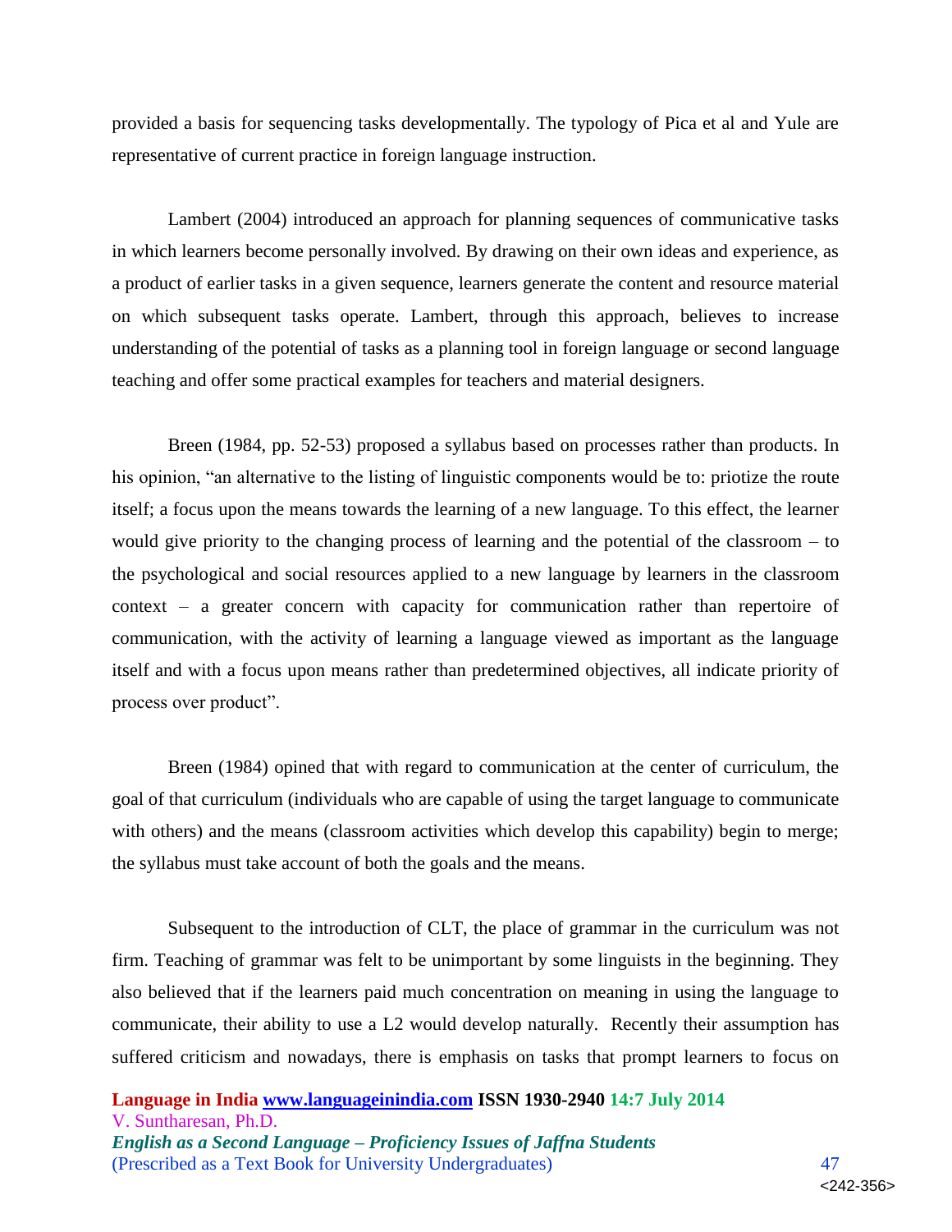provided a basis for sequencing tasks developmentally. The typology of Pica et al and Yule are representative of current practice in foreign language instruction.

Lambert (2004) introduced an approach for planning sequences of communicative tasks in which learners become personally involved. By drawing on their own ideas and experience, as a product of earlier tasks in a given sequence, learners generate the content and resource material on which subsequent tasks operate. Lambert, through this approach, believes to increase understanding of the potential of tasks as a planning tool in foreign language or second language teaching and offer some practical examples for teachers and material designers.

Breen (1984, pp. 52-53) proposed a syllabus based on processes rather than products. In his opinion, "an alternative to the listing of linguistic components would be to: priotize the route itself; a focus upon the means towards the learning of a new language. To this effect, the learner would give priority to the changing process of learning and the potential of the classroom – to the psychological and social resources applied to a new language by learners in the classroom context – a greater concern with capacity for communication rather than repertoire of communication, with the activity of learning a language viewed as important as the language itself and with a focus upon means rather than predetermined objectives, all indicate priority of process over product".

Breen (1984) opined that with regard to communication at the center of curriculum, the goal of that curriculum (individuals who are capable of using the target language to communicate with others) and the means (classroom activities which develop this capability) begin to merge; the syllabus must take account of both the goals and the means.

Subsequent to the introduction of CLT, the place of grammar in the curriculum was not firm. Teaching of grammar was felt to be unimportant by some linguists in the beginning. They also believed that if the learners paid much concentration on meaning in using the language to communicate, their ability to use a L2 would develop naturally. Recently their assumption has suffered criticism and nowadays, there is emphasis on tasks that prompt learners to focus on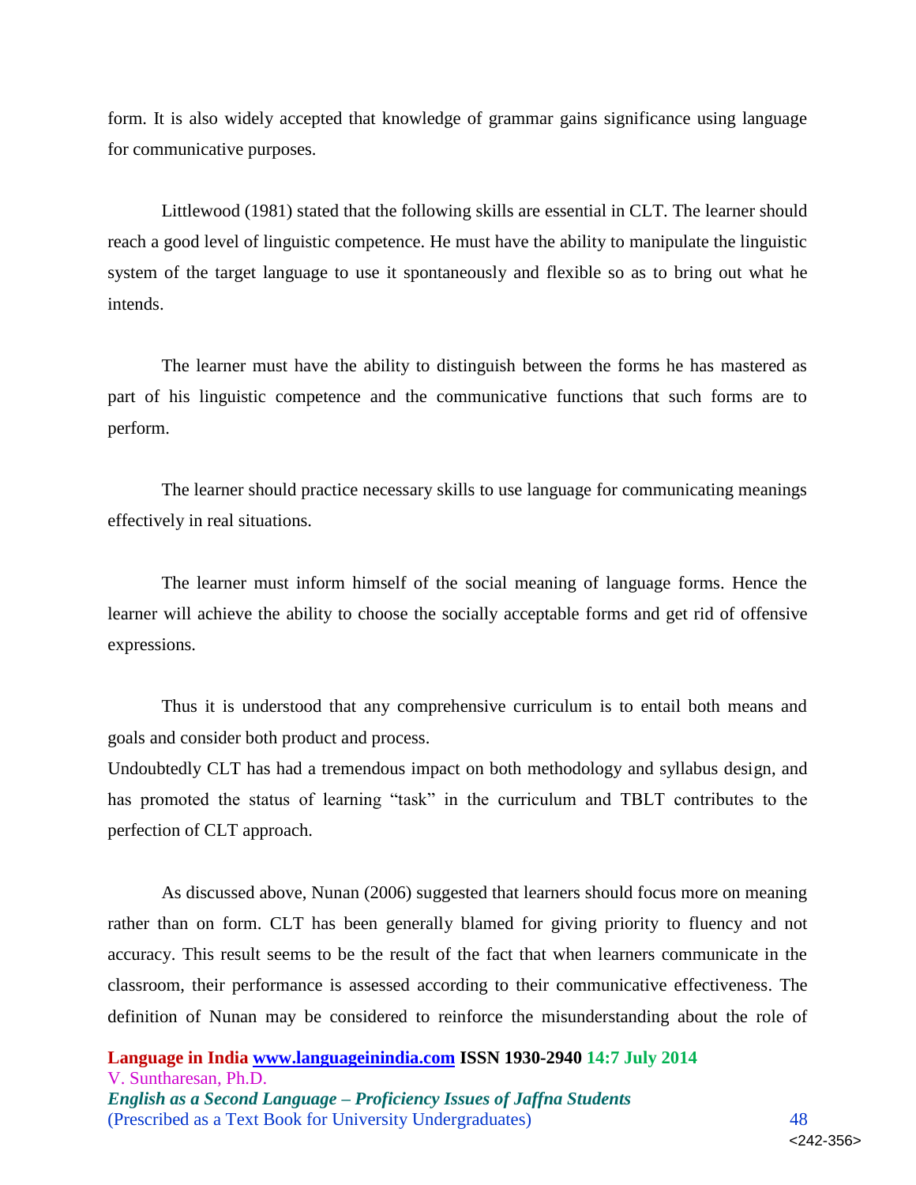form. It is also widely accepted that knowledge of grammar gains significance using language for communicative purposes.

Littlewood (1981) stated that the following skills are essential in CLT. The learner should reach a good level of linguistic competence. He must have the ability to manipulate the linguistic system of the target language to use it spontaneously and flexible so as to bring out what he intends.

The learner must have the ability to distinguish between the forms he has mastered as part of his linguistic competence and the communicative functions that such forms are to perform.

The learner should practice necessary skills to use language for communicating meanings effectively in real situations.

The learner must inform himself of the social meaning of language forms. Hence the learner will achieve the ability to choose the socially acceptable forms and get rid of offensive expressions.

Thus it is understood that any comprehensive curriculum is to entail both means and goals and consider both product and process.

Undoubtedly CLT has had a tremendous impact on both methodology and syllabus design, and has promoted the status of learning "task" in the curriculum and TBLT contributes to the perfection of CLT approach.

As discussed above, Nunan (2006) suggested that learners should focus more on meaning rather than on form. CLT has been generally blamed for giving priority to fluency and not accuracy. This result seems to be the result of the fact that when learners communicate in the classroom, their performance is assessed according to their communicative effectiveness. The definition of Nunan may be considered to reinforce the misunderstanding about the role of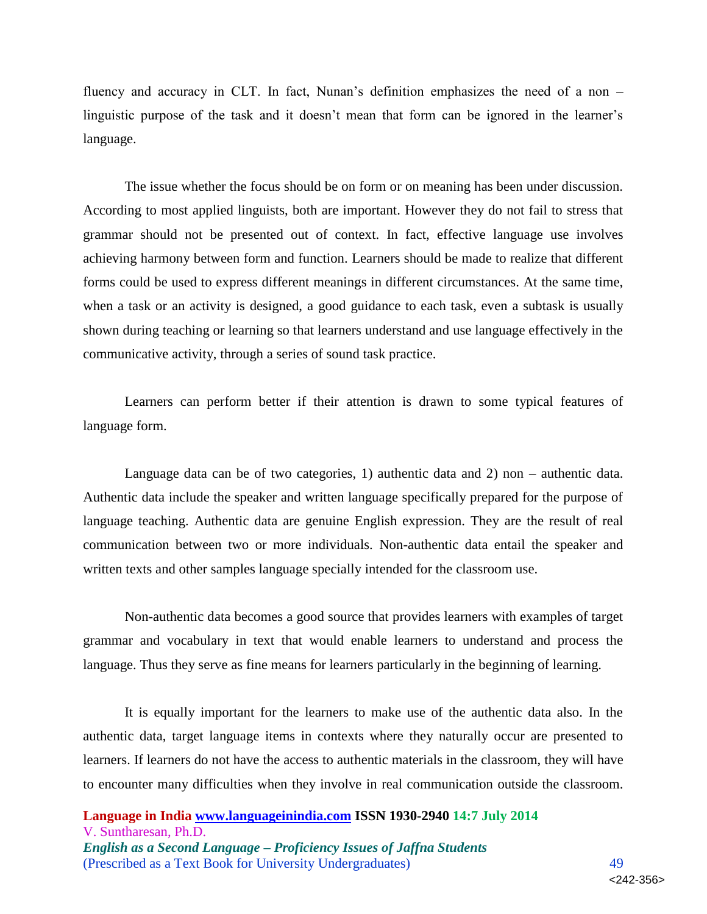fluency and accuracy in CLT. In fact, Nunan's definition emphasizes the need of a non – linguistic purpose of the task and it doesn't mean that form can be ignored in the learner's language.

The issue whether the focus should be on form or on meaning has been under discussion. According to most applied linguists, both are important. However they do not fail to stress that grammar should not be presented out of context. In fact, effective language use involves achieving harmony between form and function. Learners should be made to realize that different forms could be used to express different meanings in different circumstances. At the same time, when a task or an activity is designed, a good guidance to each task, even a subtask is usually shown during teaching or learning so that learners understand and use language effectively in the communicative activity, through a series of sound task practice.

Learners can perform better if their attention is drawn to some typical features of language form.

Language data can be of two categories, 1) authentic data and 2) non – authentic data. Authentic data include the speaker and written language specifically prepared for the purpose of language teaching. Authentic data are genuine English expression. They are the result of real communication between two or more individuals. Non-authentic data entail the speaker and written texts and other samples language specially intended for the classroom use.

Non-authentic data becomes a good source that provides learners with examples of target grammar and vocabulary in text that would enable learners to understand and process the language. Thus they serve as fine means for learners particularly in the beginning of learning.

It is equally important for the learners to make use of the authentic data also. In the authentic data, target language items in contexts where they naturally occur are presented to learners. If learners do not have the access to authentic materials in the classroom, they will have to encounter many difficulties when they involve in real communication outside the classroom.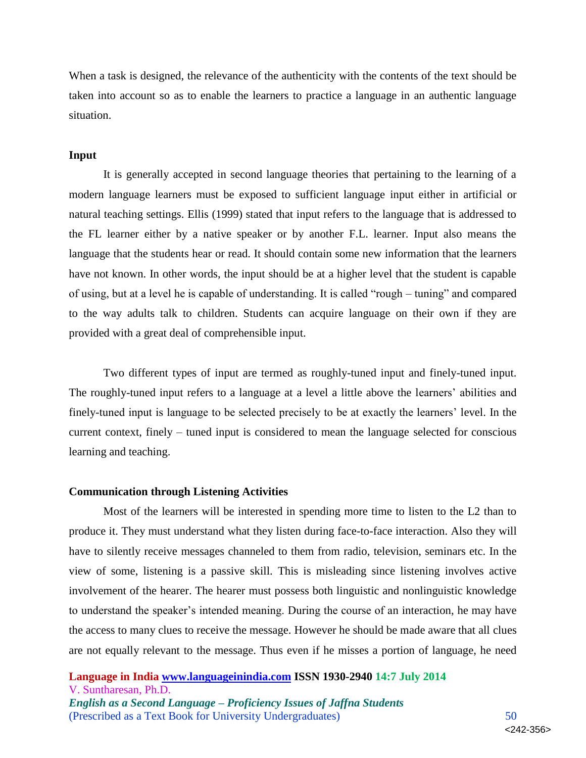When a task is designed, the relevance of the authenticity with the contents of the text should be taken into account so as to enable the learners to practice a language in an authentic language situation.

### Input

It is generally accepted in second language theories that pertaining to the learning of a modern language learners must be exposed to sufficient language input either in artificial or natural teaching settings. Ellis (1999) stated that input refers to the language that is addressed to the FL learner either by a native speaker or by another F.L. learner. Input also means the language that the students hear or read. It should contain some new information that the learners have not known. In other words, the input should be at a higher level that the student is capable of using, but at a level he is capable of understanding. It is called "rough – tuning" and compared to the way adults talk to children. Students can acquire language on their own if they are provided with a great deal of comprehensible input.

Two different types of input are termed as roughly-tuned input and finely-tuned input. The roughly-tuned input refers to a language at a level a little above the learners' abilities and finely-tuned input is language to be selected precisely to be at exactly the learners' level. In the current context, finely – tuned input is considered to mean the language selected for conscious learning and teaching.

### Communication through Listening Activities

Most of the learners will be interested in spending more time to listen to the L2 than to produce it. They must understand what they listen during face-to-face interaction. Also they will have to silently receive messages channeled to them from radio, television, seminars etc. In the view of some, listening is a passive skill. This is misleading since listening involves active involvement of the hearer. The hearer must possess both linguistic and nonlinguistic knowledge to understand the speaker's intended meaning. During the course of an interaction, he may have the access to many clues to receive the message. However he should be made aware that all clues are not equally relevant to the message. Thus even if he misses a portion of language, he need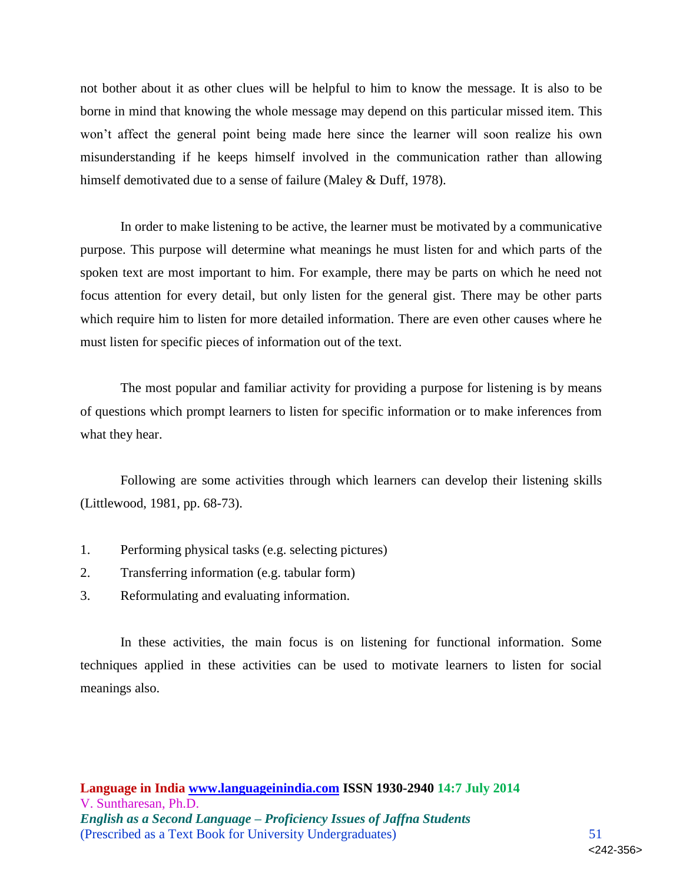not bother about it as other clues will be helpful to him to know the message. It is also to be borne in mind that knowing the whole message may depend on this particular missed item. This won't affect the general point being made here since the learner will soon realize his own misunderstanding if he keeps himself involved in the communication rather than allowing himself demotivated due to a sense of failure (Maley & Duff, 1978).

In order to make listening to be active, the learner must be motivated by a communicative purpose. This purpose will determine what meanings he must listen for and which parts of the spoken text are most important to him. For example, there may be parts on which he need not focus attention for every detail, but only listen for the general gist. There may be other parts which require him to listen for more detailed information. There are even other causes where he must listen for specific pieces of information out of the text.

The most popular and familiar activity for providing a purpose for listening is by means of questions which prompt learners to listen for specific information or to make inferences from what they hear.

Following are some activities through which learners can develop their listening skills (Littlewood, 1981, pp. 68-73).

1. Performing physical tasks (e.g. selecting pictures)
2. Transferring information (e.g. tabular form)
3. Reformulating and evaluating information.

In these activities, the main focus is on listening for functional information. Some techniques applied in these activities can be used to motivate learners to listen for social meanings also.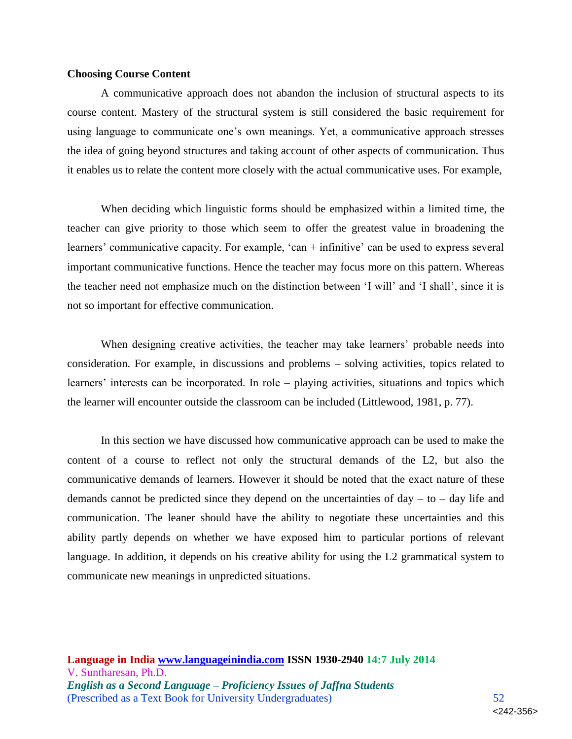**Choosing Course Content**

A communicative approach does not abandon the inclusion of structural aspects to its course content. Mastery of the structural system is still considered the basic requirement for using language to communicate one's own meanings. Yet, a communicative approach stresses the idea of going beyond structures and taking account of other aspects of communication. Thus it enables us to relate the content more closely with the actual communicative uses. For example,

When deciding which linguistic forms should be emphasized within a limited time, the teacher can give priority to those which seem to offer the greatest value in broadening the learners' communicative capacity. For example, 'can + infinitive' can be used to express several important communicative functions. Hence the teacher may focus more on this pattern. Whereas the teacher need not emphasize much on the distinction between 'I will' and 'I shall', since it is not so important for effective communication.

When designing creative activities, the teacher may take learners' probable needs into consideration. For example, in discussions and problems – solving activities, topics related to learners' interests can be incorporated. In role – playing activities, situations and topics which the learner will encounter outside the classroom can be included (Littlewood, 1981, p. 77).

In this section we have discussed how communicative approach can be used to make the content of a course to reflect not only the structural demands of the L2, but also the communicative demands of learners. However it should be noted that the exact nature of these demands cannot be predicted since they depend on the uncertainties of day – to – day life and communication. The leaner should have the ability to negotiate these uncertainties and this ability partly depends on whether we have exposed him to particular portions of relevant language. In addition, it depends on his creative ability for using the L2 grammatical system to communicate new meanings in unpredicted situations.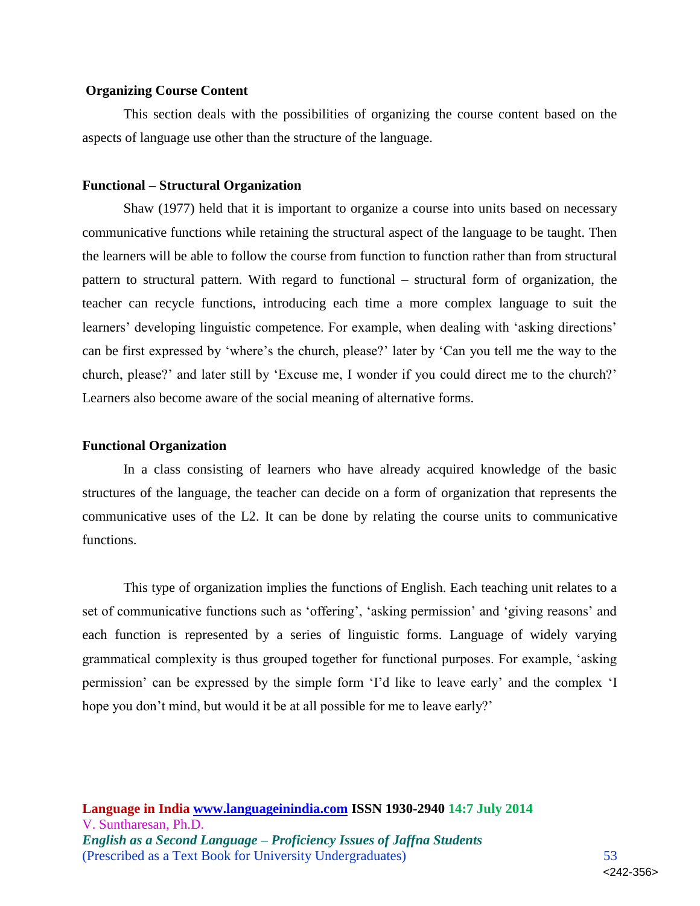**Organizing Course Content**

This section deals with the possibilities of organizing the course content based on the aspects of language use other than the structure of the language.

**Functional – Structural Organization**

Shaw (1977) held that it is important to organize a course into units based on necessary communicative functions while retaining the structural aspect of the language to be taught. Then the learners will be able to follow the course from function to function rather than from structural pattern to structural pattern. With regard to functional – structural form of organization, the teacher can recycle functions, introducing each time a more complex language to suit the learners' developing linguistic competence. For example, when dealing with 'asking directions' can be first expressed by 'where's the church, please?' later by 'Can you tell me the way to the church, please?' and later still by 'Excuse me, I wonder if you could direct me to the church?' Learners also become aware of the social meaning of alternative forms.

**Functional Organization**

In a class consisting of learners who have already acquired knowledge of the basic structures of the language, the teacher can decide on a form of organization that represents the communicative uses of the L2. It can be done by relating the course units to communicative functions.

This type of organization implies the functions of English. Each teaching unit relates to a set of communicative functions such as 'offering', 'asking permission' and 'giving reasons' and each function is represented by a series of linguistic forms. Language of widely varying grammatical complexity is thus grouped together for functional purposes. For example, 'asking permission' can be expressed by the simple form 'I'd like to leave early' and the complex 'I hope you don't mind, but would it be at all possible for me to leave early?'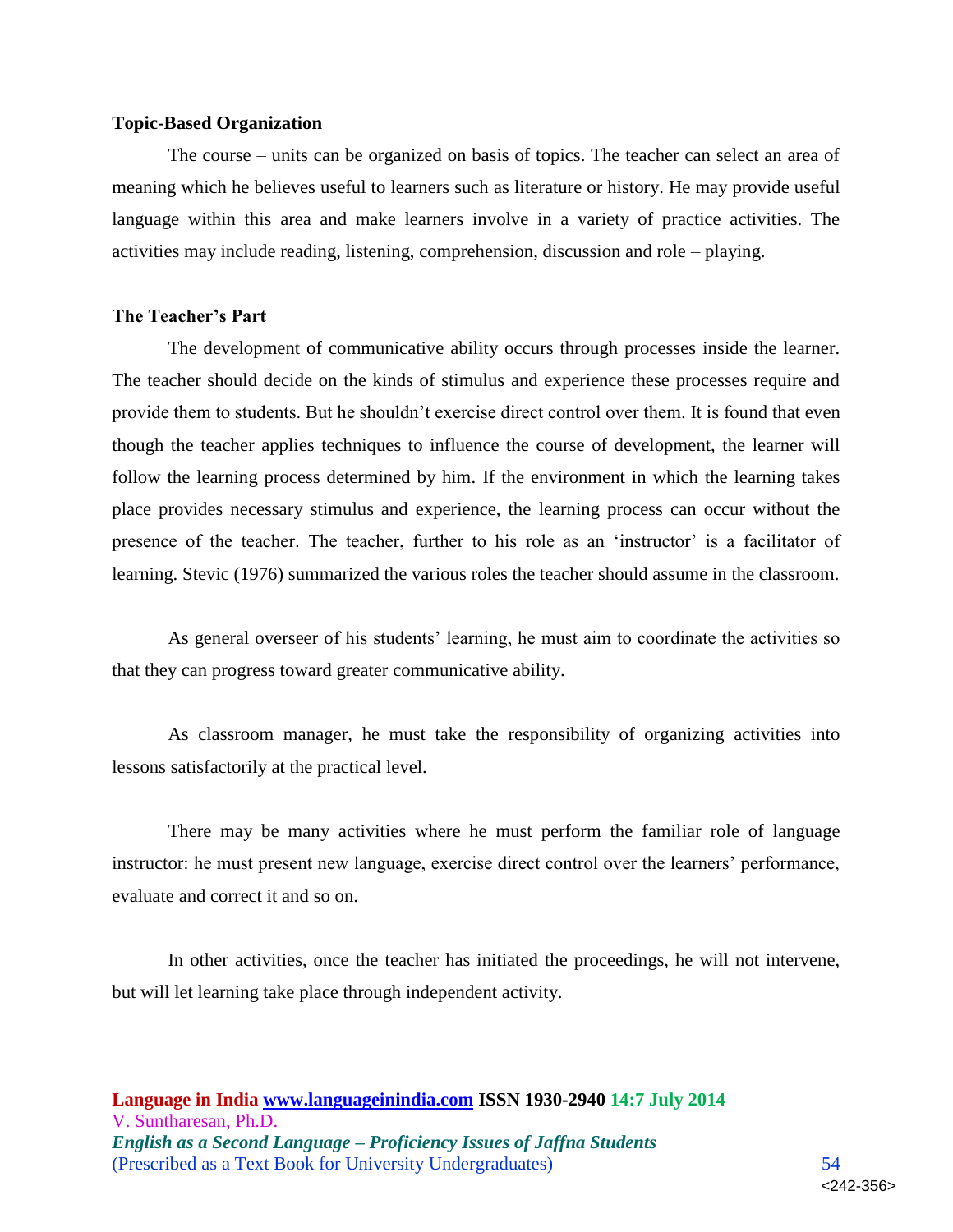### Topic-Based Organization

The course – units can be organized on basis of topics. The teacher can select an area of meaning which he believes useful to learners such as literature or history. He may provide useful language within this area and make learners involve in a variety of practice activities. The activities may include reading, listening, comprehension, discussion and role – playing.

### The Teacher's Part

The development of communicative ability occurs through processes inside the learner. The teacher should decide on the kinds of stimulus and experience these processes require and provide them to students. But he shouldn't exercise direct control over them. It is found that even though the teacher applies techniques to influence the course of development, the learner will follow the learning process determined by him. If the environment in which the learning takes place provides necessary stimulus and experience, the learning process can occur without the presence of the teacher. The teacher, further to his role as an 'instructor' is a facilitator of learning. Stevic (1976) summarized the various roles the teacher should assume in the classroom.

As general overseer of his students' learning, he must aim to coordinate the activities so that they can progress toward greater communicative ability.

As classroom manager, he must take the responsibility of organizing activities into lessons satisfactorily at the practical level.

There may be many activities where he must perform the familiar role of language instructor: he must present new language, exercise direct control over the learners' performance, evaluate and correct it and so on.

In other activities, once the teacher has initiated the proceedings, he will not intervene, but will let learning take place through independent activity.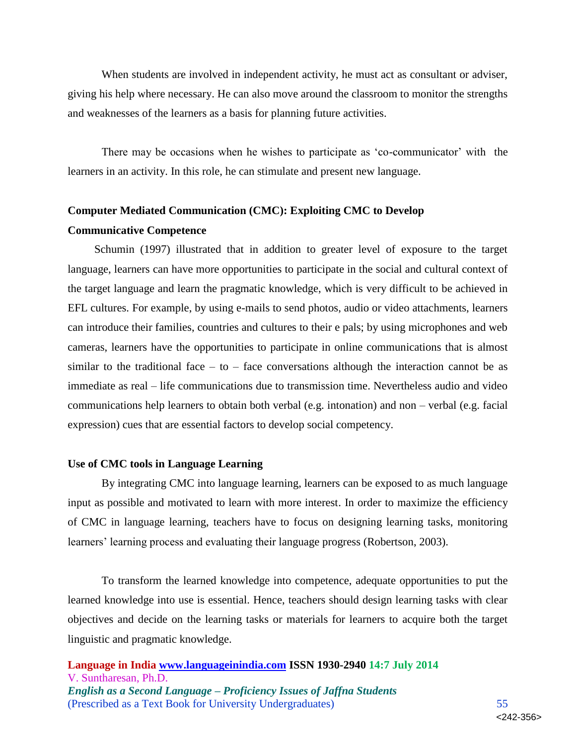When students are involved in independent activity, he must act as consultant or adviser, giving his help where necessary. He can also move around the classroom to monitor the strengths and weaknesses of the learners as a basis for planning future activities.

There may be occasions when he wishes to participate as 'co-communicator' with the learners in an activity. In this role, he can stimulate and present new language.

**Computer Mediated Communication (CMC): Exploiting CMC to Develop Communicative Competence**

Schumin (1997) illustrated that in addition to greater level of exposure to the target language, learners can have more opportunities to participate in the social and cultural context of the target language and learn the pragmatic knowledge, which is very difficult to be achieved in EFL cultures. For example, by using e-mails to send photos, audio or video attachments, learners can introduce their families, countries and cultures to their e pals; by using microphones and web cameras, learners have the opportunities to participate in online communications that is almost similar to the traditional face – to – face conversations although the interaction cannot be as immediate as real – life communications due to transmission time. Nevertheless audio and video communications help learners to obtain both verbal (e.g. intonation) and non – verbal (e.g. facial expression) cues that are essential factors to develop social competency.

**Use of CMC tools in Language Learning**

By integrating CMC into language learning, learners can be exposed to as much language input as possible and motivated to learn with more interest. In order to maximize the efficiency of CMC in language learning, teachers have to focus on designing learning tasks, monitoring learners' learning process and evaluating their language progress (Robertson, 2003).

To transform the learned knowledge into competence, adequate opportunities to put the learned knowledge into use is essential. Hence, teachers should design learning tasks with clear objectives and decide on the learning tasks or materials for learners to acquire both the target linguistic and pragmatic knowledge.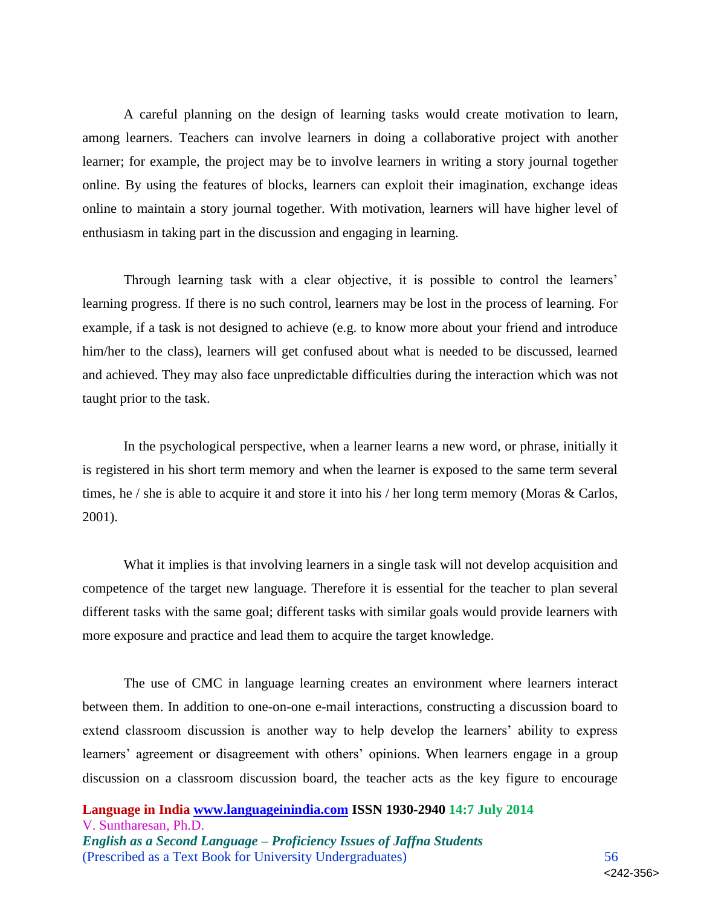A careful planning on the design of learning tasks would create motivation to learn, among learners. Teachers can involve learners in doing a collaborative project with another learner; for example, the project may be to involve learners in writing a story journal together online. By using the features of blocks, learners can exploit their imagination, exchange ideas online to maintain a story journal together. With motivation, learners will have higher level of enthusiasm in taking part in the discussion and engaging in learning.

Through learning task with a clear objective, it is possible to control the learners' learning progress. If there is no such control, learners may be lost in the process of learning. For example, if a task is not designed to achieve (e.g. to know more about your friend and introduce him/her to the class), learners will get confused about what is needed to be discussed, learned and achieved. They may also face unpredictable difficulties during the interaction which was not taught prior to the task.

In the psychological perspective, when a learner learns a new word, or phrase, initially it is registered in his short term memory and when the learner is exposed to the same term several times, he / she is able to acquire it and store it into his / her long term memory (Moras & Carlos, 2001).

What it implies is that involving learners in a single task will not develop acquisition and competence of the target new language. Therefore it is essential for the teacher to plan several different tasks with the same goal; different tasks with similar goals would provide learners with more exposure and practice and lead them to acquire the target knowledge.

The use of CMC in language learning creates an environment where learners interact between them. In addition to one-on-one e-mail interactions, constructing a discussion board to extend classroom discussion is another way to help develop the learners' ability to express learners' agreement or disagreement with others' opinions. When learners engage in a group discussion on a classroom discussion board, the teacher acts as the key figure to encourage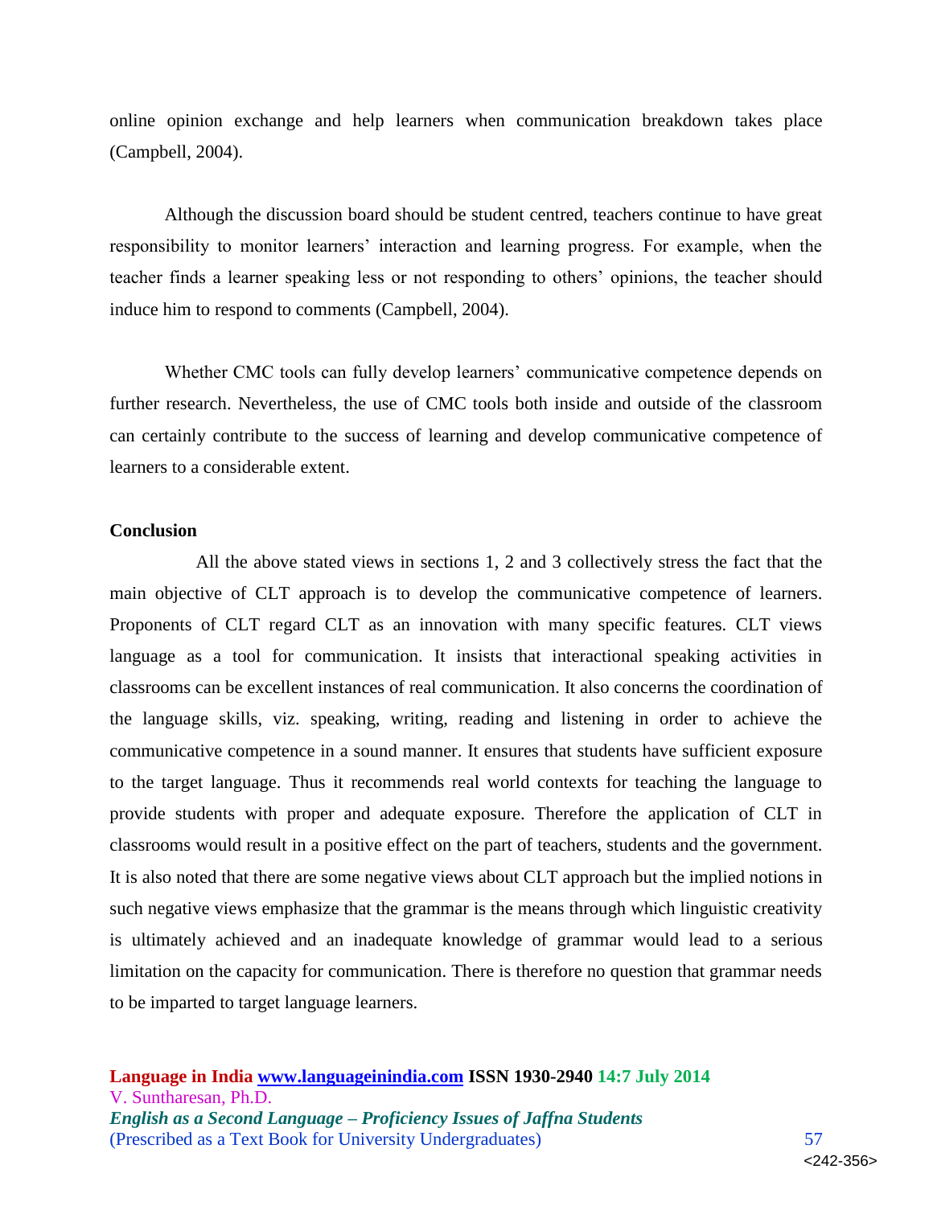online opinion exchange and help learners when communication breakdown takes place (Campbell, 2004).

Although the discussion board should be student centred, teachers continue to have great responsibility to monitor learners' interaction and learning progress. For example, when the teacher finds a learner speaking less or not responding to others' opinions, the teacher should induce him to respond to comments (Campbell, 2004).

Whether CMC tools can fully develop learners' communicative competence depends on further research. Nevertheless, the use of CMC tools both inside and outside of the classroom can certainly contribute to the success of learning and develop communicative competence of learners to a considerable extent.

**Conclusion**

All the above stated views in sections 1, 2 and 3 collectively stress the fact that the main objective of CLT approach is to develop the communicative competence of learners. Proponents of CLT regard CLT as an innovation with many specific features. CLT views language as a tool for communication. It insists that interactional speaking activities in classrooms can be excellent instances of real communication. It also concerns the coordination of the language skills, viz. speaking, writing, reading and listening in order to achieve the communicative competence in a sound manner. It ensures that students have sufficient exposure to the target language. Thus it recommends real world contexts for teaching the language to provide students with proper and adequate exposure. Therefore the application of CLT in classrooms would result in a positive effect on the part of teachers, students and the government. It is also noted that there are some negative views about CLT approach but the implied notions in such negative views emphasize that the grammar is the means through which linguistic creativity is ultimately achieved and an inadequate knowledge of grammar would lead to a serious limitation on the capacity for communication. There is therefore no question that grammar needs to be imparted to target language learners.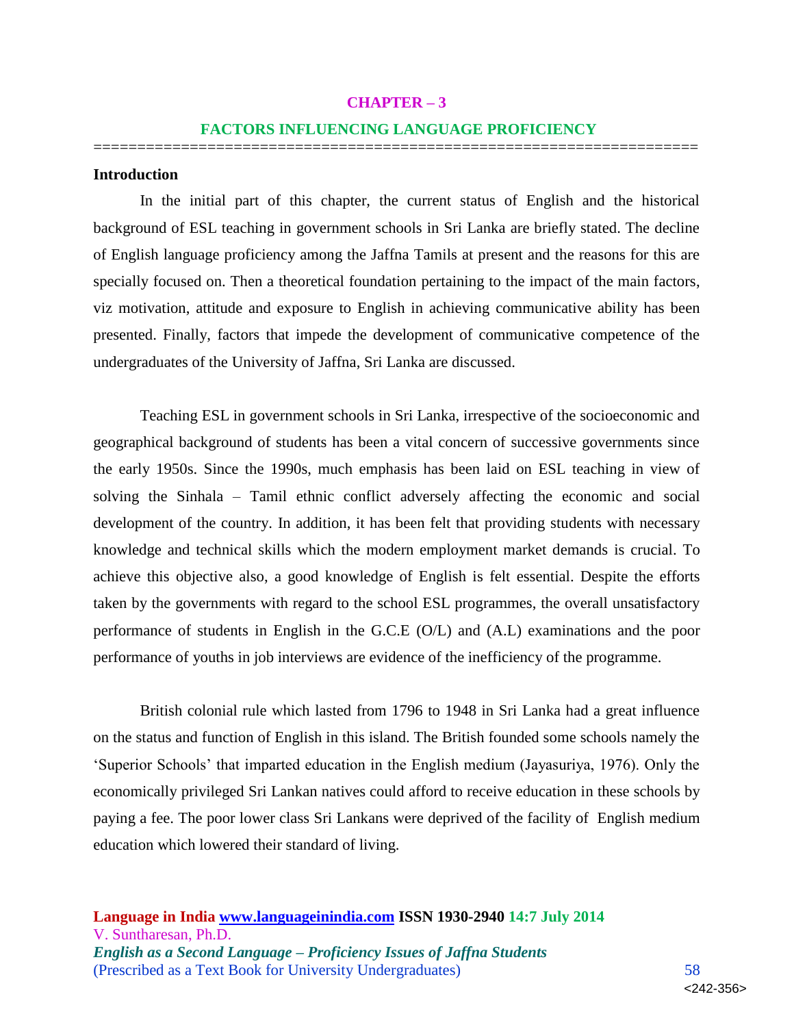# CHAPTER – 3

## FACTORS INFLUENCING LANGUAGE PROFICIENCY

### Introduction

In the initial part of this chapter, the current status of English and the historical background of ESL teaching in government schools in Sri Lanka are briefly stated. The decline of English language proficiency among the Jaffna Tamils at present and the reasons for this are specially focused on. Then a theoretical foundation pertaining to the impact of the main factors, viz motivation, attitude and exposure to English in achieving communicative ability has been presented. Finally, factors that impede the development of communicative competence of the undergraduates of the University of Jaffna, Sri Lanka are discussed.

Teaching ESL in government schools in Sri Lanka, irrespective of the socioeconomic and geographical background of students has been a vital concern of successive governments since the early 1950s. Since the 1990s, much emphasis has been laid on ESL teaching in view of solving the Sinhala – Tamil ethnic conflict adversely affecting the economic and social development of the country. In addition, it has been felt that providing students with necessary knowledge and technical skills which the modern employment market demands is crucial. To achieve this objective also, a good knowledge of English is felt essential. Despite the efforts taken by the governments with regard to the school ESL programmes, the overall unsatisfactory performance of students in English in the G.C.E (O/L) and (A.L) examinations and the poor performance of youths in job interviews are evidence of the inefficiency of the programme.

British colonial rule which lasted from 1796 to 1948 in Sri Lanka had a great influence on the status and function of English in this island. The British founded some schools namely the 'Superior Schools' that imparted education in the English medium (Jayasuriya, 1976). Only the economically privileged Sri Lankan natives could afford to receive education in these schools by paying a fee. The poor lower class Sri Lankans were deprived of the facility of English medium education which lowered their standard of living.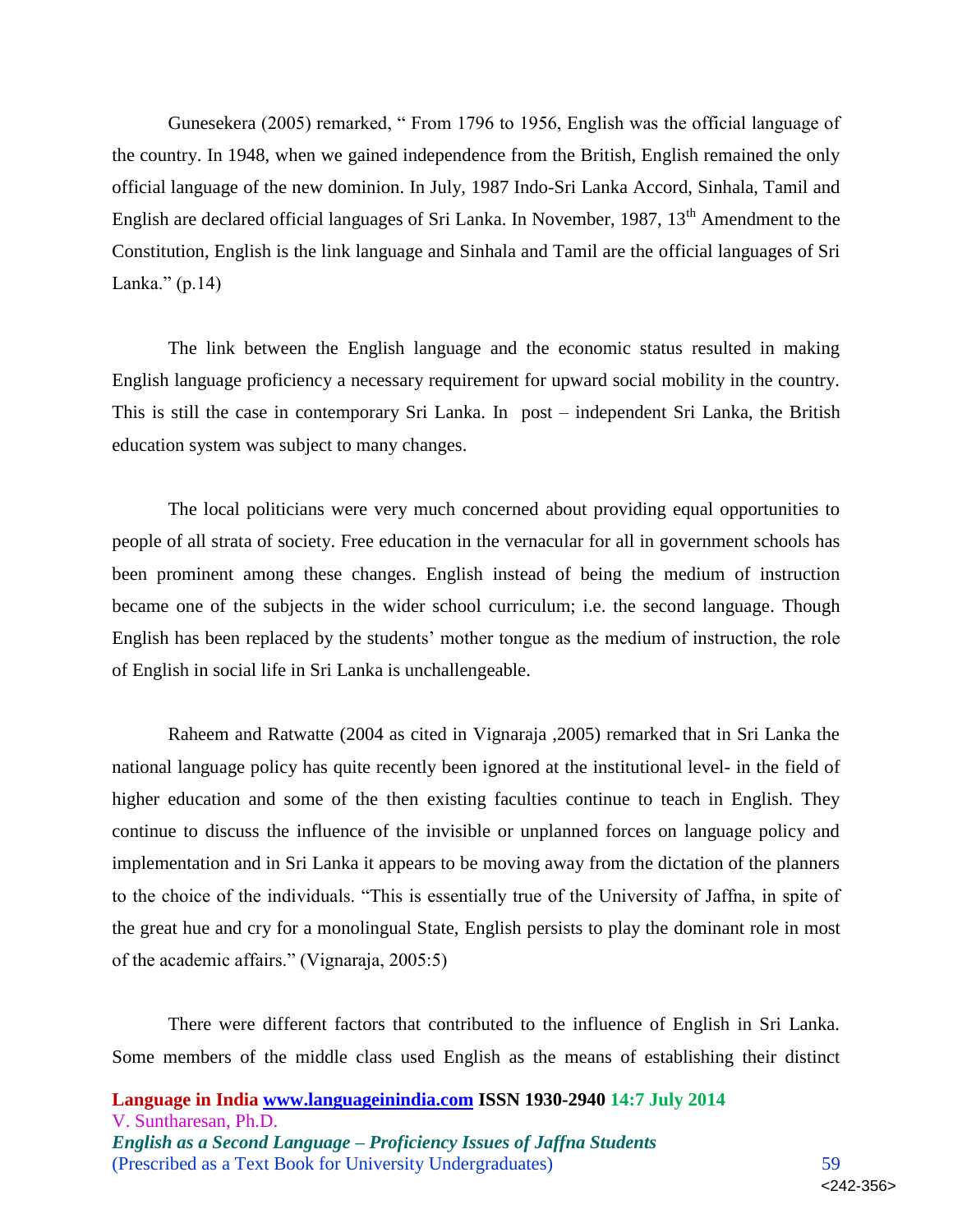Gunesekera (2005) remarked, " From 1796 to 1956, English was the official language of the country. In 1948, when we gained independence from the British, English remained the only official language of the new dominion. In July, 1987 Indo-Sri Lanka Accord, Sinhala, Tamil and English are declared official languages of Sri Lanka. In November, 1987, 13th Amendment to the Constitution, English is the link language and Sinhala and Tamil are the official languages of Sri Lanka." (p.14)

The link between the English language and the economic status resulted in making English language proficiency a necessary requirement for upward social mobility in the country. This is still the case in contemporary Sri Lanka. In post – independent Sri Lanka, the British education system was subject to many changes.

The local politicians were very much concerned about providing equal opportunities to people of all strata of society. Free education in the vernacular for all in government schools has been prominent among these changes. English instead of being the medium of instruction became one of the subjects in the wider school curriculum; i.e. the second language. Though English has been replaced by the students' mother tongue as the medium of instruction, the role of English in social life in Sri Lanka is unchallengeable.

Raheem and Ratwatte (2004 as cited in Vignaraja ,2005) remarked that in Sri Lanka the national language policy has quite recently been ignored at the institutional level- in the field of higher education and some of the then existing faculties continue to teach in English. They continue to discuss the influence of the invisible or unplanned forces on language policy and implementation and in Sri Lanka it appears to be moving away from the dictation of the planners to the choice of the individuals. "This is essentially true of the University of Jaffna, in spite of the great hue and cry for a monolingual State, English persists to play the dominant role in most of the academic affairs." (Vignaraja, 2005:5)

There were different factors that contributed to the influence of English in Sri Lanka. Some members of the middle class used English as the means of establishing their distinct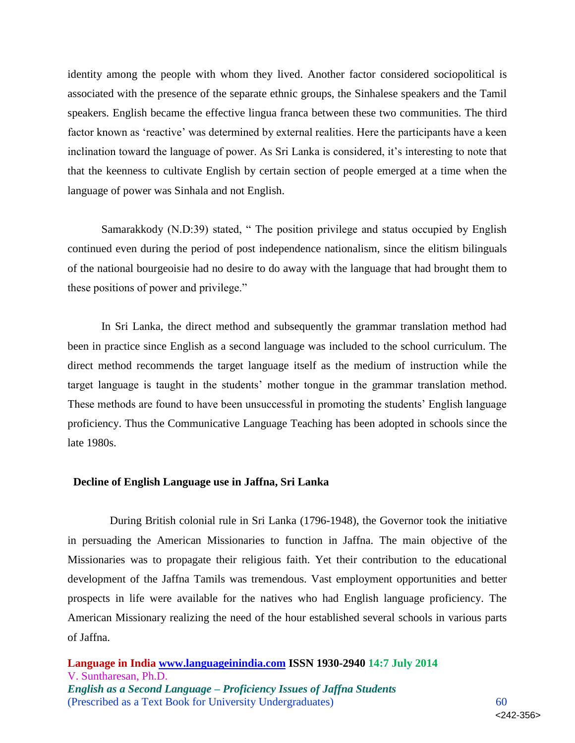identity among the people with whom they lived. Another factor considered sociopolitical is associated with the presence of the separate ethnic groups, the Sinhalese speakers and the Tamil speakers. English became the effective lingua franca between these two communities. The third factor known as 'reactive' was determined by external realities. Here the participants have a keen inclination toward the language of power. As Sri Lanka is considered, it's interesting to note that that the keenness to cultivate English by certain section of people emerged at a time when the language of power was Sinhala and not English.

Samarakkody (N.D:39) stated, " The position privilege and status occupied by English continued even during the period of post independence nationalism, since the elitism bilinguals of the national bourgeoisie had no desire to do away with the language that had brought them to these positions of power and privilege."

In Sri Lanka, the direct method and subsequently the grammar translation method had been in practice since English as a second language was included to the school curriculum. The direct method recommends the target language itself as the medium of instruction while the target language is taught in the students' mother tongue in the grammar translation method. These methods are found to have been unsuccessful in promoting the students' English language proficiency. Thus the Communicative Language Teaching has been adopted in schools since the late 1980s.

## Decline of English Language use in Jaffna, Sri Lanka

During British colonial rule in Sri Lanka (1796-1948), the Governor took the initiative in persuading the American Missionaries to function in Jaffna. The main objective of the Missionaries was to propagate their religious faith. Yet their contribution to the educational development of the Jaffna Tamils was tremendous. Vast employment opportunities and better prospects in life were available for the natives who had English language proficiency. The American Missionary realizing the need of the hour established several schools in various parts of Jaffna.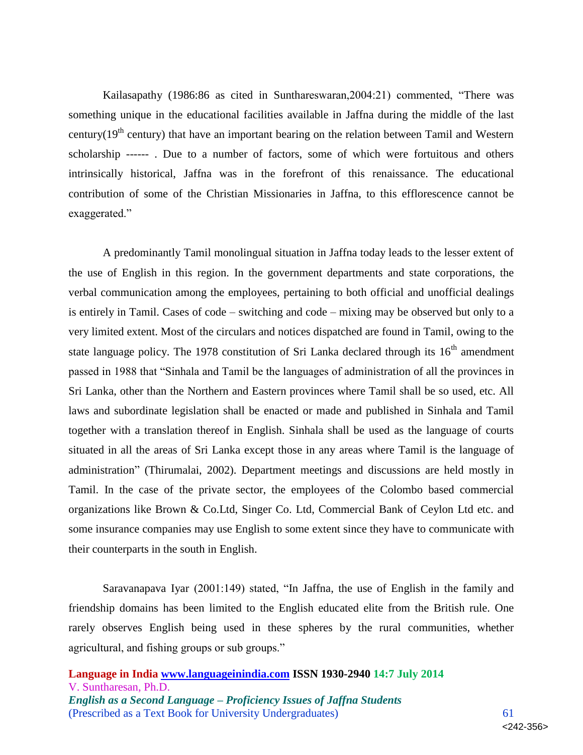Kailasapathy (1986:86 as cited in Sunthareswaran,2004:21) commented, “There was something unique in the educational facilities available in Jaffna during the middle of the last century(19th century) that have an important bearing on the relation between Tamil and Western scholarship ------ . Due to a number of factors, some of which were fortuitous and others intrinsically historical, Jaffna was in the forefront of this renaissance. The educational contribution of some of the Christian Missionaries in Jaffna, to this efflorescence cannot be exaggerated.”

A predominantly Tamil monolingual situation in Jaffna today leads to the lesser extent of the use of English in this region. In the government departments and state corporations, the verbal communication among the employees, pertaining to both official and unofficial dealings is entirely in Tamil. Cases of code – switching and code – mixing may be observed but only to a very limited extent. Most of the circulars and notices dispatched are found in Tamil, owing to the state language policy. The 1978 constitution of Sri Lanka declared through its 16th amendment passed in 1988 that “Sinhala and Tamil be the languages of administration of all the provinces in Sri Lanka, other than the Northern and Eastern provinces where Tamil shall be so used, etc. All laws and subordinate legislation shall be enacted or made and published in Sinhala and Tamil together with a translation thereof in English. Sinhala shall be used as the language of courts situated in all the areas of Sri Lanka except those in any areas where Tamil is the language of administration” (Thirumalai, 2002). Department meetings and discussions are held mostly in Tamil. In the case of the private sector, the employees of the Colombo based commercial organizations like Brown & Co.Ltd, Singer Co. Ltd, Commercial Bank of Ceylon Ltd etc. and some insurance companies may use English to some extent since they have to communicate with their counterparts in the south in English.

Saravanapava Iyar (2001:149) stated, “In Jaffna, the use of English in the family and friendship domains has been limited to the English educated elite from the British rule. One rarely observes English being used in these spheres by the rural communities, whether agricultural, and fishing groups or sub groups.”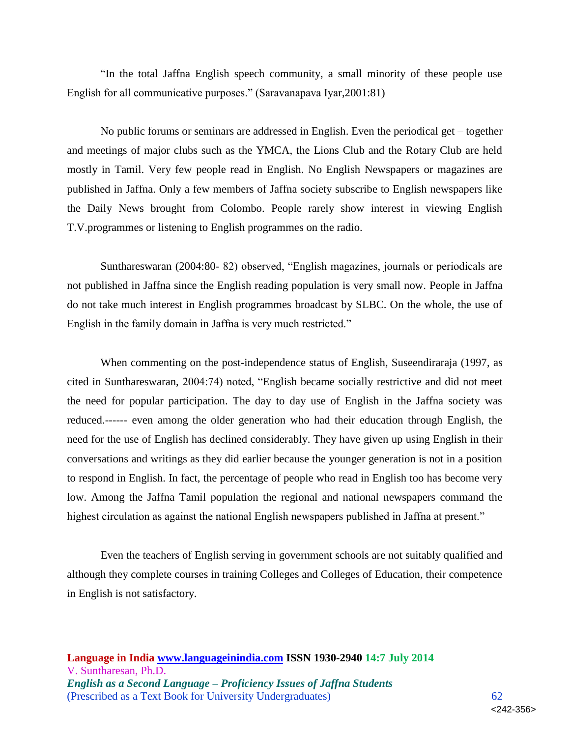"In the total Jaffna English speech community, a small minority of these people use English for all communicative purposes." (Saravanapava Iyar,2001:81)

No public forums or seminars are addressed in English. Even the periodical get – together and meetings of major clubs such as the YMCA, the Lions Club and the Rotary Club are held mostly in Tamil. Very few people read in English. No English Newspapers or magazines are published in Jaffna. Only a few members of Jaffna society subscribe to English newspapers like the Daily News brought from Colombo. People rarely show interest in viewing English T.V.programmes or listening to English programmes on the radio.

Sunthareswaran (2004:80- 82) observed, "English magazines, journals or periodicals are not published in Jaffna since the English reading population is very small now. People in Jaffna do not take much interest in English programmes broadcast by SLBC. On the whole, the use of English in the family domain in Jaffna is very much restricted."

When commenting on the post-independence status of English, Suseendiraraja (1997, as cited in Sunthareswaran, 2004:74) noted, "English became socially restrictive and did not meet the need for popular participation. The day to day use of English in the Jaffna society was reduced.------ even among the older generation who had their education through English, the need for the use of English has declined considerably. They have given up using English in their conversations and writings as they did earlier because the younger generation is not in a position to respond in English. In fact, the percentage of people who read in English too has become very low. Among the Jaffna Tamil population the regional and national newspapers command the highest circulation as against the national English newspapers published in Jaffna at present."

Even the teachers of English serving in government schools are not suitably qualified and although they complete courses in training Colleges and Colleges of Education, their competence in English is not satisfactory.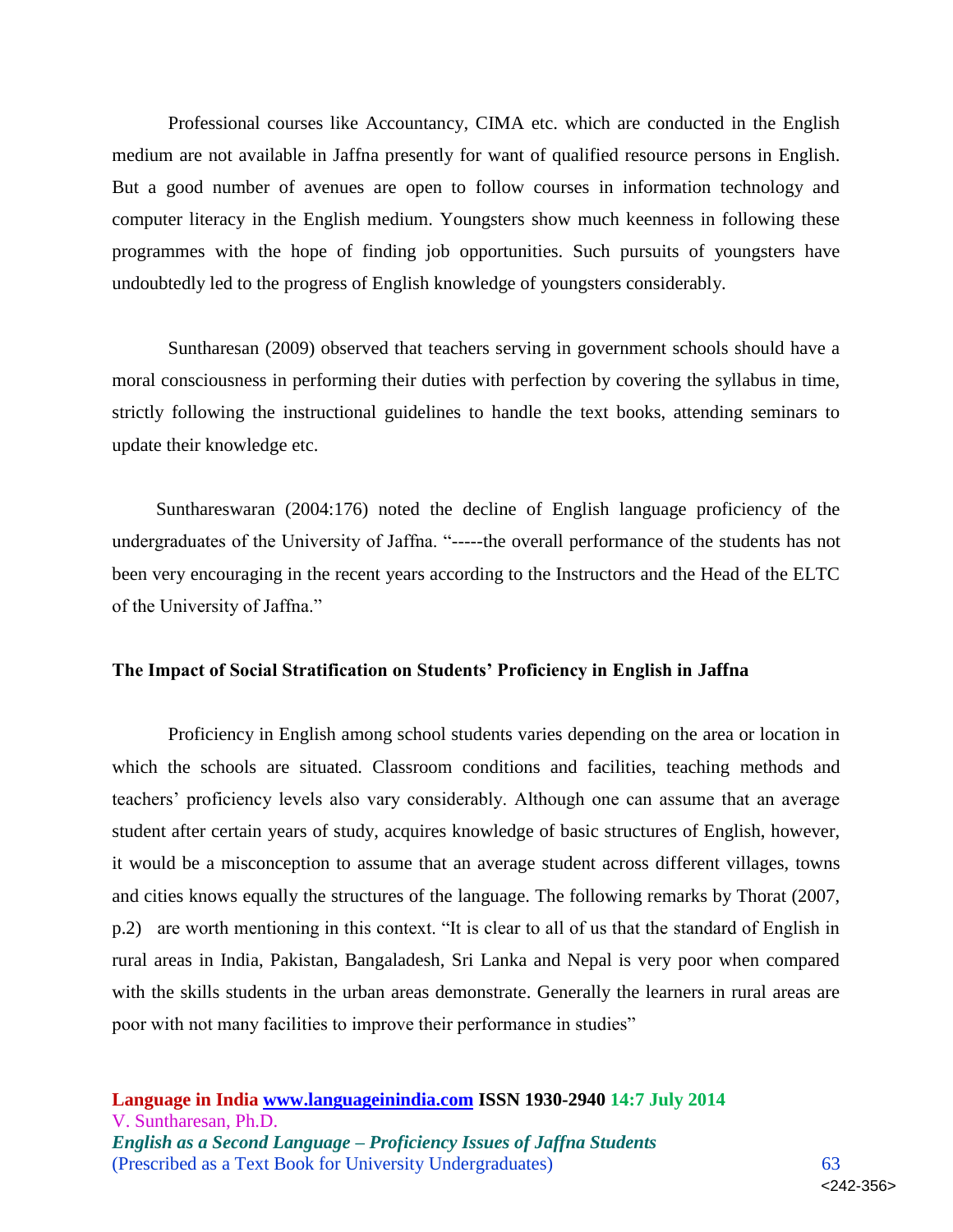Professional courses like Accountancy, CIMA etc. which are conducted in the English medium are not available in Jaffna presently for want of qualified resource persons in English. But a good number of avenues are open to follow courses in information technology and computer literacy in the English medium. Youngsters show much keenness in following these programmes with the hope of finding job opportunities. Such pursuits of youngsters have undoubtedly led to the progress of English knowledge of youngsters considerably.

Suntharesan (2009) observed that teachers serving in government schools should have a moral consciousness in performing their duties with perfection by covering the syllabus in time, strictly following the instructional guidelines to handle the text books, attending seminars to update their knowledge etc.

Sunthareswaran (2004:176) noted the decline of English language proficiency of the undergraduates of the University of Jaffna. "-----the overall performance of the students has not been very encouraging in the recent years according to the Instructors and the Head of the ELTC of the University of Jaffna."

**The Impact of Social Stratification on Students' Proficiency in English in Jaffna**

Proficiency in English among school students varies depending on the area or location in which the schools are situated. Classroom conditions and facilities, teaching methods and teachers' proficiency levels also vary considerably. Although one can assume that an average student after certain years of study, acquires knowledge of basic structures of English, however, it would be a misconception to assume that an average student across different villages, towns and cities knows equally the structures of the language. The following remarks by Thorat (2007, p.2) are worth mentioning in this context. "It is clear to all of us that the standard of English in rural areas in India, Pakistan, Bangaladesh, Sri Lanka and Nepal is very poor when compared with the skills students in the urban areas demonstrate. Generally the learners in rural areas are poor with not many facilities to improve their performance in studies"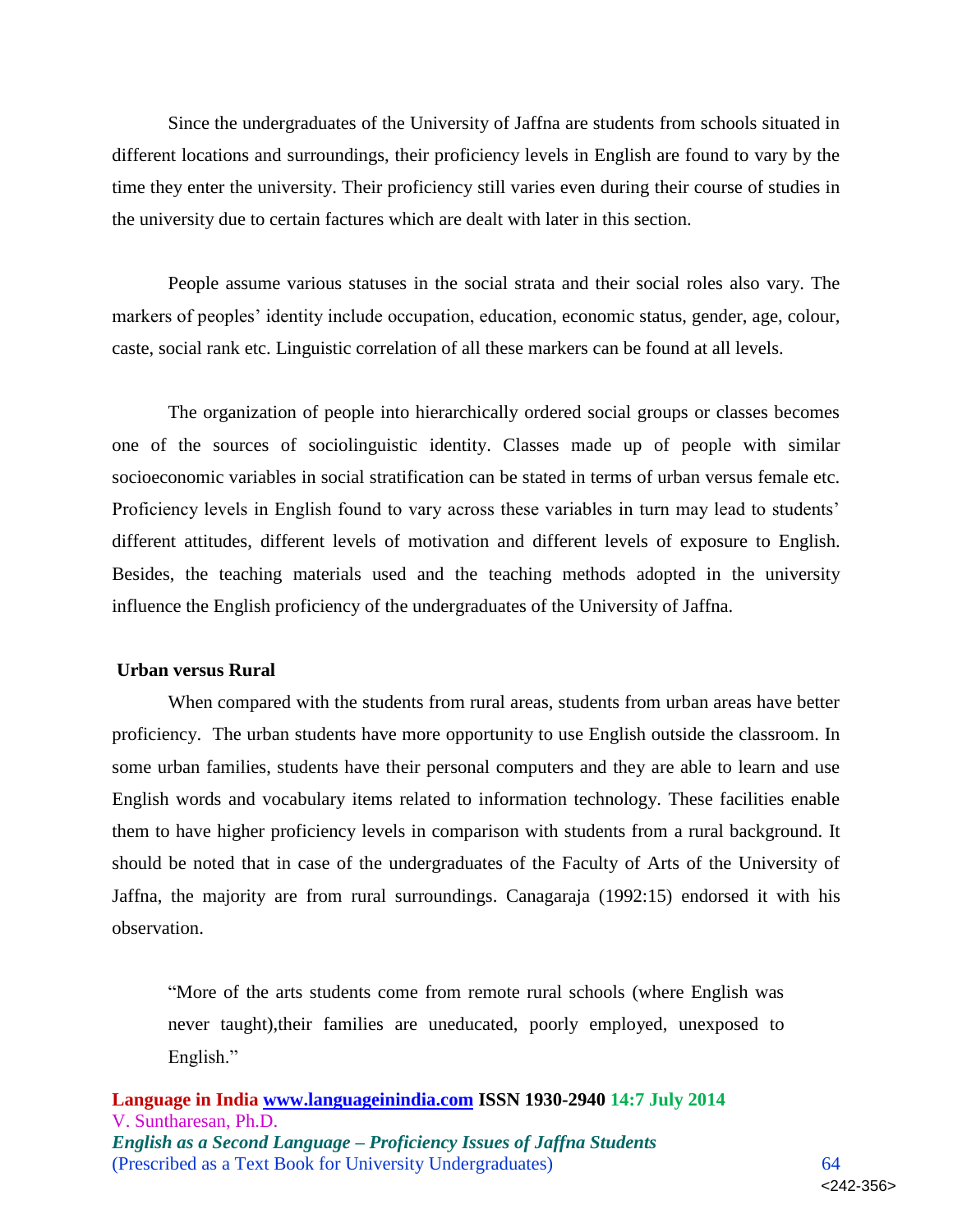Since the undergraduates of the University of Jaffna are students from schools situated in different locations and surroundings, their proficiency levels in English are found to vary by the time they enter the university. Their proficiency still varies even during their course of studies in the university due to certain factures which are dealt with later in this section.

People assume various statuses in the social strata and their social roles also vary. The markers of peoples' identity include occupation, education, economic status, gender, age, colour, caste, social rank etc. Linguistic correlation of all these markers can be found at all levels.

The organization of people into hierarchically ordered social groups or classes becomes one of the sources of sociolinguistic identity. Classes made up of people with similar socioeconomic variables in social stratification can be stated in terms of urban versus female etc. Proficiency levels in English found to vary across these variables in turn may lead to students' different attitudes, different levels of motivation and different levels of exposure to English. Besides, the teaching materials used and the teaching methods adopted in the university influence the English proficiency of the undergraduates of the University of Jaffna.

**Urban versus Rural**

When compared with the students from rural areas, students from urban areas have better proficiency. The urban students have more opportunity to use English outside the classroom. In some urban families, students have their personal computers and they are able to learn and use English words and vocabulary items related to information technology. These facilities enable them to have higher proficiency levels in comparison with students from a rural background. It should be noted that in case of the undergraduates of the Faculty of Arts of the University of Jaffna, the majority are from rural surroundings. Canagaraja (1992:15) endorsed it with his observation.

> "More of the arts students come from remote rural schools (where English was never taught),their families are uneducated, poorly employed, unexposed to English."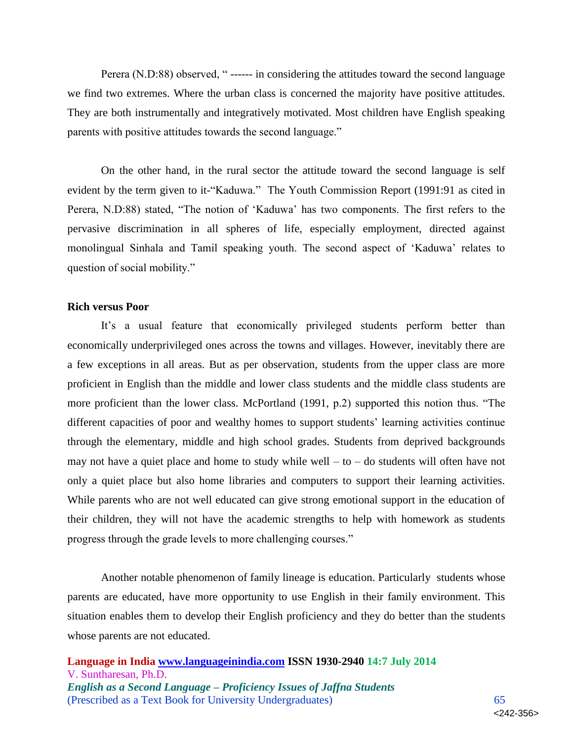Perera (N.D:88) observed, " ------ in considering the attitudes toward the second language we find two extremes. Where the urban class is concerned the majority have positive attitudes. They are both instrumentally and integratively motivated. Most children have English speaking parents with positive attitudes towards the second language."

On the other hand, in the rural sector the attitude toward the second language is self evident by the term given to it-"Kaduwa." The Youth Commission Report (1991:91 as cited in Perera, N.D:88) stated, "The notion of 'Kaduwa' has two components. The first refers to the pervasive discrimination in all spheres of life, especially employment, directed against monolingual Sinhala and Tamil speaking youth. The second aspect of 'Kaduwa' relates to question of social mobility."

**Rich versus Poor**

It's a usual feature that economically privileged students perform better than economically underprivileged ones across the towns and villages. However, inevitably there are a few exceptions in all areas. But as per observation, students from the upper class are more proficient in English than the middle and lower class students and the middle class students are more proficient than the lower class. McPortland (1991, p.2) supported this notion thus. "The different capacities of poor and wealthy homes to support students' learning activities continue through the elementary, middle and high school grades. Students from deprived backgrounds may not have a quiet place and home to study while well – to – do students will often have not only a quiet place but also home libraries and computers to support their learning activities. While parents who are not well educated can give strong emotional support in the education of their children, they will not have the academic strengths to help with homework as students progress through the grade levels to more challenging courses."

Another notable phenomenon of family lineage is education. Particularly students whose parents are educated, have more opportunity to use English in their family environment. This situation enables them to develop their English proficiency and they do better than the students whose parents are not educated.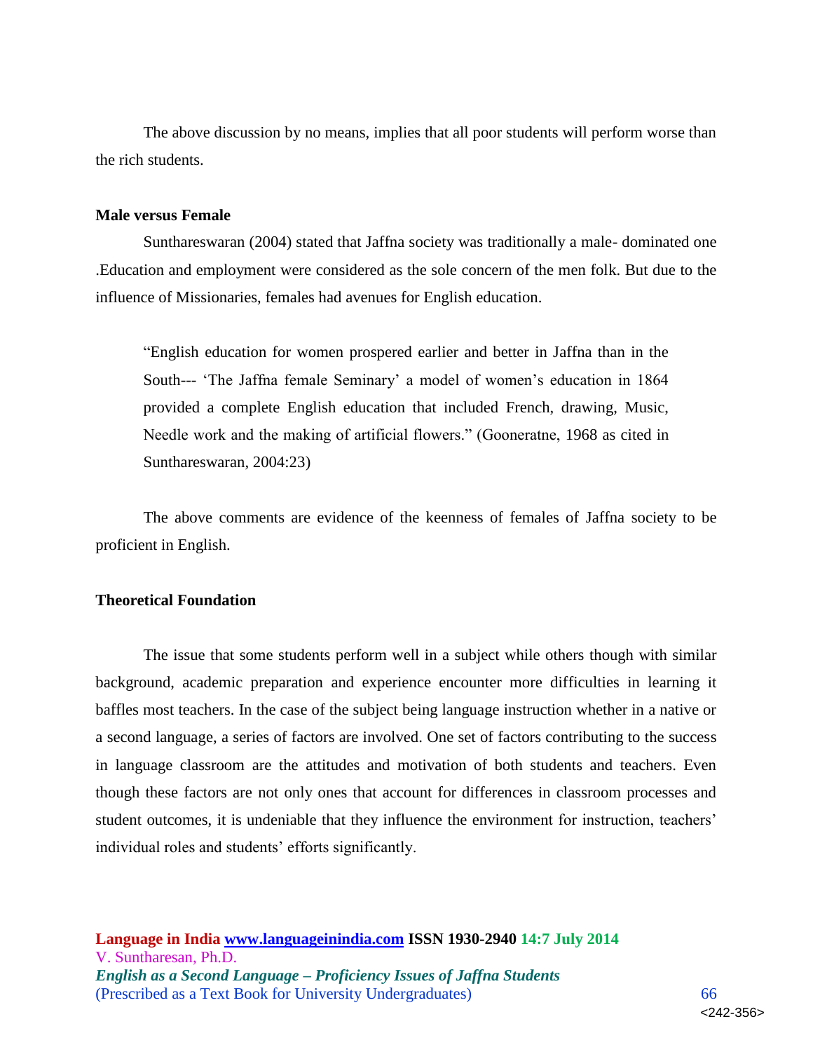The above discussion by no means, implies that all poor students will perform worse than the rich students.

**Male versus Female**

Sunthareswaran (2004) stated that Jaffna society was traditionally a male- dominated one .Education and employment were considered as the sole concern of the men folk. But due to the influence of Missionaries, females had avenues for English education.

> "English education for women prospered earlier and better in Jaffna than in the South--- 'The Jaffna female Seminary' a model of women's education in 1864 provided a complete English education that included French, drawing, Music, Needle work and the making of artificial flowers." (Gooneratne, 1968 as cited in Sunthareswaran, 2004:23)

The above comments are evidence of the keenness of females of Jaffna society to be proficient in English.

**Theoretical Foundation**

The issue that some students perform well in a subject while others though with similar background, academic preparation and experience encounter more difficulties in learning it baffles most teachers. In the case of the subject being language instruction whether in a native or a second language, a series of factors are involved. One set of factors contributing to the success in language classroom are the attitudes and motivation of both students and teachers. Even though these factors are not only ones that account for differences in classroom processes and student outcomes, it is undeniable that they influence the environment for instruction, teachers' individual roles and students' efforts significantly.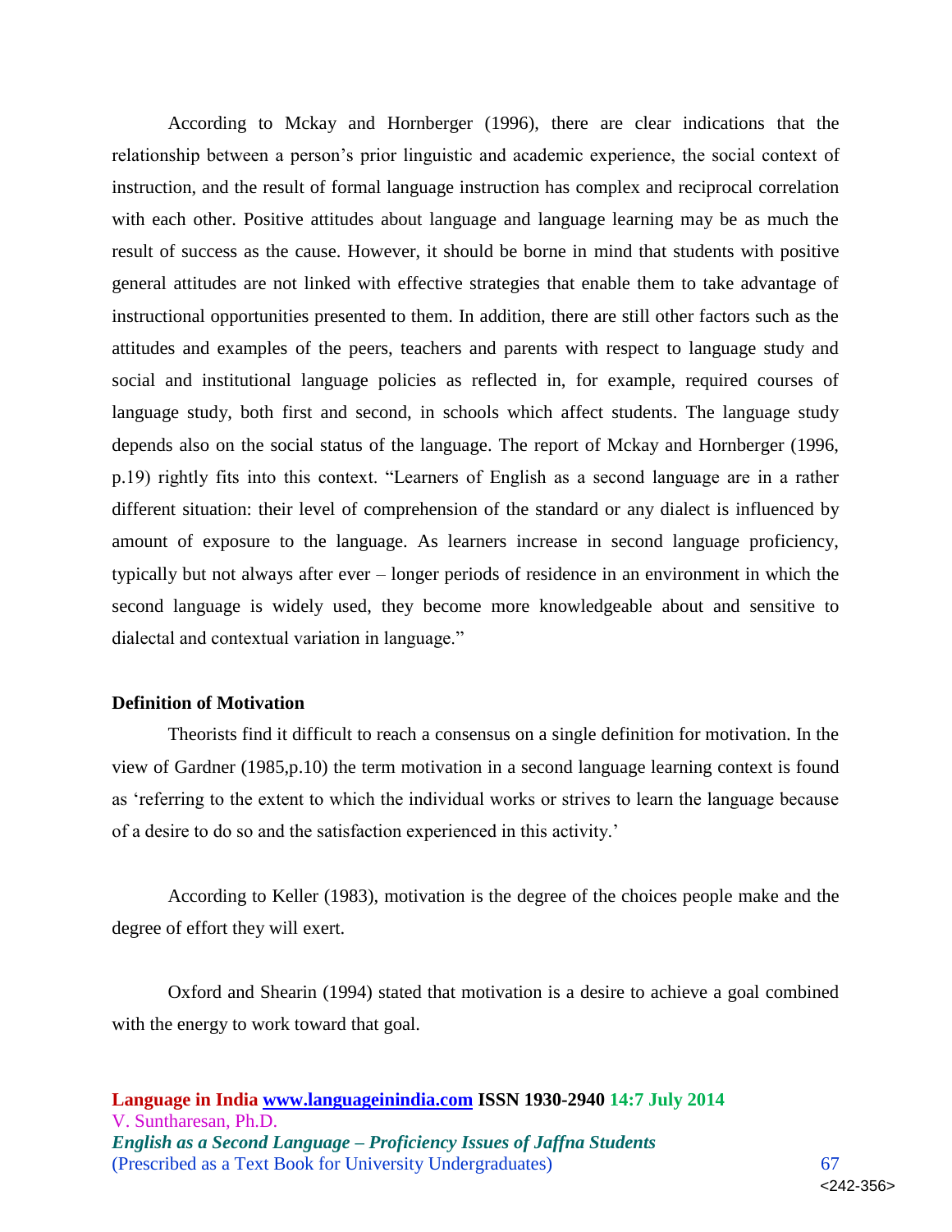According to Mckay and Hornberger (1996), there are clear indications that the relationship between a person's prior linguistic and academic experience, the social context of instruction, and the result of formal language instruction has complex and reciprocal correlation with each other. Positive attitudes about language and language learning may be as much the result of success as the cause. However, it should be borne in mind that students with positive general attitudes are not linked with effective strategies that enable them to take advantage of instructional opportunities presented to them. In addition, there are still other factors such as the attitudes and examples of the peers, teachers and parents with respect to language study and social and institutional language policies as reflected in, for example, required courses of language study, both first and second, in schools which affect students. The language study depends also on the social status of the language. The report of Mckay and Hornberger (1996, p.19) rightly fits into this context. "Learners of English as a second language are in a rather different situation: their level of comprehension of the standard or any dialect is influenced by amount of exposure to the language. As learners increase in second language proficiency, typically but not always after ever – longer periods of residence in an environment in which the second language is widely used, they become more knowledgeable about and sensitive to dialectal and contextual variation in language."

**Definition of Motivation**

Theorists find it difficult to reach a consensus on a single definition for motivation. In the view of Gardner (1985,p.10) the term motivation in a second language learning context is found as 'referring to the extent to which the individual works or strives to learn the language because of a desire to do so and the satisfaction experienced in this activity.'

According to Keller (1983), motivation is the degree of the choices people make and the degree of effort they will exert.

Oxford and Shearin (1994) stated that motivation is a desire to achieve a goal combined with the energy to work toward that goal.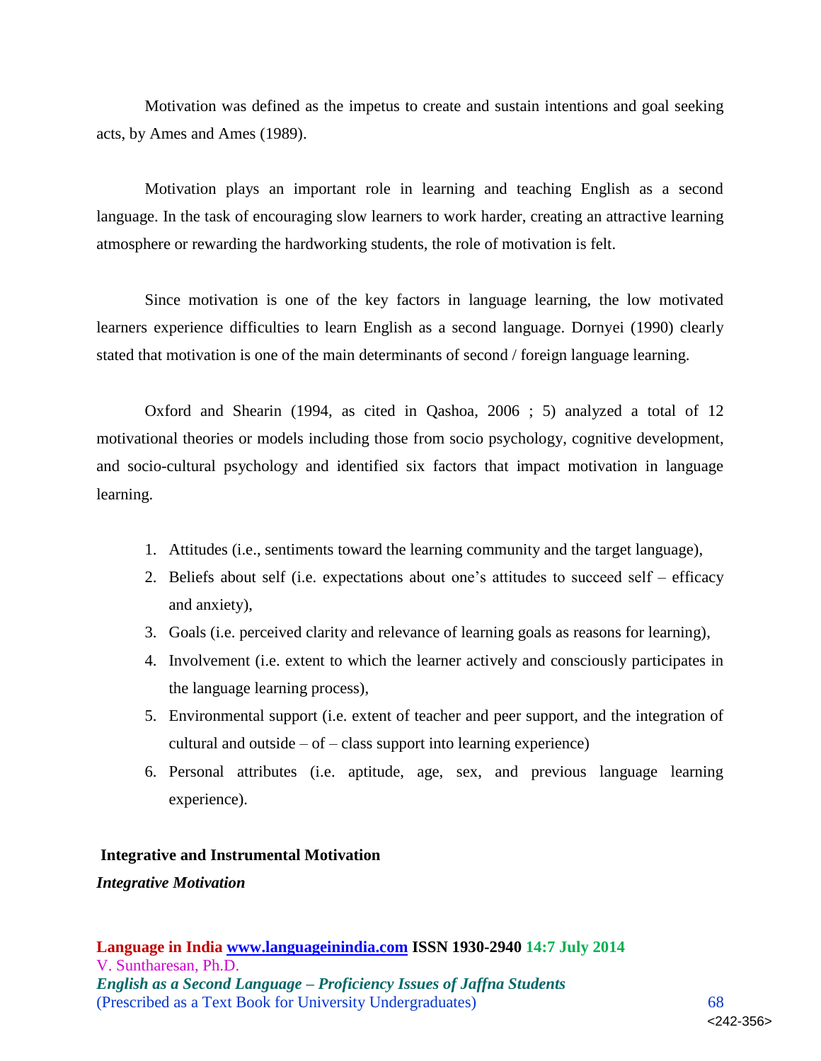Motivation was defined as the impetus to create and sustain intentions and goal seeking acts, by Ames and Ames (1989).

Motivation plays an important role in learning and teaching English as a second language. In the task of encouraging slow learners to work harder, creating an attractive learning atmosphere or rewarding the hardworking students, the role of motivation is felt.

Since motivation is one of the key factors in language learning, the low motivated learners experience difficulties to learn English as a second language. Dornyei (1990) clearly stated that motivation is one of the main determinants of second / foreign language learning.

Oxford and Shearin (1994, as cited in Qashoa, 2006 ; 5) analyzed a total of 12 motivational theories or models including those from socio psychology, cognitive development, and socio-cultural psychology and identified six factors that impact motivation in language learning.

1. Attitudes (i.e., sentiments toward the learning community and the target language),
2. Beliefs about self (i.e. expectations about one's attitudes to succeed self – efficacy and anxiety),
3. Goals (i.e. perceived clarity and relevance of learning goals as reasons for learning),
4. Involvement (i.e. extent to which the learner actively and consciously participates in the language learning process),
5. Environmental support (i.e. extent of teacher and peer support, and the integration of cultural and outside – of – class support into learning experience)
6. Personal attributes (i.e. aptitude, age, sex, and previous language learning experience).

**Integrative and Instrumental Motivation**

***Integrative Motivation***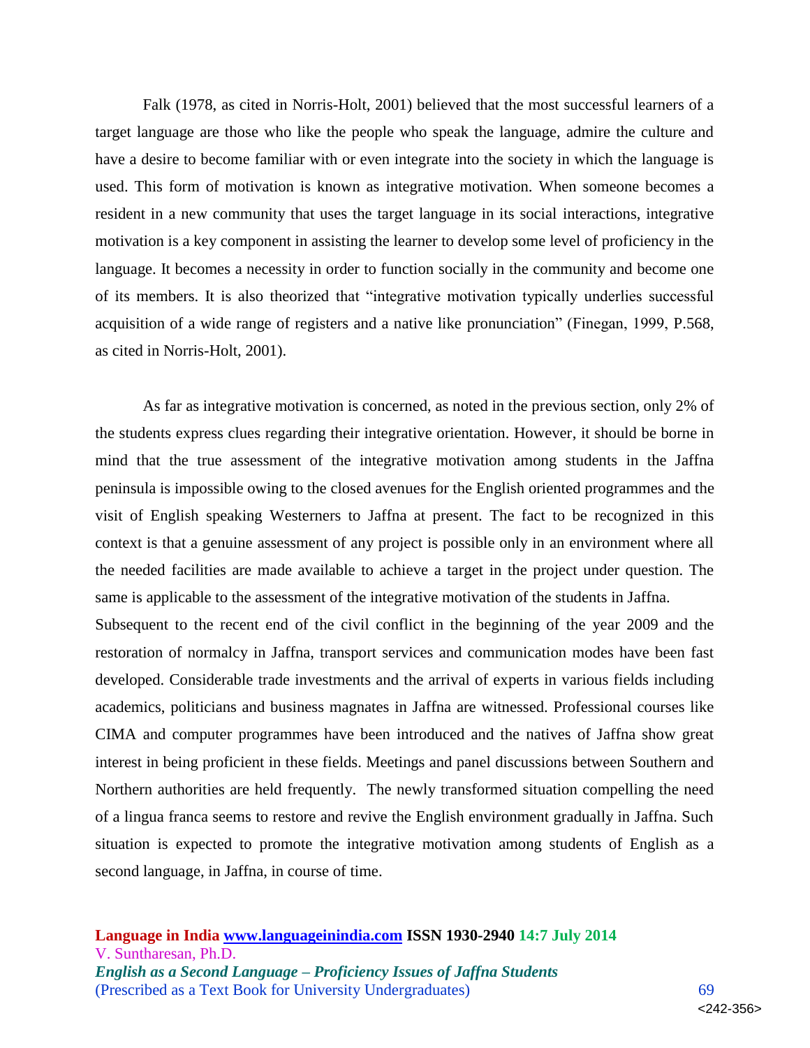Falk (1978, as cited in Norris-Holt, 2001) believed that the most successful learners of a target language are those who like the people who speak the language, admire the culture and have a desire to become familiar with or even integrate into the society in which the language is used. This form of motivation is known as integrative motivation. When someone becomes a resident in a new community that uses the target language in its social interactions, integrative motivation is a key component in assisting the learner to develop some level of proficiency in the language. It becomes a necessity in order to function socially in the community and become one of its members. It is also theorized that "integrative motivation typically underlies successful acquisition of a wide range of registers and a native like pronunciation" (Finegan, 1999, P.568, as cited in Norris-Holt, 2001).

As far as integrative motivation is concerned, as noted in the previous section, only 2% of the students express clues regarding their integrative orientation. However, it should be borne in mind that the true assessment of the integrative motivation among students in the Jaffna peninsula is impossible owing to the closed avenues for the English oriented programmes and the visit of English speaking Westerners to Jaffna at present. The fact to be recognized in this context is that a genuine assessment of any project is possible only in an environment where all the needed facilities are made available to achieve a target in the project under question. The same is applicable to the assessment of the integrative motivation of the students in Jaffna.

Subsequent to the recent end of the civil conflict in the beginning of the year 2009 and the restoration of normalcy in Jaffna, transport services and communication modes have been fast developed. Considerable trade investments and the arrival of experts in various fields including academics, politicians and business magnates in Jaffna are witnessed. Professional courses like CIMA and computer programmes have been introduced and the natives of Jaffna show great interest in being proficient in these fields. Meetings and panel discussions between Southern and Northern authorities are held frequently. The newly transformed situation compelling the need of a lingua franca seems to restore and revive the English environment gradually in Jaffna. Such situation is expected to promote the integrative motivation among students of English as a second language, in Jaffna, in course of time.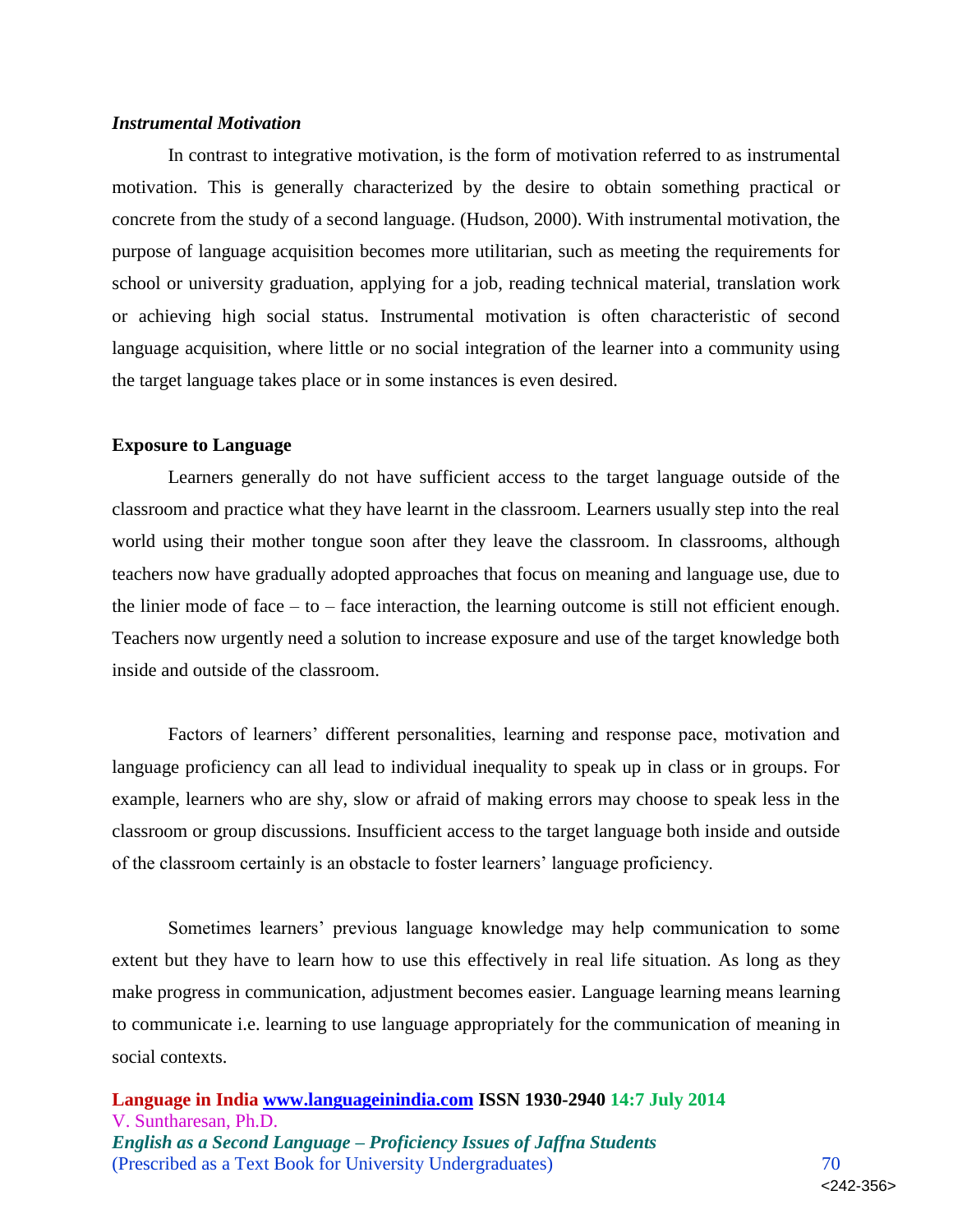### *Instrumental Motivation*

In contrast to integrative motivation, is the form of motivation referred to as instrumental motivation. This is generally characterized by the desire to obtain something practical or concrete from the study of a second language. (Hudson, 2000). With instrumental motivation, the purpose of language acquisition becomes more utilitarian, such as meeting the requirements for school or university graduation, applying for a job, reading technical material, translation work or achieving high social status. Instrumental motivation is often characteristic of second language acquisition, where little or no social integration of the learner into a community using the target language takes place or in some instances is even desired.

### **Exposure to Language**

Learners generally do not have sufficient access to the target language outside of the classroom and practice what they have learnt in the classroom. Learners usually step into the real world using their mother tongue soon after they leave the classroom. In classrooms, although teachers now have gradually adopted approaches that focus on meaning and language use, due to the linier mode of face – to – face interaction, the learning outcome is still not efficient enough. Teachers now urgently need a solution to increase exposure and use of the target knowledge both inside and outside of the classroom.

Factors of learners' different personalities, learning and response pace, motivation and language proficiency can all lead to individual inequality to speak up in class or in groups. For example, learners who are shy, slow or afraid of making errors may choose to speak less in the classroom or group discussions. Insufficient access to the target language both inside and outside of the classroom certainly is an obstacle to foster learners' language proficiency.

Sometimes learners' previous language knowledge may help communication to some extent but they have to learn how to use this effectively in real life situation. As long as they make progress in communication, adjustment becomes easier. Language learning means learning to communicate i.e. learning to use language appropriately for the communication of meaning in social contexts.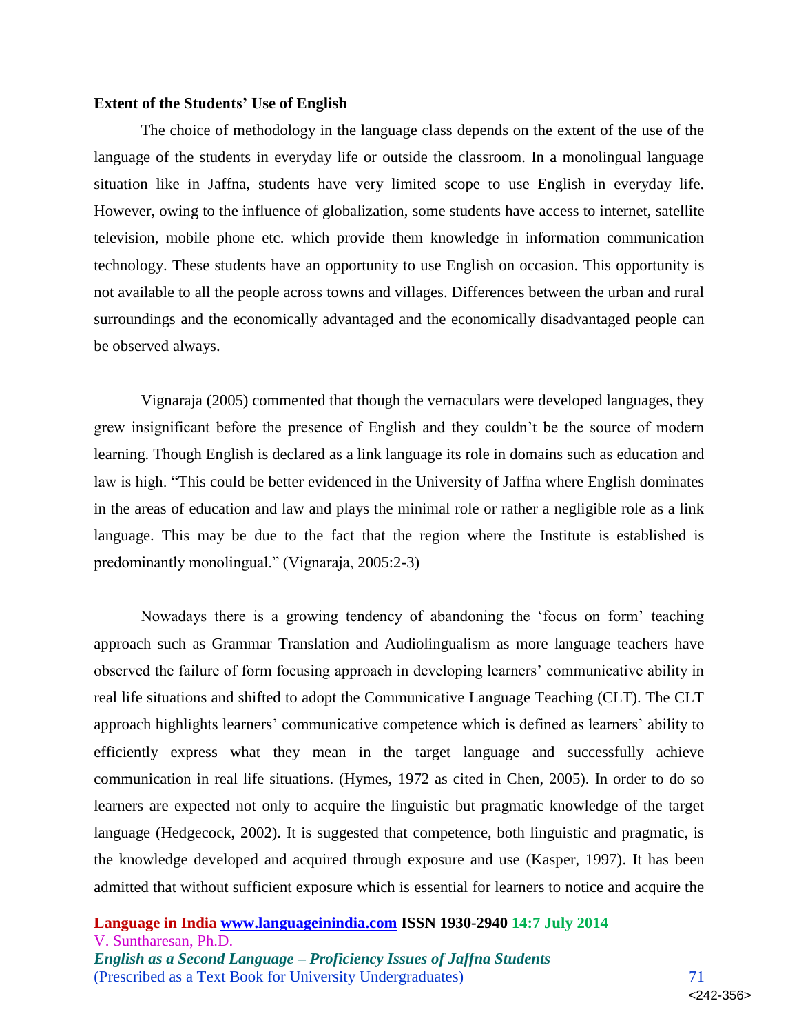**Extent of the Students' Use of English**

The choice of methodology in the language class depends on the extent of the use of the language of the students in everyday life or outside the classroom. In a monolingual language situation like in Jaffna, students have very limited scope to use English in everyday life. However, owing to the influence of globalization, some students have access to internet, satellite television, mobile phone etc. which provide them knowledge in information communication technology. These students have an opportunity to use English on occasion. This opportunity is not available to all the people across towns and villages. Differences between the urban and rural surroundings and the economically advantaged and the economically disadvantaged people can be observed always.

Vignaraja (2005) commented that though the vernaculars were developed languages, they grew insignificant before the presence of English and they couldn't be the source of modern learning. Though English is declared as a link language its role in domains such as education and law is high. "This could be better evidenced in the University of Jaffna where English dominates in the areas of education and law and plays the minimal role or rather a negligible role as a link language. This may be due to the fact that the region where the Institute is established is predominantly monolingual." (Vignaraja, 2005:2-3)

Nowadays there is a growing tendency of abandoning the 'focus on form' teaching approach such as Grammar Translation and Audiolingualism as more language teachers have observed the failure of form focusing approach in developing learners' communicative ability in real life situations and shifted to adopt the Communicative Language Teaching (CLT). The CLT approach highlights learners' communicative competence which is defined as learners' ability to efficiently express what they mean in the target language and successfully achieve communication in real life situations. (Hymes, 1972 as cited in Chen, 2005). In order to do so learners are expected not only to acquire the linguistic but pragmatic knowledge of the target language (Hedgecock, 2002). It is suggested that competence, both linguistic and pragmatic, is the knowledge developed and acquired through exposure and use (Kasper, 1997). It has been admitted that without sufficient exposure which is essential for learners to notice and acquire the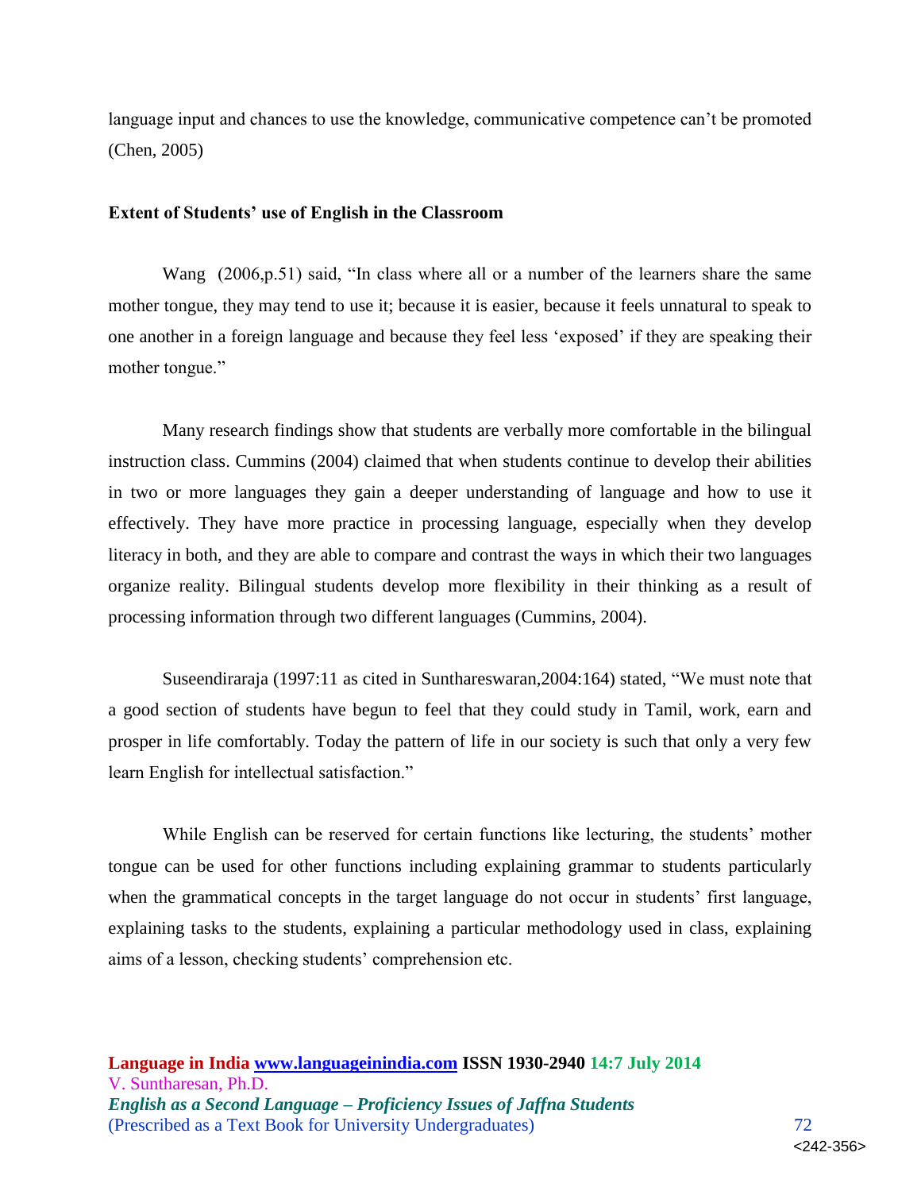language input and chances to use the knowledge, communicative competence can't be promoted (Chen, 2005)

**Extent of Students' use of English in the Classroom**

Wang (2006,p.51) said, "In class where all or a number of the learners share the same mother tongue, they may tend to use it; because it is easier, because it feels unnatural to speak to one another in a foreign language and because they feel less 'exposed' if they are speaking their mother tongue."

Many research findings show that students are verbally more comfortable in the bilingual instruction class. Cummins (2004) claimed that when students continue to develop their abilities in two or more languages they gain a deeper understanding of language and how to use it effectively. They have more practice in processing language, especially when they develop literacy in both, and they are able to compare and contrast the ways in which their two languages organize reality. Bilingual students develop more flexibility in their thinking as a result of processing information through two different languages (Cummins, 2004).

Suseendiraraja (1997:11 as cited in Sunthareswaran,2004:164) stated, "We must note that a good section of students have begun to feel that they could study in Tamil, work, earn and prosper in life comfortably. Today the pattern of life in our society is such that only a very few learn English for intellectual satisfaction."

While English can be reserved for certain functions like lecturing, the students' mother tongue can be used for other functions including explaining grammar to students particularly when the grammatical concepts in the target language do not occur in students' first language, explaining tasks to the students, explaining a particular methodology used in class, explaining aims of a lesson, checking students' comprehension etc.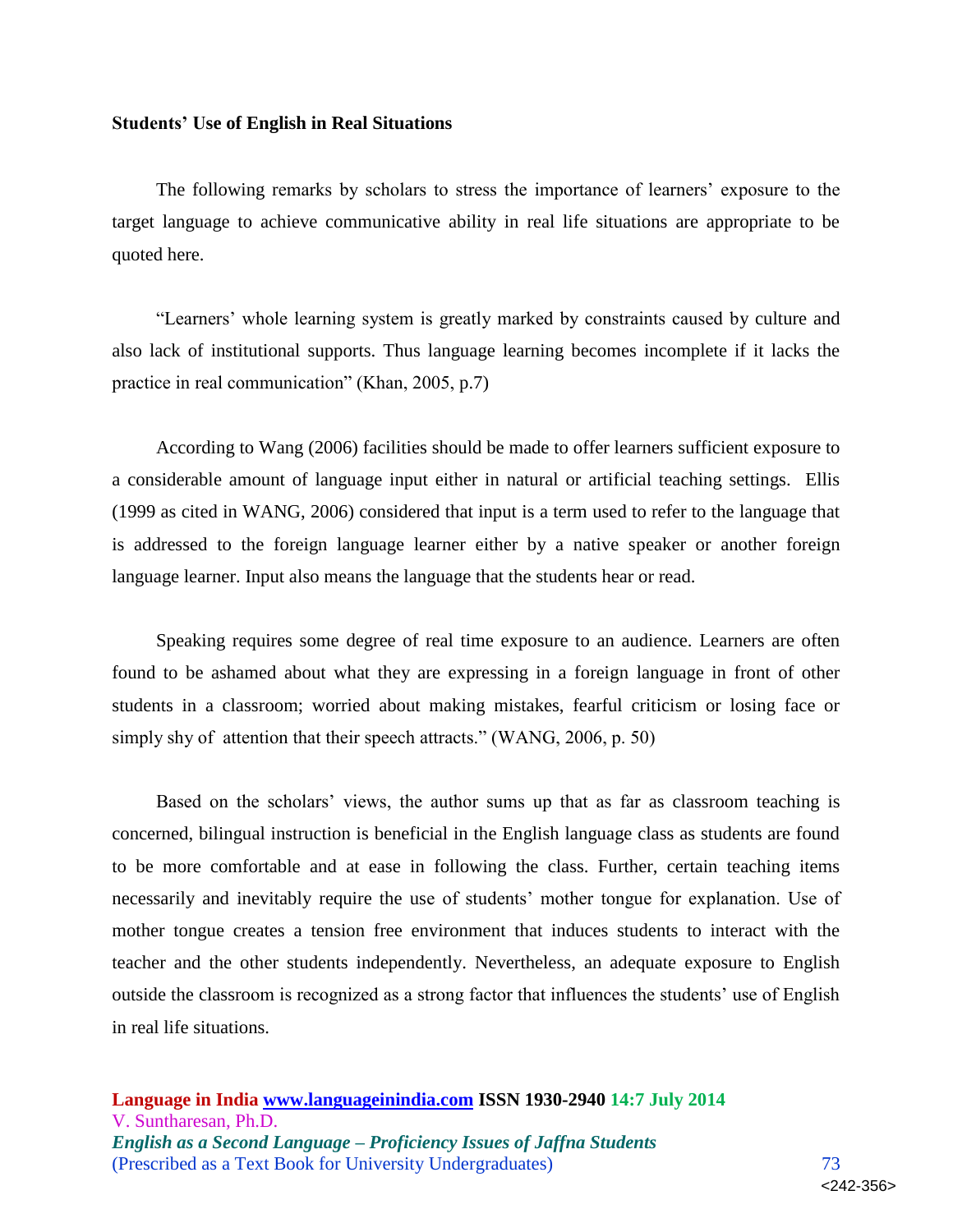**Students' Use of English in Real Situations**

The following remarks by scholars to stress the importance of learners' exposure to the target language to achieve communicative ability in real life situations are appropriate to be quoted here.

"Learners' whole learning system is greatly marked by constraints caused by culture and also lack of institutional supports. Thus language learning becomes incomplete if it lacks the practice in real communication" (Khan, 2005, p.7)

According to Wang (2006) facilities should be made to offer learners sufficient exposure to a considerable amount of language input either in natural or artificial teaching settings. Ellis (1999 as cited in WANG, 2006) considered that input is a term used to refer to the language that is addressed to the foreign language learner either by a native speaker or another foreign language learner. Input also means the language that the students hear or read.

Speaking requires some degree of real time exposure to an audience. Learners are often found to be ashamed about what they are expressing in a foreign language in front of other students in a classroom; worried about making mistakes, fearful criticism or losing face or simply shy of attention that their speech attracts." (WANG, 2006, p. 50)

Based on the scholars' views, the author sums up that as far as classroom teaching is concerned, bilingual instruction is beneficial in the English language class as students are found to be more comfortable and at ease in following the class. Further, certain teaching items necessarily and inevitably require the use of students' mother tongue for explanation. Use of mother tongue creates a tension free environment that induces students to interact with the teacher and the other students independently. Nevertheless, an adequate exposure to English outside the classroom is recognized as a strong factor that influences the students' use of English in real life situations.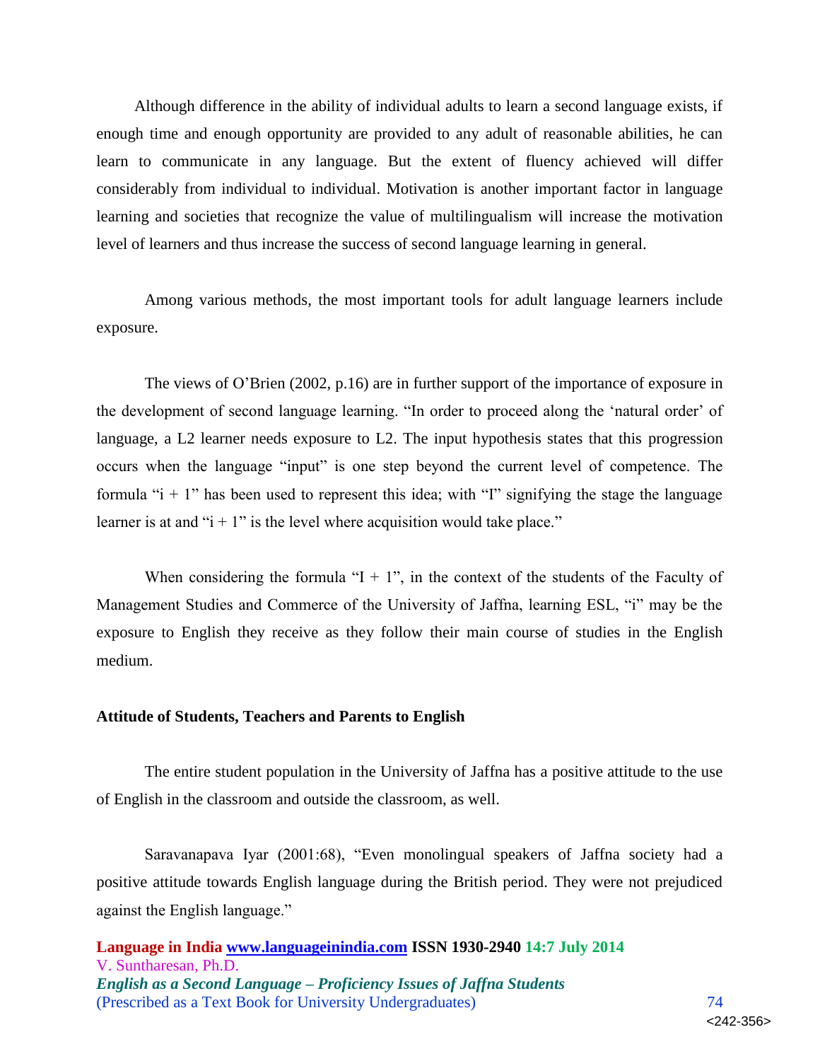Although difference in the ability of individual adults to learn a second language exists, if enough time and enough opportunity are provided to any adult of reasonable abilities, he can learn to communicate in any language. But the extent of fluency achieved will differ considerably from individual to individual. Motivation is another important factor in language learning and societies that recognize the value of multilingualism will increase the motivation level of learners and thus increase the success of second language learning in general.

Among various methods, the most important tools for adult language learners include exposure.

The views of O'Brien (2002, p.16) are in further support of the importance of exposure in the development of second language learning. "In order to proceed along the 'natural order' of language, a L2 learner needs exposure to L2. The input hypothesis states that this progression occurs when the language "input" is one step beyond the current level of competence. The formula "i + 1" has been used to represent this idea; with "I" signifying the stage the language learner is at and "i + 1" is the level where acquisition would take place."

When considering the formula "I + 1", in the context of the students of the Faculty of Management Studies and Commerce of the University of Jaffna, learning ESL, "i" may be the exposure to English they receive as they follow their main course of studies in the English medium.

**Attitude of Students, Teachers and Parents to English**

The entire student population in the University of Jaffna has a positive attitude to the use of English in the classroom and outside the classroom, as well.

Saravanapava Iyar (2001:68), "Even monolingual speakers of Jaffna society had a positive attitude towards English language during the British period. They were not prejudiced against the English language."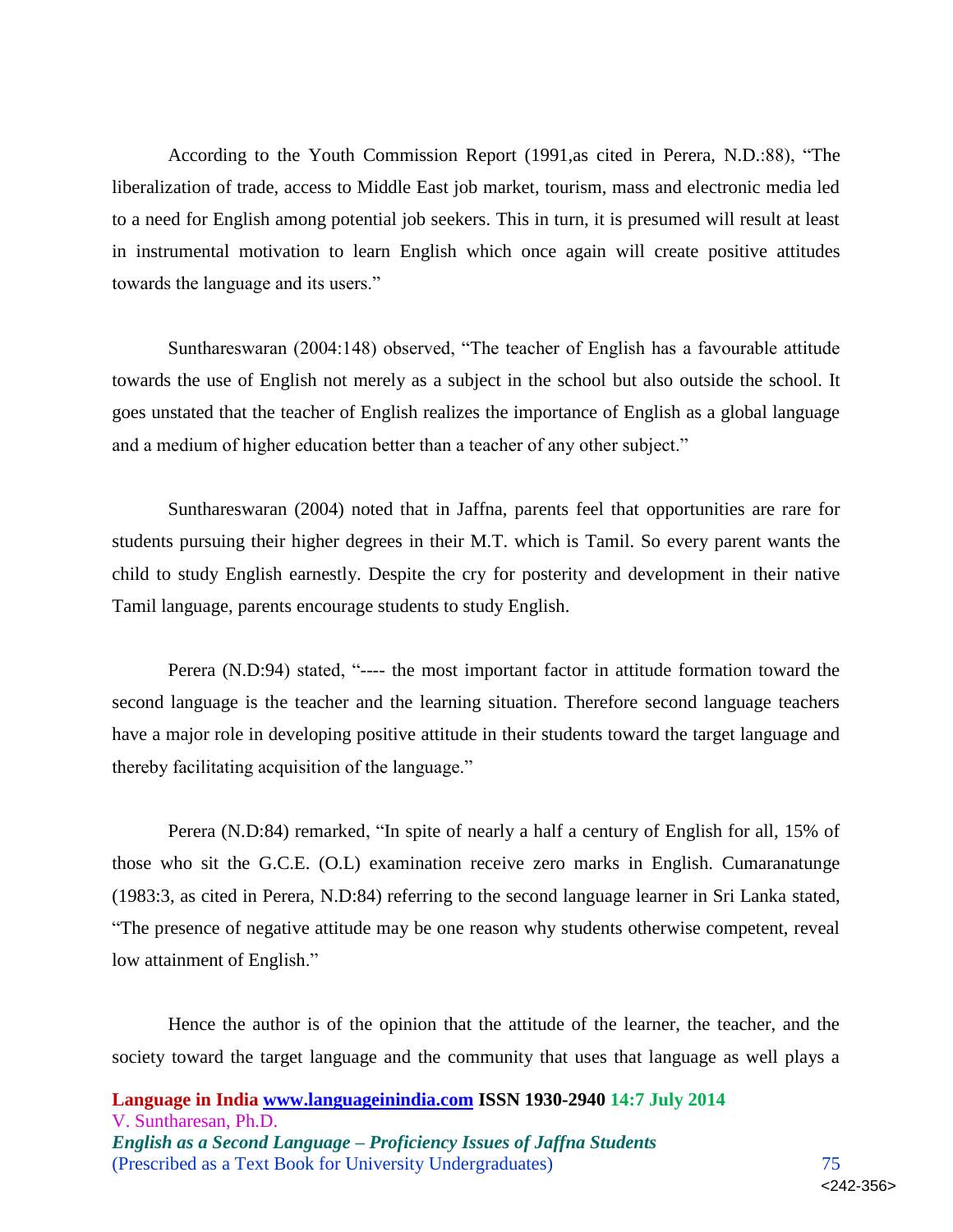According to the Youth Commission Report (1991,as cited in Perera, N.D.:88), "The liberalization of trade, access to Middle East job market, tourism, mass and electronic media led to a need for English among potential job seekers. This in turn, it is presumed will result at least in instrumental motivation to learn English which once again will create positive attitudes towards the language and its users."

Sunthareswaran (2004:148) observed, "The teacher of English has a favourable attitude towards the use of English not merely as a subject in the school but also outside the school. It goes unstated that the teacher of English realizes the importance of English as a global language and a medium of higher education better than a teacher of any other subject."

Sunthareswaran (2004) noted that in Jaffna, parents feel that opportunities are rare for students pursuing their higher degrees in their M.T. which is Tamil. So every parent wants the child to study English earnestly. Despite the cry for posterity and development in their native Tamil language, parents encourage students to study English.

Perera (N.D:94) stated, "---- the most important factor in attitude formation toward the second language is the teacher and the learning situation. Therefore second language teachers have a major role in developing positive attitude in their students toward the target language and thereby facilitating acquisition of the language."

Perera (N.D:84) remarked, "In spite of nearly a half a century of English for all, 15% of those who sit the G.C.E. (O.L) examination receive zero marks in English. Cumaranatunge (1983:3, as cited in Perera, N.D:84) referring to the second language learner in Sri Lanka stated, "The presence of negative attitude may be one reason why students otherwise competent, reveal low attainment of English."

Hence the author is of the opinion that the attitude of the learner, the teacher, and the society toward the target language and the community that uses that language as well plays a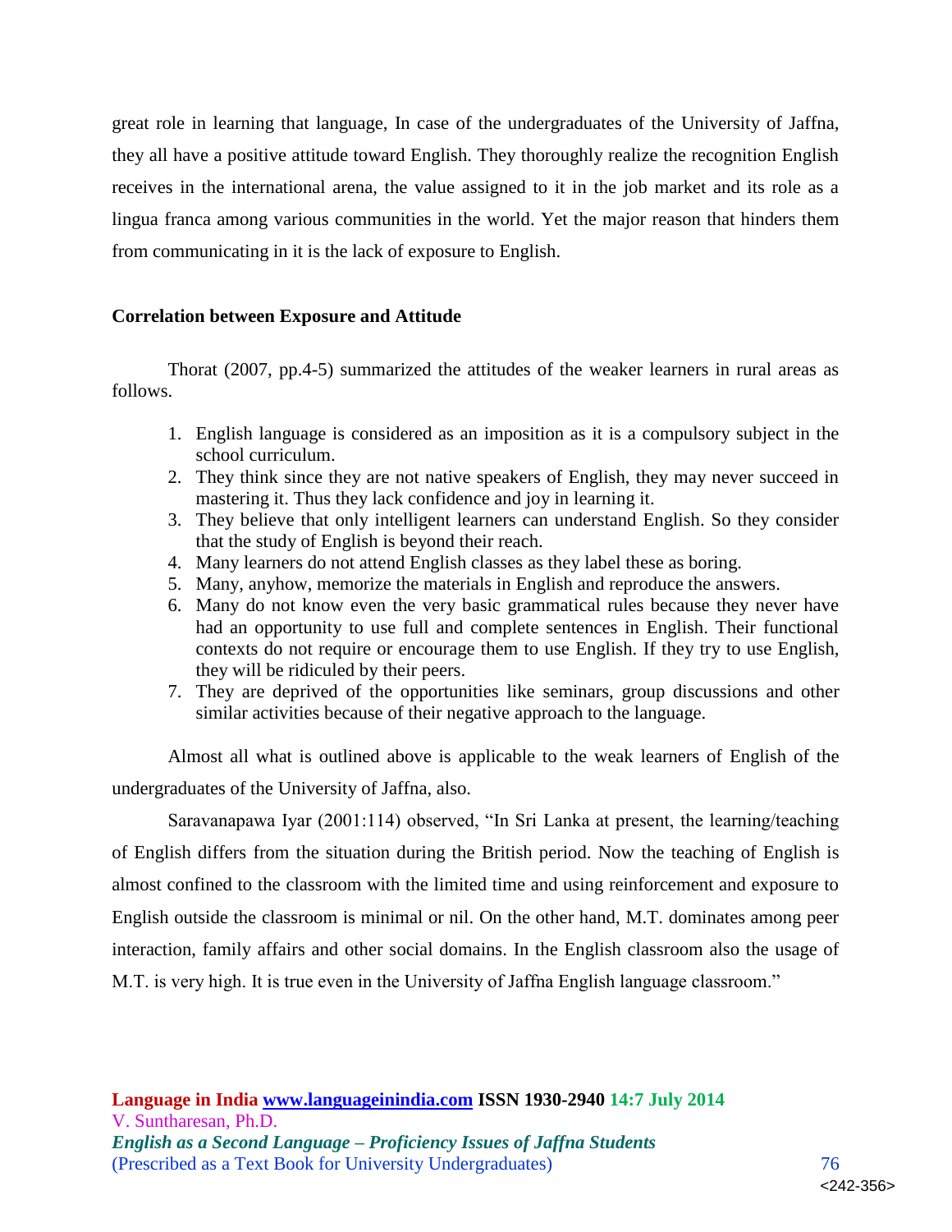great role in learning that language, In case of the undergraduates of the University of Jaffna, they all have a positive attitude toward English. They thoroughly realize the recognition English receives in the international arena, the value assigned to it in the job market and its role as a lingua franca among various communities in the world. Yet the major reason that hinders them from communicating in it is the lack of exposure to English.

**Correlation between Exposure and Attitude**

Thorat (2007, pp.4-5) summarized the attitudes of the weaker learners in rural areas as follows.

1. English language is considered as an imposition as it is a compulsory subject in the school curriculum.
2. They think since they are not native speakers of English, they may never succeed in mastering it. Thus they lack confidence and joy in learning it.
3. They believe that only intelligent learners can understand English. So they consider that the study of English is beyond their reach.
4. Many learners do not attend English classes as they label these as boring.
5. Many, anyhow, memorize the materials in English and reproduce the answers.
6. Many do not know even the very basic grammatical rules because they never have had an opportunity to use full and complete sentences in English. Their functional contexts do not require or encourage them to use English. If they try to use English, they will be ridiculed by their peers.
7. They are deprived of the opportunities like seminars, group discussions and other similar activities because of their negative approach to the language.

Almost all what is outlined above is applicable to the weak learners of English of the undergraduates of the University of Jaffna, also.

Saravanapawa Iyar (2001:114) observed, "In Sri Lanka at present, the learning/teaching of English differs from the situation during the British period. Now the teaching of English is almost confined to the classroom with the limited time and using reinforcement and exposure to English outside the classroom is minimal or nil. On the other hand, M.T. dominates among peer interaction, family affairs and other social domains. In the English classroom also the usage of M.T. is very high. It is true even in the University of Jaffna English language classroom."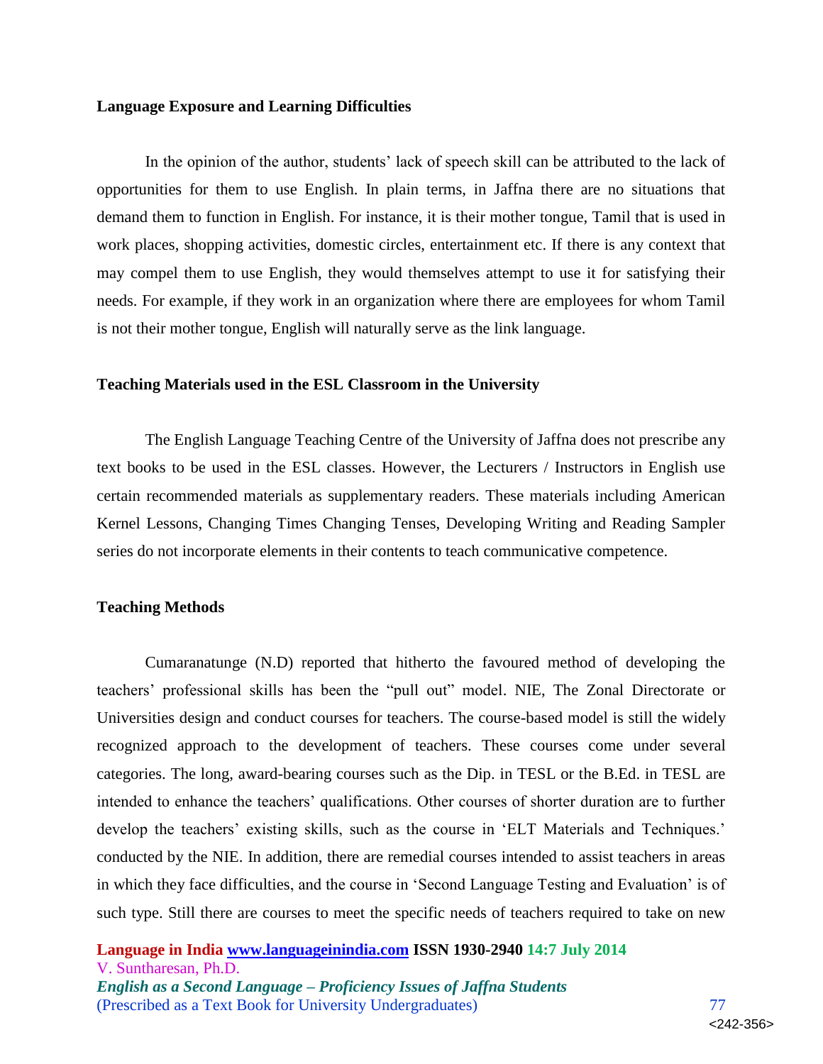**Language Exposure and Learning Difficulties**

In the opinion of the author, students' lack of speech skill can be attributed to the lack of opportunities for them to use English. In plain terms, in Jaffna there are no situations that demand them to function in English. For instance, it is their mother tongue, Tamil that is used in work places, shopping activities, domestic circles, entertainment etc. If there is any context that may compel them to use English, they would themselves attempt to use it for satisfying their needs. For example, if they work in an organization where there are employees for whom Tamil is not their mother tongue, English will naturally serve as the link language.

**Teaching Materials used in the ESL Classroom in the University**

The English Language Teaching Centre of the University of Jaffna does not prescribe any text books to be used in the ESL classes. However, the Lecturers / Instructors in English use certain recommended materials as supplementary readers. These materials including American Kernel Lessons, Changing Times Changing Tenses, Developing Writing and Reading Sampler series do not incorporate elements in their contents to teach communicative competence.

**Teaching Methods**

Cumaranatunge (N.D) reported that hitherto the favoured method of developing the teachers' professional skills has been the "pull out" model. NIE, The Zonal Directorate or Universities design and conduct courses for teachers. The course-based model is still the widely recognized approach to the development of teachers. These courses come under several categories. The long, award-bearing courses such as the Dip. in TESL or the B.Ed. in TESL are intended to enhance the teachers' qualifications. Other courses of shorter duration are to further develop the teachers' existing skills, such as the course in 'ELT Materials and Techniques.' conducted by the NIE. In addition, there are remedial courses intended to assist teachers in areas in which they face difficulties, and the course in 'Second Language Testing and Evaluation' is of such type. Still there are courses to meet the specific needs of teachers required to take on new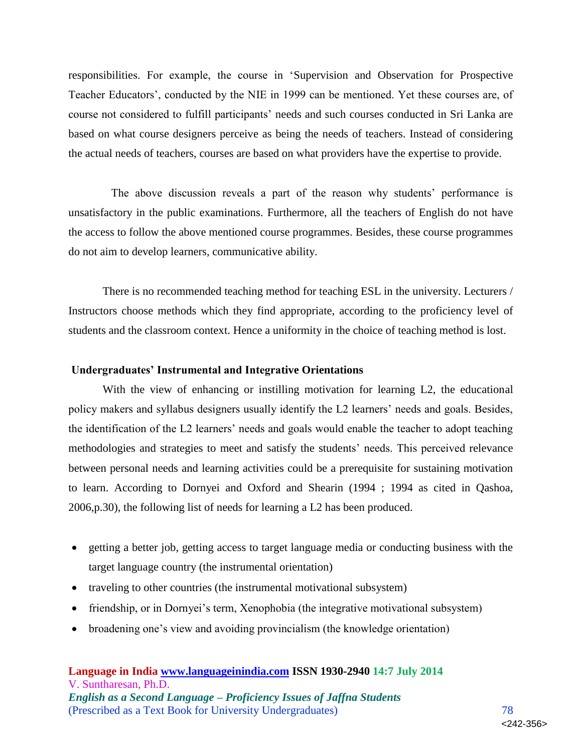responsibilities. For example, the course in 'Supervision and Observation for Prospective Teacher Educators', conducted by the NIE in 1999 can be mentioned. Yet these courses are, of course not considered to fulfill participants' needs and such courses conducted in Sri Lanka are based on what course designers perceive as being the needs of teachers. Instead of considering the actual needs of teachers, courses are based on what providers have the expertise to provide.

The above discussion reveals a part of the reason why students' performance is unsatisfactory in the public examinations. Furthermore, all the teachers of English do not have the access to follow the above mentioned course programmes. Besides, these course programmes do not aim to develop learners, communicative ability.

There is no recommended teaching method for teaching ESL in the university. Lecturers / Instructors choose methods which they find appropriate, according to the proficiency level of students and the classroom context. Hence a uniformity in the choice of teaching method is lost.

### Undergraduates' Instrumental and Integrative Orientations

With the view of enhancing or instilling motivation for learning L2, the educational policy makers and syllabus designers usually identify the L2 learners' needs and goals. Besides, the identification of the L2 learners' needs and goals would enable the teacher to adopt teaching methodologies and strategies to meet and satisfy the students' needs. This perceived relevance between personal needs and learning activities could be a prerequisite for sustaining motivation to learn. According to Dornyei and Oxford and Shearin (1994 ; 1994 as cited in Qashoa, 2006,p.30), the following list of needs for learning a L2 has been produced.

- getting a better job, getting access to target language media or conducting business with the target language country (the instrumental orientation)
- traveling to other countries (the instrumental motivational subsystem)
- friendship, or in Dornyei's term, Xenophobia (the integrative motivational subsystem)
- broadening one's view and avoiding provincialism (the knowledge orientation)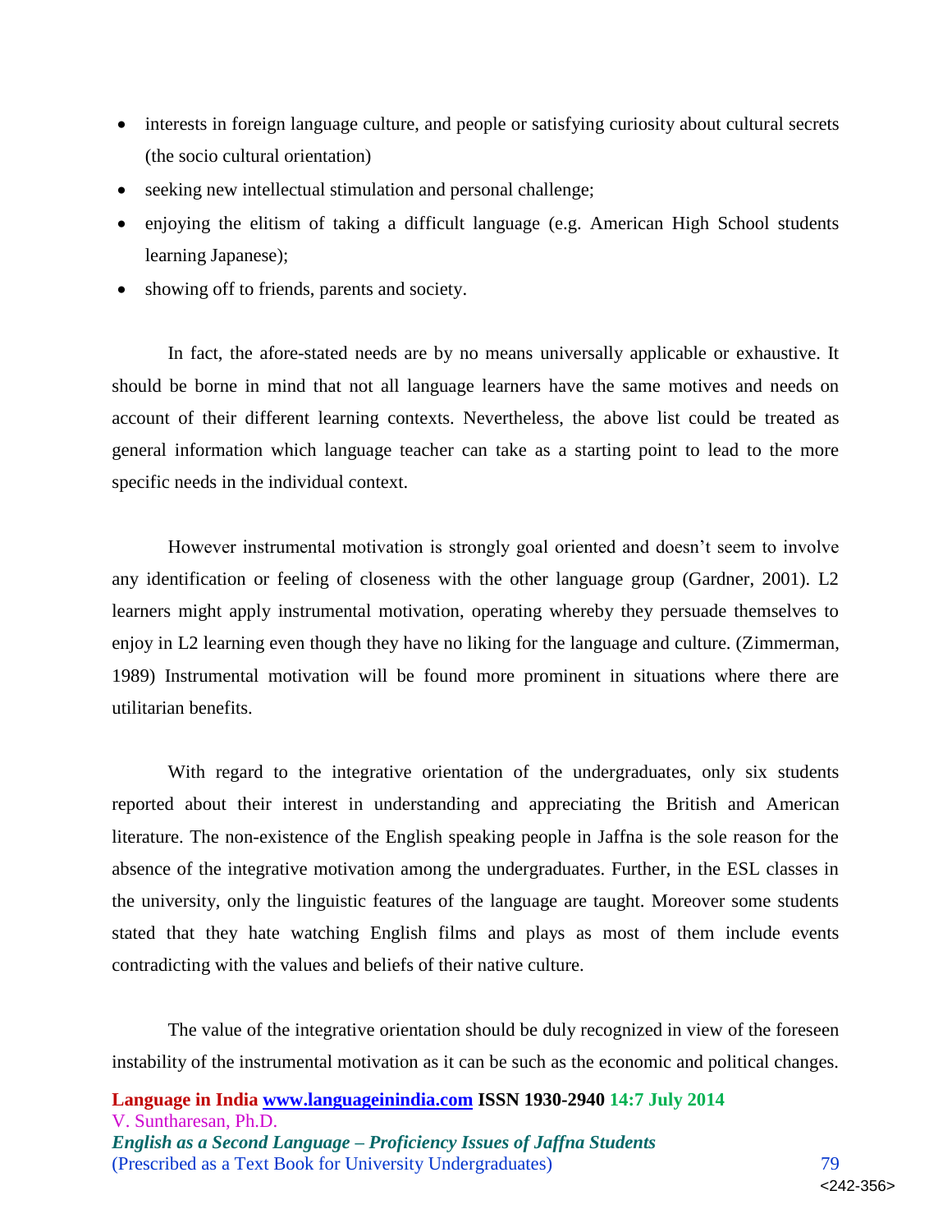- interests in foreign language culture, and people or satisfying curiosity about cultural secrets (the socio cultural orientation)
- seeking new intellectual stimulation and personal challenge;
- enjoying the elitism of taking a difficult language (e.g. American High School students learning Japanese);
- showing off to friends, parents and society.

In fact, the afore-stated needs are by no means universally applicable or exhaustive. It should be borne in mind that not all language learners have the same motives and needs on account of their different learning contexts. Nevertheless, the above list could be treated as general information which language teacher can take as a starting point to lead to the more specific needs in the individual context.

However instrumental motivation is strongly goal oriented and doesn't seem to involve any identification or feeling of closeness with the other language group (Gardner, 2001). L2 learners might apply instrumental motivation, operating whereby they persuade themselves to enjoy in L2 learning even though they have no liking for the language and culture. (Zimmerman, 1989) Instrumental motivation will be found more prominent in situations where there are utilitarian benefits.

With regard to the integrative orientation of the undergraduates, only six students reported about their interest in understanding and appreciating the British and American literature. The non-existence of the English speaking people in Jaffna is the sole reason for the absence of the integrative motivation among the undergraduates. Further, in the ESL classes in the university, only the linguistic features of the language are taught. Moreover some students stated that they hate watching English films and plays as most of them include events contradicting with the values and beliefs of their native culture.

The value of the integrative orientation should be duly recognized in view of the foreseen instability of the instrumental motivation as it can be such as the economic and political changes.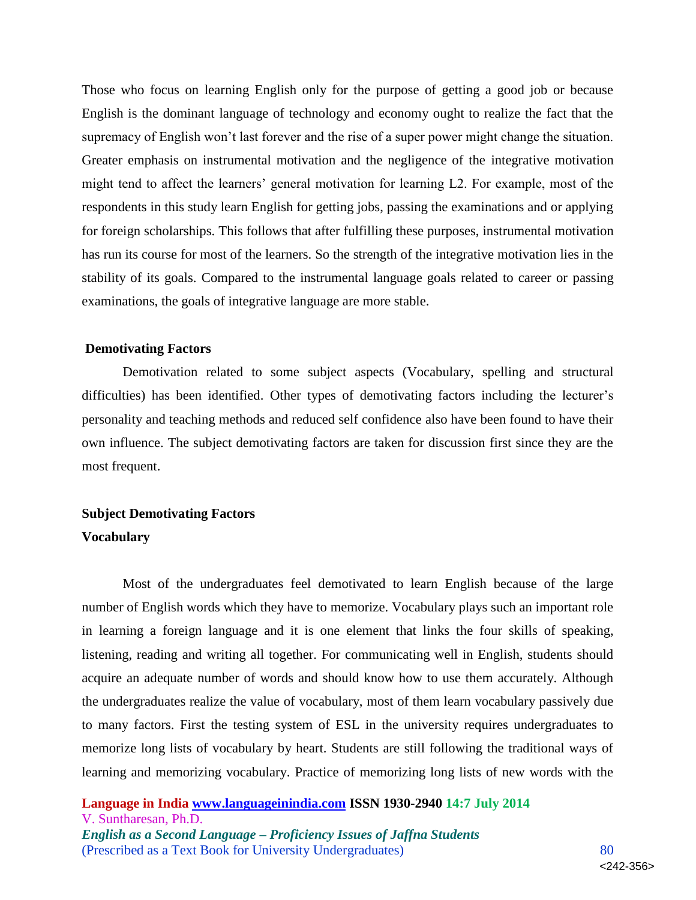Those who focus on learning English only for the purpose of getting a good job or because English is the dominant language of technology and economy ought to realize the fact that the supremacy of English won't last forever and the rise of a super power might change the situation. Greater emphasis on instrumental motivation and the negligence of the integrative motivation might tend to affect the learners' general motivation for learning L2. For example, most of the respondents in this study learn English for getting jobs, passing the examinations and or applying for foreign scholarships. This follows that after fulfilling these purposes, instrumental motivation has run its course for most of the learners. So the strength of the integrative motivation lies in the stability of its goals. Compared to the instrumental language goals related to career or passing examinations, the goals of integrative language are more stable.

**Demotivating Factors**

Demotivation related to some subject aspects (Vocabulary, spelling and structural difficulties) has been identified. Other types of demotivating factors including the lecturer's personality and teaching methods and reduced self confidence also have been found to have their own influence. The subject demotivating factors are taken for discussion first since they are the most frequent.

**Subject Demotivating Factors**

**Vocabulary**

Most of the undergraduates feel demotivated to learn English because of the large number of English words which they have to memorize. Vocabulary plays such an important role in learning a foreign language and it is one element that links the four skills of speaking, listening, reading and writing all together. For communicating well in English, students should acquire an adequate number of words and should know how to use them accurately. Although the undergraduates realize the value of vocabulary, most of them learn vocabulary passively due to many factors. First the testing system of ESL in the university requires undergraduates to memorize long lists of vocabulary by heart. Students are still following the traditional ways of learning and memorizing vocabulary. Practice of memorizing long lists of new words with the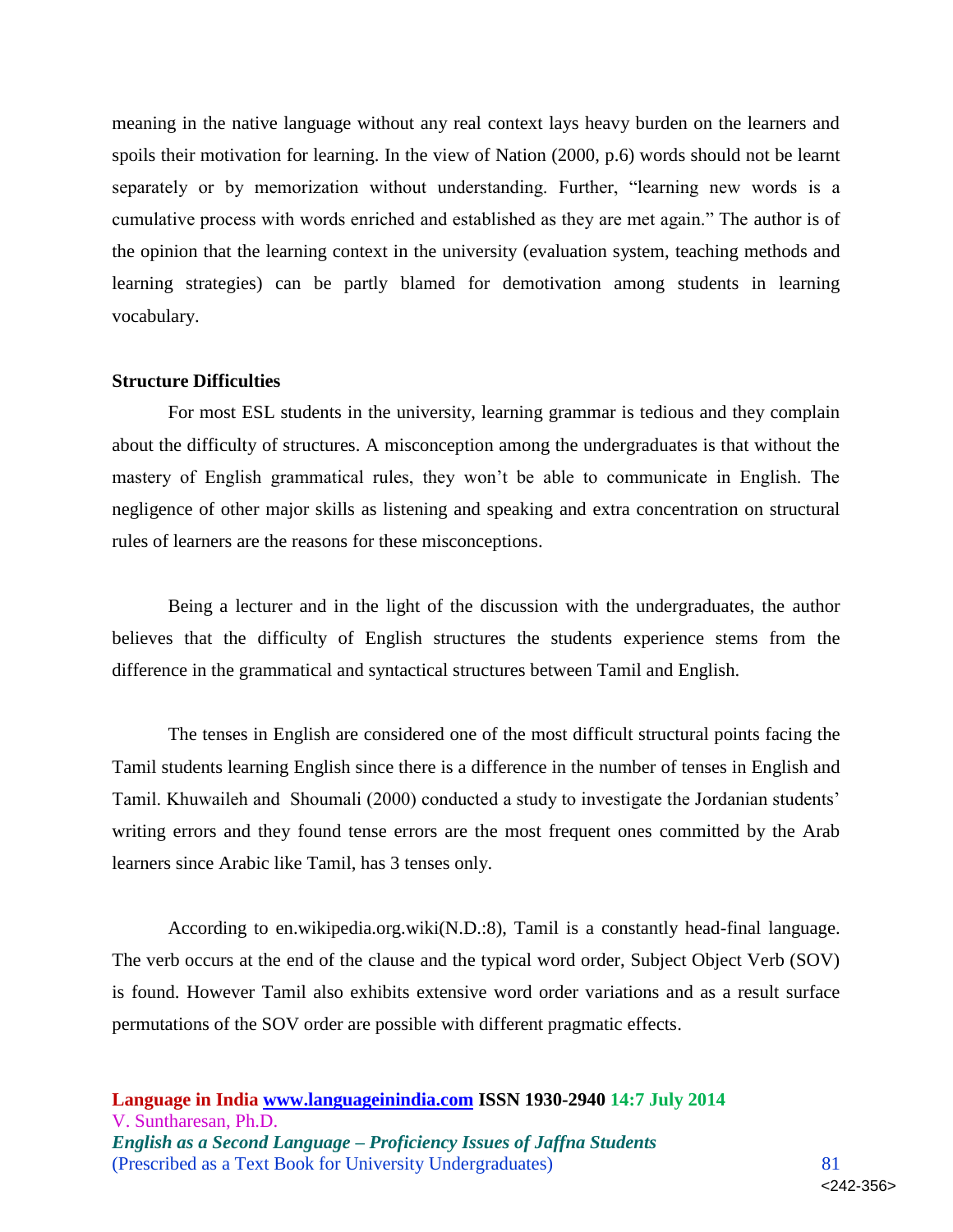meaning in the native language without any real context lays heavy burden on the learners and spoils their motivation for learning. In the view of Nation (2000, p.6) words should not be learnt separately or by memorization without understanding. Further, "learning new words is a cumulative process with words enriched and established as they are met again." The author is of the opinion that the learning context in the university (evaluation system, teaching methods and learning strategies) can be partly blamed for demotivation among students in learning vocabulary.

**Structure Difficulties**

For most ESL students in the university, learning grammar is tedious and they complain about the difficulty of structures. A misconception among the undergraduates is that without the mastery of English grammatical rules, they won't be able to communicate in English. The negligence of other major skills as listening and speaking and extra concentration on structural rules of learners are the reasons for these misconceptions.

Being a lecturer and in the light of the discussion with the undergraduates, the author believes that the difficulty of English structures the students experience stems from the difference in the grammatical and syntactical structures between Tamil and English.

The tenses in English are considered one of the most difficult structural points facing the Tamil students learning English since there is a difference in the number of tenses in English and Tamil. Khuwaileh and Shoumali (2000) conducted a study to investigate the Jordanian students' writing errors and they found tense errors are the most frequent ones committed by the Arab learners since Arabic like Tamil, has 3 tenses only.

According to en.wikipedia.org.wiki(N.D.:8), Tamil is a constantly head-final language. The verb occurs at the end of the clause and the typical word order, Subject Object Verb (SOV) is found. However Tamil also exhibits extensive word order variations and as a result surface permutations of the SOV order are possible with different pragmatic effects.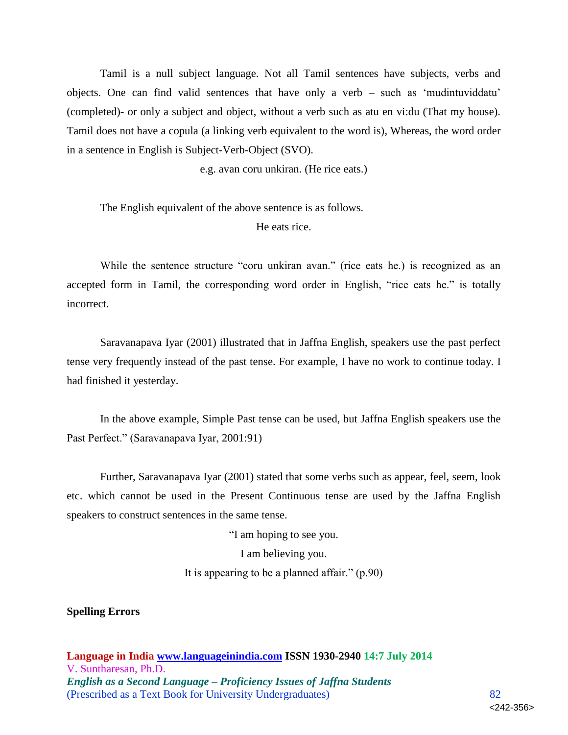Tamil is a null subject language. Not all Tamil sentences have subjects, verbs and objects. One can find valid sentences that have only a verb – such as 'mudintuviddatu' (completed)- or only a subject and object, without a verb such as atu en vi:du (That my house). Tamil does not have a copula (a linking verb equivalent to the word is), Whereas, the word order in a sentence in English is Subject-Verb-Object (SVO).

e.g. avan coru unkiran. (He rice eats.)

The English equivalent of the above sentence is as follows.

He eats rice.

While the sentence structure "coru unkiran avan." (rice eats he.) is recognized as an accepted form in Tamil, the corresponding word order in English, "rice eats he." is totally incorrect.

Saravanapava Iyar (2001) illustrated that in Jaffna English, speakers use the past perfect tense very frequently instead of the past tense. For example, I have no work to continue today. I had finished it yesterday.

In the above example, Simple Past tense can be used, but Jaffna English speakers use the Past Perfect." (Saravanapava Iyar, 2001:91)

Further, Saravanapava Iyar (2001) stated that some verbs such as appear, feel, seem, look etc. which cannot be used in the Present Continuous tense are used by the Jaffna English speakers to construct sentences in the same tense.

"I am hoping to see you.

I am believing you.

It is appearing to be a planned affair." (p.90)

**Spelling Errors**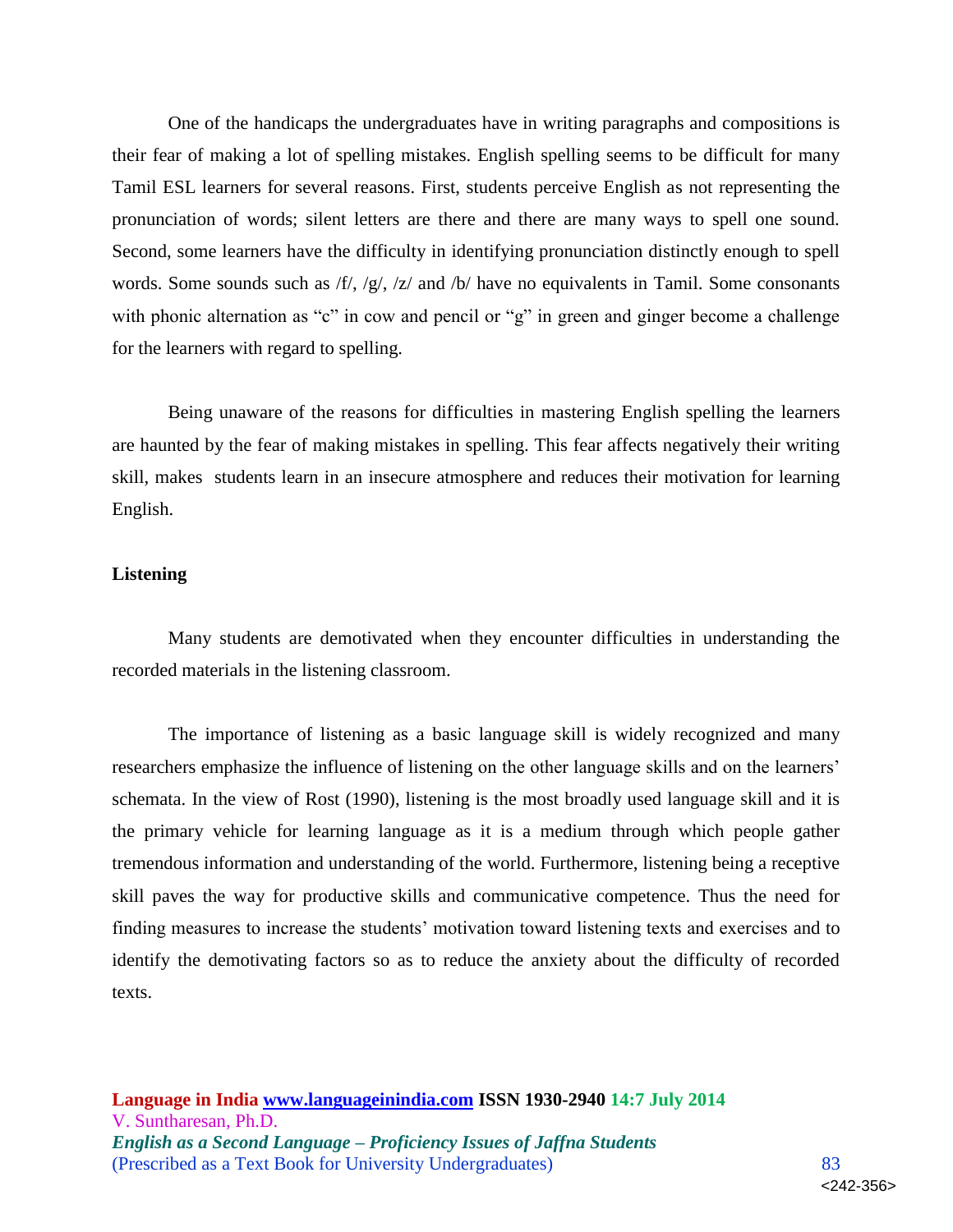One of the handicaps the undergraduates have in writing paragraphs and compositions is their fear of making a lot of spelling mistakes. English spelling seems to be difficult for many Tamil ESL learners for several reasons. First, students perceive English as not representing the pronunciation of words; silent letters are there and there are many ways to spell one sound. Second, some learners have the difficulty in identifying pronunciation distinctly enough to spell words. Some sounds such as /f/, /g/, /z/ and /b/ have no equivalents in Tamil. Some consonants with phonic alternation as "c" in cow and pencil or "g" in green and ginger become a challenge for the learners with regard to spelling.

Being unaware of the reasons for difficulties in mastering English spelling the learners are haunted by the fear of making mistakes in spelling. This fear affects negatively their writing skill, makes students learn in an insecure atmosphere and reduces their motivation for learning English.

**Listening**

Many students are demotivated when they encounter difficulties in understanding the recorded materials in the listening classroom.

The importance of listening as a basic language skill is widely recognized and many researchers emphasize the influence of listening on the other language skills and on the learners' schemata. In the view of Rost (1990), listening is the most broadly used language skill and it is the primary vehicle for learning language as it is a medium through which people gather tremendous information and understanding of the world. Furthermore, listening being a receptive skill paves the way for productive skills and communicative competence. Thus the need for finding measures to increase the students' motivation toward listening texts and exercises and to identify the demotivating factors so as to reduce the anxiety about the difficulty of recorded texts.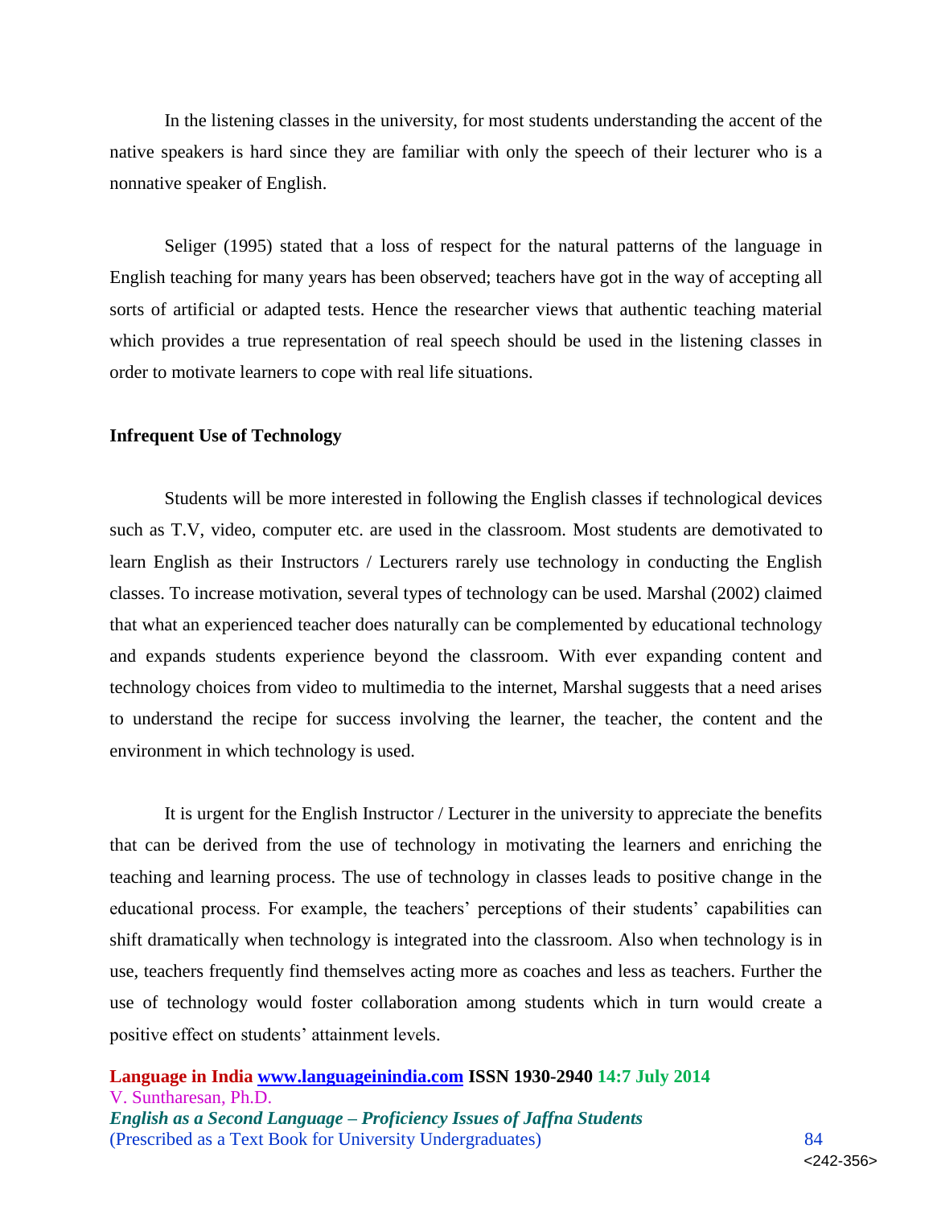In the listening classes in the university, for most students understanding the accent of the native speakers is hard since they are familiar with only the speech of their lecturer who is a nonnative speaker of English.

Seliger (1995) stated that a loss of respect for the natural patterns of the language in English teaching for many years has been observed; teachers have got in the way of accepting all sorts of artificial or adapted tests. Hence the researcher views that authentic teaching material which provides a true representation of real speech should be used in the listening classes in order to motivate learners to cope with real life situations.

**Infrequent Use of Technology**

Students will be more interested in following the English classes if technological devices such as T.V, video, computer etc. are used in the classroom. Most students are demotivated to learn English as their Instructors / Lecturers rarely use technology in conducting the English classes. To increase motivation, several types of technology can be used. Marshal (2002) claimed that what an experienced teacher does naturally can be complemented by educational technology and expands students experience beyond the classroom. With ever expanding content and technology choices from video to multimedia to the internet, Marshal suggests that a need arises to understand the recipe for success involving the learner, the teacher, the content and the environment in which technology is used.

It is urgent for the English Instructor / Lecturer in the university to appreciate the benefits that can be derived from the use of technology in motivating the learners and enriching the teaching and learning process. The use of technology in classes leads to positive change in the educational process. For example, the teachers' perceptions of their students' capabilities can shift dramatically when technology is integrated into the classroom. Also when technology is in use, teachers frequently find themselves acting more as coaches and less as teachers. Further the use of technology would foster collaboration among students which in turn would create a positive effect on students' attainment levels.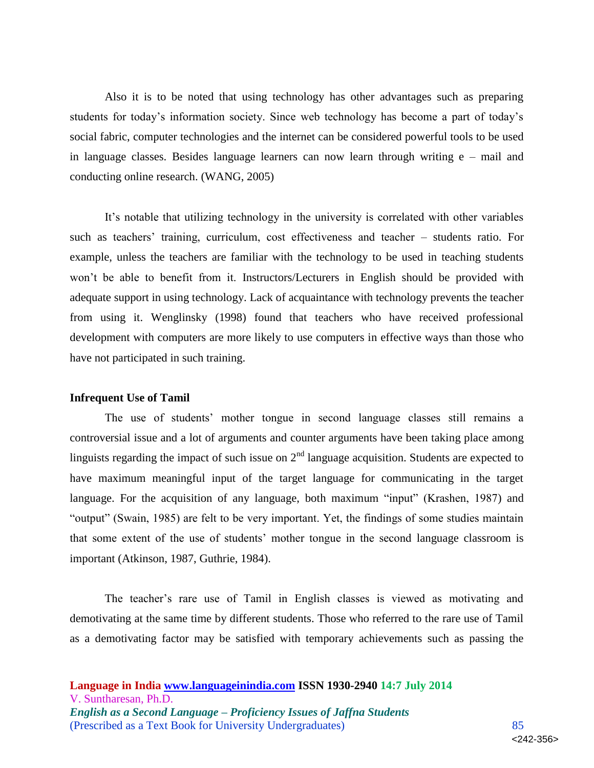Also it is to be noted that using technology has other advantages such as preparing students for today's information society. Since web technology has become a part of today's social fabric, computer technologies and the internet can be considered powerful tools to be used in language classes. Besides language learners can now learn through writing e – mail and conducting online research. (WANG, 2005)

It's notable that utilizing technology in the university is correlated with other variables such as teachers' training, curriculum, cost effectiveness and teacher – students ratio. For example, unless the teachers are familiar with the technology to be used in teaching students won't be able to benefit from it. Instructors/Lecturers in English should be provided with adequate support in using technology. Lack of acquaintance with technology prevents the teacher from using it. Wenglinsky (1998) found that teachers who have received professional development with computers are more likely to use computers in effective ways than those who have not participated in such training.

**Infrequent Use of Tamil**

The use of students' mother tongue in second language classes still remains a controversial issue and a lot of arguments and counter arguments have been taking place among linguists regarding the impact of such issue on 2nd language acquisition. Students are expected to have maximum meaningful input of the target language for communicating in the target language. For the acquisition of any language, both maximum "input" (Krashen, 1987) and "output" (Swain, 1985) are felt to be very important. Yet, the findings of some studies maintain that some extent of the use of students' mother tongue in the second language classroom is important (Atkinson, 1987, Guthrie, 1984).

The teacher's rare use of Tamil in English classes is viewed as motivating and demotivating at the same time by different students. Those who referred to the rare use of Tamil as a demotivating factor may be satisfied with temporary achievements such as passing the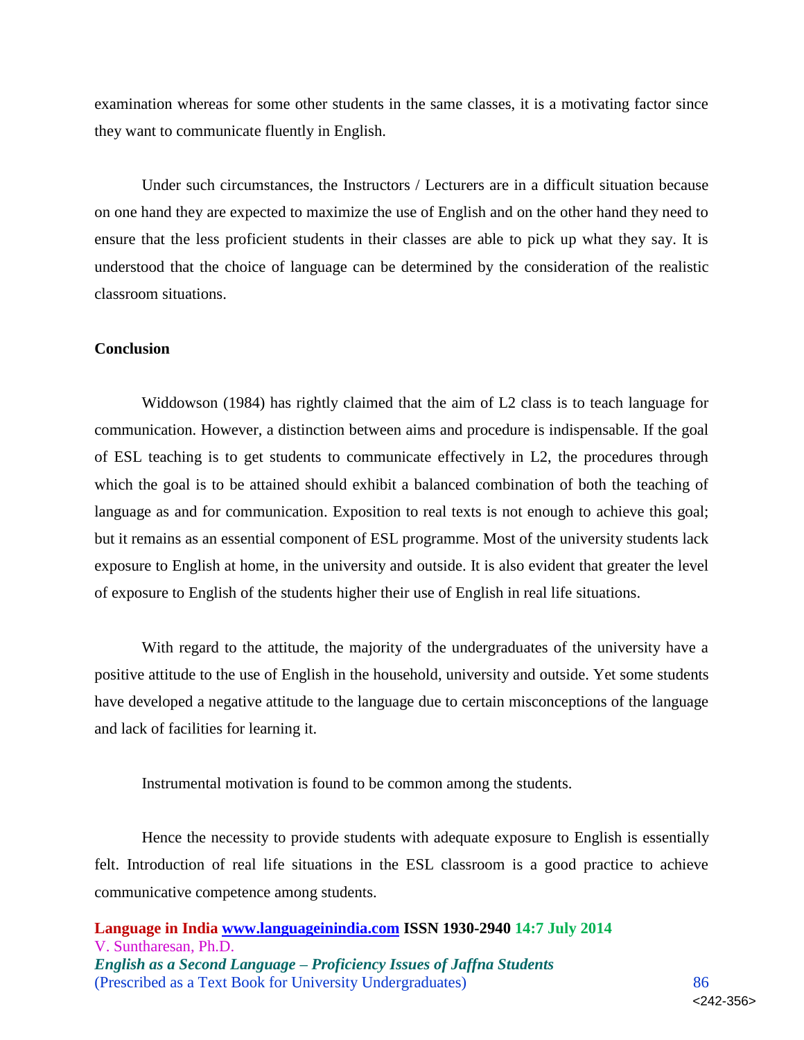examination whereas for some other students in the same classes, it is a motivating factor since they want to communicate fluently in English.

Under such circumstances, the Instructors / Lecturers are in a difficult situation because on one hand they are expected to maximize the use of English and on the other hand they need to ensure that the less proficient students in their classes are able to pick up what they say. It is understood that the choice of language can be determined by the consideration of the realistic classroom situations.

**Conclusion**

Widdowson (1984) has rightly claimed that the aim of L2 class is to teach language for communication. However, a distinction between aims and procedure is indispensable. If the goal of ESL teaching is to get students to communicate effectively in L2, the procedures through which the goal is to be attained should exhibit a balanced combination of both the teaching of language as and for communication. Exposition to real texts is not enough to achieve this goal; but it remains as an essential component of ESL programme. Most of the university students lack exposure to English at home, in the university and outside. It is also evident that greater the level of exposure to English of the students higher their use of English in real life situations.

With regard to the attitude, the majority of the undergraduates of the university have a positive attitude to the use of English in the household, university and outside. Yet some students have developed a negative attitude to the language due to certain misconceptions of the language and lack of facilities for learning it.

Instrumental motivation is found to be common among the students.

Hence the necessity to provide students with adequate exposure to English is essentially felt. Introduction of real life situations in the ESL classroom is a good practice to achieve communicative competence among students.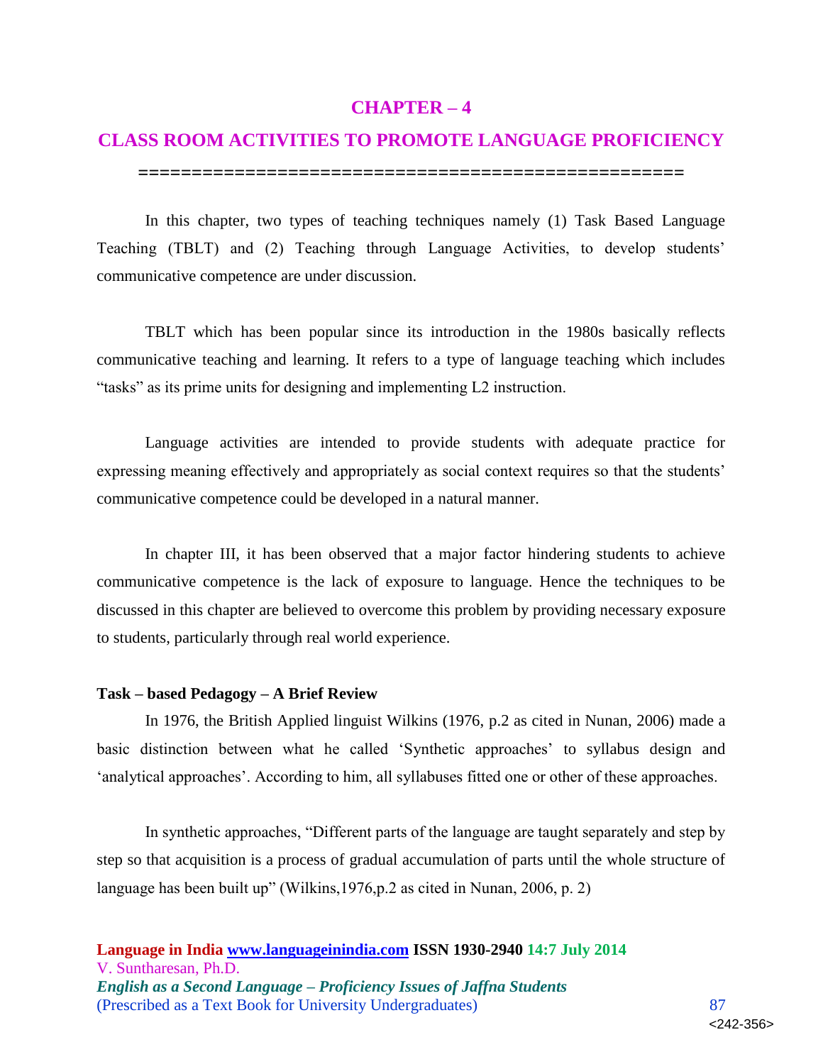# CHAPTER – 4

# CLASS ROOM ACTIVITIES TO PROMOTE LANGUAGE PROFICIENCY

==================================================

In this chapter, two types of teaching techniques namely (1) Task Based Language Teaching (TBLT) and (2) Teaching through Language Activities, to develop students' communicative competence are under discussion.

TBLT which has been popular since its introduction in the 1980s basically reflects communicative teaching and learning. It refers to a type of language teaching which includes "tasks" as its prime units for designing and implementing L2 instruction.

Language activities are intended to provide students with adequate practice for expressing meaning effectively and appropriately as social context requires so that the students' communicative competence could be developed in a natural manner.

In chapter III, it has been observed that a major factor hindering students to achieve communicative competence is the lack of exposure to language. Hence the techniques to be discussed in this chapter are believed to overcome this problem by providing necessary exposure to students, particularly through real world experience.

**Task – based Pedagogy – A Brief Review**

In 1976, the British Applied linguist Wilkins (1976, p.2 as cited in Nunan, 2006) made a basic distinction between what he called 'Synthetic approaches' to syllabus design and 'analytical approaches'. According to him, all syllabuses fitted one or other of these approaches.

In synthetic approaches, "Different parts of the language are taught separately and step by step so that acquisition is a process of gradual accumulation of parts until the whole structure of language has been built up" (Wilkins,1976,p.2 as cited in Nunan, 2006, p. 2)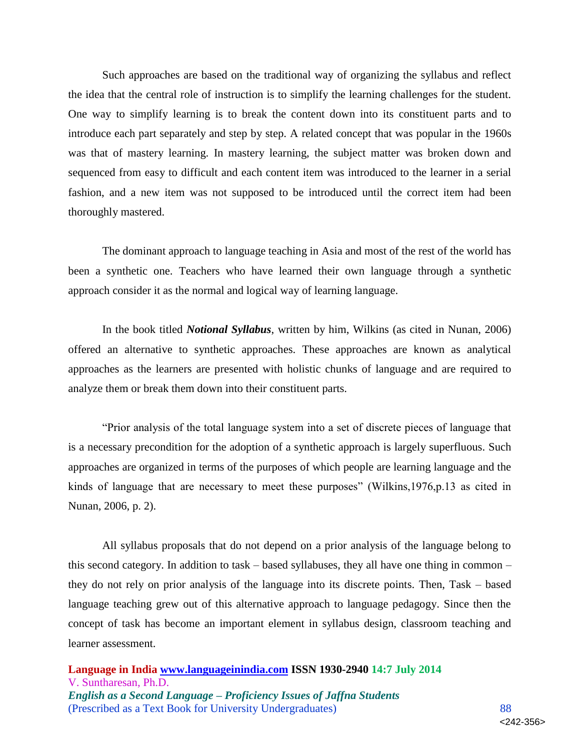Such approaches are based on the traditional way of organizing the syllabus and reflect the idea that the central role of instruction is to simplify the learning challenges for the student. One way to simplify learning is to break the content down into its constituent parts and to introduce each part separately and step by step. A related concept that was popular in the 1960s was that of mastery learning. In mastery learning, the subject matter was broken down and sequenced from easy to difficult and each content item was introduced to the learner in a serial fashion, and a new item was not supposed to be introduced until the correct item had been thoroughly mastered.

The dominant approach to language teaching in Asia and most of the rest of the world has been a synthetic one. Teachers who have learned their own language through a synthetic approach consider it as the normal and logical way of learning language.

In the book titled ***Notional Syllabus***, written by him, Wilkins (as cited in Nunan, 2006) offered an alternative to synthetic approaches. These approaches are known as analytical approaches as the learners are presented with holistic chunks of language and are required to analyze them or break them down into their constituent parts.

"Prior analysis of the total language system into a set of discrete pieces of language that is a necessary precondition for the adoption of a synthetic approach is largely superfluous. Such approaches are organized in terms of the purposes of which people are learning language and the kinds of language that are necessary to meet these purposes" (Wilkins,1976,p.13 as cited in Nunan, 2006, p. 2).

All syllabus proposals that do not depend on a prior analysis of the language belong to this second category. In addition to task – based syllabuses, they all have one thing in common – they do not rely on prior analysis of the language into its discrete points. Then, Task – based language teaching grew out of this alternative approach to language pedagogy. Since then the concept of task has become an important element in syllabus design, classroom teaching and learner assessment.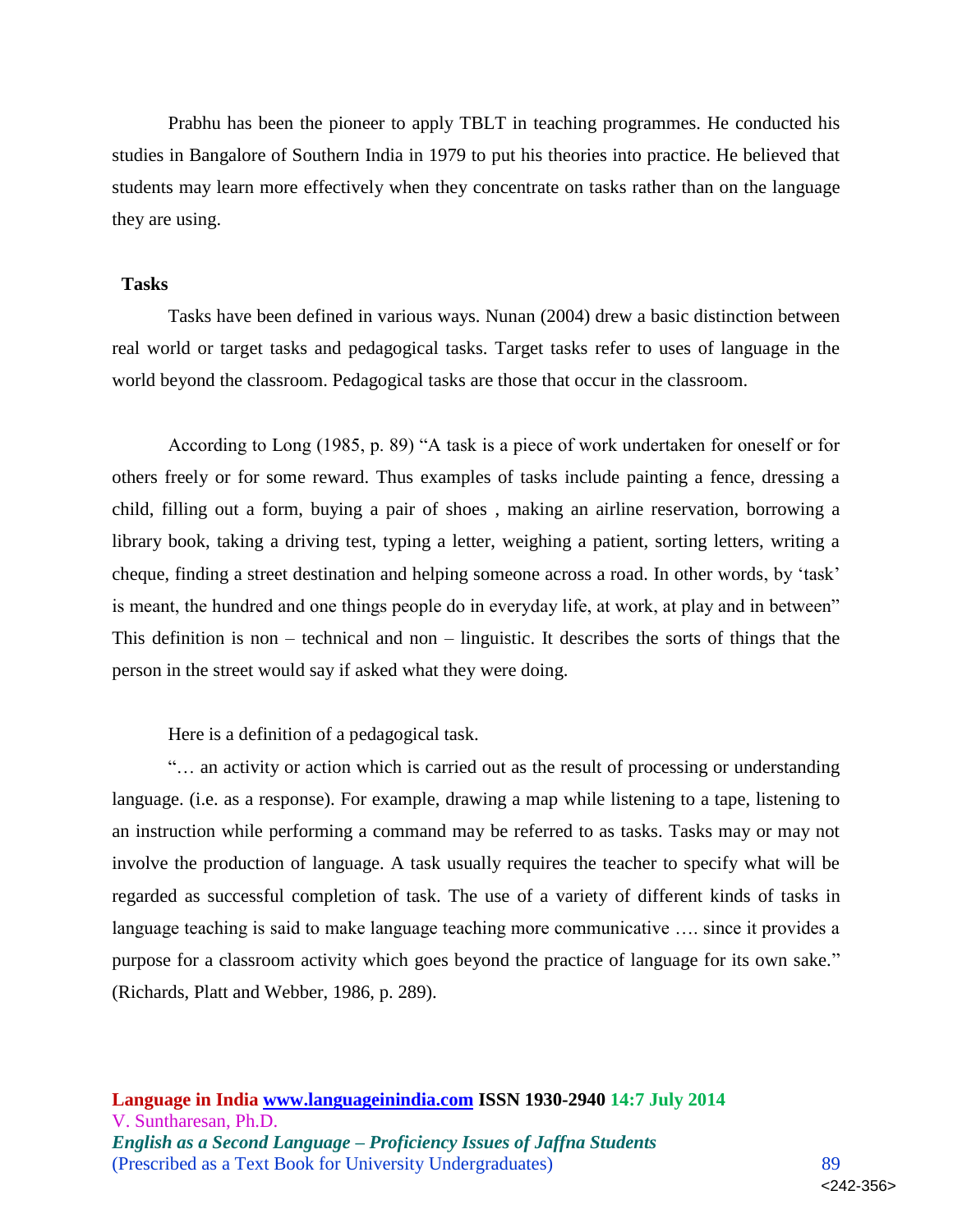Prabhu has been the pioneer to apply TBLT in teaching programmes. He conducted his studies in Bangalore of Southern India in 1979 to put his theories into practice. He believed that students may learn more effectively when they concentrate on tasks rather than on the language they are using.

## Tasks

Tasks have been defined in various ways. Nunan (2004) drew a basic distinction between real world or target tasks and pedagogical tasks. Target tasks refer to uses of language in the world beyond the classroom. Pedagogical tasks are those that occur in the classroom.

According to Long (1985, p. 89) "A task is a piece of work undertaken for oneself or for others freely or for some reward. Thus examples of tasks include painting a fence, dressing a child, filling out a form, buying a pair of shoes , making an airline reservation, borrowing a library book, taking a driving test, typing a letter, weighing a patient, sorting letters, writing a cheque, finding a street destination and helping someone across a road. In other words, by 'task' is meant, the hundred and one things people do in everyday life, at work, at play and in between" This definition is non – technical and non – linguistic. It describes the sorts of things that the person in the street would say if asked what they were doing.

Here is a definition of a pedagogical task.

"… an activity or action which is carried out as the result of processing or understanding language. (i.e. as a response). For example, drawing a map while listening to a tape, listening to an instruction while performing a command may be referred to as tasks. Tasks may or may not involve the production of language. A task usually requires the teacher to specify what will be regarded as successful completion of task. The use of a variety of different kinds of tasks in language teaching is said to make language teaching more communicative …. since it provides a purpose for a classroom activity which goes beyond the practice of language for its own sake." (Richards, Platt and Webber, 1986, p. 289).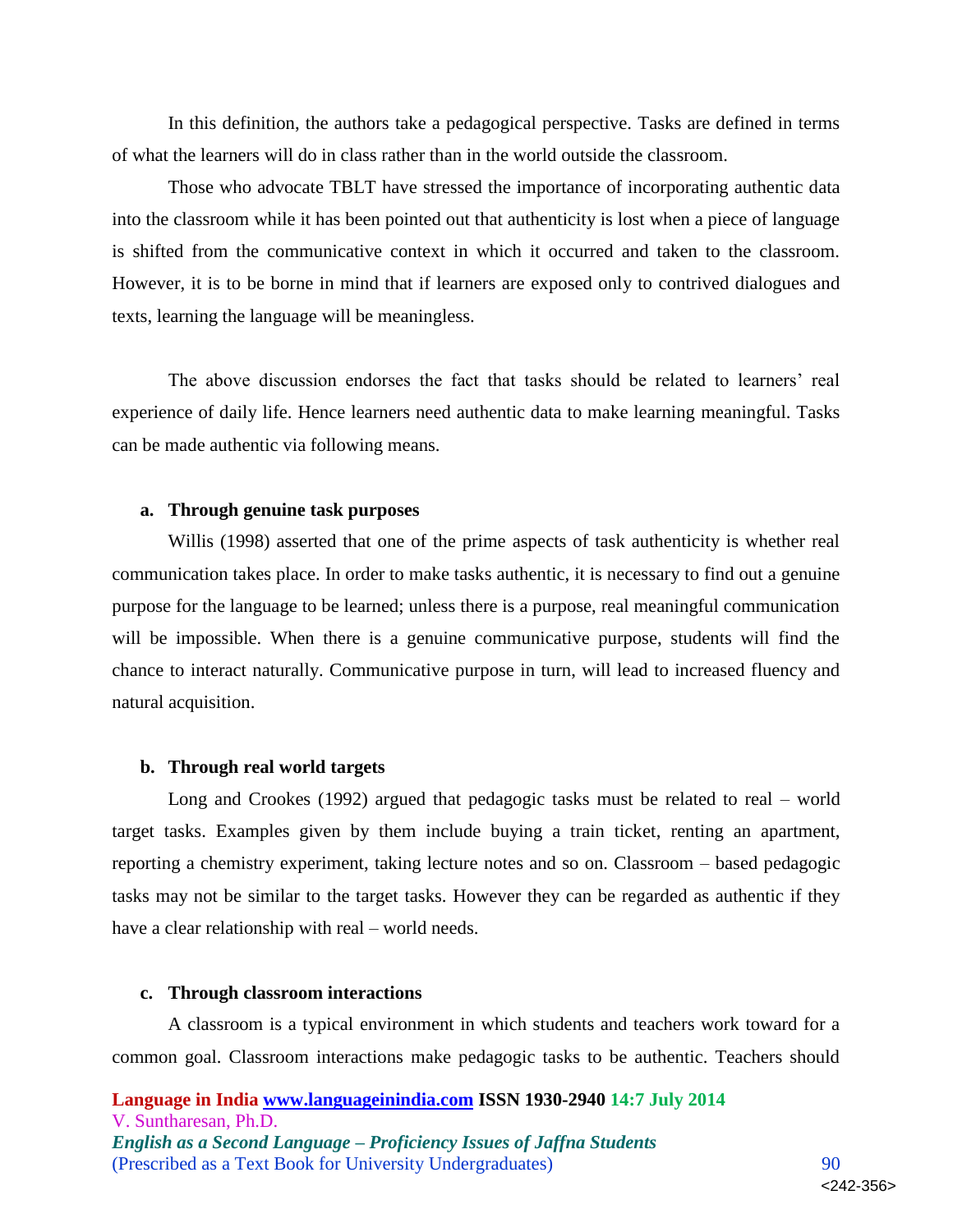In this definition, the authors take a pedagogical perspective. Tasks are defined in terms of what the learners will do in class rather than in the world outside the classroom.

Those who advocate TBLT have stressed the importance of incorporating authentic data into the classroom while it has been pointed out that authenticity is lost when a piece of language is shifted from the communicative context in which it occurred and taken to the classroom. However, it is to be borne in mind that if learners are exposed only to contrived dialogues and texts, learning the language will be meaningless.

The above discussion endorses the fact that tasks should be related to learners' real experience of daily life. Hence learners need authentic data to make learning meaningful. Tasks can be made authentic via following means.

**a. Through genuine task purposes**

Willis (1998) asserted that one of the prime aspects of task authenticity is whether real communication takes place. In order to make tasks authentic, it is necessary to find out a genuine purpose for the language to be learned; unless there is a purpose, real meaningful communication will be impossible. When there is a genuine communicative purpose, students will find the chance to interact naturally. Communicative purpose in turn, will lead to increased fluency and natural acquisition.

**b. Through real world targets**

Long and Crookes (1992) argued that pedagogic tasks must be related to real – world target tasks. Examples given by them include buying a train ticket, renting an apartment, reporting a chemistry experiment, taking lecture notes and so on. Classroom – based pedagogic tasks may not be similar to the target tasks. However they can be regarded as authentic if they have a clear relationship with real – world needs.

**c. Through classroom interactions**

A classroom is a typical environment in which students and teachers work toward for a common goal. Classroom interactions make pedagogic tasks to be authentic. Teachers should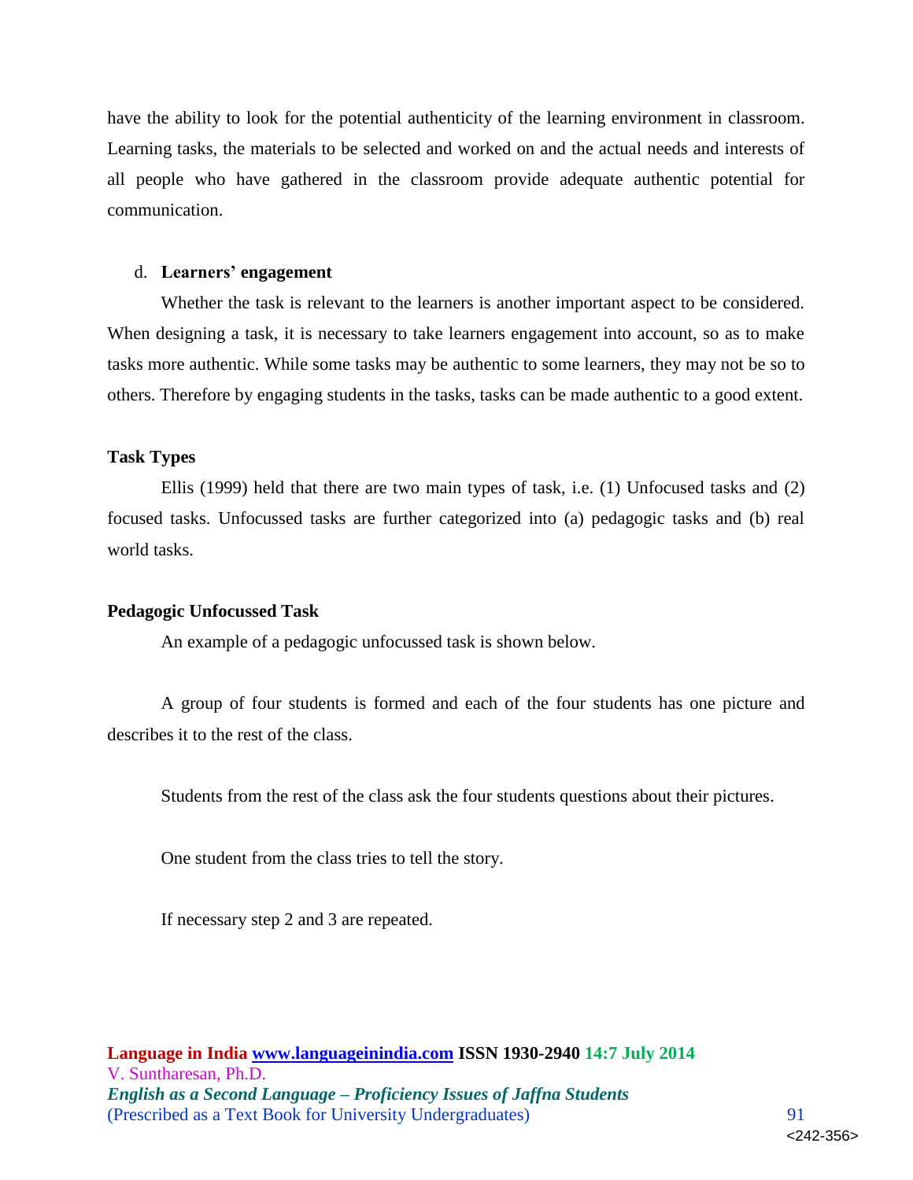have the ability to look for the potential authenticity of the learning environment in classroom. Learning tasks, the materials to be selected and worked on and the actual needs and interests of all people who have gathered in the classroom provide adequate authentic potential for communication.

d. **Learners' engagement**

Whether the task is relevant to the learners is another important aspect to be considered. When designing a task, it is necessary to take learners engagement into account, so as to make tasks more authentic. While some tasks may be authentic to some learners, they may not be so to others. Therefore by engaging students in the tasks, tasks can be made authentic to a good extent.

**Task Types**

Ellis (1999) held that there are two main types of task, i.e. (1) Unfocused tasks and (2) focused tasks. Unfocussed tasks are further categorized into (a) pedagogic tasks and (b) real world tasks.

**Pedagogic Unfocussed Task**

An example of a pedagogic unfocussed task is shown below.

A group of four students is formed and each of the four students has one picture and describes it to the rest of the class.

Students from the rest of the class ask the four students questions about their pictures.

One student from the class tries to tell the story.

If necessary step 2 and 3 are repeated.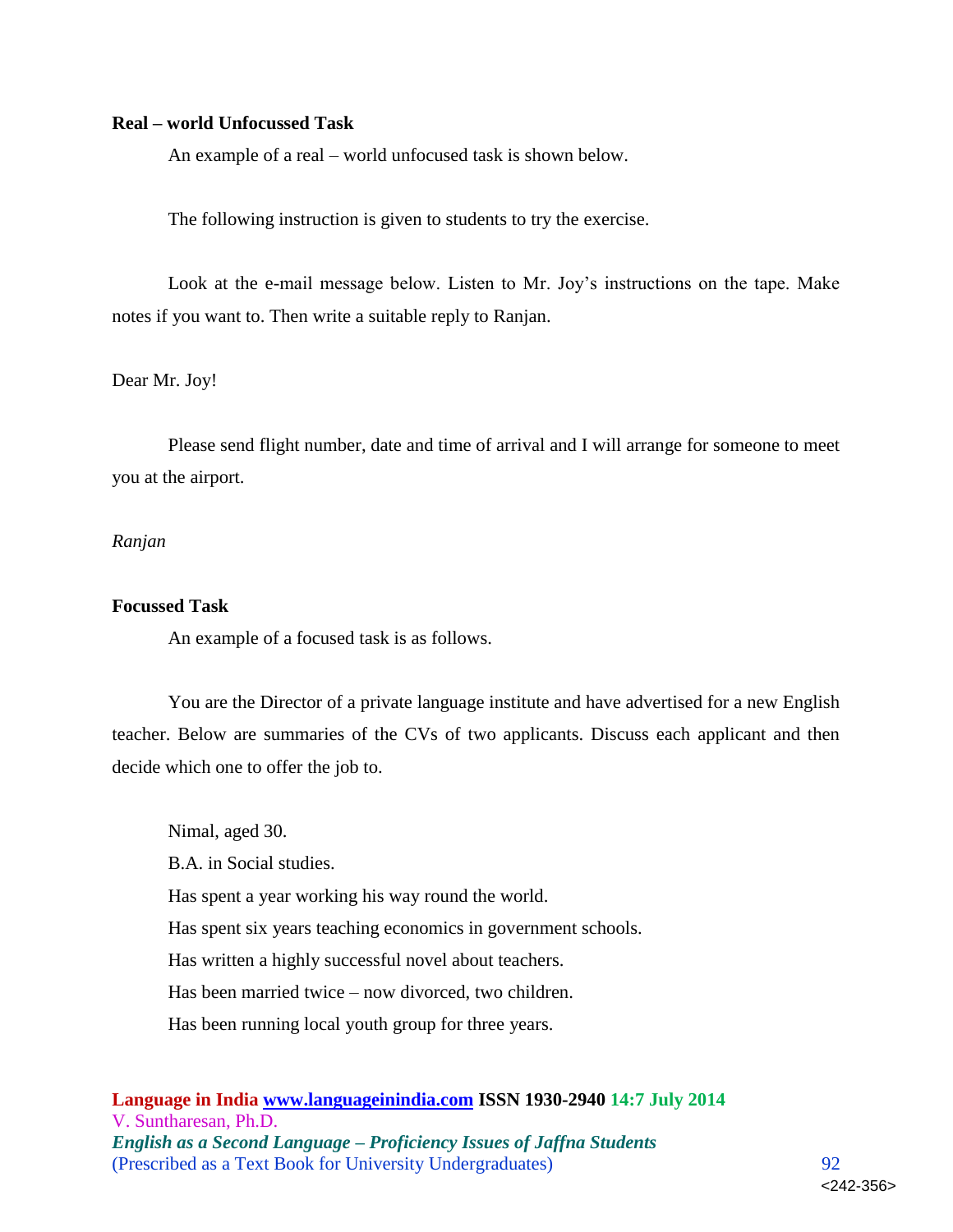**Real – world Unfocussed Task**

An example of a real – world unfocused task is shown below.

The following instruction is given to students to try the exercise.

Look at the e-mail message below. Listen to Mr. Joy's instructions on the tape. Make notes if you want to. Then write a suitable reply to Ranjan.

Dear Mr. Joy!

Please send flight number, date and time of arrival and I will arrange for someone to meet you at the airport.

*Ranjan*

**Focussed Task**

An example of a focused task is as follows.

You are the Director of a private language institute and have advertised for a new English teacher. Below are summaries of the CVs of two applicants. Discuss each applicant and then decide which one to offer the job to.

Nimal, aged 30.
B.A. in Social studies.
Has spent a year working his way round the world.
Has spent six years teaching economics in government schools.
Has written a highly successful novel about teachers.
Has been married twice – now divorced, two children.
Has been running local youth group for three years.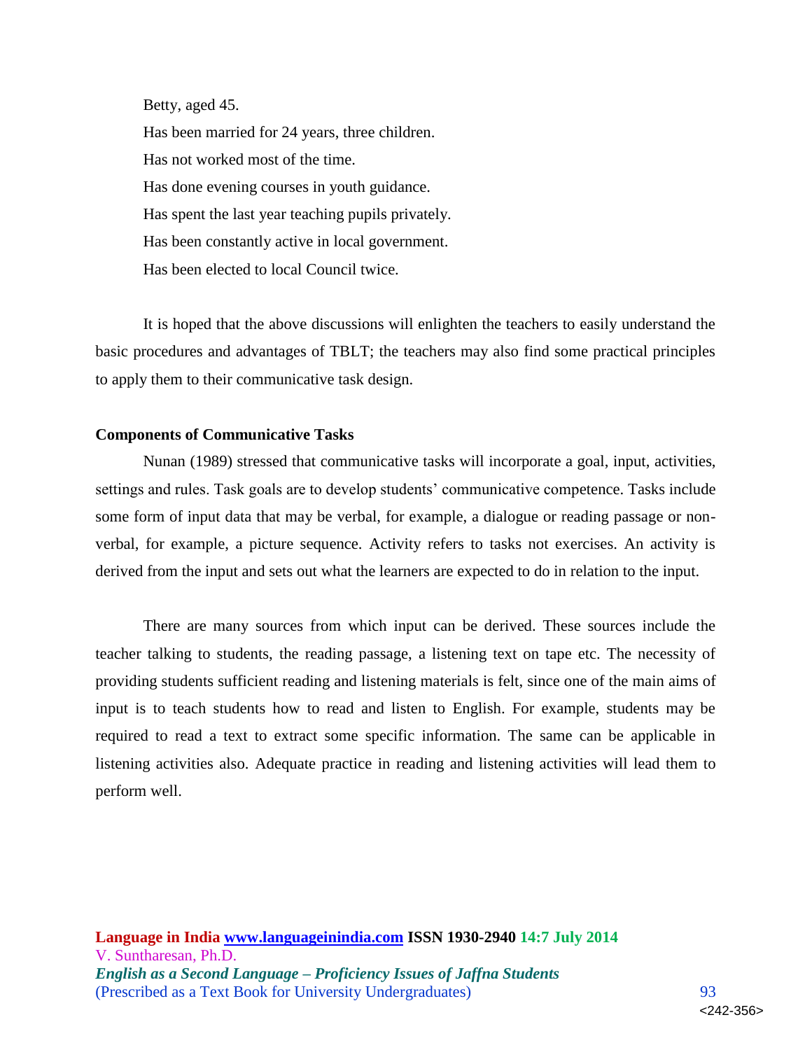Betty, aged 45.

Has been married for 24 years, three children.

Has not worked most of the time.

Has done evening courses in youth guidance.

Has spent the last year teaching pupils privately.

Has been constantly active in local government.

Has been elected to local Council twice.

It is hoped that the above discussions will enlighten the teachers to easily understand the basic procedures and advantages of TBLT; the teachers may also find some practical principles to apply them to their communicative task design.

**Components of Communicative Tasks**

Nunan (1989) stressed that communicative tasks will incorporate a goal, input, activities, settings and rules. Task goals are to develop students' communicative competence. Tasks include some form of input data that may be verbal, for example, a dialogue or reading passage or non-verbal, for example, a picture sequence. Activity refers to tasks not exercises. An activity is derived from the input and sets out what the learners are expected to do in relation to the input.

There are many sources from which input can be derived. These sources include the teacher talking to students, the reading passage, a listening text on tape etc. The necessity of providing students sufficient reading and listening materials is felt, since one of the main aims of input is to teach students how to read and listen to English. For example, students may be required to read a text to extract some specific information. The same can be applicable in listening activities also. Adequate practice in reading and listening activities will lead them to perform well.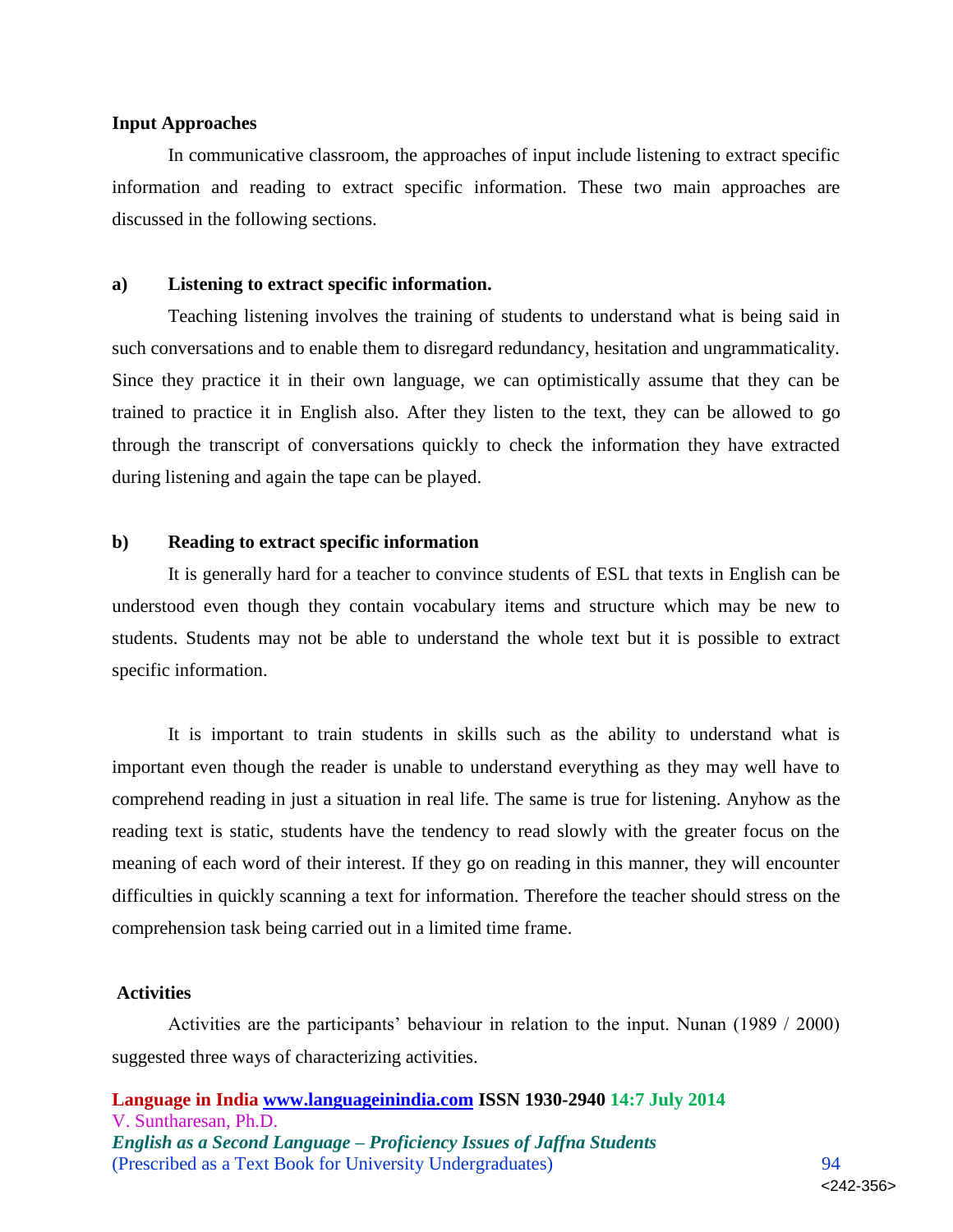**Input Approaches**

In communicative classroom, the approaches of input include listening to extract specific information and reading to extract specific information. These two main approaches are discussed in the following sections.

**a) Listening to extract specific information.**

Teaching listening involves the training of students to understand what is being said in such conversations and to enable them to disregard redundancy, hesitation and ungrammaticality. Since they practice it in their own language, we can optimistically assume that they can be trained to practice it in English also. After they listen to the text, they can be allowed to go through the transcript of conversations quickly to check the information they have extracted during listening and again the tape can be played.

**b) Reading to extract specific information**

It is generally hard for a teacher to convince students of ESL that texts in English can be understood even though they contain vocabulary items and structure which may be new to students. Students may not be able to understand the whole text but it is possible to extract specific information.

It is important to train students in skills such as the ability to understand what is important even though the reader is unable to understand everything as they may well have to comprehend reading in just a situation in real life. The same is true for listening. Anyhow as the reading text is static, students have the tendency to read slowly with the greater focus on the meaning of each word of their interest. If they go on reading in this manner, they will encounter difficulties in quickly scanning a text for information. Therefore the teacher should stress on the comprehension task being carried out in a limited time frame.

**Activities**

Activities are the participants' behaviour in relation to the input. Nunan (1989 / 2000) suggested three ways of characterizing activities.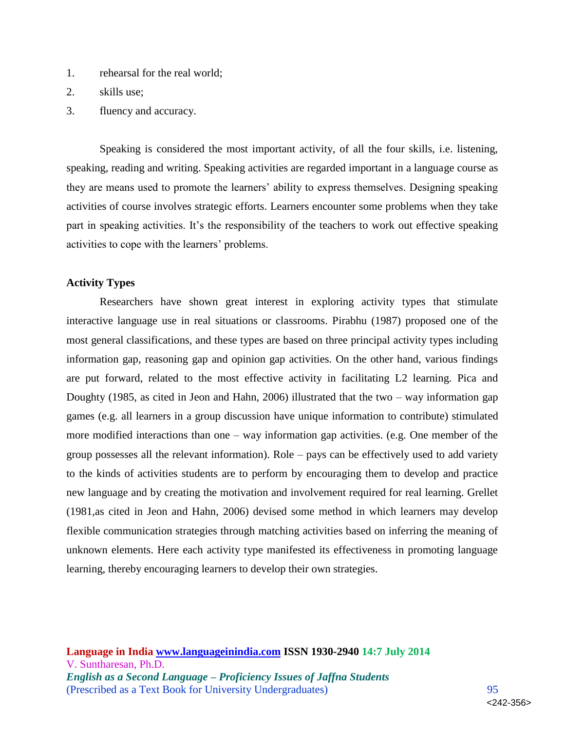1. rehearsal for the real world;
2. skills use;
3. fluency and accuracy.

Speaking is considered the most important activity, of all the four skills, i.e. listening, speaking, reading and writing. Speaking activities are regarded important in a language course as they are means used to promote the learners' ability to express themselves. Designing speaking activities of course involves strategic efforts. Learners encounter some problems when they take part in speaking activities. It's the responsibility of the teachers to work out effective speaking activities to cope with the learners' problems.

**Activity Types**

Researchers have shown great interest in exploring activity types that stimulate interactive language use in real situations or classrooms. Pirabhu (1987) proposed one of the most general classifications, and these types are based on three principal activity types including information gap, reasoning gap and opinion gap activities. On the other hand, various findings are put forward, related to the most effective activity in facilitating L2 learning. Pica and Doughty (1985, as cited in Jeon and Hahn, 2006) illustrated that the two – way information gap games (e.g. all learners in a group discussion have unique information to contribute) stimulated more modified interactions than one – way information gap activities. (e.g. One member of the group possesses all the relevant information). Role – pays can be effectively used to add variety to the kinds of activities students are to perform by encouraging them to develop and practice new language and by creating the motivation and involvement required for real learning. Grellet (1981,as cited in Jeon and Hahn, 2006) devised some method in which learners may develop flexible communication strategies through matching activities based on inferring the meaning of unknown elements. Here each activity type manifested its effectiveness in promoting language learning, thereby encouraging learners to develop their own strategies.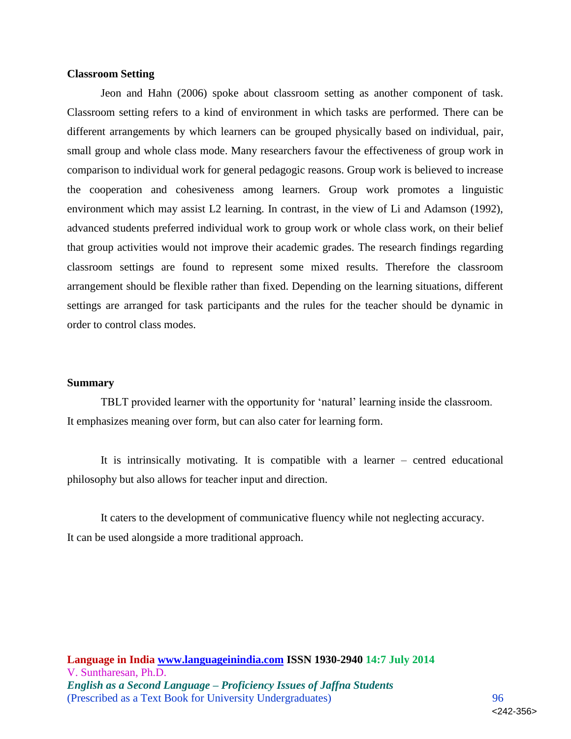**Classroom Setting**

Jeon and Hahn (2006) spoke about classroom setting as another component of task. Classroom setting refers to a kind of environment in which tasks are performed. There can be different arrangements by which learners can be grouped physically based on individual, pair, small group and whole class mode. Many researchers favour the effectiveness of group work in comparison to individual work for general pedagogic reasons. Group work is believed to increase the cooperation and cohesiveness among learners. Group work promotes a linguistic environment which may assist L2 learning. In contrast, in the view of Li and Adamson (1992), advanced students preferred individual work to group work or whole class work, on their belief that group activities would not improve their academic grades. The research findings regarding classroom settings are found to represent some mixed results. Therefore the classroom arrangement should be flexible rather than fixed. Depending on the learning situations, different settings are arranged for task participants and the rules for the teacher should be dynamic in order to control class modes.

**Summary**

TBLT provided learner with the opportunity for 'natural' learning inside the classroom. It emphasizes meaning over form, but can also cater for learning form.

It is intrinsically motivating. It is compatible with a learner – centred educational philosophy but also allows for teacher input and direction.

It caters to the development of communicative fluency while not neglecting accuracy. It can be used alongside a more traditional approach.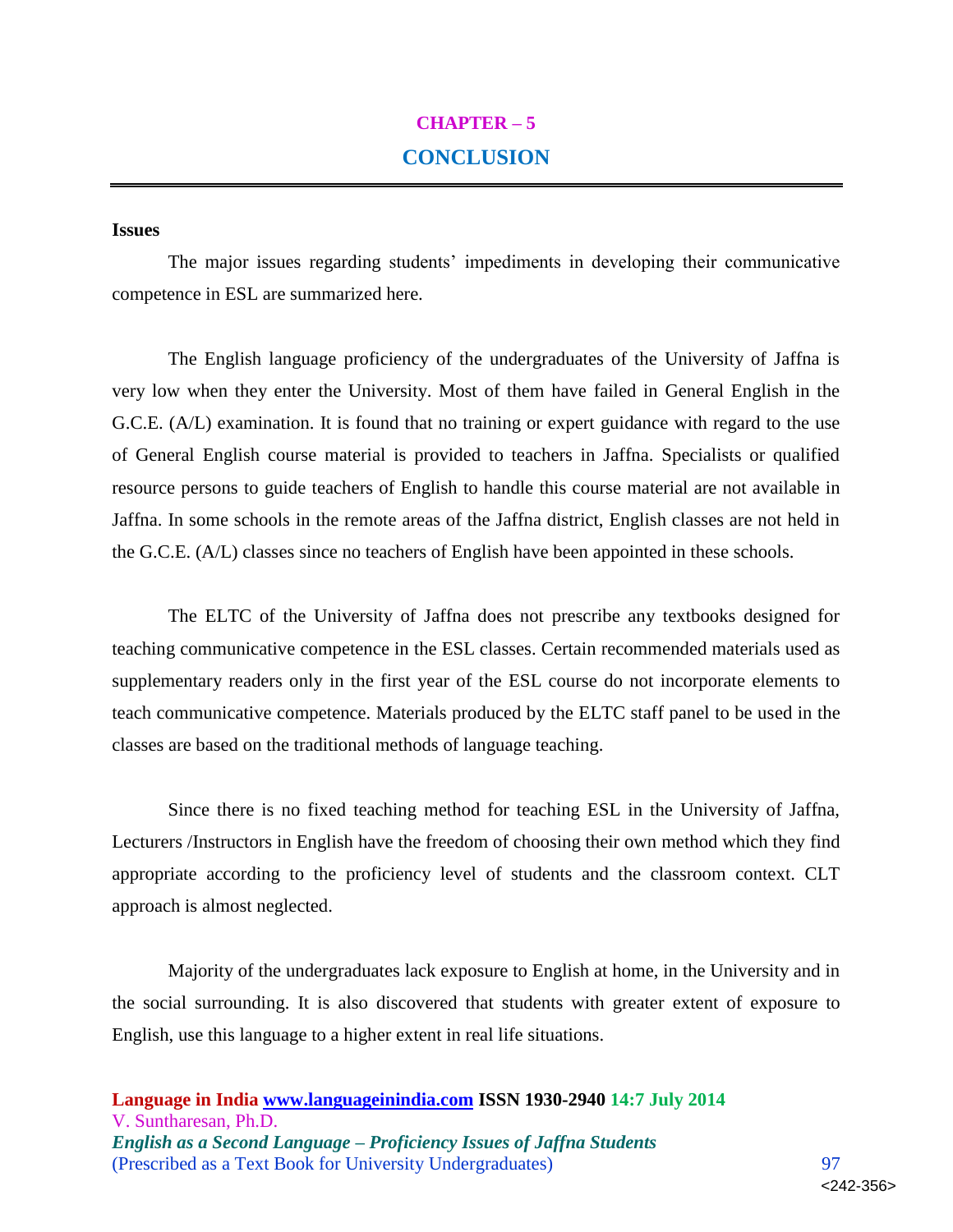# CHAPTER – 5

# CONCLUSION

### Issues

The major issues regarding students' impediments in developing their communicative competence in ESL are summarized here.

The English language proficiency of the undergraduates of the University of Jaffna is very low when they enter the University. Most of them have failed in General English in the G.C.E. (A/L) examination. It is found that no training or expert guidance with regard to the use of General English course material is provided to teachers in Jaffna. Specialists or qualified resource persons to guide teachers of English to handle this course material are not available in Jaffna. In some schools in the remote areas of the Jaffna district, English classes are not held in the G.C.E. (A/L) classes since no teachers of English have been appointed in these schools.

The ELTC of the University of Jaffna does not prescribe any textbooks designed for teaching communicative competence in the ESL classes. Certain recommended materials used as supplementary readers only in the first year of the ESL course do not incorporate elements to teach communicative competence. Materials produced by the ELTC staff panel to be used in the classes are based on the traditional methods of language teaching.

Since there is no fixed teaching method for teaching ESL in the University of Jaffna, Lecturers /Instructors in English have the freedom of choosing their own method which they find appropriate according to the proficiency level of students and the classroom context. CLT approach is almost neglected.

Majority of the undergraduates lack exposure to English at home, in the University and in the social surrounding. It is also discovered that students with greater extent of exposure to English, use this language to a higher extent in real life situations.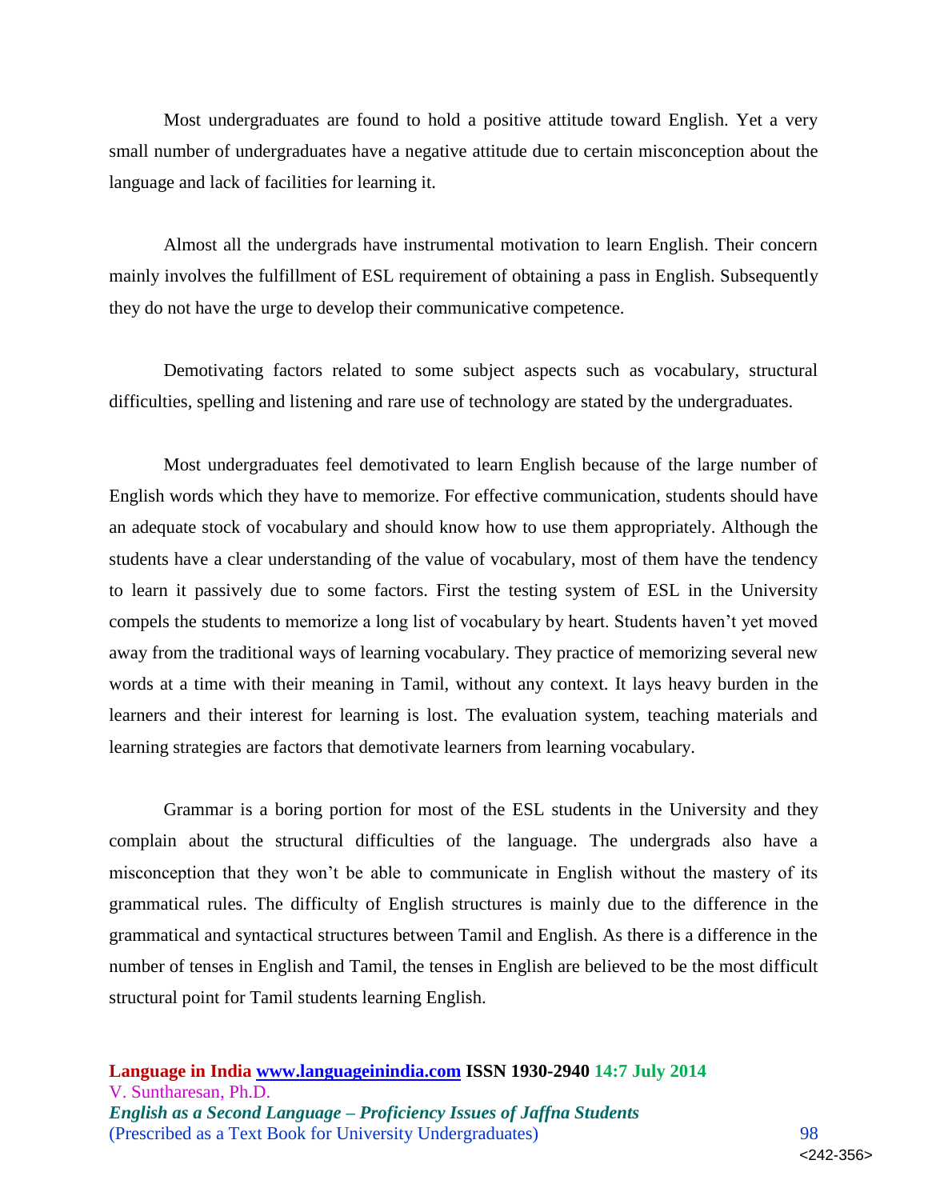Most undergraduates are found to hold a positive attitude toward English. Yet a very small number of undergraduates have a negative attitude due to certain misconception about the language and lack of facilities for learning it.

Almost all the undergrads have instrumental motivation to learn English. Their concern mainly involves the fulfillment of ESL requirement of obtaining a pass in English. Subsequently they do not have the urge to develop their communicative competence.

Demotivating factors related to some subject aspects such as vocabulary, structural difficulties, spelling and listening and rare use of technology are stated by the undergraduates.

Most undergraduates feel demotivated to learn English because of the large number of English words which they have to memorize. For effective communication, students should have an adequate stock of vocabulary and should know how to use them appropriately. Although the students have a clear understanding of the value of vocabulary, most of them have the tendency to learn it passively due to some factors. First the testing system of ESL in the University compels the students to memorize a long list of vocabulary by heart. Students haven't yet moved away from the traditional ways of learning vocabulary. They practice of memorizing several new words at a time with their meaning in Tamil, without any context. It lays heavy burden in the learners and their interest for learning is lost. The evaluation system, teaching materials and learning strategies are factors that demotivate learners from learning vocabulary.

Grammar is a boring portion for most of the ESL students in the University and they complain about the structural difficulties of the language. The undergrads also have a misconception that they won't be able to communicate in English without the mastery of its grammatical rules. The difficulty of English structures is mainly due to the difference in the grammatical and syntactical structures between Tamil and English. As there is a difference in the number of tenses in English and Tamil, the tenses in English are believed to be the most difficult structural point for Tamil students learning English.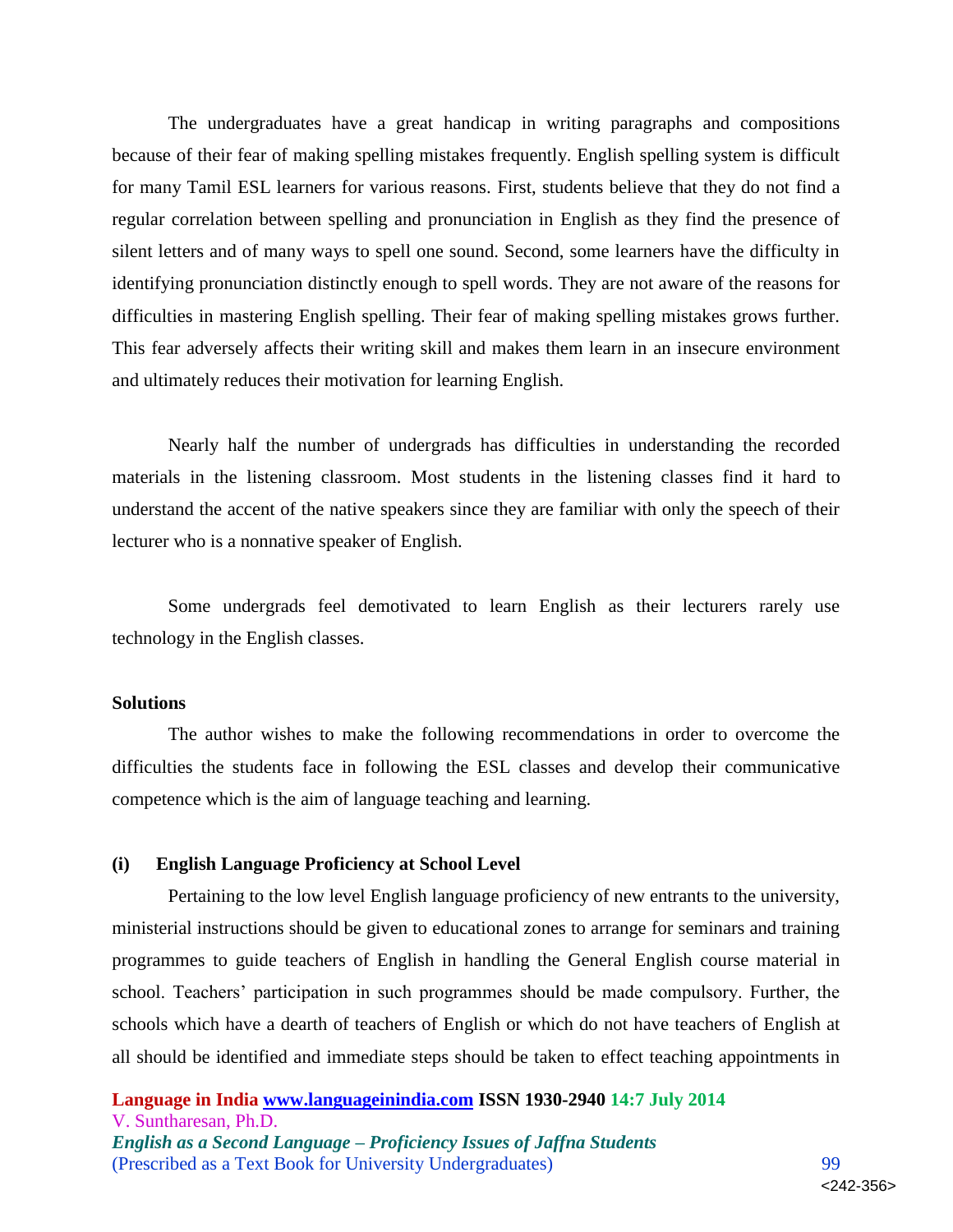The undergraduates have a great handicap in writing paragraphs and compositions because of their fear of making spelling mistakes frequently. English spelling system is difficult for many Tamil ESL learners for various reasons. First, students believe that they do not find a regular correlation between spelling and pronunciation in English as they find the presence of silent letters and of many ways to spell one sound. Second, some learners have the difficulty in identifying pronunciation distinctly enough to spell words. They are not aware of the reasons for difficulties in mastering English spelling. Their fear of making spelling mistakes grows further. This fear adversely affects their writing skill and makes them learn in an insecure environment and ultimately reduces their motivation for learning English.

Nearly half the number of undergrads has difficulties in understanding the recorded materials in the listening classroom. Most students in the listening classes find it hard to understand the accent of the native speakers since they are familiar with only the speech of their lecturer who is a nonnative speaker of English.

Some undergrads feel demotivated to learn English as their lecturers rarely use technology in the English classes.

**Solutions**

The author wishes to make the following recommendations in order to overcome the difficulties the students face in following the ESL classes and develop their communicative competence which is the aim of language teaching and learning.

**(i) English Language Proficiency at School Level**

Pertaining to the low level English language proficiency of new entrants to the university, ministerial instructions should be given to educational zones to arrange for seminars and training programmes to guide teachers of English in handling the General English course material in school. Teachers' participation in such programmes should be made compulsory. Further, the schools which have a dearth of teachers of English or which do not have teachers of English at all should be identified and immediate steps should be taken to effect teaching appointments in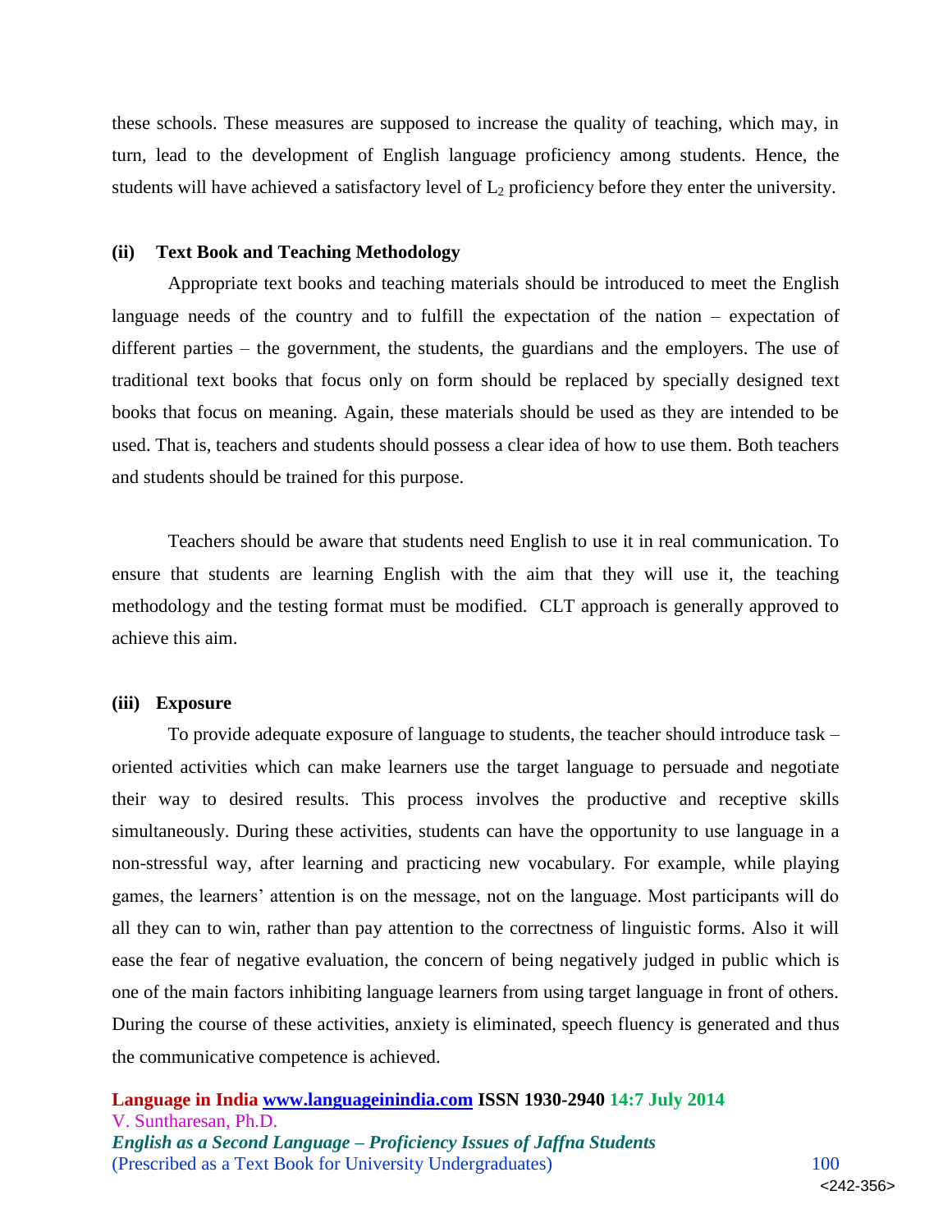these schools. These measures are supposed to increase the quality of teaching, which may, in turn, lead to the development of English language proficiency among students. Hence, the students will have achieved a satisfactory level of $L_2$ proficiency before they enter the university.

**(ii) Text Book and Teaching Methodology**

Appropriate text books and teaching materials should be introduced to meet the English language needs of the country and to fulfill the expectation of the nation – expectation of different parties – the government, the students, the guardians and the employers. The use of traditional text books that focus only on form should be replaced by specially designed text books that focus on meaning. Again, these materials should be used as they are intended to be used. That is, teachers and students should possess a clear idea of how to use them. Both teachers and students should be trained for this purpose.

Teachers should be aware that students need English to use it in real communication. To ensure that students are learning English with the aim that they will use it, the teaching methodology and the testing format must be modified. CLT approach is generally approved to achieve this aim.

**(iii) Exposure**

To provide adequate exposure of language to students, the teacher should introduce task – oriented activities which can make learners use the target language to persuade and negotiate their way to desired results. This process involves the productive and receptive skills simultaneously. During these activities, students can have the opportunity to use language in a non-stressful way, after learning and practicing new vocabulary. For example, while playing games, the learners' attention is on the message, not on the language. Most participants will do all they can to win, rather than pay attention to the correctness of linguistic forms. Also it will ease the fear of negative evaluation, the concern of being negatively judged in public which is one of the main factors inhibiting language learners from using target language in front of others. During the course of these activities, anxiety is eliminated, speech fluency is generated and thus the communicative competence is achieved.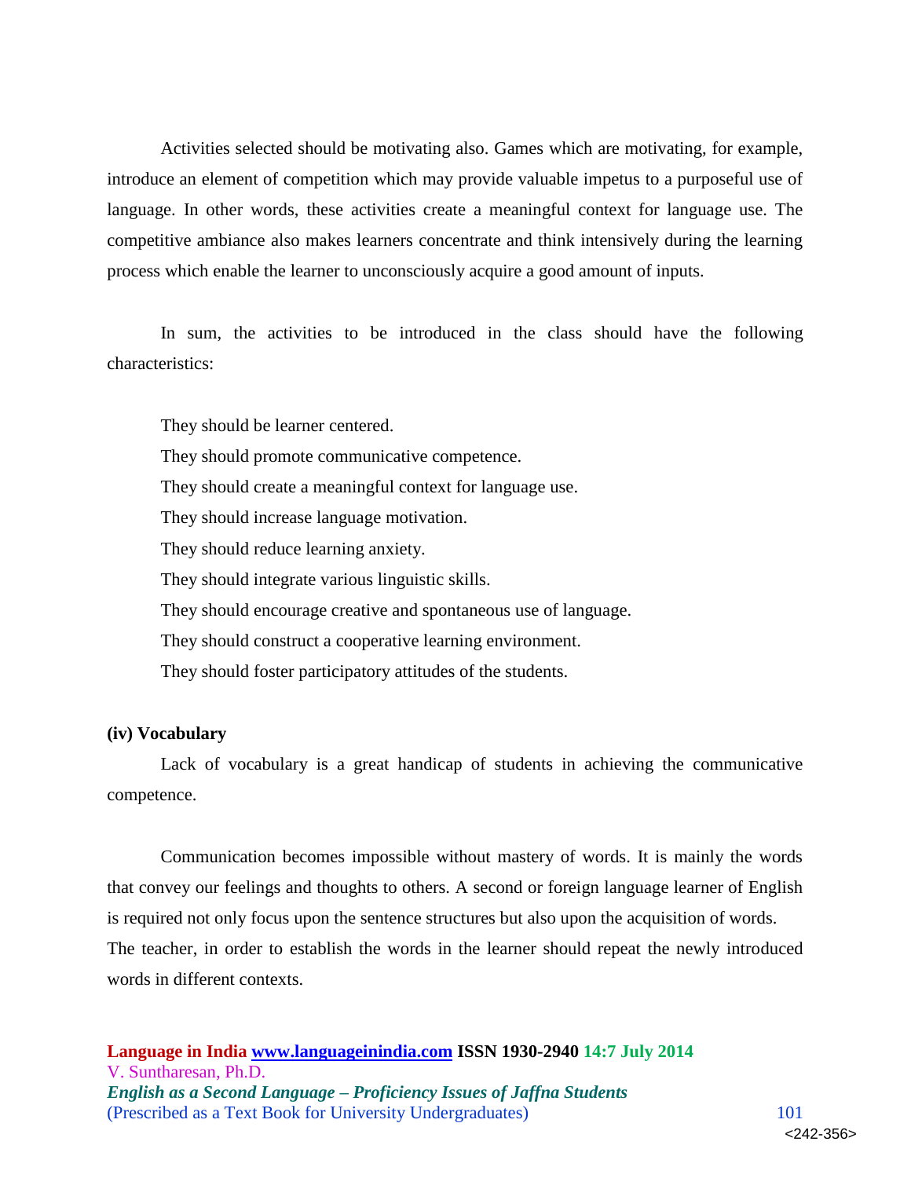Activities selected should be motivating also. Games which are motivating, for example, introduce an element of competition which may provide valuable impetus to a purposeful use of language. In other words, these activities create a meaningful context for language use. The competitive ambiance also makes learners concentrate and think intensively during the learning process which enable the learner to unconsciously acquire a good amount of inputs.

In sum, the activities to be introduced in the class should have the following characteristics:

They should be learner centered.
They should promote communicative competence.
They should create a meaningful context for language use.
They should increase language motivation.
They should reduce learning anxiety.
They should integrate various linguistic skills.
They should encourage creative and spontaneous use of language.
They should construct a cooperative learning environment.
They should foster participatory attitudes of the students.

**(iv) Vocabulary**

Lack of vocabulary is a great handicap of students in achieving the communicative competence.

Communication becomes impossible without mastery of words. It is mainly the words that convey our feelings and thoughts to others. A second or foreign language learner of English is required not only focus upon the sentence structures but also upon the acquisition of words. The teacher, in order to establish the words in the learner should repeat the newly introduced words in different contexts.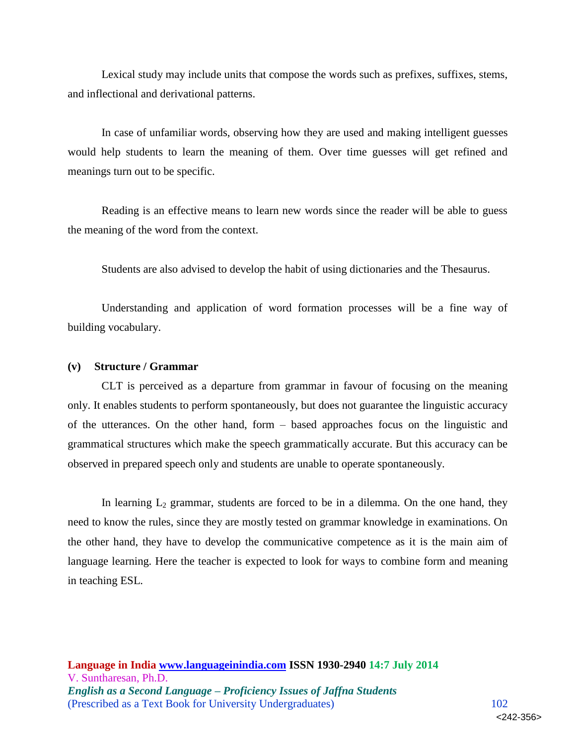Lexical study may include units that compose the words such as prefixes, suffixes, stems, and inflectional and derivational patterns.

In case of unfamiliar words, observing how they are used and making intelligent guesses would help students to learn the meaning of them. Over time guesses will get refined and meanings turn out to be specific.

Reading is an effective means to learn new words since the reader will be able to guess the meaning of the word from the context.

Students are also advised to develop the habit of using dictionaries and the Thesaurus.

Understanding and application of word formation processes will be a fine way of building vocabulary.

**(v) Structure / Grammar**

CLT is perceived as a departure from grammar in favour of focusing on the meaning only. It enables students to perform spontaneously, but does not guarantee the linguistic accuracy of the utterances. On the other hand, form – based approaches focus on the linguistic and grammatical structures which make the speech grammatically accurate. But this accuracy can be observed in prepared speech only and students are unable to operate spontaneously.

In learning $L_2$ grammar, students are forced to be in a dilemma. On the one hand, they need to know the rules, since they are mostly tested on grammar knowledge in examinations. On the other hand, they have to develop the communicative competence as it is the main aim of language learning. Here the teacher is expected to look for ways to combine form and meaning in teaching ESL.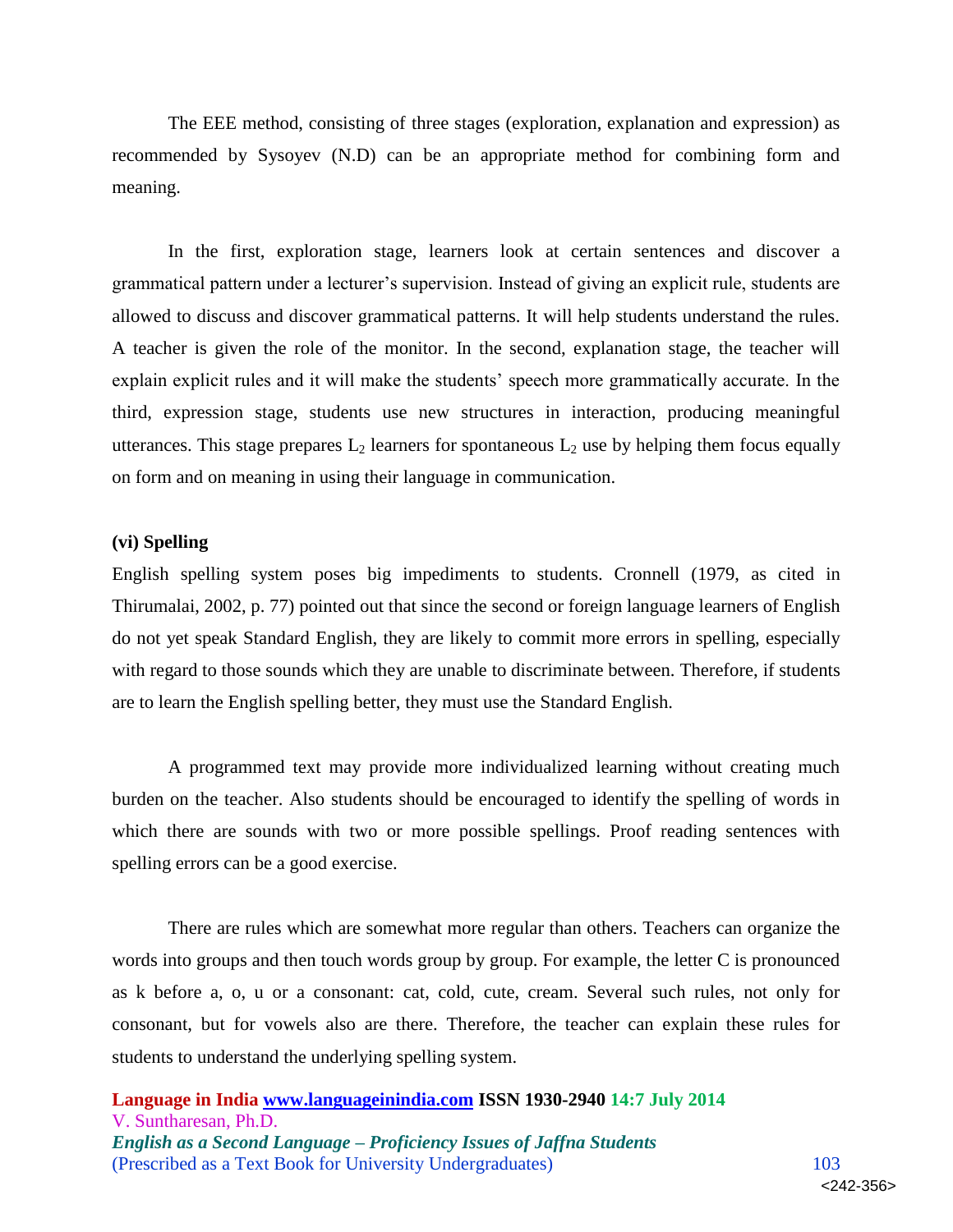The EEE method, consisting of three stages (exploration, explanation and expression) as recommended by Sysoyev (N.D) can be an appropriate method for combining form and meaning.

In the first, exploration stage, learners look at certain sentences and discover a grammatical pattern under a lecturer's supervision. Instead of giving an explicit rule, students are allowed to discuss and discover grammatical patterns. It will help students understand the rules. A teacher is given the role of the monitor. In the second, explanation stage, the teacher will explain explicit rules and it will make the students' speech more grammatically accurate. In the third, expression stage, students use new structures in interaction, producing meaningful utterances. This stage prepares $L_2$ learners for spontaneous $L_2$ use by helping them focus equally on form and on meaning in using their language in communication.

**(vi) Spelling**

English spelling system poses big impediments to students. Cronnell (1979, as cited in Thirumalai, 2002, p. 77) pointed out that since the second or foreign language learners of English do not yet speak Standard English, they are likely to commit more errors in spelling, especially with regard to those sounds which they are unable to discriminate between. Therefore, if students are to learn the English spelling better, they must use the Standard English.

A programmed text may provide more individualized learning without creating much burden on the teacher. Also students should be encouraged to identify the spelling of words in which there are sounds with two or more possible spellings. Proof reading sentences with spelling errors can be a good exercise.

There are rules which are somewhat more regular than others. Teachers can organize the words into groups and then touch words group by group. For example, the letter C is pronounced as k before a, o, u or a consonant: cat, cold, cute, cream. Several such rules, not only for consonant, but for vowels also are there. Therefore, the teacher can explain these rules for students to understand the underlying spelling system.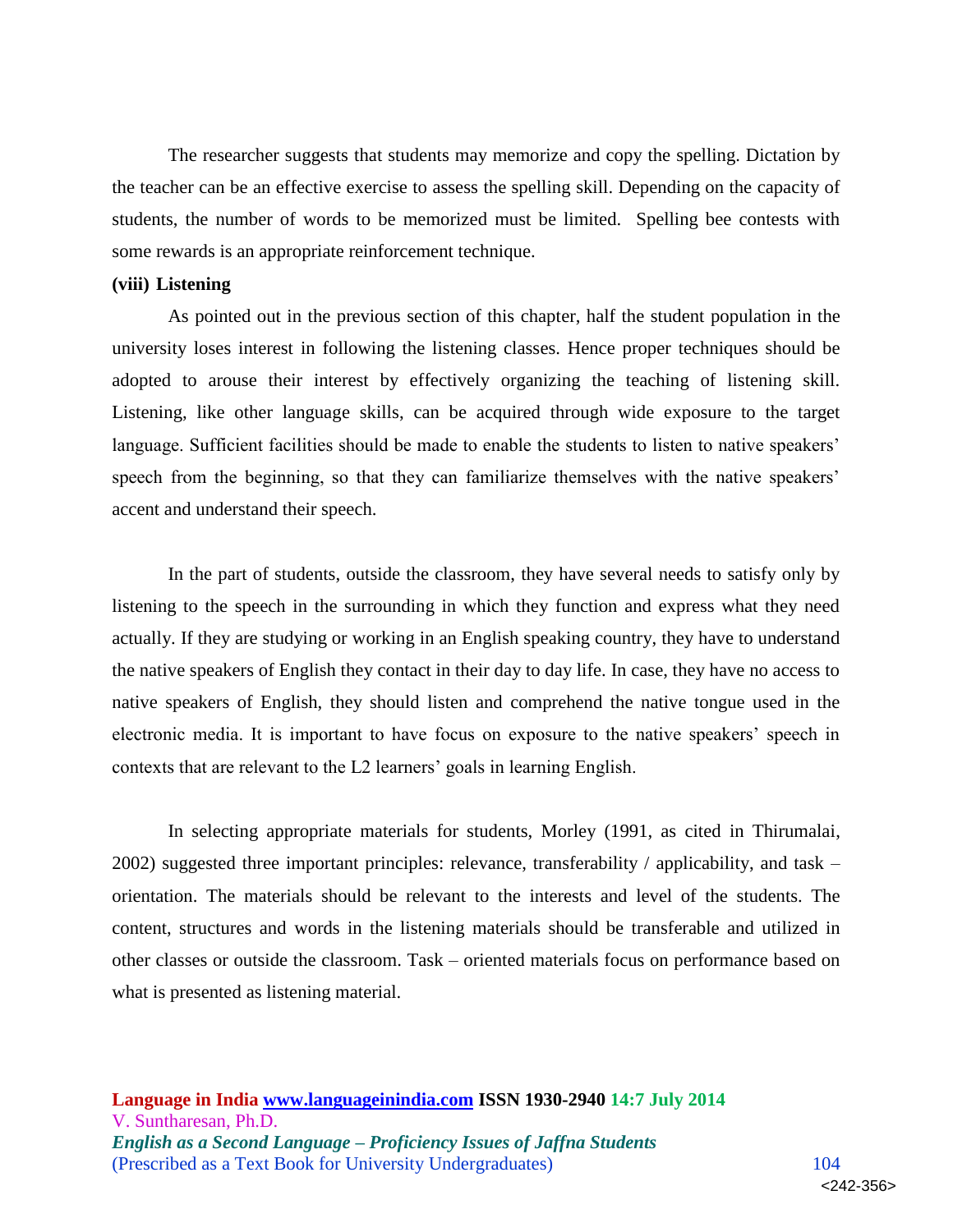The researcher suggests that students may memorize and copy the spelling. Dictation by the teacher can be an effective exercise to assess the spelling skill. Depending on the capacity of students, the number of words to be memorized must be limited. Spelling bee contests with some rewards is an appropriate reinforcement technique.

**(viii) Listening**

As pointed out in the previous section of this chapter, half the student population in the university loses interest in following the listening classes. Hence proper techniques should be adopted to arouse their interest by effectively organizing the teaching of listening skill. Listening, like other language skills, can be acquired through wide exposure to the target language. Sufficient facilities should be made to enable the students to listen to native speakers' speech from the beginning, so that they can familiarize themselves with the native speakers' accent and understand their speech.

In the part of students, outside the classroom, they have several needs to satisfy only by listening to the speech in the surrounding in which they function and express what they need actually. If they are studying or working in an English speaking country, they have to understand the native speakers of English they contact in their day to day life. In case, they have no access to native speakers of English, they should listen and comprehend the native tongue used in the electronic media. It is important to have focus on exposure to the native speakers' speech in contexts that are relevant to the L2 learners' goals in learning English.

In selecting appropriate materials for students, Morley (1991, as cited in Thirumalai, 2002) suggested three important principles: relevance, transferability / applicability, and task – orientation. The materials should be relevant to the interests and level of the students. The content, structures and words in the listening materials should be transferable and utilized in other classes or outside the classroom. Task – oriented materials focus on performance based on what is presented as listening material.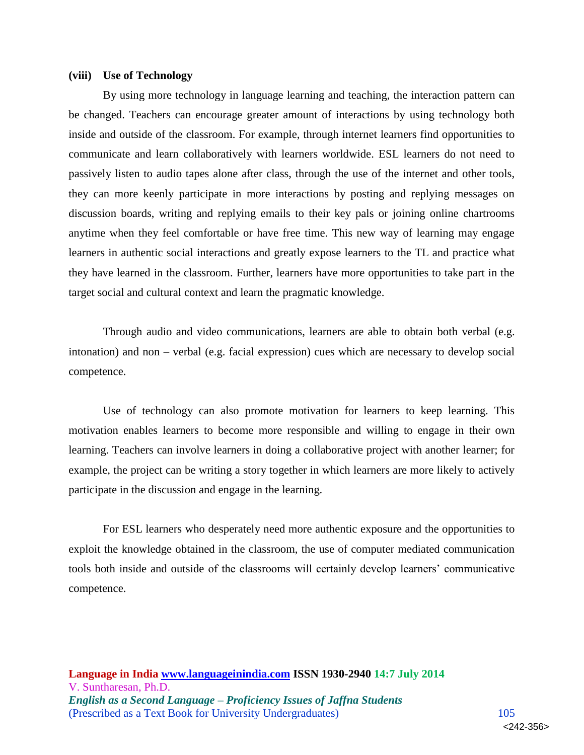**(viii) Use of Technology**

By using more technology in language learning and teaching, the interaction pattern can be changed. Teachers can encourage greater amount of interactions by using technology both inside and outside of the classroom. For example, through internet learners find opportunities to communicate and learn collaboratively with learners worldwide. ESL learners do not need to passively listen to audio tapes alone after class, through the use of the internet and other tools, they can more keenly participate in more interactions by posting and replying messages on discussion boards, writing and replying emails to their key pals or joining online chartrooms anytime when they feel comfortable or have free time. This new way of learning may engage learners in authentic social interactions and greatly expose learners to the TL and practice what they have learned in the classroom. Further, learners have more opportunities to take part in the target social and cultural context and learn the pragmatic knowledge.

Through audio and video communications, learners are able to obtain both verbal (e.g. intonation) and non – verbal (e.g. facial expression) cues which are necessary to develop social competence.

Use of technology can also promote motivation for learners to keep learning. This motivation enables learners to become more responsible and willing to engage in their own learning. Teachers can involve learners in doing a collaborative project with another learner; for example, the project can be writing a story together in which learners are more likely to actively participate in the discussion and engage in the learning.

For ESL learners who desperately need more authentic exposure and the opportunities to exploit the knowledge obtained in the classroom, the use of computer mediated communication tools both inside and outside of the classrooms will certainly develop learners' communicative competence.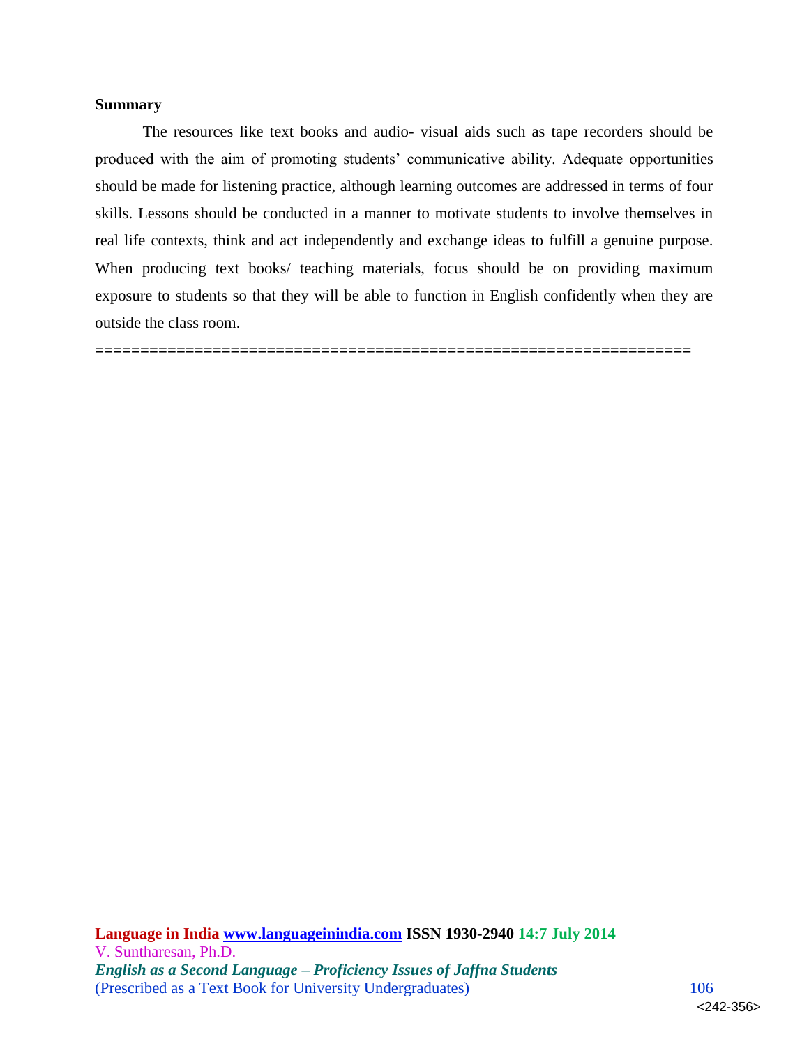**Summary**

The resources like text books and audio- visual aids such as tape recorders should be produced with the aim of promoting students' communicative ability. Adequate opportunities should be made for listening practice, although learning outcomes are addressed in terms of four skills. Lessons should be conducted in a manner to motivate students to involve themselves in real life contexts, think and act independently and exchange ideas to fulfill a genuine purpose. When producing text books/ teaching materials, focus should be on providing maximum exposure to students so that they will be able to function in English confidently when they are outside the class room.

=================================================================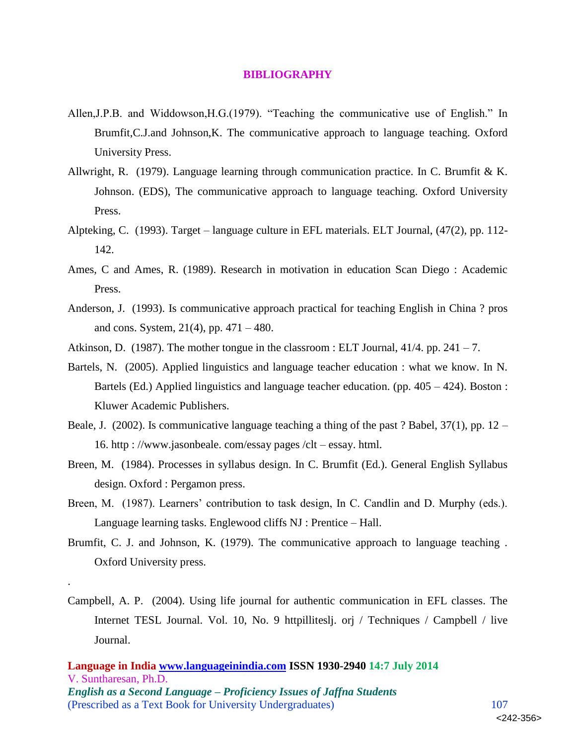# BIBLIOGRAPHY

Allen,J.P.B. and Widdowson,H.G.(1979). "Teaching the communicative use of English." In Brumfit,C.J.and Johnson,K. The communicative approach to language teaching. Oxford University Press.

Allwright, R. (1979). Language learning through communication practice. In C. Brumfit & K. Johnson. (EDS), The communicative approach to language teaching. Oxford University Press.

Alpteking, C. (1993). Target – language culture in EFL materials. ELT Journal, (47(2), pp. 112-142.

Ames, C and Ames, R. (1989). Research in motivation in education Scan Diego : Academic Press.

Anderson, J. (1993). Is communicative approach practical for teaching English in China ? pros and cons. System, 21(4), pp. 471 – 480.

Atkinson, D. (1987). The mother tongue in the classroom : ELT Journal, 41/4. pp. 241 – 7.

Bartels, N. (2005). Applied linguistics and language teacher education : what we know. In N. Bartels (Ed.) Applied linguistics and language teacher education. (pp. 405 – 424). Boston : Kluwer Academic Publishers.

Beale, J. (2002). Is communicative language teaching a thing of the past ? Babel, 37(1), pp. 12 – 16. http : //www.jasonbeale. com/essay pages /clt – essay. html.

Breen, M. (1984). Processes in syllabus design. In C. Brumfit (Ed.). General English Syllabus design. Oxford : Pergamon press.

Breen, M. (1987). Learners' contribution to task design, In C. Candlin and D. Murphy (eds.). Language learning tasks. Englewood cliffs NJ : Prentice – Hall.

Brumfit, C. J. and Johnson, K. (1979). The communicative approach to language teaching . Oxford University press.

.

Campbell, A. P. (2004). Using life journal for authentic communication in EFL classes. The Internet TESL Journal. Vol. 10, No. 9 httpilliteslj. orj / Techniques / Campbell / live Journal.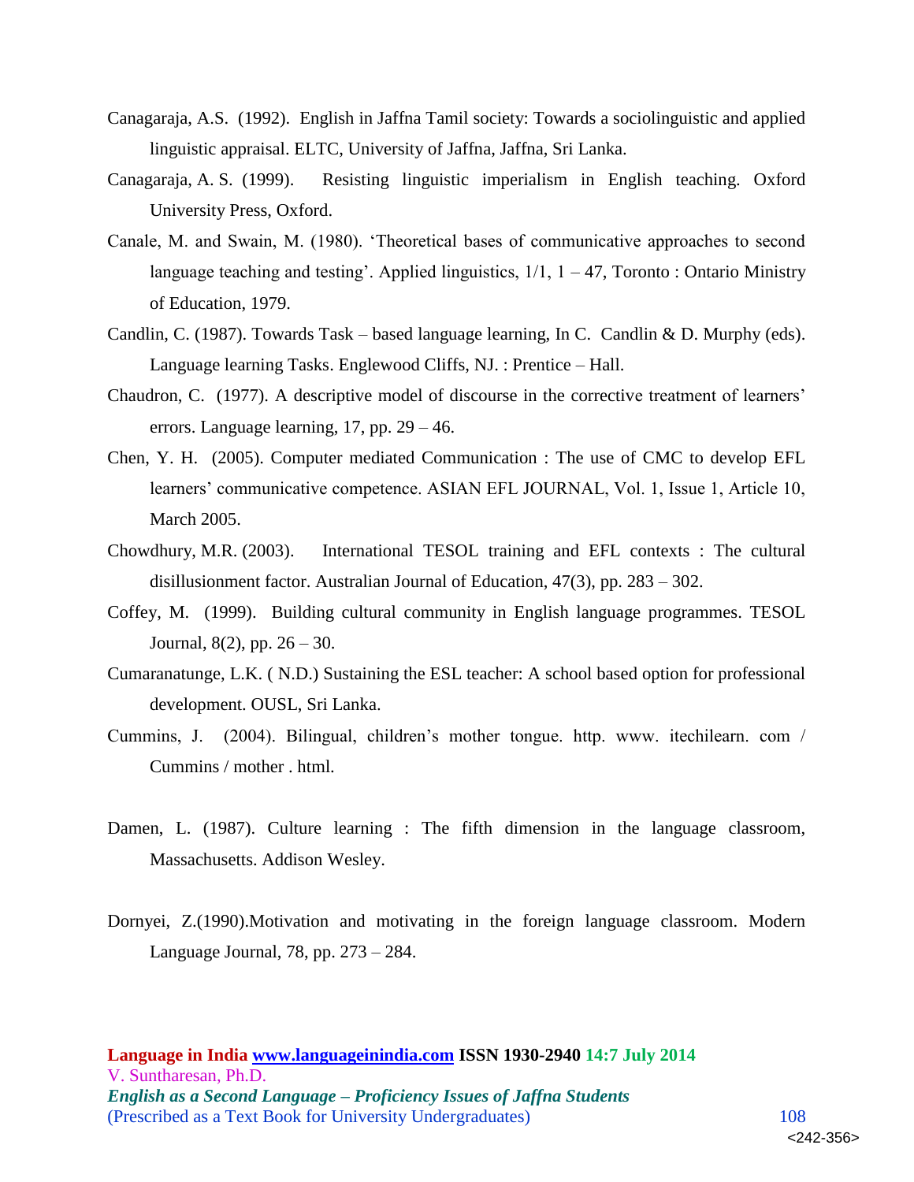Canagaraja, A.S. (1992). English in Jaffna Tamil society: Towards a sociolinguistic and applied linguistic appraisal. ELTC, University of Jaffna, Jaffna, Sri Lanka.

Canagaraja, A. S. (1999). Resisting linguistic imperialism in English teaching. Oxford University Press, Oxford.

Canale, M. and Swain, M. (1980). 'Theoretical bases of communicative approaches to second language teaching and testing'. Applied linguistics, 1/1, 1 – 47, Toronto : Ontario Ministry of Education, 1979.

Candlin, C. (1987). Towards Task – based language learning, In C. Candlin & D. Murphy (eds). Language learning Tasks. Englewood Cliffs, NJ. : Prentice – Hall.

Chaudron, C. (1977). A descriptive model of discourse in the corrective treatment of learners' errors. Language learning, 17, pp. 29 – 46.

Chen, Y. H. (2005). Computer mediated Communication : The use of CMC to develop EFL learners' communicative competence. ASIAN EFL JOURNAL, Vol. 1, Issue 1, Article 10, March 2005.

Chowdhury, M.R. (2003). International TESOL training and EFL contexts : The cultural disillusionment factor. Australian Journal of Education, 47(3), pp. 283 – 302.

Coffey, M. (1999). Building cultural community in English language programmes. TESOL Journal, 8(2), pp. 26 – 30.

Cumaranatunge, L.K. ( N.D.) Sustaining the ESL teacher: A school based option for professional development. OUSL, Sri Lanka.

Cummins, J. (2004). Bilingual, children's mother tongue. http. www. itechilearn. com / Cummins / mother . html.

Damen, L. (1987). Culture learning : The fifth dimension in the language classroom, Massachusetts. Addison Wesley.

Dornyei, Z.(1990).Motivation and motivating in the foreign language classroom. Modern Language Journal, 78, pp. 273 – 284.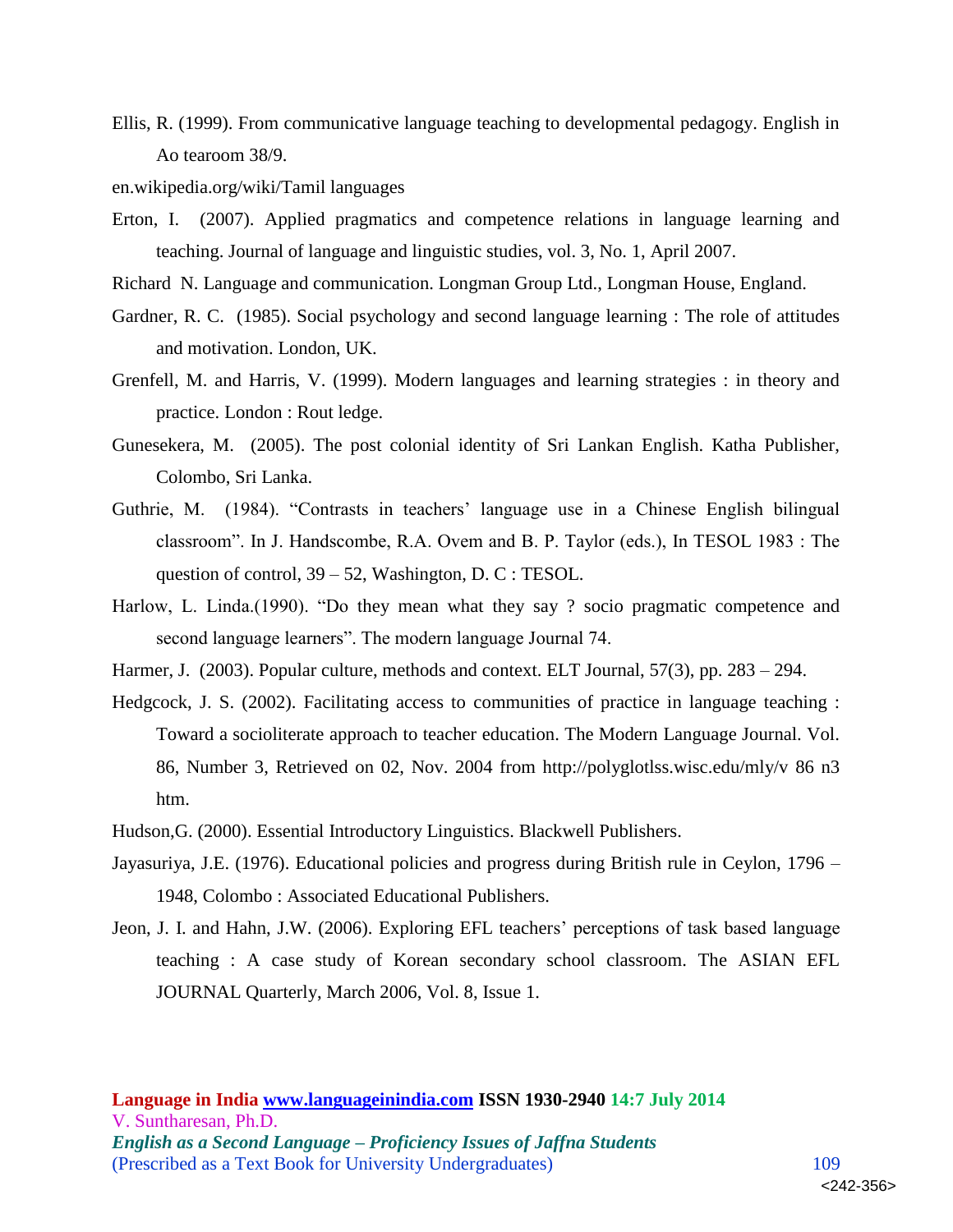Ellis, R. (1999). From communicative language teaching to developmental pedagogy. English in Ao tearoom 38/9.

en.wikipedia.org/wiki/Tamil languages

Erton, I. (2007). Applied pragmatics and competence relations in language learning and teaching. Journal of language and linguistic studies, vol. 3, No. 1, April 2007.

Richard N. Language and communication. Longman Group Ltd., Longman House, England.

Gardner, R. C. (1985). Social psychology and second language learning : The role of attitudes and motivation. London, UK.

Grenfell, M. and Harris, V. (1999). Modern languages and learning strategies : in theory and practice. London : Rout ledge.

Gunesekera, M. (2005). The post colonial identity of Sri Lankan English. Katha Publisher, Colombo, Sri Lanka.

Guthrie, M. (1984). "Contrasts in teachers' language use in a Chinese English bilingual classroom". In J. Handscombe, R.A. Ovem and B. P. Taylor (eds.), In TESOL 1983 : The question of control, 39 – 52, Washington, D. C : TESOL.

Harlow, L. Linda.(1990). "Do they mean what they say ? socio pragmatic competence and second language learners". The modern language Journal 74.

Harmer, J. (2003). Popular culture, methods and context. ELT Journal, 57(3), pp. 283 – 294.

Hedgcock, J. S. (2002). Facilitating access to communities of practice in language teaching : Toward a socioliterate approach to teacher education. The Modern Language Journal. Vol. 86, Number 3, Retrieved on 02, Nov. 2004 from http://polyglotlss.wisc.edu/mly/v 86 n3 htm.

Hudson,G. (2000). Essential Introductory Linguistics. Blackwell Publishers.

Jayasuriya, J.E. (1976). Educational policies and progress during British rule in Ceylon, 1796 – 1948, Colombo : Associated Educational Publishers.

Jeon, J. I. and Hahn, J.W. (2006). Exploring EFL teachers' perceptions of task based language teaching : A case study of Korean secondary school classroom. The ASIAN EFL JOURNAL Quarterly, March 2006, Vol. 8, Issue 1.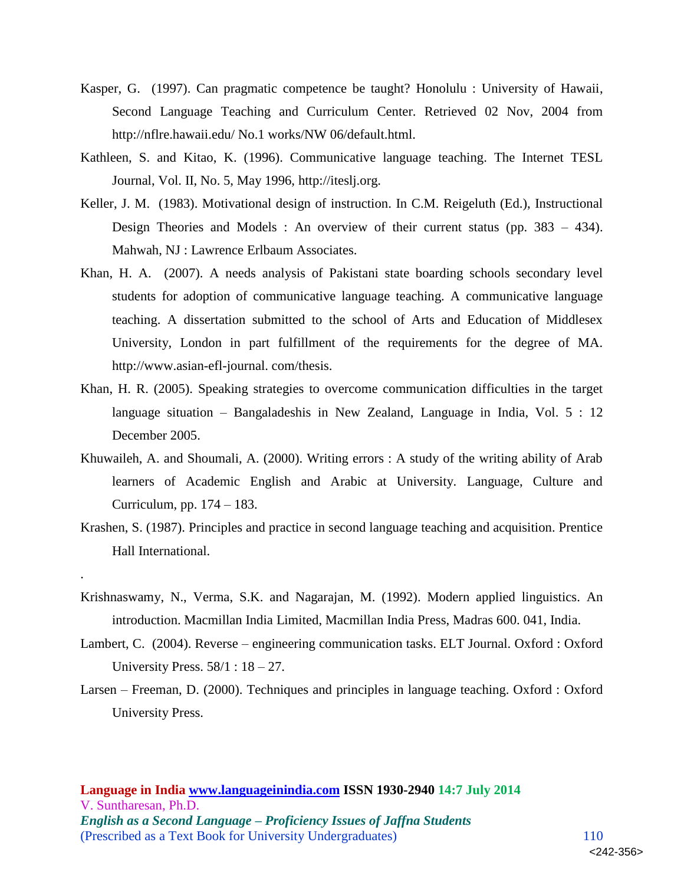Kasper, G. (1997). Can pragmatic competence be taught? Honolulu : University of Hawaii, Second Language Teaching and Curriculum Center. Retrieved 02 Nov, 2004 from http://nflre.hawaii.edu/ No.1 works/NW 06/default.html.

Kathleen, S. and Kitao, K. (1996). Communicative language teaching. The Internet TESL Journal, Vol. II, No. 5, May 1996, http://iteslj.org.

Keller, J. M. (1983). Motivational design of instruction. In C.M. Reigeluth (Ed.), Instructional Design Theories and Models : An overview of their current status (pp. 383 – 434). Mahwah, NJ : Lawrence Erlbaum Associates.

Khan, H. A. (2007). A needs analysis of Pakistani state boarding schools secondary level students for adoption of communicative language teaching. A communicative language teaching. A dissertation submitted to the school of Arts and Education of Middlesex University, London in part fulfillment of the requirements for the degree of MA. http://www.asian-efl-journal. com/thesis.

Khan, H. R. (2005). Speaking strategies to overcome communication difficulties in the target language situation – Bangaladeshis in New Zealand, Language in India, Vol. 5 : 12 December 2005.

Khuwaileh, A. and Shoumali, A. (2000). Writing errors : A study of the writing ability of Arab learners of Academic English and Arabic at University. Language, Culture and Curriculum, pp. 174 – 183.

Krashen, S. (1987). Principles and practice in second language teaching and acquisition. Prentice Hall International.

.

Krishnaswamy, N., Verma, S.K. and Nagarajan, M. (1992). Modern applied linguistics. An introduction. Macmillan India Limited, Macmillan India Press, Madras 600. 041, India.

Lambert, C. (2004). Reverse – engineering communication tasks. ELT Journal. Oxford : Oxford University Press. 58/1 : 18 – 27.

Larsen – Freeman, D. (2000). Techniques and principles in language teaching. Oxford : Oxford University Press.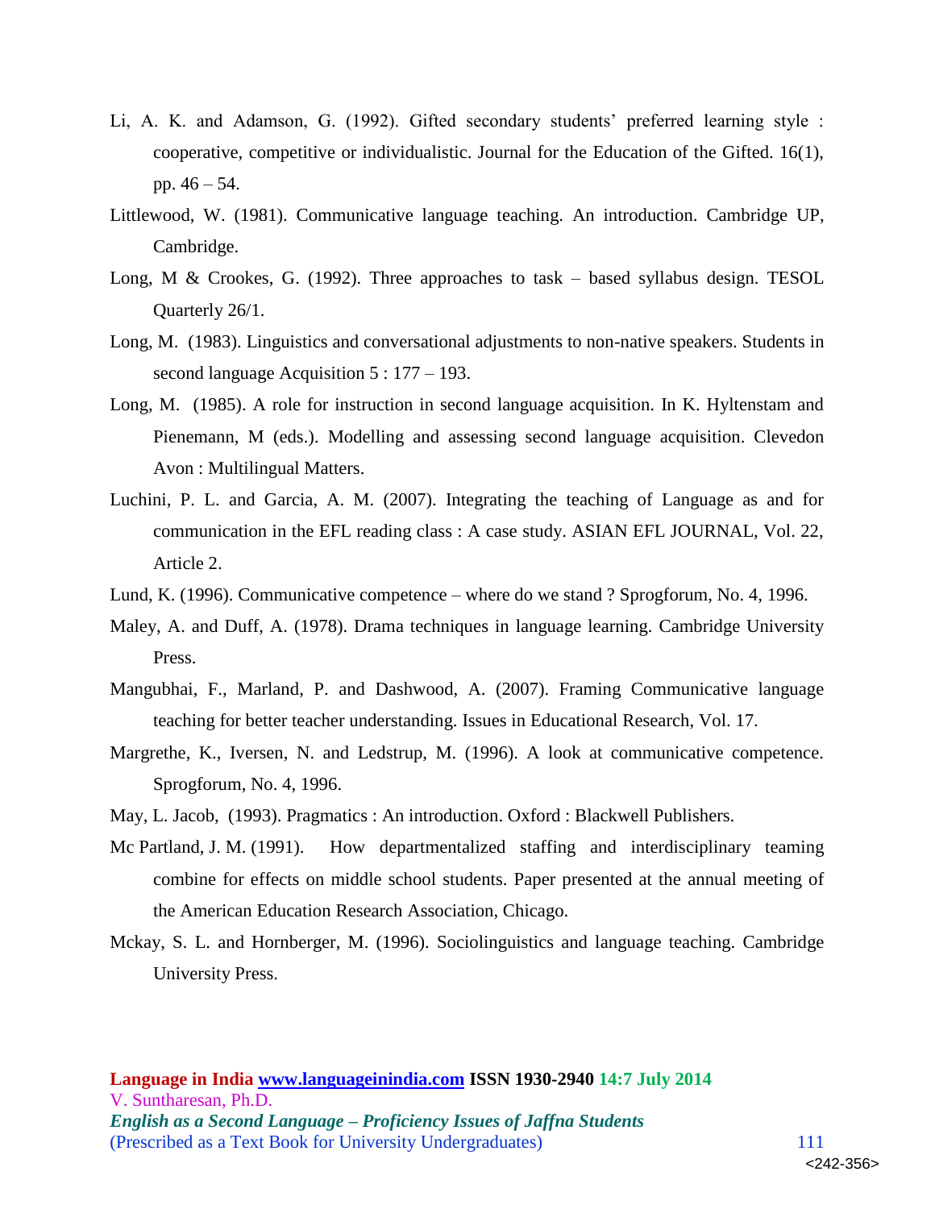Li, A. K. and Adamson, G. (1992). Gifted secondary students' preferred learning style : cooperative, competitive or individualistic. Journal for the Education of the Gifted. 16(1), pp. 46 – 54.

Littlewood, W. (1981). Communicative language teaching. An introduction. Cambridge UP, Cambridge.

Long, M & Crookes, G. (1992). Three approaches to task – based syllabus design. TESOL Quarterly 26/1.

Long, M. (1983). Linguistics and conversational adjustments to non-native speakers. Students in second language Acquisition 5 : 177 – 193.

Long, M. (1985). A role for instruction in second language acquisition. In K. Hyltenstam and Pienemann, M (eds.). Modelling and assessing second language acquisition. Clevedon Avon : Multilingual Matters.

Luchini, P. L. and Garcia, A. M. (2007). Integrating the teaching of Language as and for communication in the EFL reading class : A case study. ASIAN EFL JOURNAL, Vol. 22, Article 2.

Lund, K. (1996). Communicative competence – where do we stand ? Sprogforum, No. 4, 1996.

Maley, A. and Duff, A. (1978). Drama techniques in language learning. Cambridge University Press.

Mangubhai, F., Marland, P. and Dashwood, A. (2007). Framing Communicative language teaching for better teacher understanding. Issues in Educational Research, Vol. 17.

Margrethe, K., Iversen, N. and Ledstrup, M. (1996). A look at communicative competence. Sprogforum, No. 4, 1996.

May, L. Jacob, (1993). Pragmatics : An introduction. Oxford : Blackwell Publishers.

Mc Partland, J. M. (1991). How departmentalized staffing and interdisciplinary teaming combine for effects on middle school students. Paper presented at the annual meeting of the American Education Research Association, Chicago.

Mckay, S. L. and Hornberger, M. (1996). Sociolinguistics and language teaching. Cambridge University Press.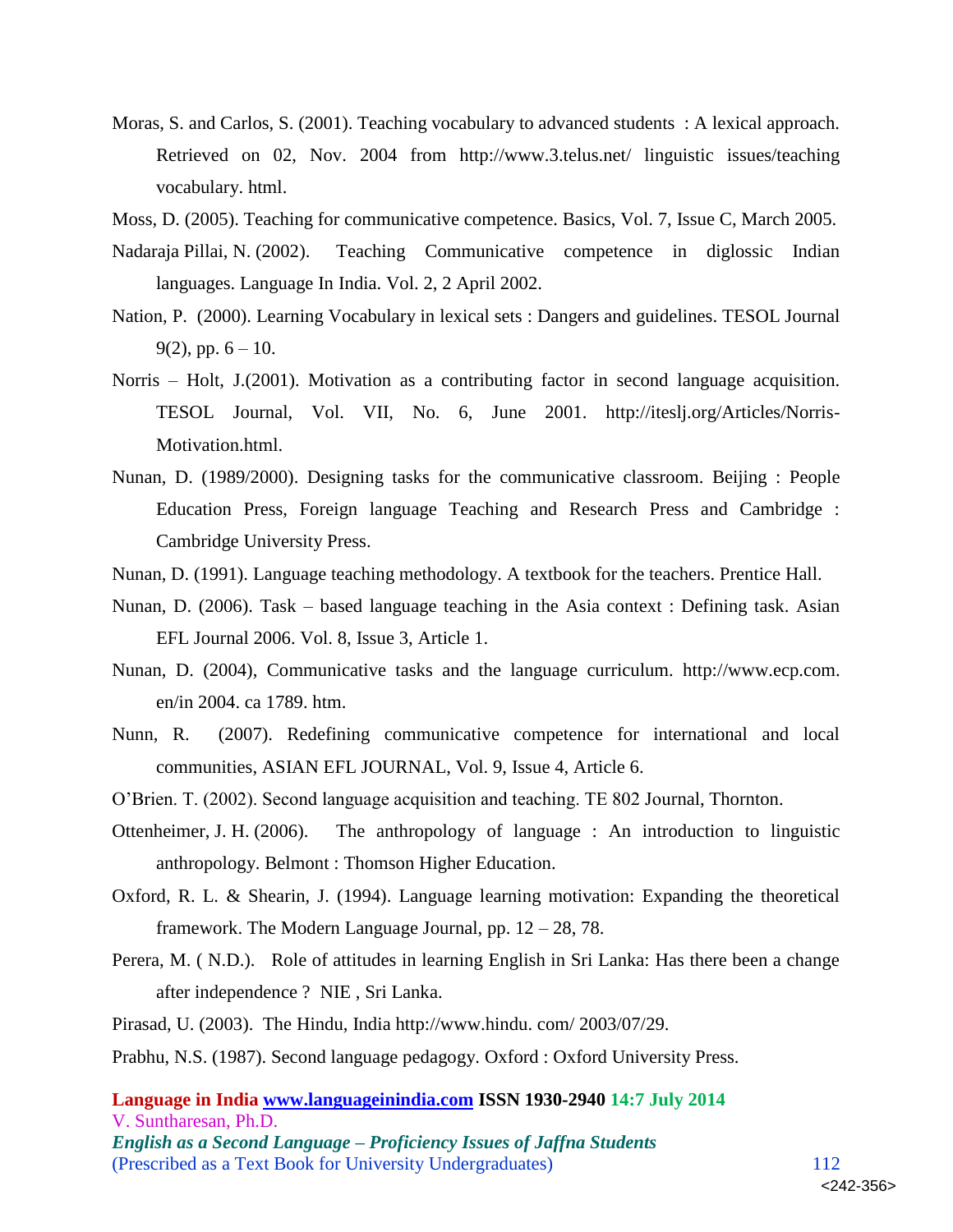Moras, S. and Carlos, S. (2001). Teaching vocabulary to advanced students : A lexical approach. Retrieved on 02, Nov. 2004 from http://www.3.telus.net/ linguistic issues/teaching vocabulary. html.

Moss, D. (2005). Teaching for communicative competence. Basics, Vol. 7, Issue C, March 2005.

Nadaraja Pillai, N. (2002). Teaching Communicative competence in diglossic Indian languages. Language In India. Vol. 2, 2 April 2002.

Nation, P. (2000). Learning Vocabulary in lexical sets : Dangers and guidelines. TESOL Journal 9(2), pp. 6 – 10.

Norris – Holt, J.(2001). Motivation as a contributing factor in second language acquisition. TESOL Journal, Vol. VII, No. 6, June 2001. http://iteslj.org/Articles/Norris-Motivation.html.

Nunan, D. (1989/2000). Designing tasks for the communicative classroom. Beijing : People Education Press, Foreign language Teaching and Research Press and Cambridge : Cambridge University Press.

Nunan, D. (1991). Language teaching methodology. A textbook for the teachers. Prentice Hall.

Nunan, D. (2006). Task – based language teaching in the Asia context : Defining task. Asian EFL Journal 2006. Vol. 8, Issue 3, Article 1.

Nunan, D. (2004), Communicative tasks and the language curriculum. http://www.ecp.com. en/in 2004. ca 1789. htm.

Nunn, R. (2007). Redefining communicative competence for international and local communities, ASIAN EFL JOURNAL, Vol. 9, Issue 4, Article 6.

O'Brien. T. (2002). Second language acquisition and teaching. TE 802 Journal, Thornton.

Ottenheimer, J. H. (2006). The anthropology of language : An introduction to linguistic anthropology. Belmont : Thomson Higher Education.

Oxford, R. L. & Shearin, J. (1994). Language learning motivation: Expanding the theoretical framework. The Modern Language Journal, pp. 12 – 28, 78.

Perera, M. ( N.D.). Role of attitudes in learning English in Sri Lanka: Has there been a change after independence ? NIE , Sri Lanka.

Pirasad, U. (2003). The Hindu, India http://www.hindu. com/ 2003/07/29.

Prabhu, N.S. (1987). Second language pedagogy. Oxford : Oxford University Press.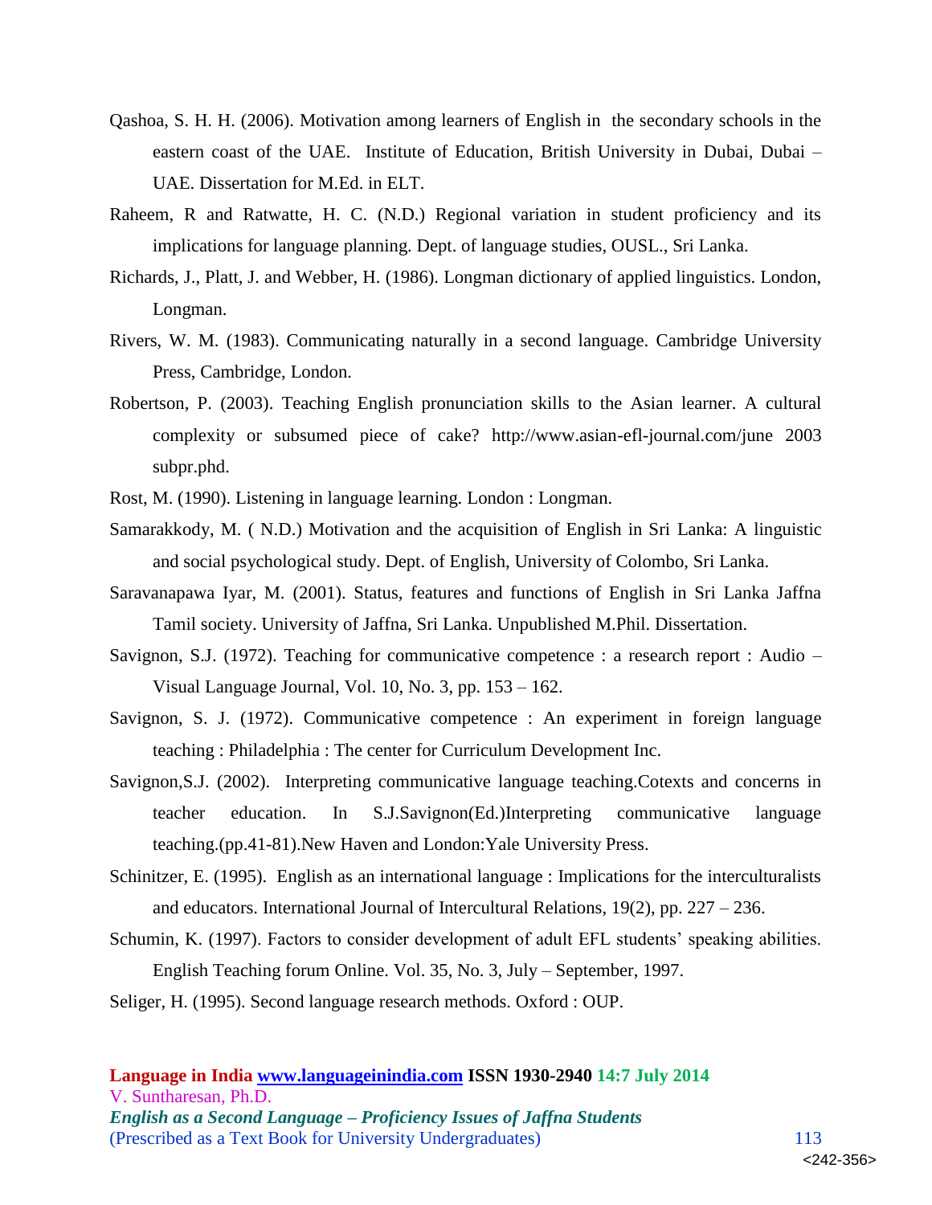Qashoa, S. H. H. (2006). Motivation among learners of English in the secondary schools in the eastern coast of the UAE. Institute of Education, British University in Dubai, Dubai – UAE. Dissertation for M.Ed. in ELT.

Raheem, R and Ratwatte, H. C. (N.D.) Regional variation in student proficiency and its implications for language planning. Dept. of language studies, OUSL., Sri Lanka.

Richards, J., Platt, J. and Webber, H. (1986). Longman dictionary of applied linguistics. London, Longman.

Rivers, W. M. (1983). Communicating naturally in a second language. Cambridge University Press, Cambridge, London.

Robertson, P. (2003). Teaching English pronunciation skills to the Asian learner. A cultural complexity or subsumed piece of cake? http://www.asian-efl-journal.com/june 2003 subpr.phd.

Rost, M. (1990). Listening in language learning. London : Longman.

Samarakkody, M. ( N.D.) Motivation and the acquisition of English in Sri Lanka: A linguistic and social psychological study. Dept. of English, University of Colombo, Sri Lanka.

Saravanapawa Iyar, M. (2001). Status, features and functions of English in Sri Lanka Jaffna Tamil society. University of Jaffna, Sri Lanka. Unpublished M.Phil. Dissertation.

Savignon, S.J. (1972). Teaching for communicative competence : a research report : Audio – Visual Language Journal, Vol. 10, No. 3, pp. 153 – 162.

Savignon, S. J. (1972). Communicative competence : An experiment in foreign language teaching : Philadelphia : The center for Curriculum Development Inc.

Savignon,S.J. (2002). Interpreting communicative language teaching.Cotexts and concerns in teacher education. In S.J.Savignon(Ed.)Interpreting communicative language teaching.(pp.41-81).New Haven and London:Yale University Press.

Schinitzer, E. (1995). English as an international language : Implications for the interculturalists and educators. International Journal of Intercultural Relations, 19(2), pp. 227 – 236.

Schumin, K. (1997). Factors to consider development of adult EFL students' speaking abilities. English Teaching forum Online. Vol. 35, No. 3, July – September, 1997.

Seliger, H. (1995). Second language research methods. Oxford : OUP.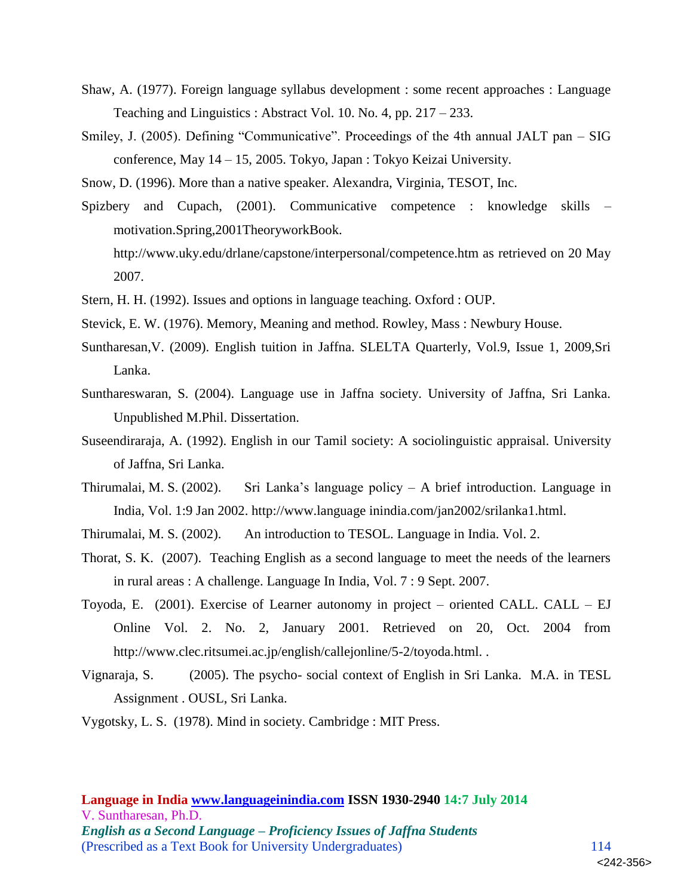Shaw, A. (1977). Foreign language syllabus development : some recent approaches : Language Teaching and Linguistics : Abstract Vol. 10. No. 4, pp. 217 – 233.

Smiley, J. (2005). Defining “Communicative”. Proceedings of the 4th annual JALT pan – SIG conference, May 14 – 15, 2005. Tokyo, Japan : Tokyo Keizai University.

Snow, D. (1996). More than a native speaker. Alexandra, Virginia, TESOT, Inc.

Spizbery and Cupach, (2001). Communicative competence : knowledge skills – motivation.Spring,2001TheoryworkBook. http://www.uky.edu/drlane/capstone/interpersonal/competence.htm as retrieved on 20 May 2007.

Stern, H. H. (1992). Issues and options in language teaching. Oxford : OUP.

Stevick, E. W. (1976). Memory, Meaning and method. Rowley, Mass : Newbury House.

Suntharesan,V. (2009). English tuition in Jaffna. SLELTA Quarterly, Vol.9, Issue 1, 2009,Sri Lanka.

Sunthareswaran, S. (2004). Language use in Jaffna society. University of Jaffna, Sri Lanka. Unpublished M.Phil. Dissertation.

Suseendiraraja, A. (1992). English in our Tamil society: A sociolinguistic appraisal. University of Jaffna, Sri Lanka.

Thirumalai, M. S. (2002). Sri Lanka’s language policy – A brief introduction. Language in India, Vol. 1:9 Jan 2002. http://www.language inindia.com/jan2002/srilanka1.html.

Thirumalai, M. S. (2002). An introduction to TESOL. Language in India. Vol. 2.

Thorat, S. K. (2007). Teaching English as a second language to meet the needs of the learners in rural areas : A challenge. Language In India, Vol. 7 : 9 Sept. 2007.

Toyoda, E. (2001). Exercise of Learner autonomy in project – oriented CALL. CALL – EJ Online Vol. 2. No. 2, January 2001. Retrieved on 20, Oct. 2004 from http://www.clec.ritsumei.ac.jp/english/callejonline/5-2/toyoda.html. .

Vignaraja, S. (2005). The psycho- social context of English in Sri Lanka. M.A. in TESL Assignment . OUSL, Sri Lanka.

Vygotsky, L. S. (1978). Mind in society. Cambridge : MIT Press.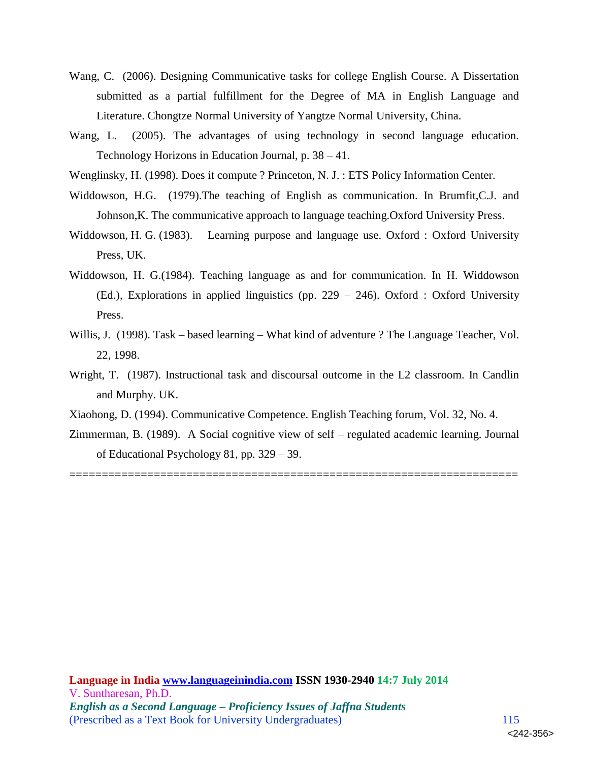Wang, C. (2006). Designing Communicative tasks for college English Course. A Dissertation submitted as a partial fulfillment for the Degree of MA in English Language and Literature. Chongtze Normal University of Yangtze Normal University, China.

Wang, L. (2005). The advantages of using technology in second language education. Technology Horizons in Education Journal, p. 38 – 41.

Wenglinsky, H. (1998). Does it compute ? Princeton, N. J. : ETS Policy Information Center.

Widdowson, H.G. (1979).The teaching of English as communication. In Brumfit,C.J. and Johnson,K. The communicative approach to language teaching.Oxford University Press.

Widdowson, H. G. (1983). Learning purpose and language use. Oxford : Oxford University Press, UK.

Widdowson, H. G.(1984). Teaching language as and for communication. In H. Widdowson (Ed.), Explorations in applied linguistics (pp. 229 – 246). Oxford : Oxford University Press.

Willis, J. (1998). Task – based learning – What kind of adventure ? The Language Teacher, Vol. 22, 1998.

Wright, T. (1987). Instructional task and discoursal outcome in the L2 classroom. In Candlin and Murphy. UK.

Xiaohong, D. (1994). Communicative Competence. English Teaching forum, Vol. 32, No. 4.

Zimmerman, B. (1989). A Social cognitive view of self – regulated academic learning. Journal of Educational Psychology 81, pp. 329 – 39.

==================================================================